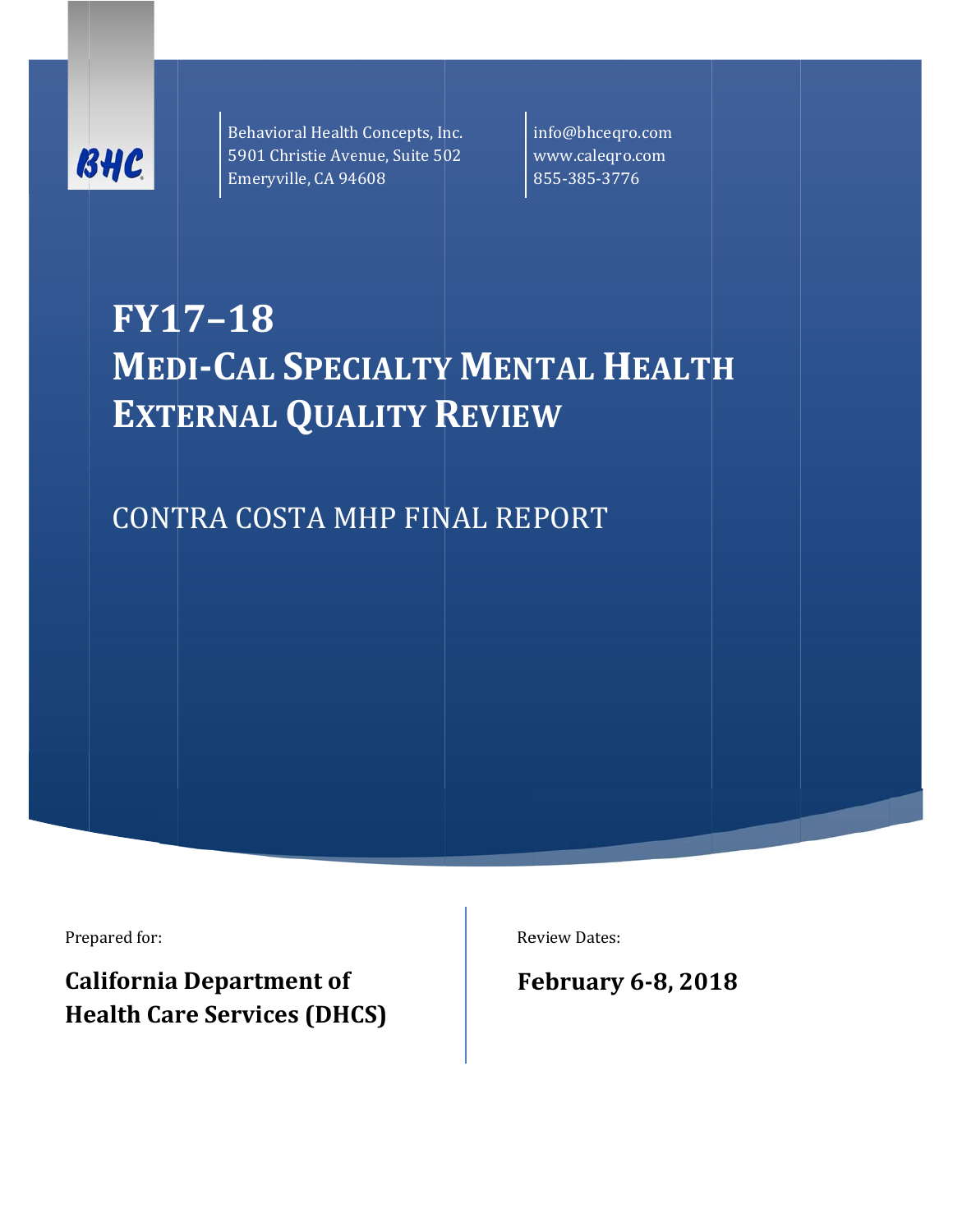BHC

Behavioral Health Concepts, Inc.
5901 Christie Avenue, Suite 502
Emeryville, CA 94608

info@bhceqro.com
www.caleqro.com
855-385-3776

# FY17–18 MEDI-CAL SPECIALTY MENTAL HEALTH EXTERNAL QUALITY REVIEW

## CONTRA COSTA MHP FINAL REPORT

Prepared for:

**California Department of Health Care Services (DHCS)**

Review Dates:

**February 6-8, 2018**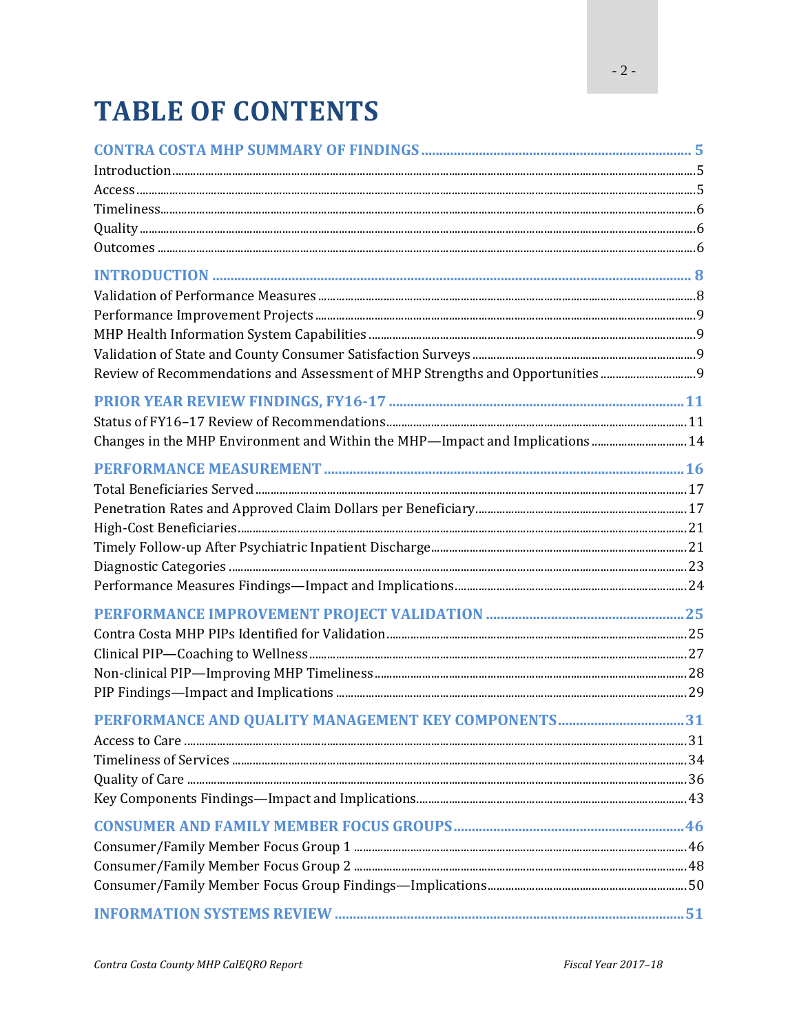# TABLE OF CONTENTS

**CONTRA COSTA MHP SUMMARY OF FINDINGS** .......... 5
Introduction .......... 5
Access .......... 5
Timeliness .......... 6
Quality .......... 6
Outcomes .......... 6

**INTRODUCTION** .......... 8
Validation of Performance Measures .......... 8
Performance Improvement Projects .......... 9
MHP Health Information System Capabilities .......... 9
Validation of State and County Consumer Satisfaction Surveys .......... 9
Review of Recommendations and Assessment of MHP Strengths and Opportunities .......... 9

**PRIOR YEAR REVIEW FINDINGS, FY16-17** .......... 11
Status of FY16–17 Review of Recommendations .......... 11
Changes in the MHP Environment and Within the MHP—Impact and Implications .......... 14

**PERFORMANCE MEASUREMENT** .......... 16
Total Beneficiaries Served .......... 17
Penetration Rates and Approved Claim Dollars per Beneficiary .......... 17
High-Cost Beneficiaries .......... 21
Timely Follow-up After Psychiatric Inpatient Discharge .......... 21
Diagnostic Categories .......... 23
Performance Measures Findings—Impact and Implications .......... 24

**PERFORMANCE IMPROVEMENT PROJECT VALIDATION** .......... 25
Contra Costa MHP PIPs Identified for Validation .......... 25
Clinical PIP—Coaching to Wellness .......... 27
Non-clinical PIP—Improving MHP Timeliness .......... 28
PIP Findings—Impact and Implications .......... 29

**PERFORMANCE AND QUALITY MANAGEMENT KEY COMPONENTS** .......... 31
Access to Care .......... 31
Timeliness of Services .......... 34
Quality of Care .......... 36
Key Components Findings—Impact and Implications .......... 43

**CONSUMER AND FAMILY MEMBER FOCUS GROUPS** .......... 46
Consumer/Family Member Focus Group 1 .......... 46
Consumer/Family Member Focus Group 2 .......... 48
Consumer/Family Member Focus Group Findings—Implications .......... 50

**INFORMATION SYSTEMS REVIEW** .......... 51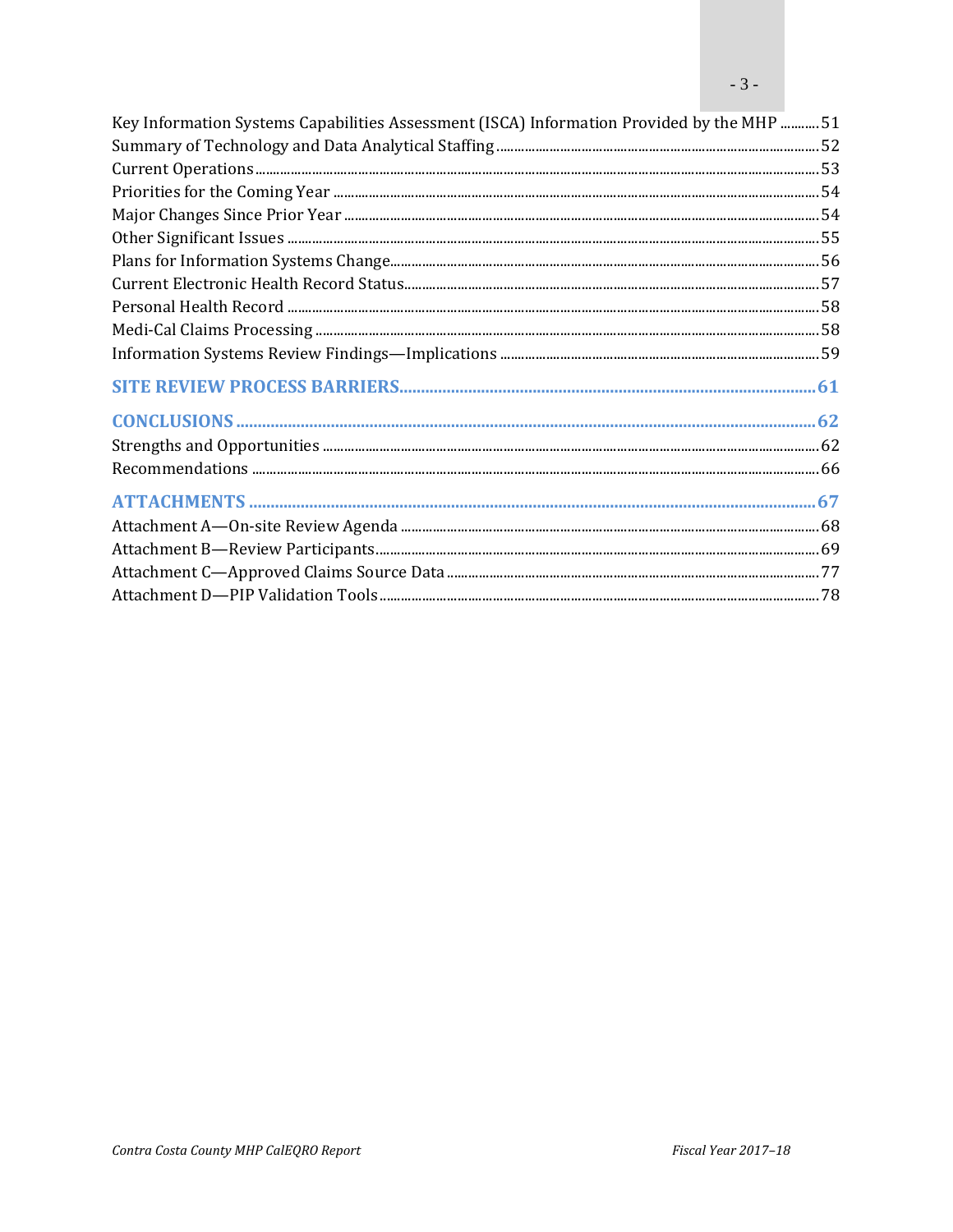Key Information Systems Capabilities Assessment (ISCA) Information Provided by the MHP ........... 51
Summary of Technology and Data Analytical Staffing ........... 52
Current Operations ........... 53
Priorities for the Coming Year ........... 54
Major Changes Since Prior Year ........... 54
Other Significant Issues ........... 55
Plans for Information Systems Change ........... 56
Current Electronic Health Record Status ........... 57
Personal Health Record ........... 58
Medi-Cal Claims Processing ........... 58
Information Systems Review Findings—Implications ........... 59

**SITE REVIEW PROCESS BARRIERS ........... 61**

**CONCLUSIONS ........... 62**

Strengths and Opportunities ........... 62
Recommendations ........... 66

**ATTACHMENTS ........... 67**

Attachment A—On-site Review Agenda ........... 68
Attachment B—Review Participants ........... 69
Attachment C—Approved Claims Source Data ........... 77
Attachment D—PIP Validation Tools ........... 78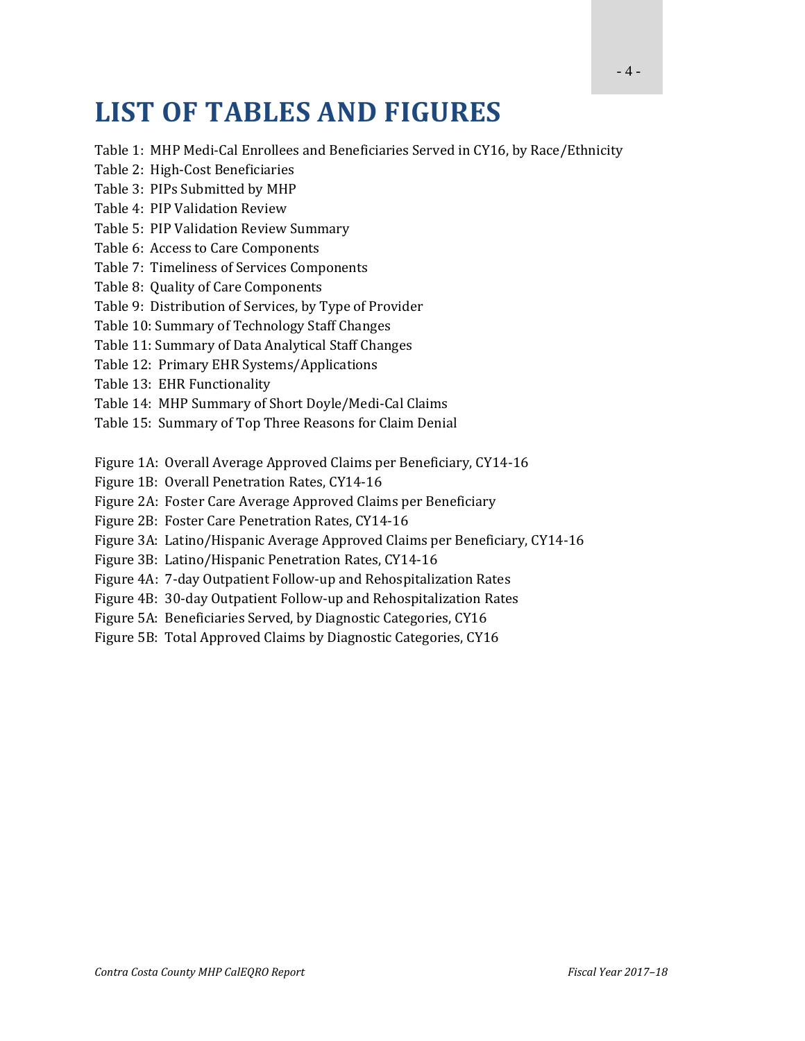# LIST OF TABLES AND FIGURES

Table 1: MHP Medi-Cal Enrollees and Beneficiaries Served in CY16, by Race/Ethnicity
Table 2: High-Cost Beneficiaries
Table 3: PIPs Submitted by MHP
Table 4: PIP Validation Review
Table 5: PIP Validation Review Summary
Table 6: Access to Care Components
Table 7: Timeliness of Services Components
Table 8: Quality of Care Components
Table 9: Distribution of Services, by Type of Provider
Table 10: Summary of Technology Staff Changes
Table 11: Summary of Data Analytical Staff Changes
Table 12: Primary EHR Systems/Applications
Table 13: EHR Functionality
Table 14: MHP Summary of Short Doyle/Medi-Cal Claims
Table 15: Summary of Top Three Reasons for Claim Denial

Figure 1A: Overall Average Approved Claims per Beneficiary, CY14-16
Figure 1B: Overall Penetration Rates, CY14-16
Figure 2A: Foster Care Average Approved Claims per Beneficiary
Figure 2B: Foster Care Penetration Rates, CY14-16
Figure 3A: Latino/Hispanic Average Approved Claims per Beneficiary, CY14-16
Figure 3B: Latino/Hispanic Penetration Rates, CY14-16
Figure 4A: 7-day Outpatient Follow-up and Rehospitalization Rates
Figure 4B: 30-day Outpatient Follow-up and Rehospitalization Rates
Figure 5A: Beneficiaries Served, by Diagnostic Categories, CY16
Figure 5B: Total Approved Claims by Diagnostic Categories, CY16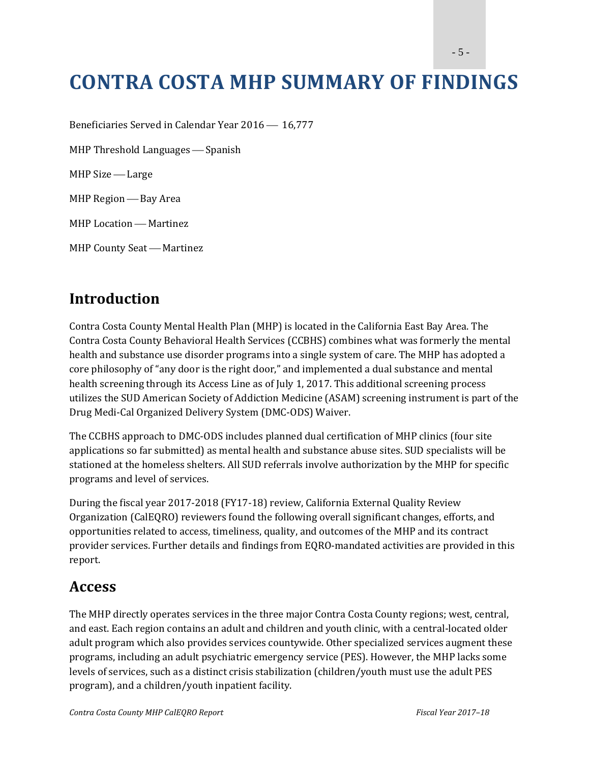# CONTRA COSTA MHP SUMMARY OF FINDINGS

Beneficiaries Served in Calendar Year 2016 — 16,777

MHP Threshold Languages — Spanish

MHP Size — Large

MHP Region — Bay Area

MHP Location — Martinez

MHP County Seat — Martinez

## Introduction

Contra Costa County Mental Health Plan (MHP) is located in the California East Bay Area. The Contra Costa County Behavioral Health Services (CCBHS) combines what was formerly the mental health and substance use disorder programs into a single system of care. The MHP has adopted a core philosophy of "any door is the right door," and implemented a dual substance and mental health screening through its Access Line as of July 1, 2017. This additional screening process utilizes the SUD American Society of Addiction Medicine (ASAM) screening instrument is part of the Drug Medi-Cal Organized Delivery System (DMC-ODS) Waiver.

The CCBHS approach to DMC-ODS includes planned dual certification of MHP clinics (four site applications so far submitted) as mental health and substance abuse sites. SUD specialists will be stationed at the homeless shelters. All SUD referrals involve authorization by the MHP for specific programs and level of services.

During the fiscal year 2017-2018 (FY17-18) review, California External Quality Review Organization (CalEQRO) reviewers found the following overall significant changes, efforts, and opportunities related to access, timeliness, quality, and outcomes of the MHP and its contract provider services. Further details and findings from EQRO-mandated activities are provided in this report.

## Access

The MHP directly operates services in the three major Contra Costa County regions; west, central, and east. Each region contains an adult and children and youth clinic, with a central-located older adult program which also provides services countywide. Other specialized services augment these programs, including an adult psychiatric emergency service (PES). However, the MHP lacks some levels of services, such as a distinct crisis stabilization (children/youth must use the adult PES program), and a children/youth inpatient facility.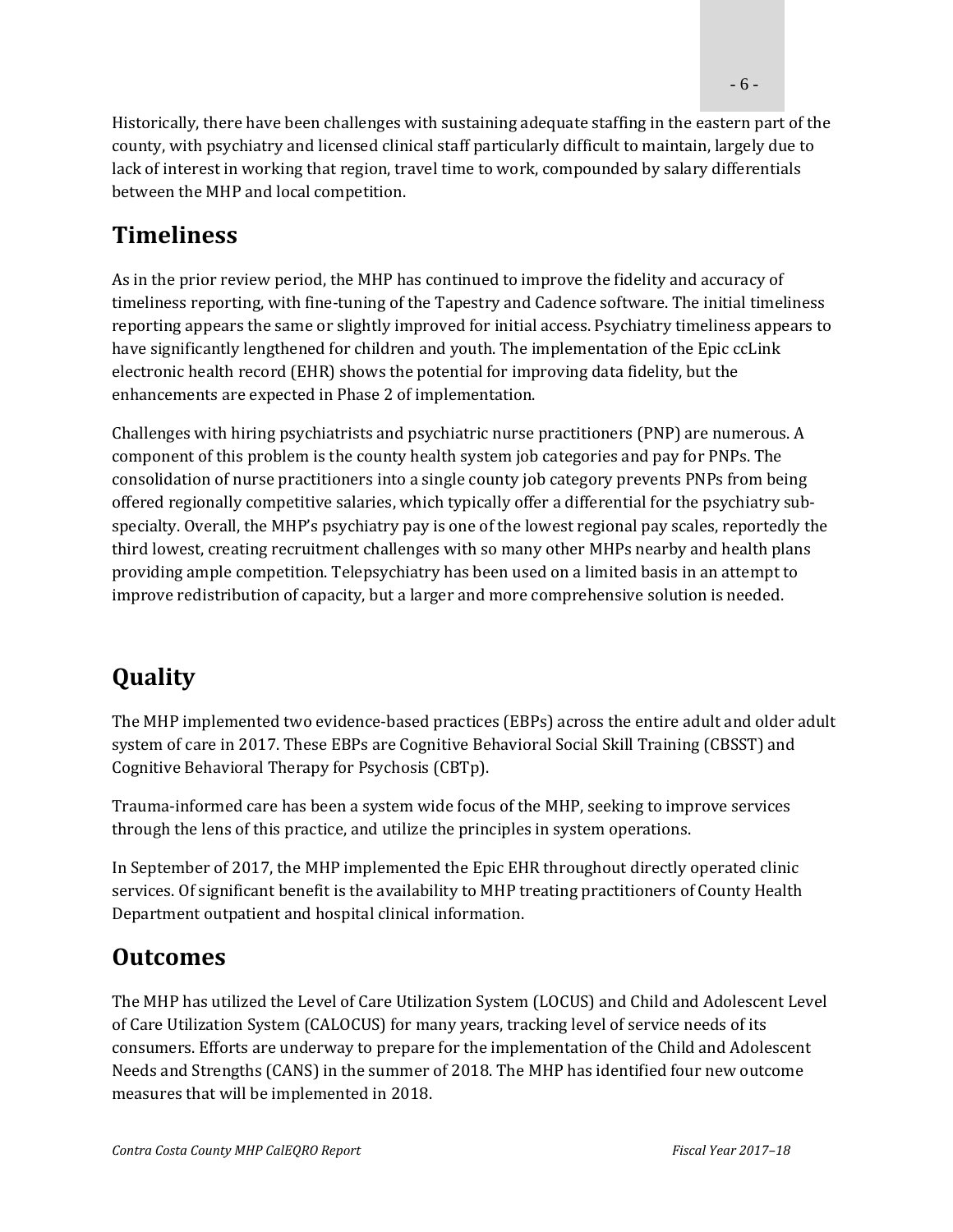Historically, there have been challenges with sustaining adequate staffing in the eastern part of the county, with psychiatry and licensed clinical staff particularly difficult to maintain, largely due to lack of interest in working that region, travel time to work, compounded by salary differentials between the MHP and local competition.

## Timeliness

As in the prior review period, the MHP has continued to improve the fidelity and accuracy of timeliness reporting, with fine-tuning of the Tapestry and Cadence software. The initial timeliness reporting appears the same or slightly improved for initial access. Psychiatry timeliness appears to have significantly lengthened for children and youth. The implementation of the Epic ccLink electronic health record (EHR) shows the potential for improving data fidelity, but the enhancements are expected in Phase 2 of implementation.

Challenges with hiring psychiatrists and psychiatric nurse practitioners (PNP) are numerous. A component of this problem is the county health system job categories and pay for PNPs. The consolidation of nurse practitioners into a single county job category prevents PNPs from being offered regionally competitive salaries, which typically offer a differential for the psychiatry sub-specialty. Overall, the MHP's psychiatry pay is one of the lowest regional pay scales, reportedly the third lowest, creating recruitment challenges with so many other MHPs nearby and health plans providing ample competition. Telepsychiatry has been used on a limited basis in an attempt to improve redistribution of capacity, but a larger and more comprehensive solution is needed.

## Quality

The MHP implemented two evidence-based practices (EBPs) across the entire adult and older adult system of care in 2017. These EBPs are Cognitive Behavioral Social Skill Training (CBSST) and Cognitive Behavioral Therapy for Psychosis (CBTp).

Trauma-informed care has been a system wide focus of the MHP, seeking to improve services through the lens of this practice, and utilize the principles in system operations.

In September of 2017, the MHP implemented the Epic EHR throughout directly operated clinic services. Of significant benefit is the availability to MHP treating practitioners of County Health Department outpatient and hospital clinical information.

## Outcomes

The MHP has utilized the Level of Care Utilization System (LOCUS) and Child and Adolescent Level of Care Utilization System (CALOCUS) for many years, tracking level of service needs of its consumers. Efforts are underway to prepare for the implementation of the Child and Adolescent Needs and Strengths (CANS) in the summer of 2018. The MHP has identified four new outcome measures that will be implemented in 2018.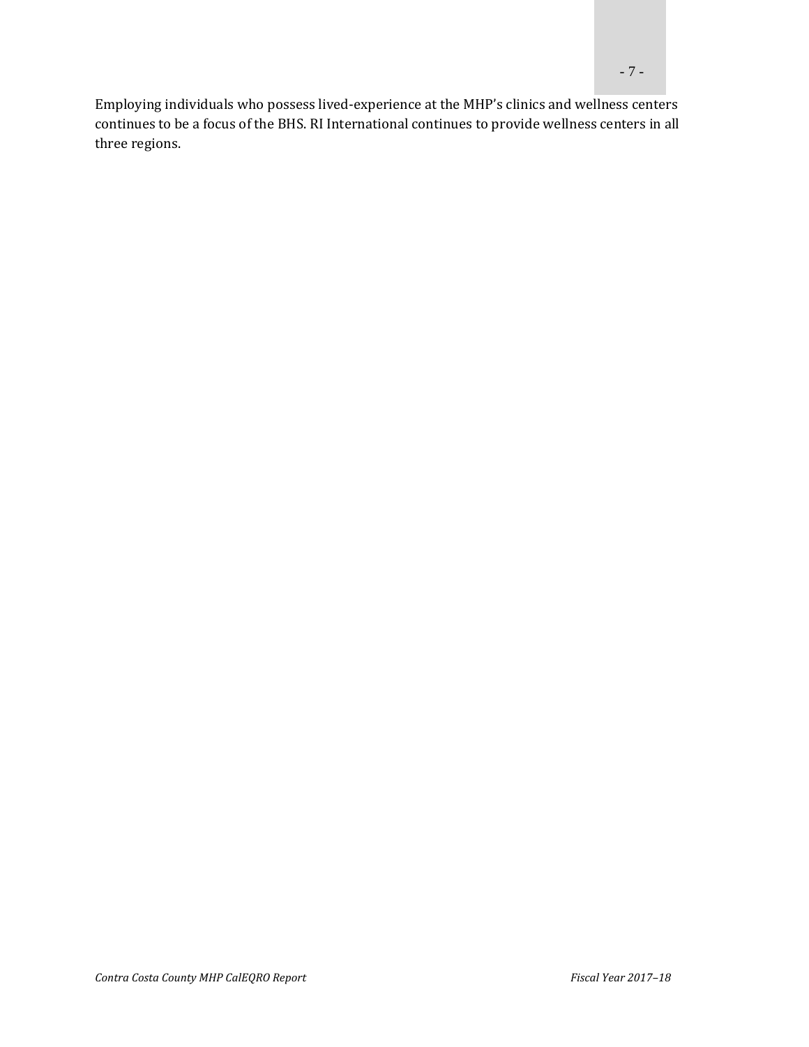Employing individuals who possess lived-experience at the MHP's clinics and wellness centers continues to be a focus of the BHS. RI International continues to provide wellness centers in all three regions.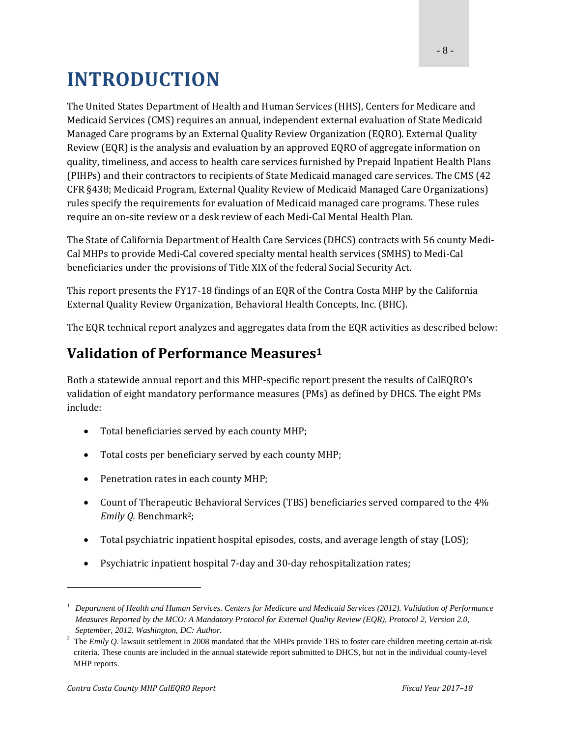# INTRODUCTION

The United States Department of Health and Human Services (HHS), Centers for Medicare and Medicaid Services (CMS) requires an annual, independent external evaluation of State Medicaid Managed Care programs by an External Quality Review Organization (EQRO). External Quality Review (EQR) is the analysis and evaluation by an approved EQRO of aggregate information on quality, timeliness, and access to health care services furnished by Prepaid Inpatient Health Plans (PIHPs) and their contractors to recipients of State Medicaid managed care services. The CMS (42 CFR §438; Medicaid Program, External Quality Review of Medicaid Managed Care Organizations) rules specify the requirements for evaluation of Medicaid managed care programs. These rules require an on-site review or a desk review of each Medi-Cal Mental Health Plan.

The State of California Department of Health Care Services (DHCS) contracts with 56 county Medi-Cal MHPs to provide Medi-Cal covered specialty mental health services (SMHS) to Medi-Cal beneficiaries under the provisions of Title XIX of the federal Social Security Act.

This report presents the FY17-18 findings of an EQR of the Contra Costa MHP by the California External Quality Review Organization, Behavioral Health Concepts, Inc. (BHC).

The EQR technical report analyzes and aggregates data from the EQR activities as described below:

## Validation of Performance Measures[1]

Both a statewide annual report and this MHP-specific report present the results of CalEQRO's validation of eight mandatory performance measures (PMs) as defined by DHCS. The eight PMs include:

- Total beneficiaries served by each county MHP;
- Total costs per beneficiary served by each county MHP;
- Penetration rates in each county MHP;
- Count of Therapeutic Behavioral Services (TBS) beneficiaries served compared to the 4% *Emily Q.* Benchmark[2];
- Total psychiatric inpatient hospital episodes, costs, and average length of stay (LOS);
- Psychiatric inpatient hospital 7-day and 30-day rehospitalization rates;

---

[1] *Department of Health and Human Services. Centers for Medicare and Medicaid Services (2012). Validation of Performance Measures Reported by the MCO: A Mandatory Protocol for External Quality Review (EQR), Protocol 2, Version 2.0, September, 2012. Washington, DC: Author.*

[2] The *Emily Q.* lawsuit settlement in 2008 mandated that the MHPs provide TBS to foster care children meeting certain at-risk criteria. These counts are included in the annual statewide report submitted to DHCS, but not in the individual county-level MHP reports.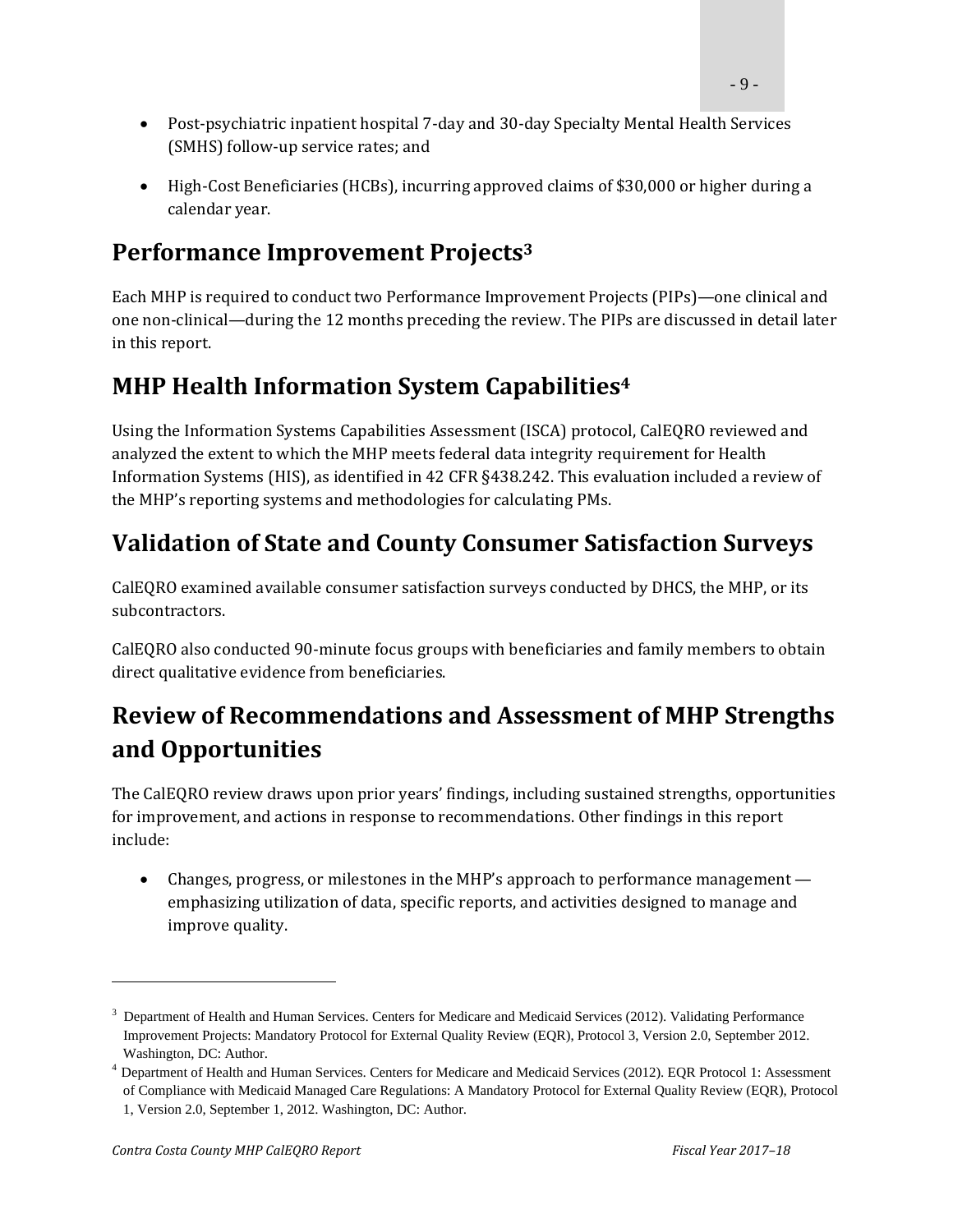- Post-psychiatric inpatient hospital 7-day and 30-day Specialty Mental Health Services (SMHS) follow-up service rates; and
- High-Cost Beneficiaries (HCBs), incurring approved claims of $30,000 or higher during a calendar year.

## Performance Improvement Projects[3]

Each MHP is required to conduct two Performance Improvement Projects (PIPs)—one clinical and one non-clinical—during the 12 months preceding the review. The PIPs are discussed in detail later in this report.

## MHP Health Information System Capabilities[4]

Using the Information Systems Capabilities Assessment (ISCA) protocol, CalEQRO reviewed and analyzed the extent to which the MHP meets federal data integrity requirement for Health Information Systems (HIS), as identified in 42 CFR §438.242. This evaluation included a review of the MHP's reporting systems and methodologies for calculating PMs.

## Validation of State and County Consumer Satisfaction Surveys

CalEQRO examined available consumer satisfaction surveys conducted by DHCS, the MHP, or its subcontractors.

CalEQRO also conducted 90-minute focus groups with beneficiaries and family members to obtain direct qualitative evidence from beneficiaries.

## Review of Recommendations and Assessment of MHP Strengths and Opportunities

The CalEQRO review draws upon prior years' findings, including sustained strengths, opportunities for improvement, and actions in response to recommendations. Other findings in this report include:

- Changes, progress, or milestones in the MHP's approach to performance management — emphasizing utilization of data, specific reports, and activities designed to manage and improve quality.

---

[3] Department of Health and Human Services. Centers for Medicare and Medicaid Services (2012). Validating Performance Improvement Projects: Mandatory Protocol for External Quality Review (EQR), Protocol 3, Version 2.0, September 2012. Washington, DC: Author.

[4] Department of Health and Human Services. Centers for Medicare and Medicaid Services (2012). EQR Protocol 1: Assessment of Compliance with Medicaid Managed Care Regulations: A Mandatory Protocol for External Quality Review (EQR), Protocol 1, Version 2.0, September 1, 2012. Washington, DC: Author.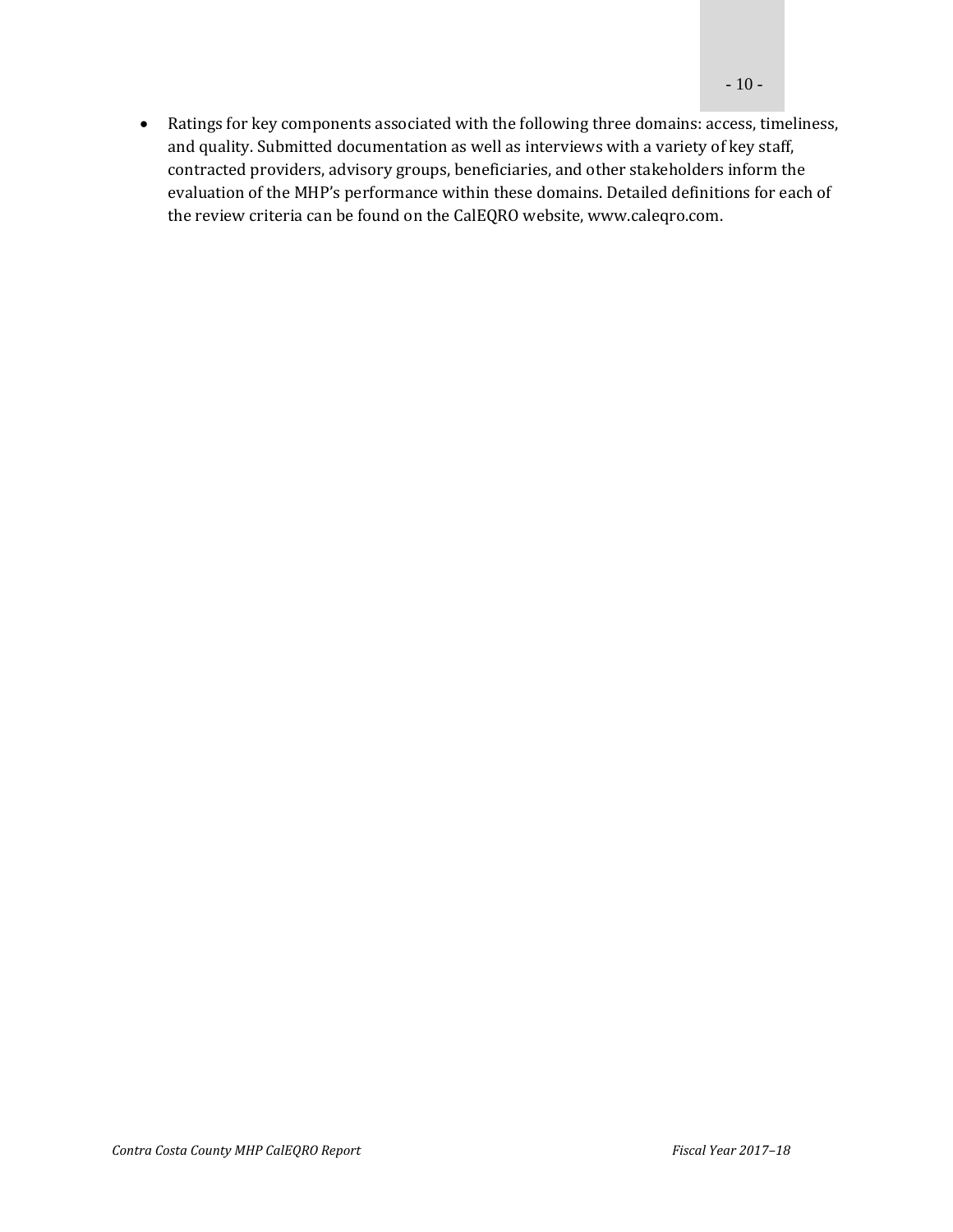- Ratings for key components associated with the following three domains: access, timeliness, and quality. Submitted documentation as well as interviews with a variety of key staff, contracted providers, advisory groups, beneficiaries, and other stakeholders inform the evaluation of the MHP's performance within these domains. Detailed definitions for each of the review criteria can be found on the CalEQRO website, www.caleqro.com.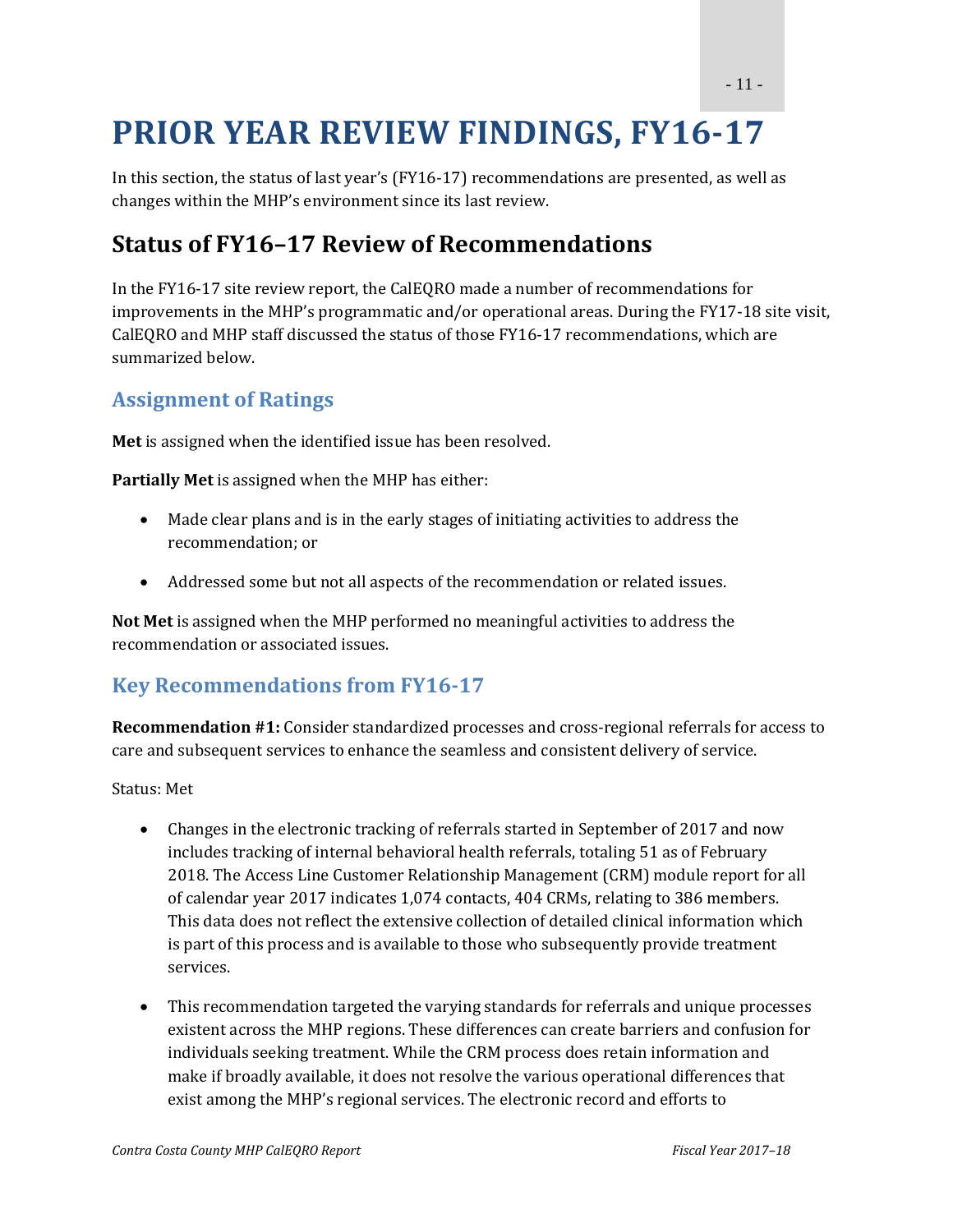# PRIOR YEAR REVIEW FINDINGS, FY16-17

In this section, the status of last year's (FY16-17) recommendations are presented, as well as changes within the MHP's environment since its last review.

## Status of FY16–17 Review of Recommendations

In the FY16-17 site review report, the CalEQRO made a number of recommendations for improvements in the MHP's programmatic and/or operational areas. During the FY17-18 site visit, CalEQRO and MHP staff discussed the status of those FY16-17 recommendations, which are summarized below.

### Assignment of Ratings

**Met** is assigned when the identified issue has been resolved.

**Partially Met** is assigned when the MHP has either:

- Made clear plans and is in the early stages of initiating activities to address the recommendation; or
- Addressed some but not all aspects of the recommendation or related issues.

**Not Met** is assigned when the MHP performed no meaningful activities to address the recommendation or associated issues.

### Key Recommendations from FY16-17

**Recommendation #1:** Consider standardized processes and cross-regional referrals for access to care and subsequent services to enhance the seamless and consistent delivery of service.

Status: Met

- Changes in the electronic tracking of referrals started in September of 2017 and now includes tracking of internal behavioral health referrals, totaling 51 as of February 2018. The Access Line Customer Relationship Management (CRM) module report for all of calendar year 2017 indicates 1,074 contacts, 404 CRMs, relating to 386 members. This data does not reflect the extensive collection of detailed clinical information which is part of this process and is available to those who subsequently provide treatment services.
- This recommendation targeted the varying standards for referrals and unique processes existent across the MHP regions. These differences can create barriers and confusion for individuals seeking treatment. While the CRM process does retain information and make if broadly available, it does not resolve the various operational differences that exist among the MHP's regional services. The electronic record and efforts to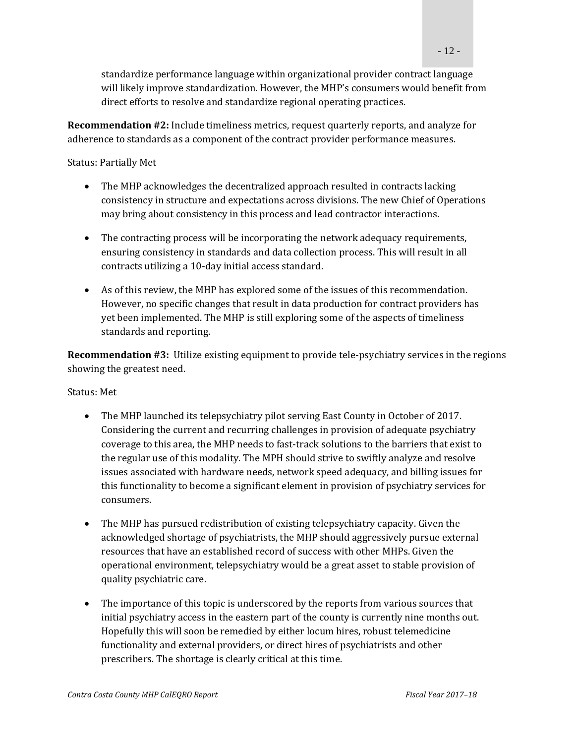standardize performance language within organizational provider contract language will likely improve standardization. However, the MHP's consumers would benefit from direct efforts to resolve and standardize regional operating practices.

**Recommendation #2:** Include timeliness metrics, request quarterly reports, and analyze for adherence to standards as a component of the contract provider performance measures.

Status: Partially Met

- The MHP acknowledges the decentralized approach resulted in contracts lacking consistency in structure and expectations across divisions. The new Chief of Operations may bring about consistency in this process and lead contractor interactions.

- The contracting process will be incorporating the network adequacy requirements, ensuring consistency in standards and data collection process. This will result in all contracts utilizing a 10-day initial access standard.

- As of this review, the MHP has explored some of the issues of this recommendation. However, no specific changes that result in data production for contract providers has yet been implemented. The MHP is still exploring some of the aspects of timeliness standards and reporting.

**Recommendation #3:** Utilize existing equipment to provide tele-psychiatry services in the regions showing the greatest need.

Status: Met

- The MHP launched its telepsychiatry pilot serving East County in October of 2017. Considering the current and recurring challenges in provision of adequate psychiatry coverage to this area, the MHP needs to fast-track solutions to the barriers that exist to the regular use of this modality. The MPH should strive to swiftly analyze and resolve issues associated with hardware needs, network speed adequacy, and billing issues for this functionality to become a significant element in provision of psychiatry services for consumers.

- The MHP has pursued redistribution of existing telepsychiatry capacity. Given the acknowledged shortage of psychiatrists, the MHP should aggressively pursue external resources that have an established record of success with other MHPs. Given the operational environment, telepsychiatry would be a great asset to stable provision of quality psychiatric care.

- The importance of this topic is underscored by the reports from various sources that initial psychiatry access in the eastern part of the county is currently nine months out. Hopefully this will soon be remedied by either locum hires, robust telemedicine functionality and external providers, or direct hires of psychiatrists and other prescribers. The shortage is clearly critical at this time.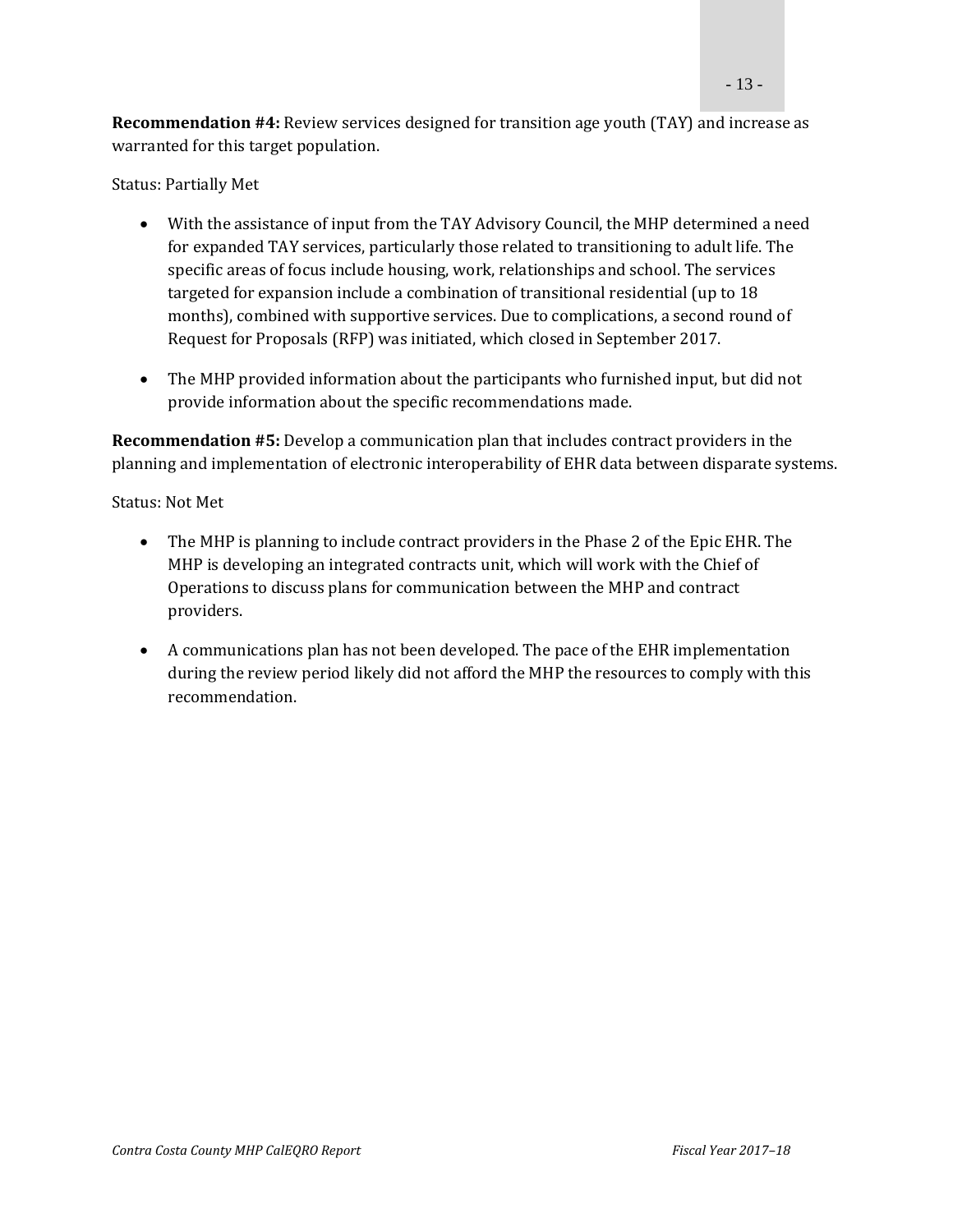**Recommendation #4:** Review services designed for transition age youth (TAY) and increase as warranted for this target population.

Status: Partially Met

- With the assistance of input from the TAY Advisory Council, the MHP determined a need for expanded TAY services, particularly those related to transitioning to adult life. The specific areas of focus include housing, work, relationships and school. The services targeted for expansion include a combination of transitional residential (up to 18 months), combined with supportive services. Due to complications, a second round of Request for Proposals (RFP) was initiated, which closed in September 2017.

- The MHP provided information about the participants who furnished input, but did not provide information about the specific recommendations made.

**Recommendation #5:** Develop a communication plan that includes contract providers in the planning and implementation of electronic interoperability of EHR data between disparate systems.

Status: Not Met

- The MHP is planning to include contract providers in the Phase 2 of the Epic EHR. The MHP is developing an integrated contracts unit, which will work with the Chief of Operations to discuss plans for communication between the MHP and contract providers.

- A communications plan has not been developed. The pace of the EHR implementation during the review period likely did not afford the MHP the resources to comply with this recommendation.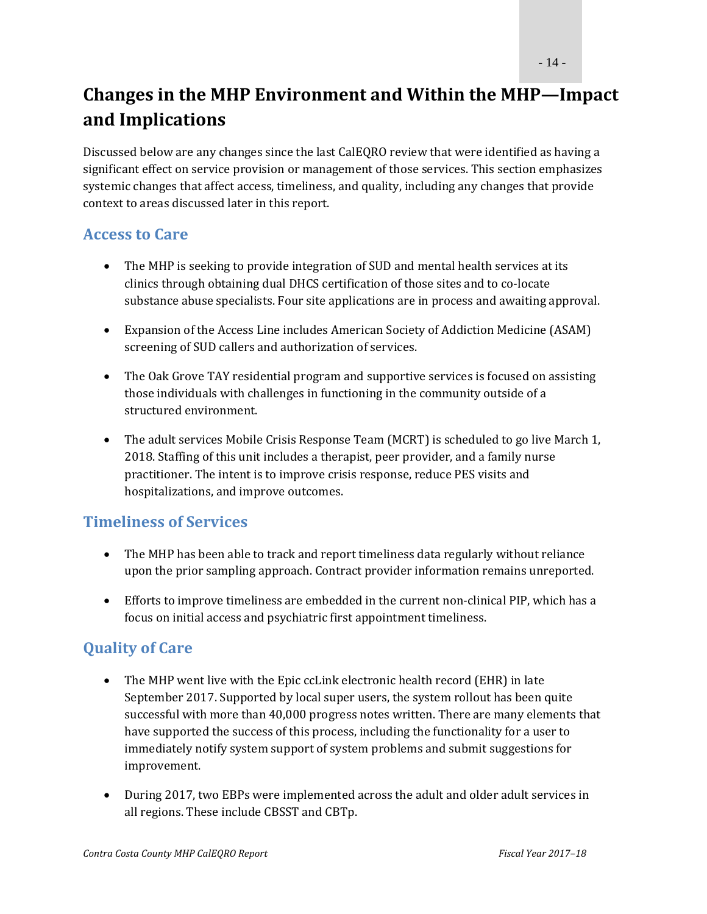# Changes in the MHP Environment and Within the MHP—Impact and Implications

Discussed below are any changes since the last CalEQRO review that were identified as having a significant effect on service provision or management of those services. This section emphasizes systemic changes that affect access, timeliness, and quality, including any changes that provide context to areas discussed later in this report.

## Access to Care

- The MHP is seeking to provide integration of SUD and mental health services at its clinics through obtaining dual DHCS certification of those sites and to co-locate substance abuse specialists. Four site applications are in process and awaiting approval.
- Expansion of the Access Line includes American Society of Addiction Medicine (ASAM) screening of SUD callers and authorization of services.
- The Oak Grove TAY residential program and supportive services is focused on assisting those individuals with challenges in functioning in the community outside of a structured environment.
- The adult services Mobile Crisis Response Team (MCRT) is scheduled to go live March 1, 2018. Staffing of this unit includes a therapist, peer provider, and a family nurse practitioner. The intent is to improve crisis response, reduce PES visits and hospitalizations, and improve outcomes.

## Timeliness of Services

- The MHP has been able to track and report timeliness data regularly without reliance upon the prior sampling approach. Contract provider information remains unreported.
- Efforts to improve timeliness are embedded in the current non-clinical PIP, which has a focus on initial access and psychiatric first appointment timeliness.

## Quality of Care

- The MHP went live with the Epic ccLink electronic health record (EHR) in late September 2017. Supported by local super users, the system rollout has been quite successful with more than 40,000 progress notes written. There are many elements that have supported the success of this process, including the functionality for a user to immediately notify system support of system problems and submit suggestions for improvement.
- During 2017, two EBPs were implemented across the adult and older adult services in all regions. These include CBSST and CBTp.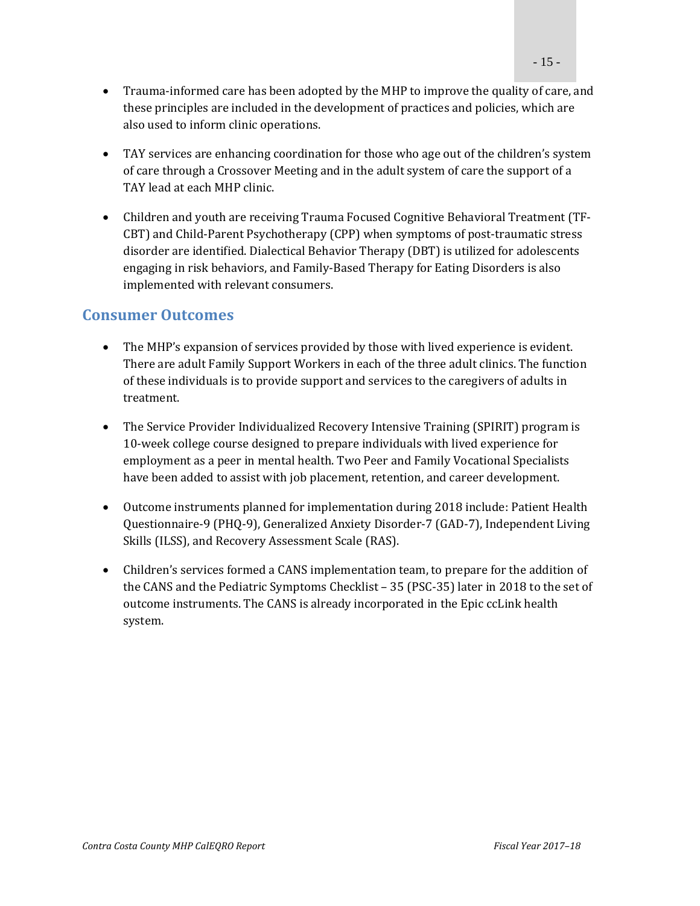- Trauma-informed care has been adopted by the MHP to improve the quality of care, and these principles are included in the development of practices and policies, which are also used to inform clinic operations.

- TAY services are enhancing coordination for those who age out of the children's system of care through a Crossover Meeting and in the adult system of care the support of a TAY lead at each MHP clinic.

- Children and youth are receiving Trauma Focused Cognitive Behavioral Treatment (TF-CBT) and Child-Parent Psychotherapy (CPP) when symptoms of post-traumatic stress disorder are identified. Dialectical Behavior Therapy (DBT) is utilized for adolescents engaging in risk behaviors, and Family-Based Therapy for Eating Disorders is also implemented with relevant consumers.

## Consumer Outcomes

- The MHP's expansion of services provided by those with lived experience is evident. There are adult Family Support Workers in each of the three adult clinics. The function of these individuals is to provide support and services to the caregivers of adults in treatment.

- The Service Provider Individualized Recovery Intensive Training (SPIRIT) program is 10-week college course designed to prepare individuals with lived experience for employment as a peer in mental health. Two Peer and Family Vocational Specialists have been added to assist with job placement, retention, and career development.

- Outcome instruments planned for implementation during 2018 include: Patient Health Questionnaire-9 (PHQ-9), Generalized Anxiety Disorder-7 (GAD-7), Independent Living Skills (ILSS), and Recovery Assessment Scale (RAS).

- Children's services formed a CANS implementation team, to prepare for the addition of the CANS and the Pediatric Symptoms Checklist – 35 (PSC-35) later in 2018 to the set of outcome instruments. The CANS is already incorporated in the Epic ccLink health system.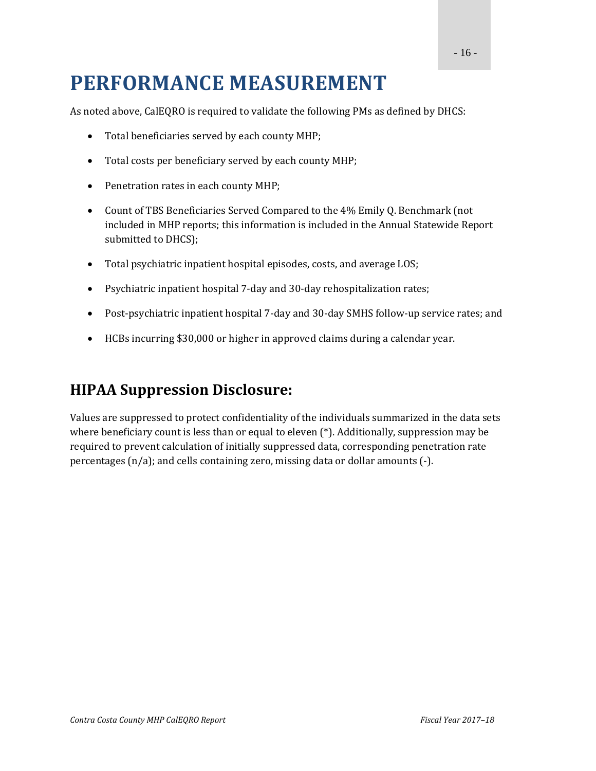# PERFORMANCE MEASUREMENT

As noted above, CalEQRO is required to validate the following PMs as defined by DHCS:

- Total beneficiaries served by each county MHP;
- Total costs per beneficiary served by each county MHP;
- Penetration rates in each county MHP;
- Count of TBS Beneficiaries Served Compared to the 4% Emily Q. Benchmark (not included in MHP reports; this information is included in the Annual Statewide Report submitted to DHCS);
- Total psychiatric inpatient hospital episodes, costs, and average LOS;
- Psychiatric inpatient hospital 7-day and 30-day rehospitalization rates;
- Post-psychiatric inpatient hospital 7-day and 30-day SMHS follow-up service rates; and
- HCBs incurring $30,000 or higher in approved claims during a calendar year.

## HIPAA Suppression Disclosure:

Values are suppressed to protect confidentiality of the individuals summarized in the data sets where beneficiary count is less than or equal to eleven (*). Additionally, suppression may be required to prevent calculation of initially suppressed data, corresponding penetration rate percentages (n/a); and cells containing zero, missing data or dollar amounts (-).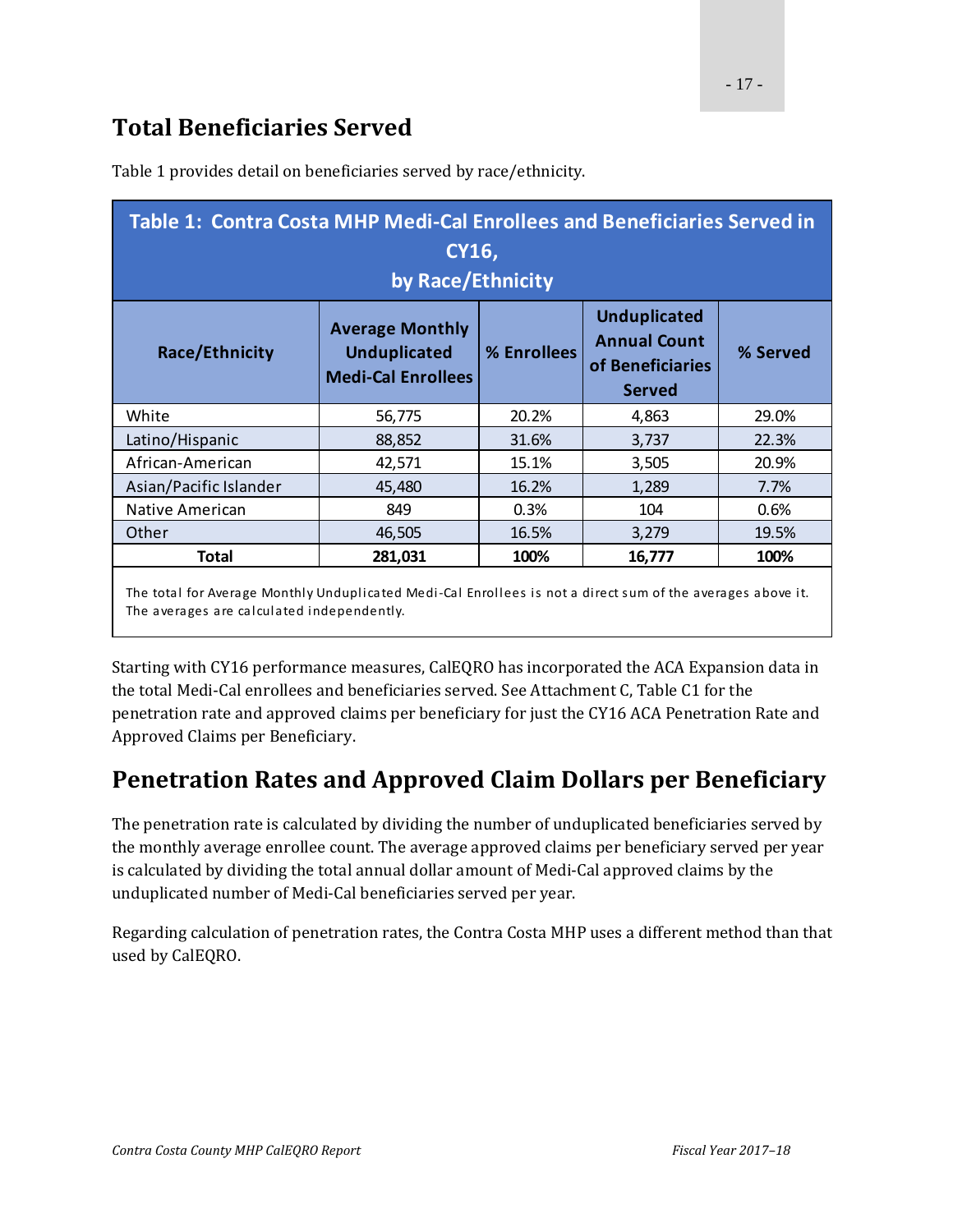## Total Beneficiaries Served

Table 1 provides detail on beneficiaries served by race/ethnicity.

**Table 1: Contra Costa MHP Medi-Cal Enrollees and Beneficiaries Served in CY16, by Race/Ethnicity**

| Race/Ethnicity | Average Monthly Unduplicated Medi-Cal Enrollees | % Enrollees | Unduplicated Annual Count of Beneficiaries Served | % Served |
|---|---|---|---|---|
| White | 56,775 | 20.2% | 4,863 | 29.0% |
| Latino/Hispanic | 88,852 | 31.6% | 3,737 | 22.3% |
| African-American | 42,571 | 15.1% | 3,505 | 20.9% |
| Asian/Pacific Islander | 45,480 | 16.2% | 1,289 | 7.7% |
| Native American | 849 | 0.3% | 104 | 0.6% |
| Other | 46,505 | 16.5% | 3,279 | 19.5% |
| **Total** | **281,031** | **100%** | **16,777** | **100%** |

The total for Average Monthly Unduplicated Medi-Cal Enrollees is not a direct sum of the averages above it. The averages are calculated independently.

Starting with CY16 performance measures, CalEQRO has incorporated the ACA Expansion data in the total Medi-Cal enrollees and beneficiaries served. See Attachment C, Table C1 for the penetration rate and approved claims per beneficiary for just the CY16 ACA Penetration Rate and Approved Claims per Beneficiary.

## Penetration Rates and Approved Claim Dollars per Beneficiary

The penetration rate is calculated by dividing the number of unduplicated beneficiaries served by the monthly average enrollee count. The average approved claims per beneficiary served per year is calculated by dividing the total annual dollar amount of Medi-Cal approved claims by the unduplicated number of Medi-Cal beneficiaries served per year.

Regarding calculation of penetration rates, the Contra Costa MHP uses a different method than that used by CalEQRO.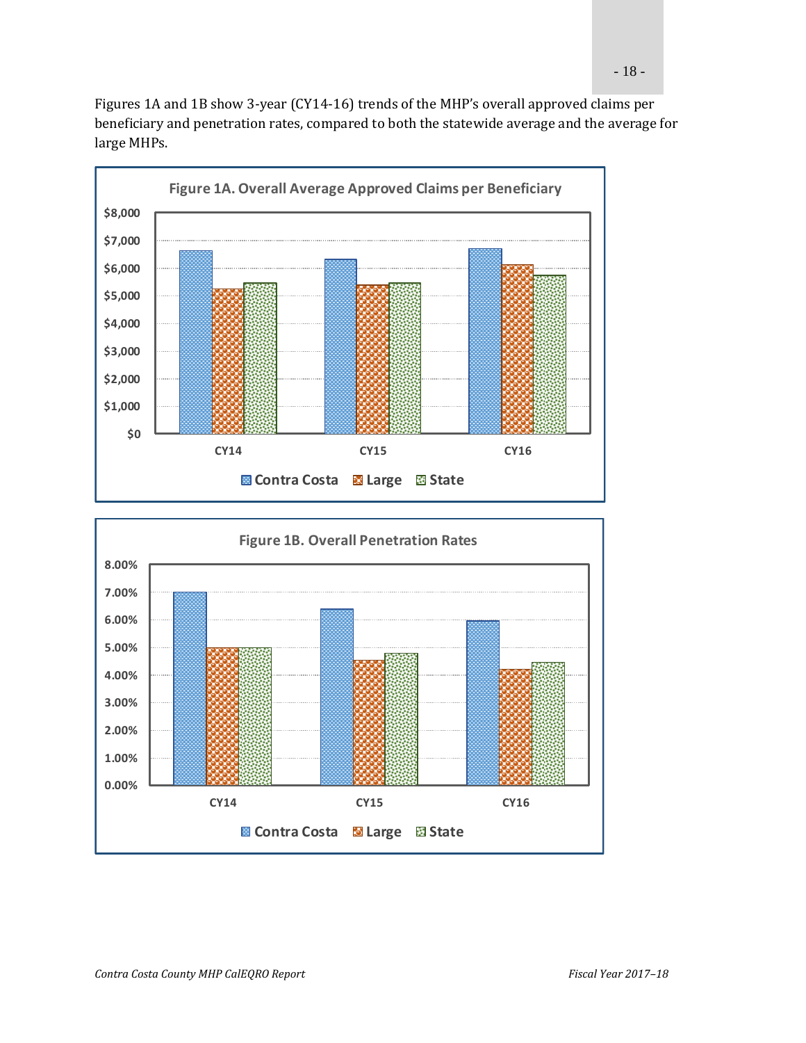Figures 1A and 1B show 3-year (CY14-16) trends of the MHP's overall approved claims per beneficiary and penetration rates, compared to both the statewide average and the average for large MHPs.

**Figure 1A. Overall Average Approved Claims per Beneficiary**

**Figure 1B. Overall Penetration Rates**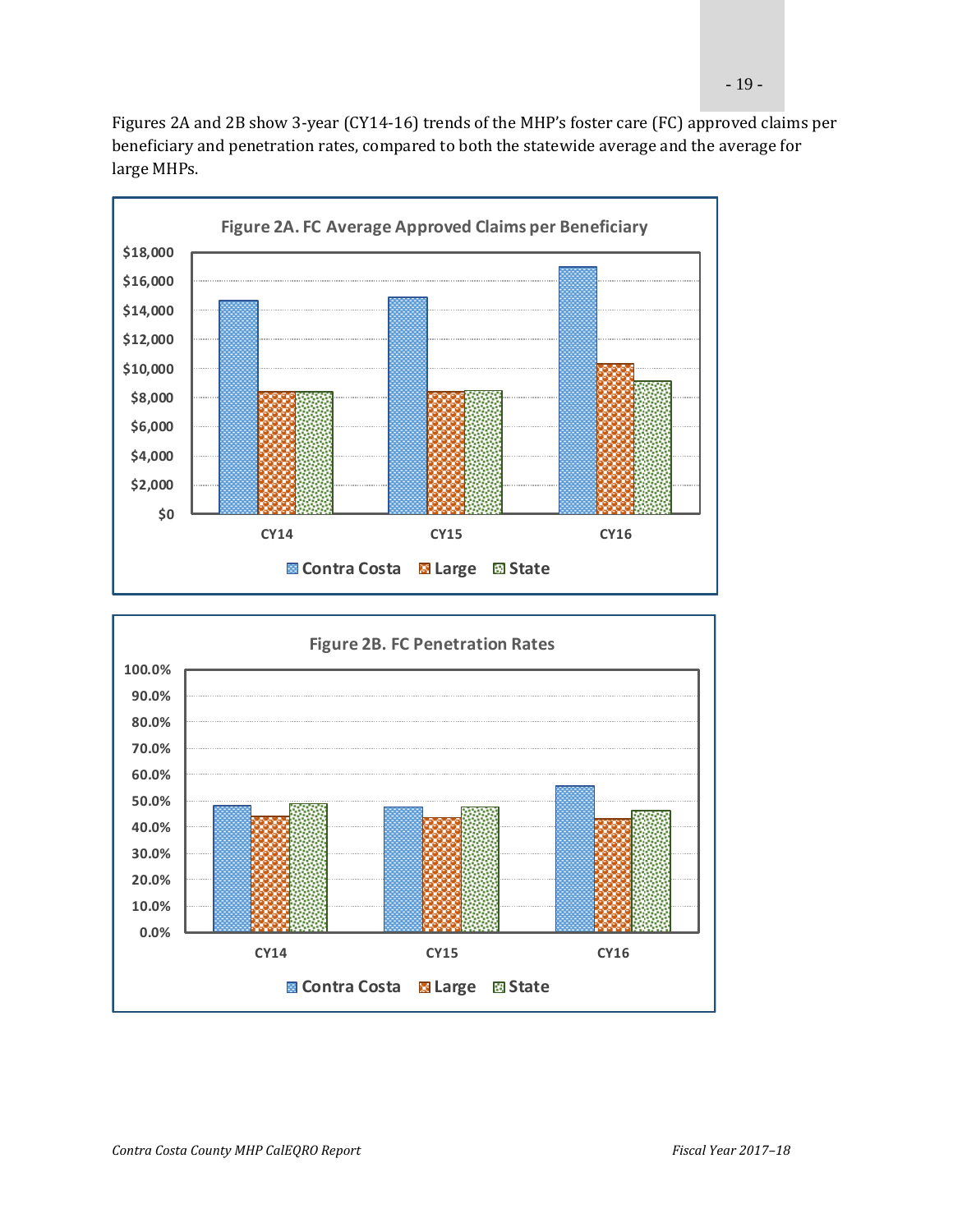Figures 2A and 2B show 3-year (CY14-16) trends of the MHP's foster care (FC) approved claims per beneficiary and penetration rates, compared to both the statewide average and the average for large MHPs.

**Figure 2A. FC Average Approved Claims per Beneficiary**

**Figure 2B. FC Penetration Rates**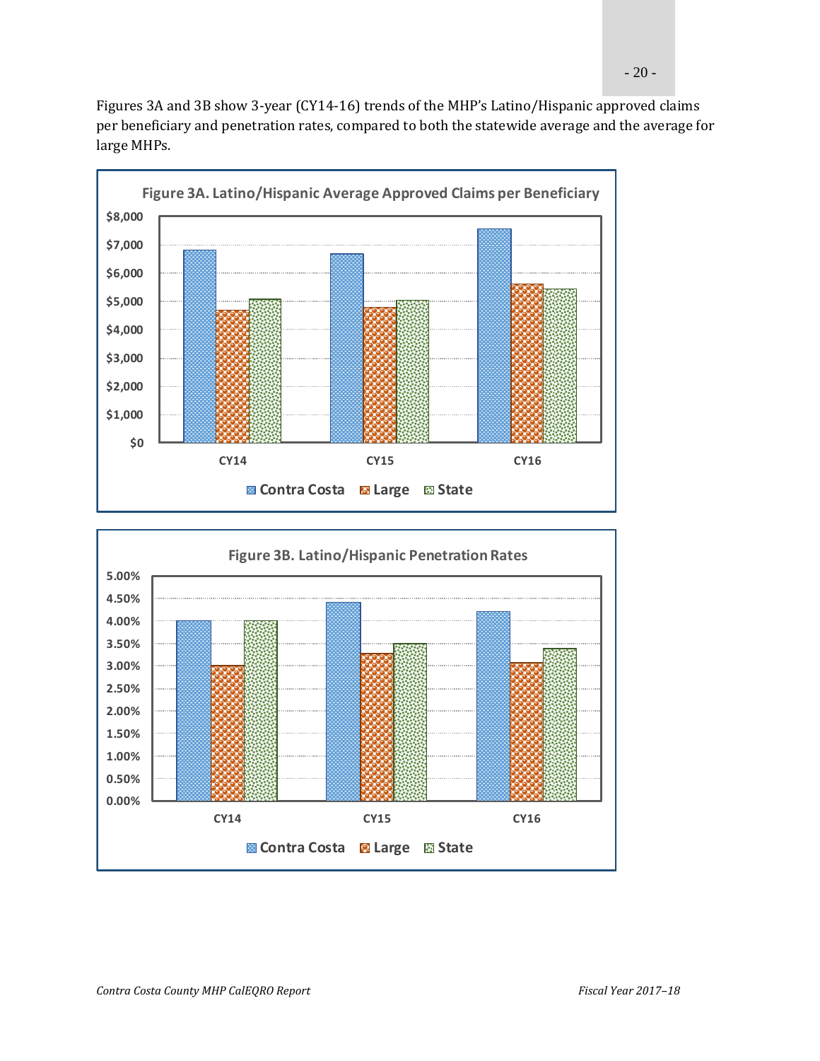Figures 3A and 3B show 3-year (CY14-16) trends of the MHP's Latino/Hispanic approved claims per beneficiary and penetration rates, compared to both the statewide average and the average for large MHPs.

**Figure 3A. Latino/Hispanic Average Approved Claims per Beneficiary**

**Figure 3B. Latino/Hispanic Penetration Rates**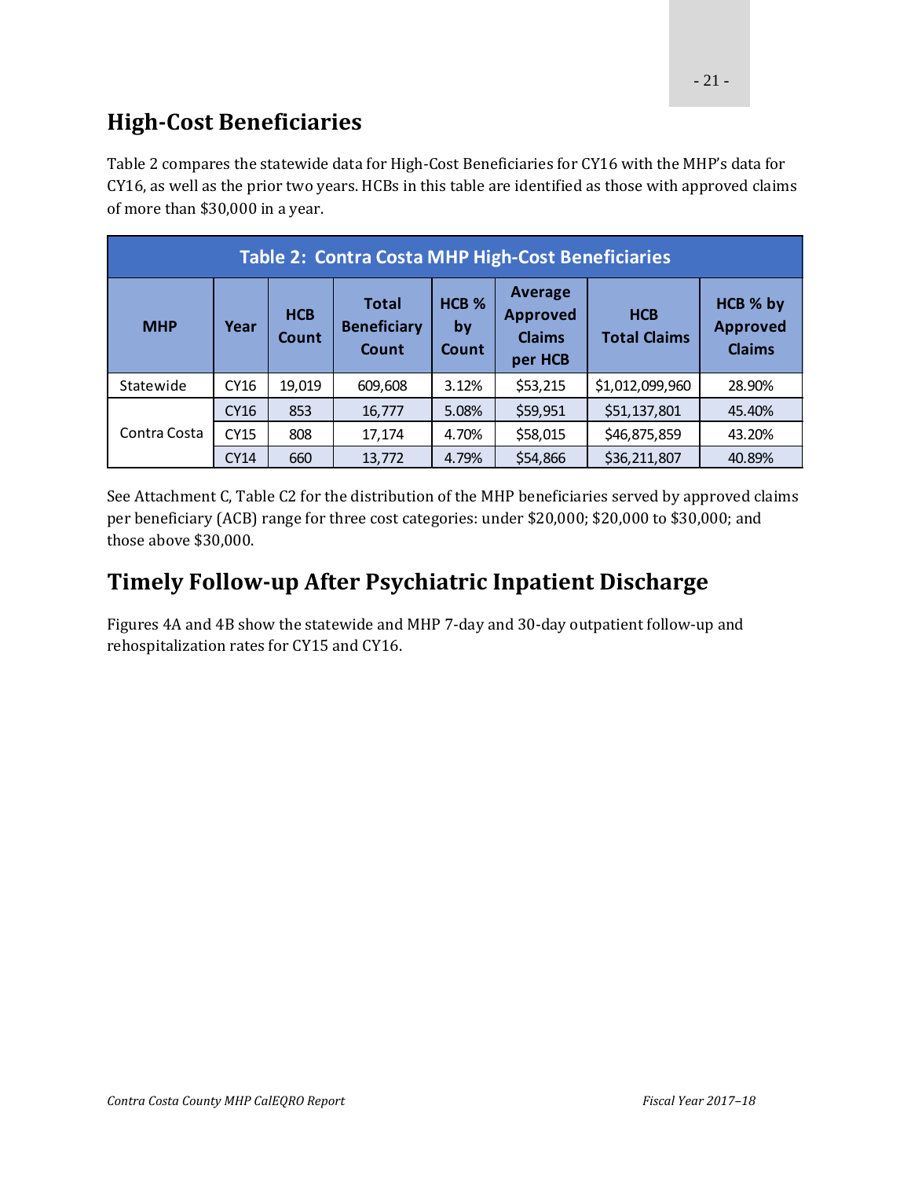## High-Cost Beneficiaries

Table 2 compares the statewide data for High-Cost Beneficiaries for CY16 with the MHP's data for CY16, as well as the prior two years. HCBs in this table are identified as those with approved claims of more than $30,000 in a year.

**Table 2: Contra Costa MHP High-Cost Beneficiaries**

| MHP | Year | HCB Count | Total Beneficiary Count | HCB % by Count | Average Approved Claims per HCB | HCB Total Claims | HCB % by Approved Claims |
|---|---|---|---|---|---|---|---|
| Statewide | CY16 | 19,019 | 609,608 | 3.12% | $53,215 | $1,012,099,960 | 28.90% |
| Contra Costa | CY16 | 853 | 16,777 | 5.08% | $59,951 | $51,137,801 | 45.40% |
| | CY15 | 808 | 17,174 | 4.70% | $58,015 | $46,875,859 | 43.20% |
| | CY14 | 660 | 13,772 | 4.79% | $54,866 | $36,211,807 | 40.89% |

See Attachment C, Table C2 for the distribution of the MHP beneficiaries served by approved claims per beneficiary (ACB) range for three cost categories: under $20,000; $20,000 to $30,000; and those above $30,000.

## Timely Follow-up After Psychiatric Inpatient Discharge

Figures 4A and 4B show the statewide and MHP 7-day and 30-day outpatient follow-up and rehospitalization rates for CY15 and CY16.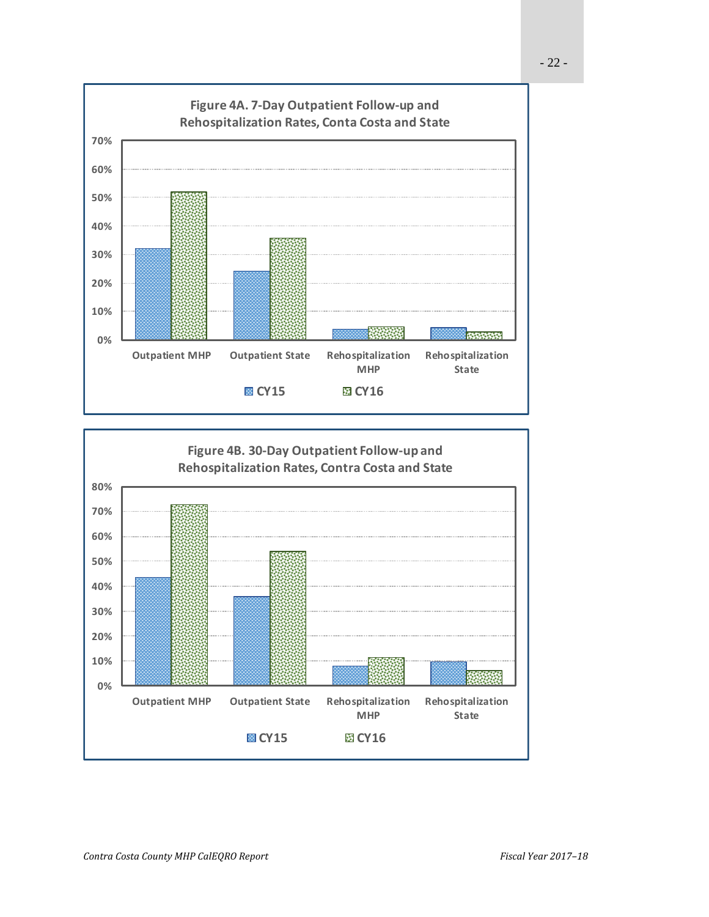**Figure 4A. 7-Day Outpatient Follow-up and Rehospitalization Rates, Conta Costa and State**

**Figure 4B. 30-Day Outpatient Follow-up and Rehospitalization Rates, Contra Costa and State**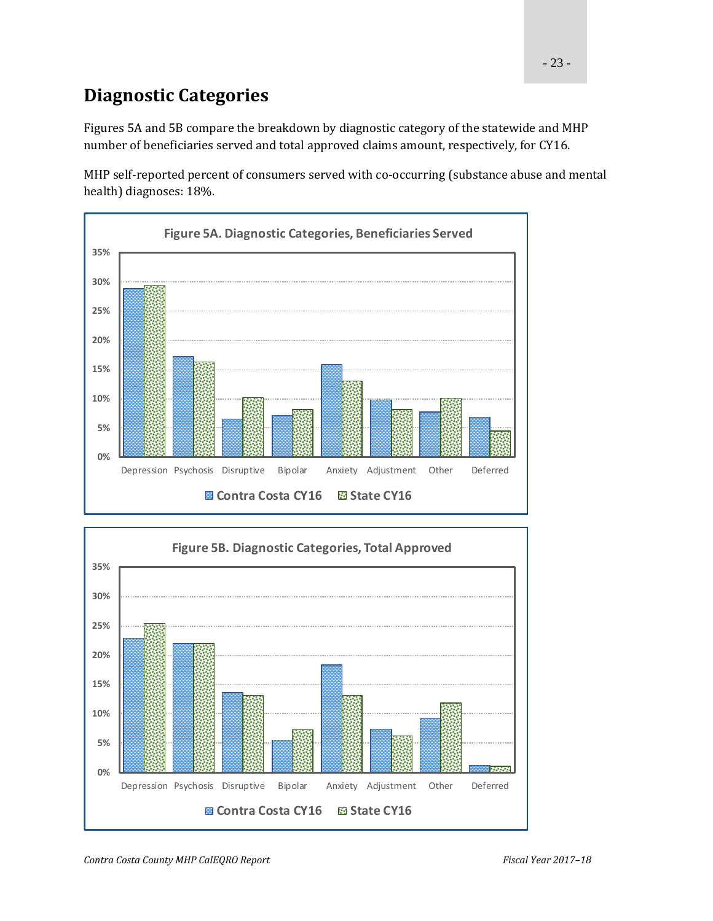## Diagnostic Categories

Figures 5A and 5B compare the breakdown by diagnostic category of the statewide and MHP number of beneficiaries served and total approved claims amount, respectively, for CY16.

MHP self-reported percent of consumers served with co-occurring (substance abuse and mental health) diagnoses: 18%.

**Figure 5A. Diagnostic Categories, Beneficiaries Served**

**Figure 5B. Diagnostic Categories, Total Approved**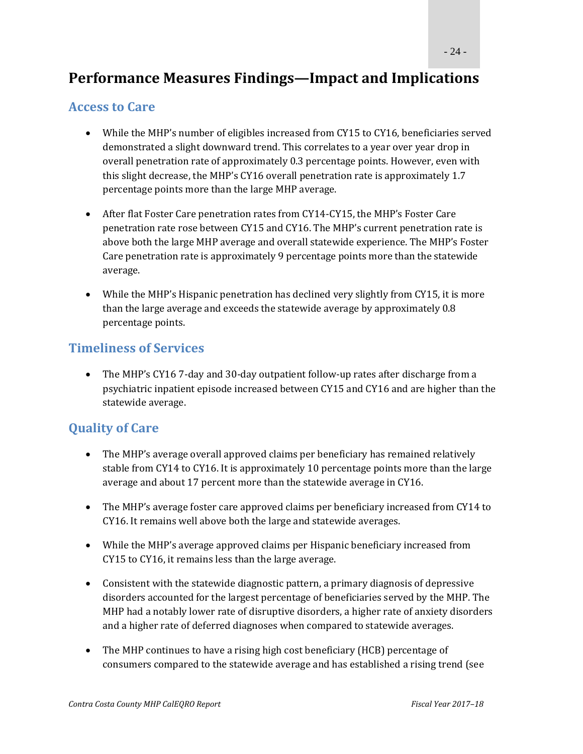# Performance Measures Findings—Impact and Implications

## Access to Care

- While the MHP's number of eligibles increased from CY15 to CY16, beneficiaries served demonstrated a slight downward trend. This correlates to a year over year drop in overall penetration rate of approximately 0.3 percentage points. However, even with this slight decrease, the MHP's CY16 overall penetration rate is approximately 1.7 percentage points more than the large MHP average.

- After flat Foster Care penetration rates from CY14-CY15, the MHP's Foster Care penetration rate rose between CY15 and CY16. The MHP's current penetration rate is above both the large MHP average and overall statewide experience. The MHP's Foster Care penetration rate is approximately 9 percentage points more than the statewide average.

- While the MHP's Hispanic penetration has declined very slightly from CY15, it is more than the large average and exceeds the statewide average by approximately 0.8 percentage points.

## Timeliness of Services

- The MHP's CY16 7-day and 30-day outpatient follow-up rates after discharge from a psychiatric inpatient episode increased between CY15 and CY16 and are higher than the statewide average.

## Quality of Care

- The MHP's average overall approved claims per beneficiary has remained relatively stable from CY14 to CY16. It is approximately 10 percentage points more than the large average and about 17 percent more than the statewide average in CY16.

- The MHP's average foster care approved claims per beneficiary increased from CY14 to CY16. It remains well above both the large and statewide averages.

- While the MHP's average approved claims per Hispanic beneficiary increased from CY15 to CY16, it remains less than the large average.

- Consistent with the statewide diagnostic pattern, a primary diagnosis of depressive disorders accounted for the largest percentage of beneficiaries served by the MHP. The MHP had a notably lower rate of disruptive disorders, a higher rate of anxiety disorders and a higher rate of deferred diagnoses when compared to statewide averages.

- The MHP continues to have a rising high cost beneficiary (HCB) percentage of consumers compared to the statewide average and has established a rising trend (see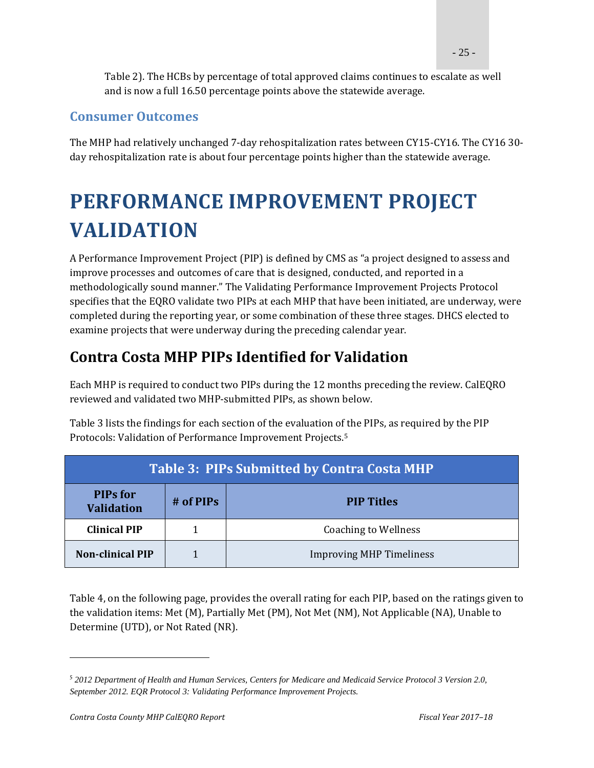Table 2). The HCBs by percentage of total approved claims continues to escalate as well and is now a full 16.50 percentage points above the statewide average.

### Consumer Outcomes

The MHP had relatively unchanged 7-day rehospitalization rates between CY15-CY16. The CY16 30-day rehospitalization rate is about four percentage points higher than the statewide average.

# PERFORMANCE IMPROVEMENT PROJECT VALIDATION

A Performance Improvement Project (PIP) is defined by CMS as "a project designed to assess and improve processes and outcomes of care that is designed, conducted, and reported in a methodologically sound manner." The Validating Performance Improvement Projects Protocol specifies that the EQRO validate two PIPs at each MHP that have been initiated, are underway, were completed during the reporting year, or some combination of these three stages. DHCS elected to examine projects that were underway during the preceding calendar year.

## Contra Costa MHP PIPs Identified for Validation

Each MHP is required to conduct two PIPs during the 12 months preceding the review. CalEQRO reviewed and validated two MHP-submitted PIPs, as shown below.

Table 3 lists the findings for each section of the evaluation of the PIPs, as required by the PIP Protocols: Validation of Performance Improvement Projects.[5]

**Table 3: PIPs Submitted by Contra Costa MHP**

| PIPs for Validation | # of PIPs | PIP Titles |
|---|---|---|
| **Clinical PIP** | 1 | Coaching to Wellness |
| **Non-clinical PIP** | 1 | Improving MHP Timeliness |

Table 4, on the following page, provides the overall rating for each PIP, based on the ratings given to the validation items: Met (M), Partially Met (PM), Not Met (NM), Not Applicable (NA), Unable to Determine (UTD), or Not Rated (NR).

---

[5] *2012 Department of Health and Human Services, Centers for Medicare and Medicaid Service Protocol 3 Version 2.0, September 2012. EQR Protocol 3: Validating Performance Improvement Projects.*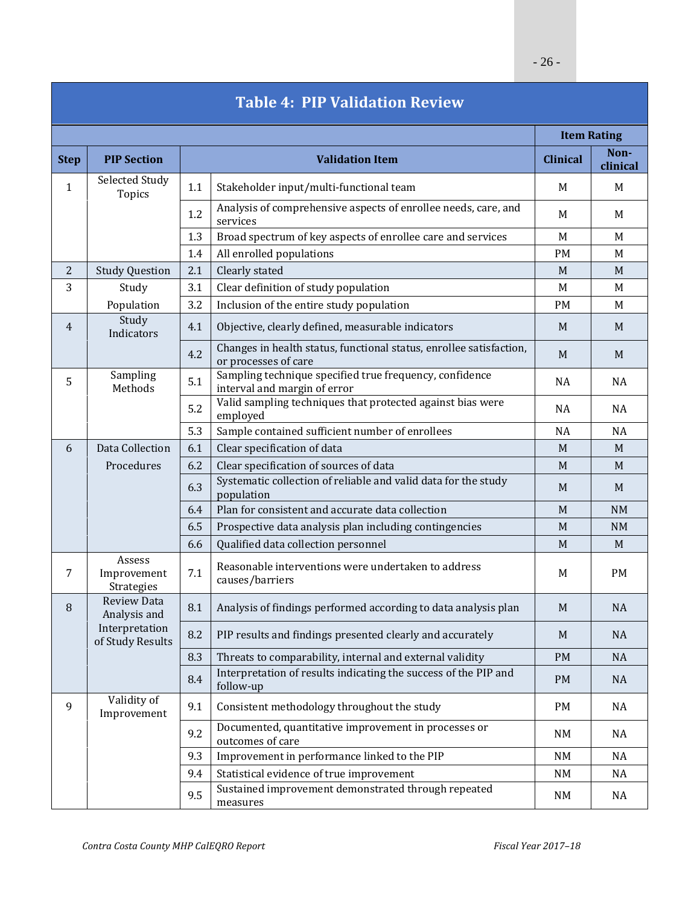## Table 4: PIP Validation Review

| Step | PIP Section | | Validation Item | Item Rating: Clinical | Item Rating: Non-clinical |
|---|---|---|---|---|---|
| 1 | Selected Study Topics | 1.1 | Stakeholder input/multi-functional team | M | M |
| | | 1.2 | Analysis of comprehensive aspects of enrollee needs, care, and services | M | M |
| | | 1.3 | Broad spectrum of key aspects of enrollee care and services | M | M |
| | | 1.4 | All enrolled populations | PM | M |
| 2 | Study Question | 2.1 | Clearly stated | M | M |
| 3 | Study Population | 3.1 | Clear definition of study population | M | M |
| | | 3.2 | Inclusion of the entire study population | PM | M |
| 4 | Study Indicators | 4.1 | Objective, clearly defined, measurable indicators | M | M |
| | | 4.2 | Changes in health status, functional status, enrollee satisfaction, or processes of care | M | M |
| 5 | Sampling Methods | 5.1 | Sampling technique specified true frequency, confidence interval and margin of error | NA | NA |
| | | 5.2 | Valid sampling techniques that protected against bias were employed | NA | NA |
| | | 5.3 | Sample contained sufficient number of enrollees | NA | NA |
| 6 | Data Collection Procedures | 6.1 | Clear specification of data | M | M |
| | | 6.2 | Clear specification of sources of data | M | M |
| | | 6.3 | Systematic collection of reliable and valid data for the study population | M | M |
| | | 6.4 | Plan for consistent and accurate data collection | M | NM |
| | | 6.5 | Prospective data analysis plan including contingencies | M | NM |
| | | 6.6 | Qualified data collection personnel | M | M |
| 7 | Assess Improvement Strategies | 7.1 | Reasonable interventions were undertaken to address causes/barriers | M | PM |
| 8 | Review Data Analysis and Interpretation of Study Results | 8.1 | Analysis of findings performed according to data analysis plan | M | NA |
| | | 8.2 | PIP results and findings presented clearly and accurately | M | NA |
| | | 8.3 | Threats to comparability, internal and external validity | PM | NA |
| | | 8.4 | Interpretation of results indicating the success of the PIP and follow-up | PM | NA |
| 9 | Validity of Improvement | 9.1 | Consistent methodology throughout the study | PM | NA |
| | | 9.2 | Documented, quantitative improvement in processes or outcomes of care | NM | NA |
| | | 9.3 | Improvement in performance linked to the PIP | NM | NA |
| | | 9.4 | Statistical evidence of true improvement | NM | NA |
| | | 9.5 | Sustained improvement demonstrated through repeated measures | NM | NA |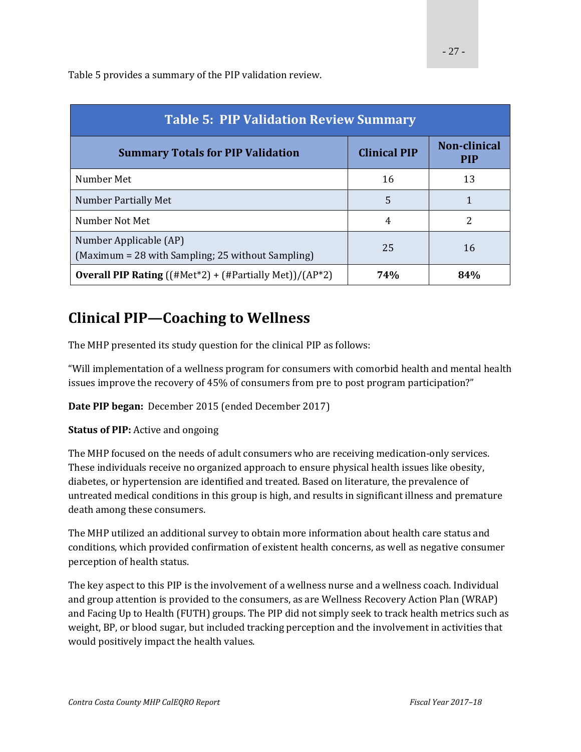Table 5 provides a summary of the PIP validation review.

| Table 5: PIP Validation Review Summary | | |
|---|---|---|
| **Summary Totals for PIP Validation** | **Clinical PIP** | **Non-clinical PIP** |
| Number Met | 16 | 13 |
| Number Partially Met | 5 | 1 |
| Number Not Met | 4 | 2 |
| Number Applicable (AP) (Maximum = 28 with Sampling; 25 without Sampling) | 25 | 16 |
| **Overall PIP Rating** ((#Met*2) + (#Partially Met))/(AP*2) | **74%** | **84%** |

## Clinical PIP—Coaching to Wellness

The MHP presented its study question for the clinical PIP as follows:

"Will implementation of a wellness program for consumers with comorbid health and mental health issues improve the recovery of 45% of consumers from pre to post program participation?"

**Date PIP began:** December 2015 (ended December 2017)

**Status of PIP:** Active and ongoing

The MHP focused on the needs of adult consumers who are receiving medication-only services. These individuals receive no organized approach to ensure physical health issues like obesity, diabetes, or hypertension are identified and treated. Based on literature, the prevalence of untreated medical conditions in this group is high, and results in significant illness and premature death among these consumers.

The MHP utilized an additional survey to obtain more information about health care status and conditions, which provided confirmation of existent health concerns, as well as negative consumer perception of health status.

The key aspect to this PIP is the involvement of a wellness nurse and a wellness coach. Individual and group attention is provided to the consumers, as are Wellness Recovery Action Plan (WRAP) and Facing Up to Health (FUTH) groups. The PIP did not simply seek to track health metrics such as weight, BP, or blood sugar, but included tracking perception and the involvement in activities that would positively impact the health values.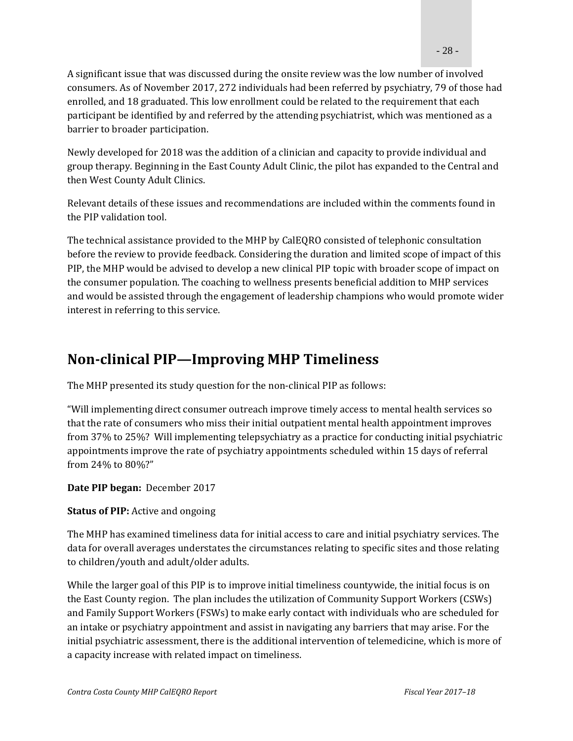A significant issue that was discussed during the onsite review was the low number of involved consumers. As of November 2017, 272 individuals had been referred by psychiatry, 79 of those had enrolled, and 18 graduated. This low enrollment could be related to the requirement that each participant be identified by and referred by the attending psychiatrist, which was mentioned as a barrier to broader participation.

Newly developed for 2018 was the addition of a clinician and capacity to provide individual and group therapy. Beginning in the East County Adult Clinic, the pilot has expanded to the Central and then West County Adult Clinics.

Relevant details of these issues and recommendations are included within the comments found in the PIP validation tool.

The technical assistance provided to the MHP by CalEQRO consisted of telephonic consultation before the review to provide feedback. Considering the duration and limited scope of impact of this PIP, the MHP would be advised to develop a new clinical PIP topic with broader scope of impact on the consumer population. The coaching to wellness presents beneficial addition to MHP services and would be assisted through the engagement of leadership champions who would promote wider interest in referring to this service.

## Non-clinical PIP—Improving MHP Timeliness

The MHP presented its study question for the non-clinical PIP as follows:

"Will implementing direct consumer outreach improve timely access to mental health services so that the rate of consumers who miss their initial outpatient mental health appointment improves from 37% to 25%? Will implementing telepsychiatry as a practice for conducting initial psychiatric appointments improve the rate of psychiatry appointments scheduled within 15 days of referral from 24% to 80%?"

**Date PIP began:** December 2017

**Status of PIP:** Active and ongoing

The MHP has examined timeliness data for initial access to care and initial psychiatry services. The data for overall averages understates the circumstances relating to specific sites and those relating to children/youth and adult/older adults.

While the larger goal of this PIP is to improve initial timeliness countywide, the initial focus is on the East County region. The plan includes the utilization of Community Support Workers (CSWs) and Family Support Workers (FSWs) to make early contact with individuals who are scheduled for an intake or psychiatry appointment and assist in navigating any barriers that may arise. For the initial psychiatric assessment, there is the additional intervention of telemedicine, which is more of a capacity increase with related impact on timeliness.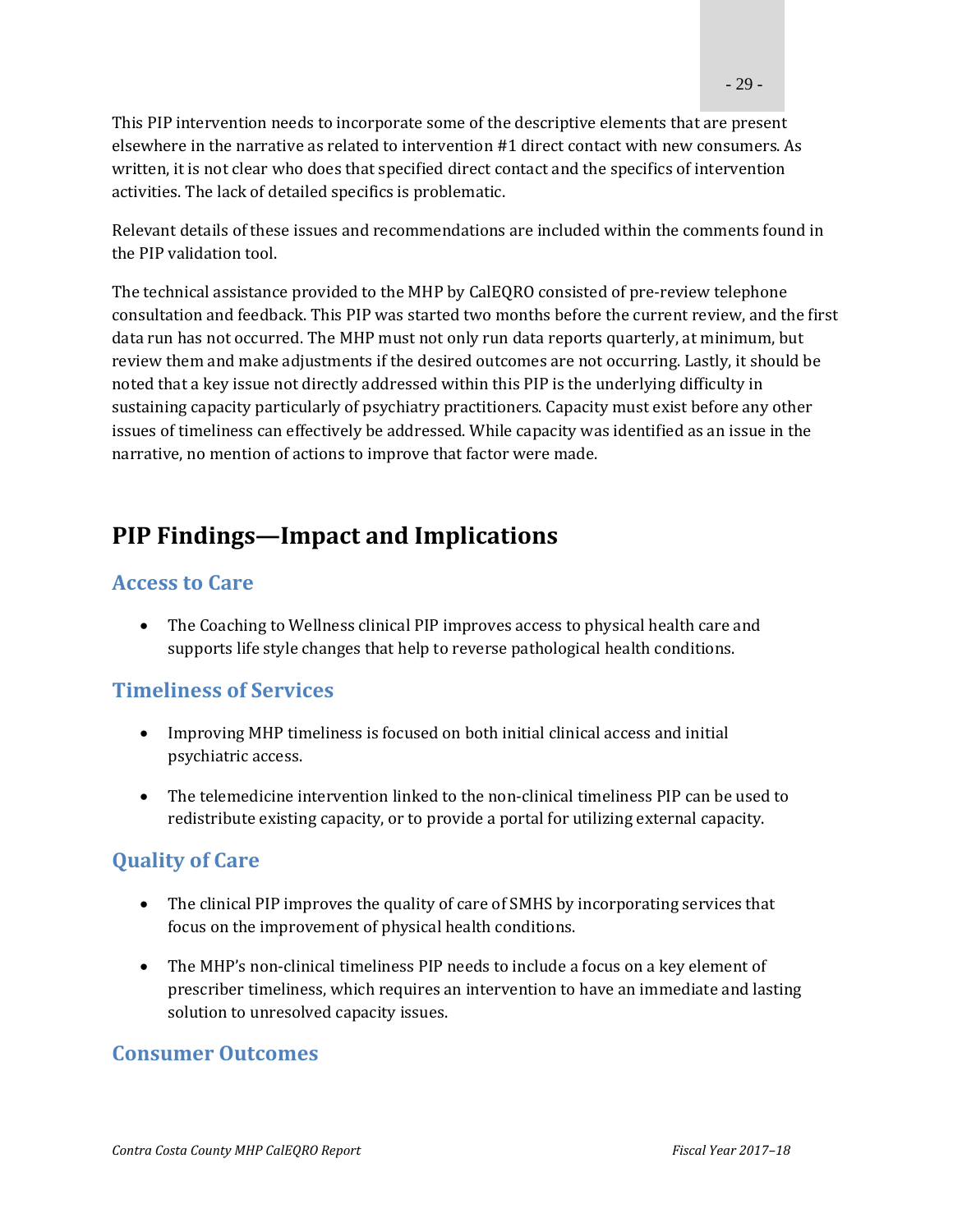This PIP intervention needs to incorporate some of the descriptive elements that are present elsewhere in the narrative as related to intervention #1 direct contact with new consumers. As written, it is not clear who does that specified direct contact and the specifics of intervention activities. The lack of detailed specifics is problematic.

Relevant details of these issues and recommendations are included within the comments found in the PIP validation tool.

The technical assistance provided to the MHP by CalEQRO consisted of pre-review telephone consultation and feedback. This PIP was started two months before the current review, and the first data run has not occurred. The MHP must not only run data reports quarterly, at minimum, but review them and make adjustments if the desired outcomes are not occurring. Lastly, it should be noted that a key issue not directly addressed within this PIP is the underlying difficulty in sustaining capacity particularly of psychiatry practitioners. Capacity must exist before any other issues of timeliness can effectively be addressed. While capacity was identified as an issue in the narrative, no mention of actions to improve that factor were made.

## PIP Findings—Impact and Implications

### Access to Care

- The Coaching to Wellness clinical PIP improves access to physical health care and supports life style changes that help to reverse pathological health conditions.

### Timeliness of Services

- Improving MHP timeliness is focused on both initial clinical access and initial psychiatric access.
- The telemedicine intervention linked to the non-clinical timeliness PIP can be used to redistribute existing capacity, or to provide a portal for utilizing external capacity.

### Quality of Care

- The clinical PIP improves the quality of care of SMHS by incorporating services that focus on the improvement of physical health conditions.
- The MHP's non-clinical timeliness PIP needs to include a focus on a key element of prescriber timeliness, which requires an intervention to have an immediate and lasting solution to unresolved capacity issues.

### Consumer Outcomes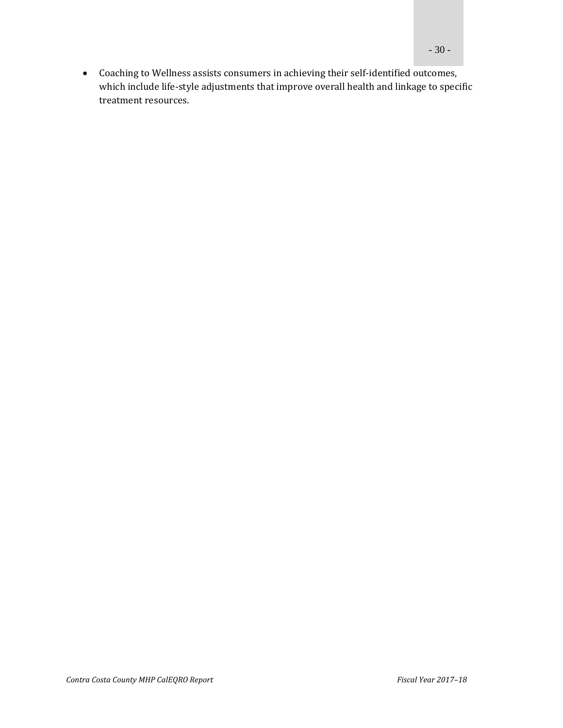- Coaching to Wellness assists consumers in achieving their self-identified outcomes, which include life-style adjustments that improve overall health and linkage to specific treatment resources.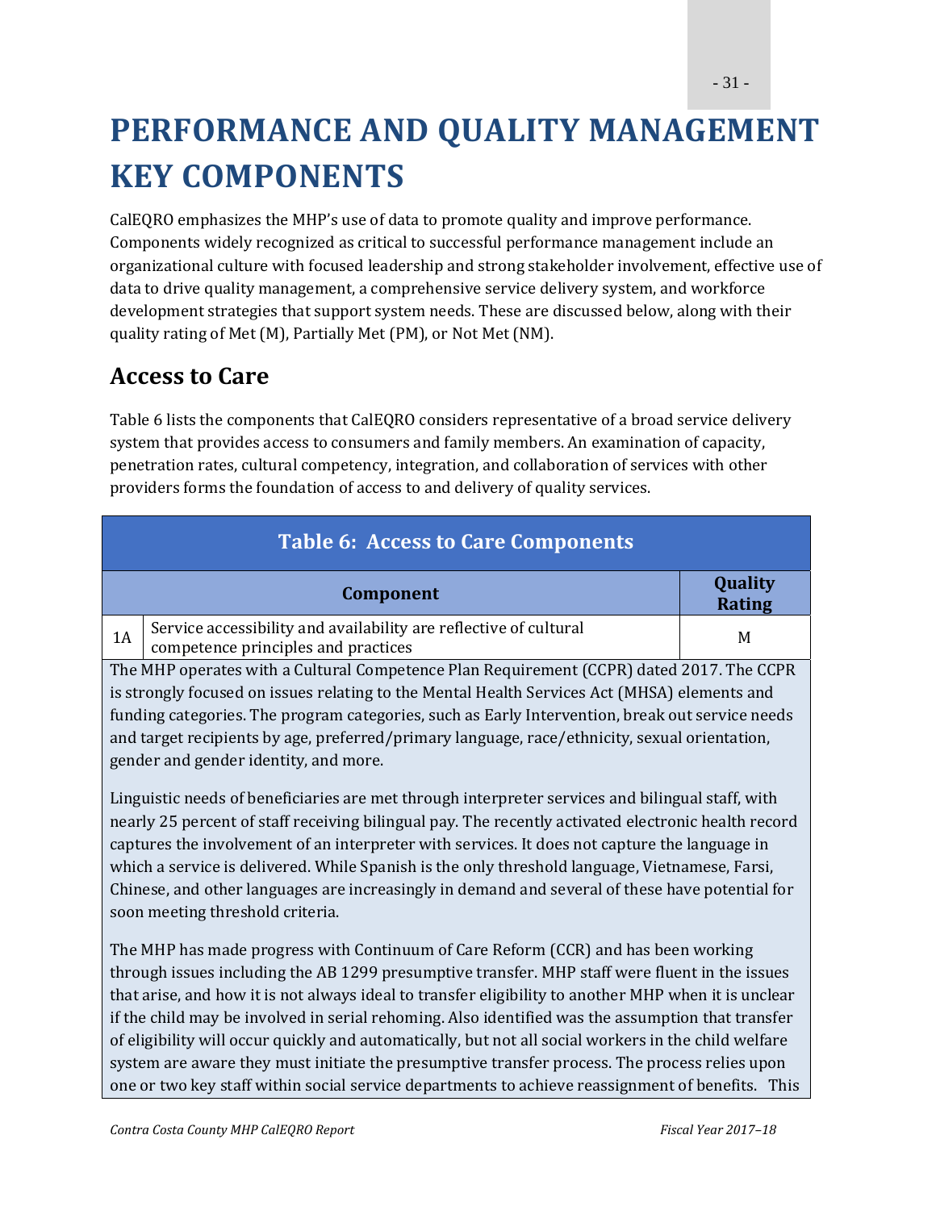# PERFORMANCE AND QUALITY MANAGEMENT KEY COMPONENTS

CalEQRO emphasizes the MHP's use of data to promote quality and improve performance. Components widely recognized as critical to successful performance management include an organizational culture with focused leadership and strong stakeholder involvement, effective use of data to drive quality management, a comprehensive service delivery system, and workforce development strategies that support system needs. These are discussed below, along with their quality rating of Met (M), Partially Met (PM), or Not Met (NM).

## Access to Care

Table 6 lists the components that CalEQRO considers representative of a broad service delivery system that provides access to consumers and family members. An examination of capacity, penetration rates, cultural competency, integration, and collaboration of services with other providers forms the foundation of access to and delivery of quality services.

**Table 6: Access to Care Components**

| | Component | Quality Rating |
|---|---|---|
| 1A | Service accessibility and availability are reflective of cultural competence principles and practices | M |

The MHP operates with a Cultural Competence Plan Requirement (CCPR) dated 2017. The CCPR is strongly focused on issues relating to the Mental Health Services Act (MHSA) elements and funding categories. The program categories, such as Early Intervention, break out service needs and target recipients by age, preferred/primary language, race/ethnicity, sexual orientation, gender and gender identity, and more.

Linguistic needs of beneficiaries are met through interpreter services and bilingual staff, with nearly 25 percent of staff receiving bilingual pay. The recently activated electronic health record captures the involvement of an interpreter with services. It does not capture the language in which a service is delivered. While Spanish is the only threshold language, Vietnamese, Farsi, Chinese, and other languages are increasingly in demand and several of these have potential for soon meeting threshold criteria.

The MHP has made progress with Continuum of Care Reform (CCR) and has been working through issues including the AB 1299 presumptive transfer. MHP staff were fluent in the issues that arise, and how it is not always ideal to transfer eligibility to another MHP when it is unclear if the child may be involved in serial rehoming. Also identified was the assumption that transfer of eligibility will occur quickly and automatically, but not all social workers in the child welfare system are aware they must initiate the presumptive transfer process. The process relies upon one or two key staff within social service departments to achieve reassignment of benefits. This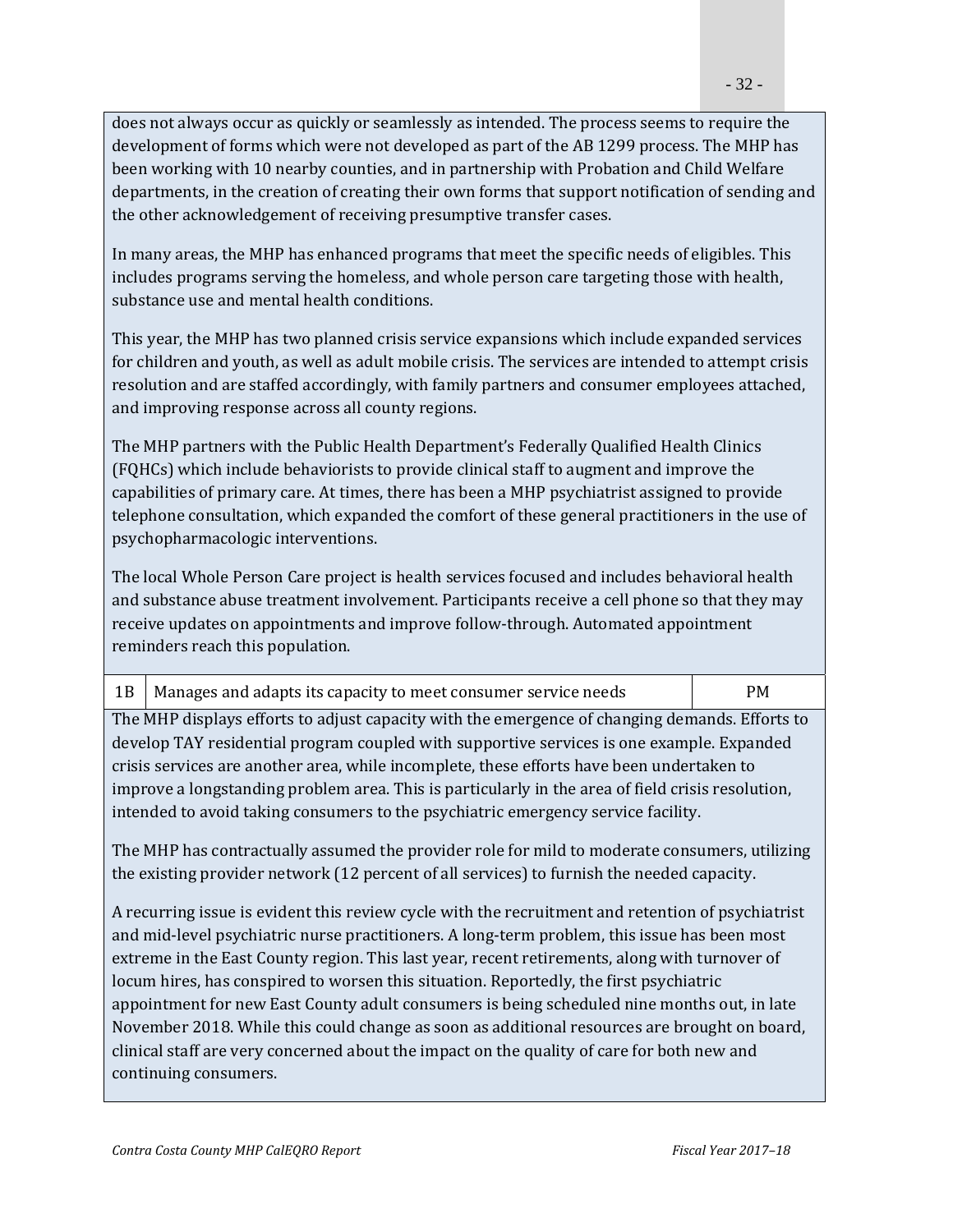does not always occur as quickly or seamlessly as intended. The process seems to require the development of forms which were not developed as part of the AB 1299 process. The MHP has been working with 10 nearby counties, and in partnership with Probation and Child Welfare departments, in the creation of creating their own forms that support notification of sending and the other acknowledgement of receiving presumptive transfer cases.

In many areas, the MHP has enhanced programs that meet the specific needs of eligibles. This includes programs serving the homeless, and whole person care targeting those with health, substance use and mental health conditions.

This year, the MHP has two planned crisis service expansions which include expanded services for children and youth, as well as adult mobile crisis. The services are intended to attempt crisis resolution and are staffed accordingly, with family partners and consumer employees attached, and improving response across all county regions.

The MHP partners with the Public Health Department's Federally Qualified Health Clinics (FQHCs) which include behaviorists to provide clinical staff to augment and improve the capabilities of primary care. At times, there has been a MHP psychiatrist assigned to provide telephone consultation, which expanded the comfort of these general practitioners in the use of psychopharmacologic interventions.

The local Whole Person Care project is health services focused and includes behavioral health and substance abuse treatment involvement. Participants receive a cell phone so that they may receive updates on appointments and improve follow-through. Automated appointment reminders reach this population.

| 1B | Manages and adapts its capacity to meet consumer service needs | PM |
|---|---|---|

The MHP displays efforts to adjust capacity with the emergence of changing demands. Efforts to develop TAY residential program coupled with supportive services is one example. Expanded crisis services are another area, while incomplete, these efforts have been undertaken to improve a longstanding problem area. This is particularly in the area of field crisis resolution, intended to avoid taking consumers to the psychiatric emergency service facility.

The MHP has contractually assumed the provider role for mild to moderate consumers, utilizing the existing provider network (12 percent of all services) to furnish the needed capacity.

A recurring issue is evident this review cycle with the recruitment and retention of psychiatrist and mid-level psychiatric nurse practitioners. A long-term problem, this issue has been most extreme in the East County region. This last year, recent retirements, along with turnover of locum hires, has conspired to worsen this situation. Reportedly, the first psychiatric appointment for new East County adult consumers is being scheduled nine months out, in late November 2018. While this could change as soon as additional resources are brought on board, clinical staff are very concerned about the impact on the quality of care for both new and continuing consumers.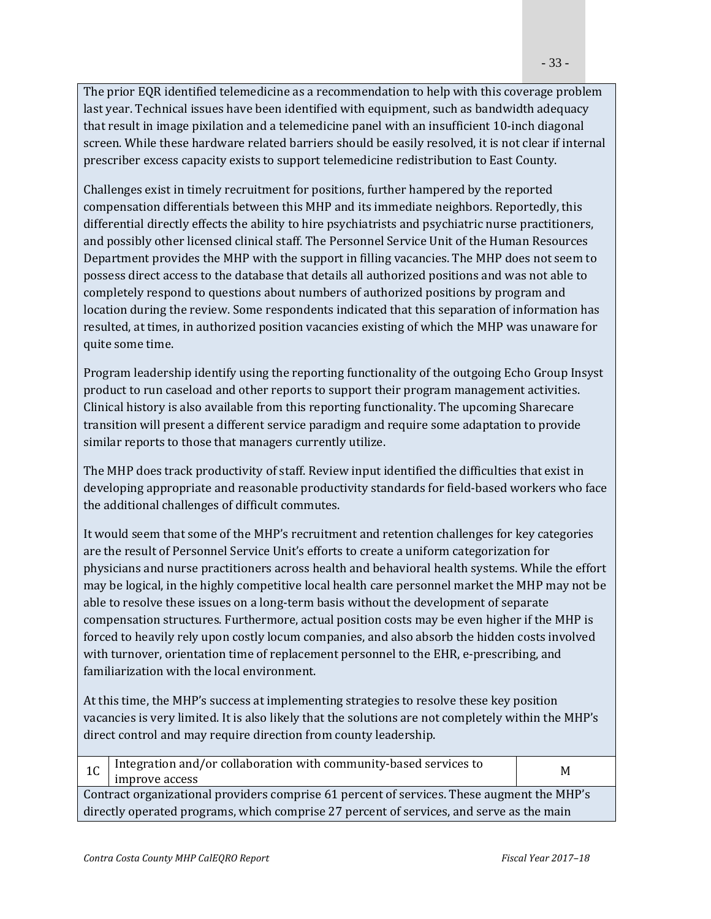The prior EQR identified telemedicine as a recommendation to help with this coverage problem last year. Technical issues have been identified with equipment, such as bandwidth adequacy that result in image pixilation and a telemedicine panel with an insufficient 10-inch diagonal screen. While these hardware related barriers should be easily resolved, it is not clear if internal prescriber excess capacity exists to support telemedicine redistribution to East County.

Challenges exist in timely recruitment for positions, further hampered by the reported compensation differentials between this MHP and its immediate neighbors. Reportedly, this differential directly effects the ability to hire psychiatrists and psychiatric nurse practitioners, and possibly other licensed clinical staff. The Personnel Service Unit of the Human Resources Department provides the MHP with the support in filling vacancies. The MHP does not seem to possess direct access to the database that details all authorized positions and was not able to completely respond to questions about numbers of authorized positions by program and location during the review. Some respondents indicated that this separation of information has resulted, at times, in authorized position vacancies existing of which the MHP was unaware for quite some time.

Program leadership identify using the reporting functionality of the outgoing Echo Group Insyst product to run caseload and other reports to support their program management activities. Clinical history is also available from this reporting functionality. The upcoming Sharecare transition will present a different service paradigm and require some adaptation to provide similar reports to those that managers currently utilize.

The MHP does track productivity of staff. Review input identified the difficulties that exist in developing appropriate and reasonable productivity standards for field-based workers who face the additional challenges of difficult commutes.

It would seem that some of the MHP's recruitment and retention challenges for key categories are the result of Personnel Service Unit's efforts to create a uniform categorization for physicians and nurse practitioners across health and behavioral health systems. While the effort may be logical, in the highly competitive local health care personnel market the MHP may not be able to resolve these issues on a long-term basis without the development of separate compensation structures. Furthermore, actual position costs may be even higher if the MHP is forced to heavily rely upon costly locum companies, and also absorb the hidden costs involved with turnover, orientation time of replacement personnel to the EHR, e-prescribing, and familiarization with the local environment.

At this time, the MHP's success at implementing strategies to resolve these key position vacancies is very limited. It is also likely that the solutions are not completely within the MHP's direct control and may require direction from county leadership.

| 1C | Integration and/or collaboration with community-based services to improve access | M |
|---|---|---|

Contract organizational providers comprise 61 percent of services. These augment the MHP's directly operated programs, which comprise 27 percent of services, and serve as the main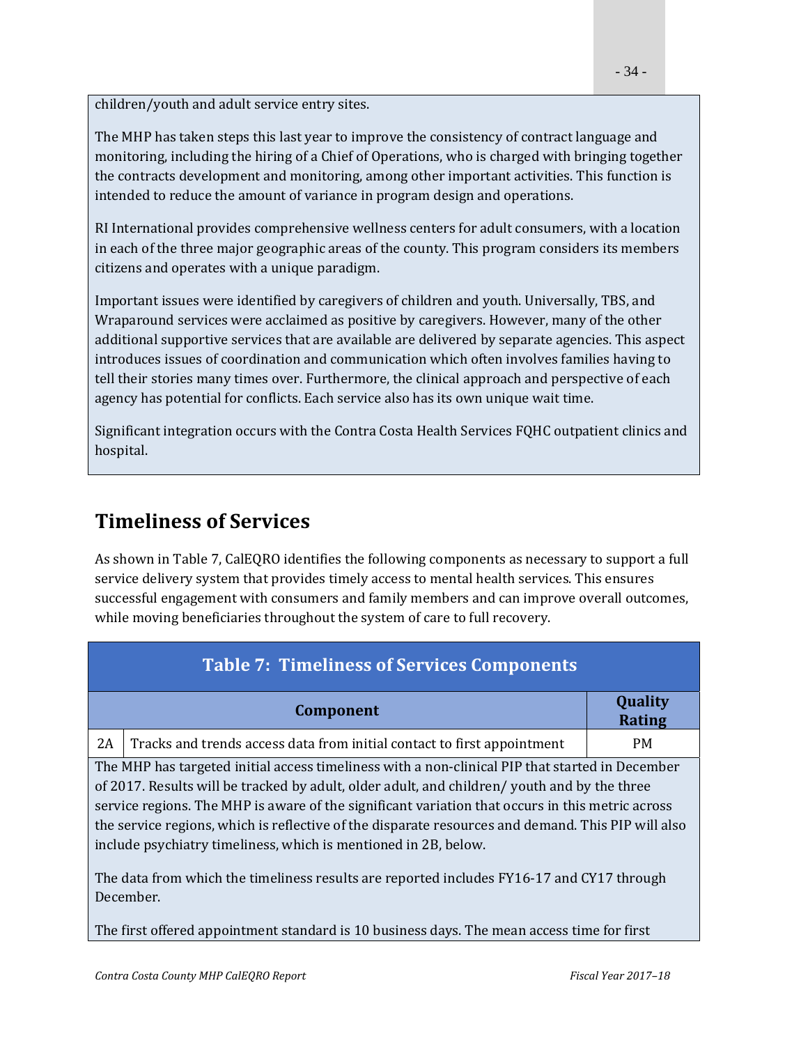children/youth and adult service entry sites.

The MHP has taken steps this last year to improve the consistency of contract language and monitoring, including the hiring of a Chief of Operations, who is charged with bringing together the contracts development and monitoring, among other important activities. This function is intended to reduce the amount of variance in program design and operations.

RI International provides comprehensive wellness centers for adult consumers, with a location in each of the three major geographic areas of the county. This program considers its members citizens and operates with a unique paradigm.

Important issues were identified by caregivers of children and youth. Universally, TBS, and Wraparound services were acclaimed as positive by caregivers. However, many of the other additional supportive services that are available are delivered by separate agencies. This aspect introduces issues of coordination and communication which often involves families having to tell their stories many times over. Furthermore, the clinical approach and perspective of each agency has potential for conflicts. Each service also has its own unique wait time.

Significant integration occurs with the Contra Costa Health Services FQHC outpatient clinics and hospital.

## Timeliness of Services

As shown in Table 7, CalEQRO identifies the following components as necessary to support a full service delivery system that provides timely access to mental health services. This ensures successful engagement with consumers and family members and can improve overall outcomes, while moving beneficiaries throughout the system of care to full recovery.

**Table 7: Timeliness of Services Components**

| | Component | Quality Rating |
|---|---|---|
| 2A | Tracks and trends access data from initial contact to first appointment | PM |

The MHP has targeted initial access timeliness with a non-clinical PIP that started in December of 2017. Results will be tracked by adult, older adult, and children/ youth and by the three service regions. The MHP is aware of the significant variation that occurs in this metric across the service regions, which is reflective of the disparate resources and demand. This PIP will also include psychiatry timeliness, which is mentioned in 2B, below.

The data from which the timeliness results are reported includes FY16-17 and CY17 through December.

The first offered appointment standard is 10 business days. The mean access time for first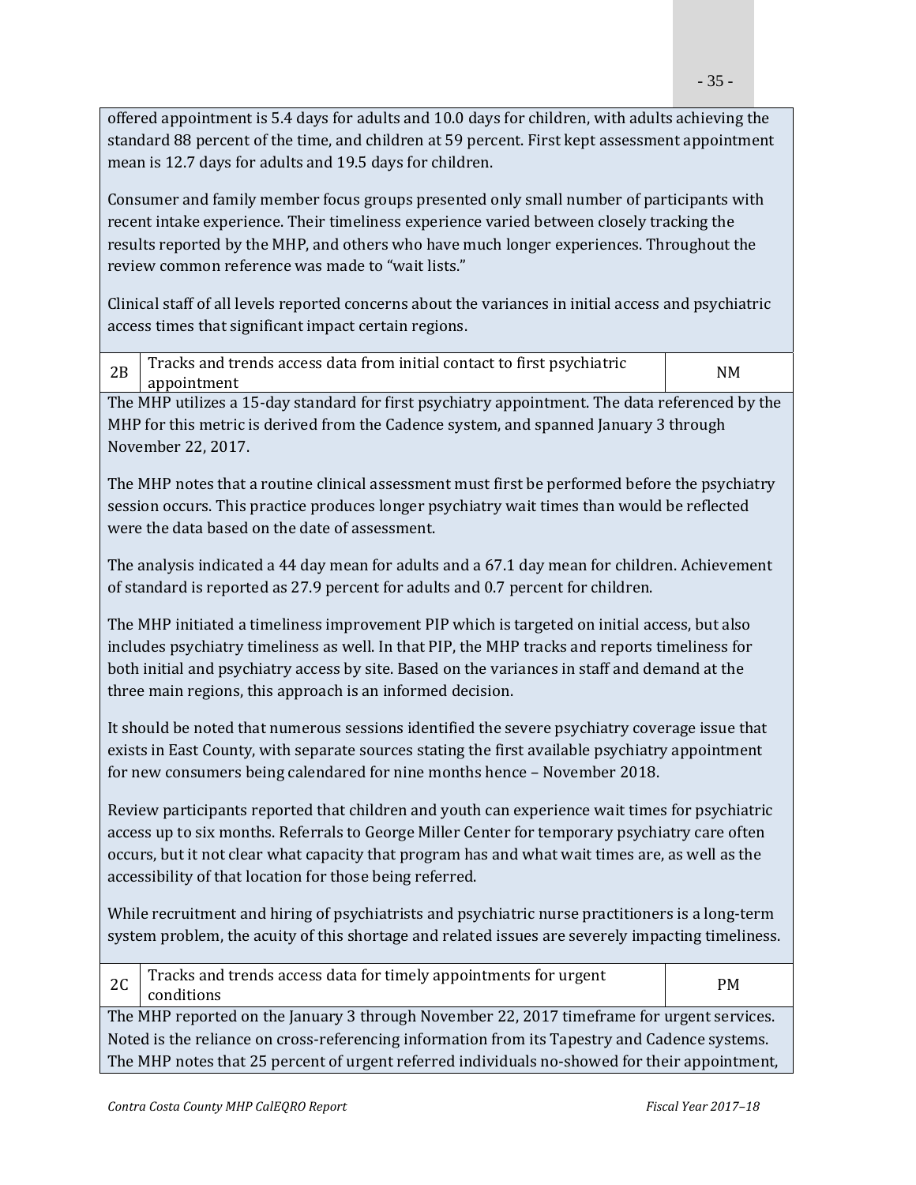offered appointment is 5.4 days for adults and 10.0 days for children, with adults achieving the standard 88 percent of the time, and children at 59 percent. First kept assessment appointment mean is 12.7 days for adults and 19.5 days for children.

Consumer and family member focus groups presented only small number of participants with recent intake experience. Their timeliness experience varied between closely tracking the results reported by the MHP, and others who have much longer experiences. Throughout the review common reference was made to "wait lists."

Clinical staff of all levels reported concerns about the variances in initial access and psychiatric access times that significant impact certain regions.

| 2B | Tracks and trends access data from initial contact to first psychiatric appointment | NM |
|---|---|---|

The MHP utilizes a 15-day standard for first psychiatry appointment. The data referenced by the MHP for this metric is derived from the Cadence system, and spanned January 3 through November 22, 2017.

The MHP notes that a routine clinical assessment must first be performed before the psychiatry session occurs. This practice produces longer psychiatry wait times than would be reflected were the data based on the date of assessment.

The analysis indicated a 44 day mean for adults and a 67.1 day mean for children. Achievement of standard is reported as 27.9 percent for adults and 0.7 percent for children.

The MHP initiated a timeliness improvement PIP which is targeted on initial access, but also includes psychiatry timeliness as well. In that PIP, the MHP tracks and reports timeliness for both initial and psychiatry access by site. Based on the variances in staff and demand at the three main regions, this approach is an informed decision.

It should be noted that numerous sessions identified the severe psychiatry coverage issue that exists in East County, with separate sources stating the first available psychiatry appointment for new consumers being calendared for nine months hence – November 2018.

Review participants reported that children and youth can experience wait times for psychiatric access up to six months. Referrals to George Miller Center for temporary psychiatry care often occurs, but it not clear what capacity that program has and what wait times are, as well as the accessibility of that location for those being referred.

While recruitment and hiring of psychiatrists and psychiatric nurse practitioners is a long-term system problem, the acuity of this shortage and related issues are severely impacting timeliness.

| 2C | Tracks and trends access data for timely appointments for urgent conditions | PM |
|---|---|---|

The MHP reported on the January 3 through November 22, 2017 timeframe for urgent services. Noted is the reliance on cross-referencing information from its Tapestry and Cadence systems. The MHP notes that 25 percent of urgent referred individuals no-showed for their appointment,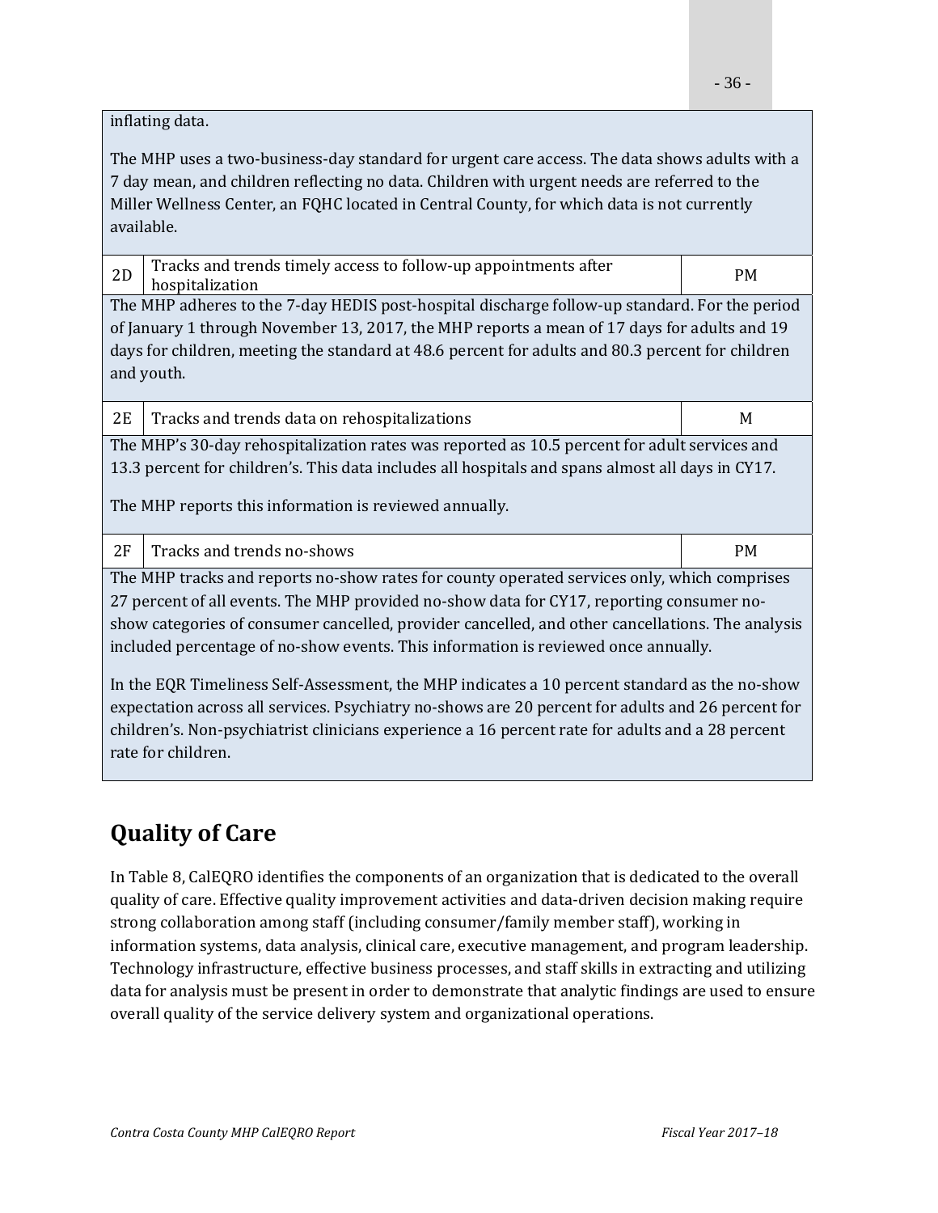| | | |
|---|---|---|
| inflating data.<br><br>The MHP uses a two-business-day standard for urgent care access. The data shows adults with a 7 day mean, and children reflecting no data. Children with urgent needs are referred to the Miller Wellness Center, an FQHC located in Central County, for which data is not currently available. | | |
| 2D | Tracks and trends timely access to follow-up appointments after hospitalization | PM |
| The MHP adheres to the 7-day HEDIS post-hospital discharge follow-up standard. For the period of January 1 through November 13, 2017, the MHP reports a mean of 17 days for adults and 19 days for children, meeting the standard at 48.6 percent for adults and 80.3 percent for children and youth. | | |
| 2E | Tracks and trends data on rehospitalizations | M |
| The MHP's 30-day rehospitalization rates was reported as 10.5 percent for adult services and 13.3 percent for children's. This data includes all hospitals and spans almost all days in CY17.<br><br>The MHP reports this information is reviewed annually. | | |
| 2F | Tracks and trends no-shows | PM |
| The MHP tracks and reports no-show rates for county operated services only, which comprises 27 percent of all events. The MHP provided no-show data for CY17, reporting consumer no-show categories of consumer cancelled, provider cancelled, and other cancellations. The analysis included percentage of no-show events. This information is reviewed once annually.<br><br>In the EQR Timeliness Self-Assessment, the MHP indicates a 10 percent standard as the no-show expectation across all services. Psychiatry no-shows are 20 percent for adults and 26 percent for children's. Non-psychiatrist clinicians experience a 16 percent rate for adults and a 28 percent rate for children. | | |

## Quality of Care

In Table 8, CalEQRO identifies the components of an organization that is dedicated to the overall quality of care. Effective quality improvement activities and data-driven decision making require strong collaboration among staff (including consumer/family member staff), working in information systems, data analysis, clinical care, executive management, and program leadership. Technology infrastructure, effective business processes, and staff skills in extracting and utilizing data for analysis must be present in order to demonstrate that analytic findings are used to ensure overall quality of the service delivery system and organizational operations.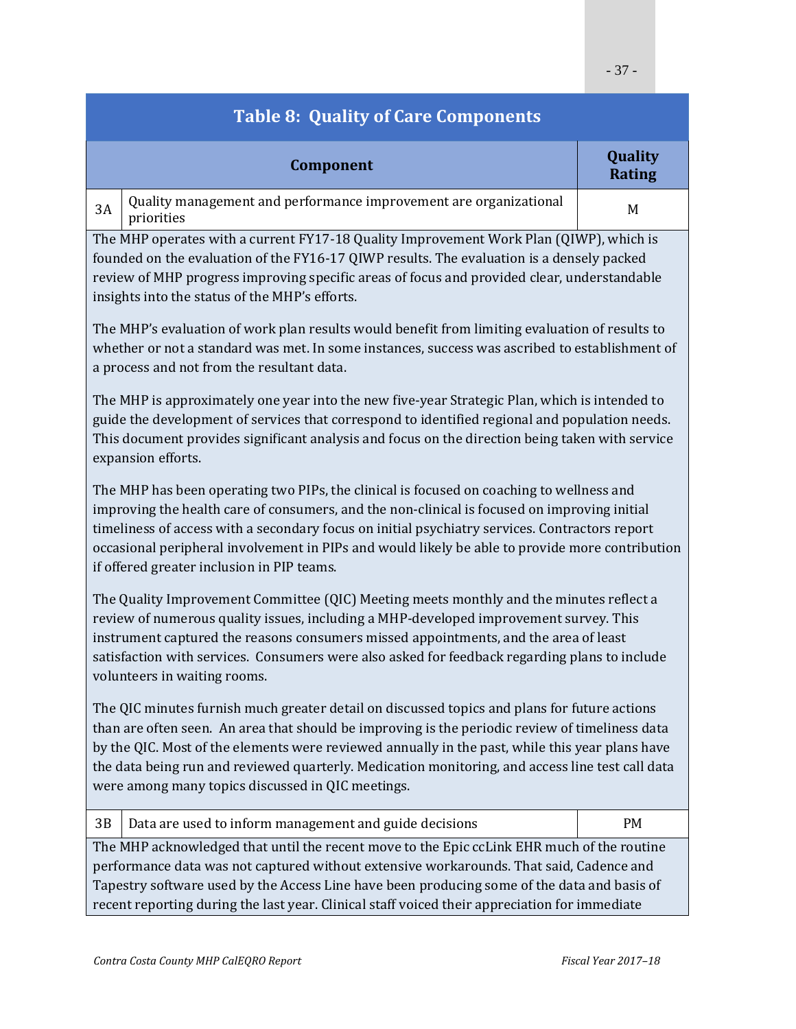## Table 8: Quality of Care Components

| | Component | Quality Rating |
|---|---|---|
| 3A | Quality management and performance improvement are organizational priorities | M |

The MHP operates with a current FY17-18 Quality Improvement Work Plan (QIWP), which is founded on the evaluation of the FY16-17 QIWP results. The evaluation is a densely packed review of MHP progress improving specific areas of focus and provided clear, understandable insights into the status of the MHP's efforts.

The MHP's evaluation of work plan results would benefit from limiting evaluation of results to whether or not a standard was met. In some instances, success was ascribed to establishment of a process and not from the resultant data.

The MHP is approximately one year into the new five-year Strategic Plan, which is intended to guide the development of services that correspond to identified regional and population needs. This document provides significant analysis and focus on the direction being taken with service expansion efforts.

The MHP has been operating two PIPs, the clinical is focused on coaching to wellness and improving the health care of consumers, and the non-clinical is focused on improving initial timeliness of access with a secondary focus on initial psychiatry services. Contractors report occasional peripheral involvement in PIPs and would likely be able to provide more contribution if offered greater inclusion in PIP teams.

The Quality Improvement Committee (QIC) Meeting meets monthly and the minutes reflect a review of numerous quality issues, including a MHP-developed improvement survey. This instrument captured the reasons consumers missed appointments, and the area of least satisfaction with services. Consumers were also asked for feedback regarding plans to include volunteers in waiting rooms.

The QIC minutes furnish much greater detail on discussed topics and plans for future actions than are often seen. An area that should be improving is the periodic review of timeliness data by the QIC. Most of the elements were reviewed annually in the past, while this year plans have the data being run and reviewed quarterly. Medication monitoring, and access line test call data were among many topics discussed in QIC meetings.

| | Component | Quality Rating |
|---|---|---|
| 3B | Data are used to inform management and guide decisions | PM |

The MHP acknowledged that until the recent move to the Epic ccLink EHR much of the routine performance data was not captured without extensive workarounds. That said, Cadence and Tapestry software used by the Access Line have been producing some of the data and basis of recent reporting during the last year. Clinical staff voiced their appreciation for immediate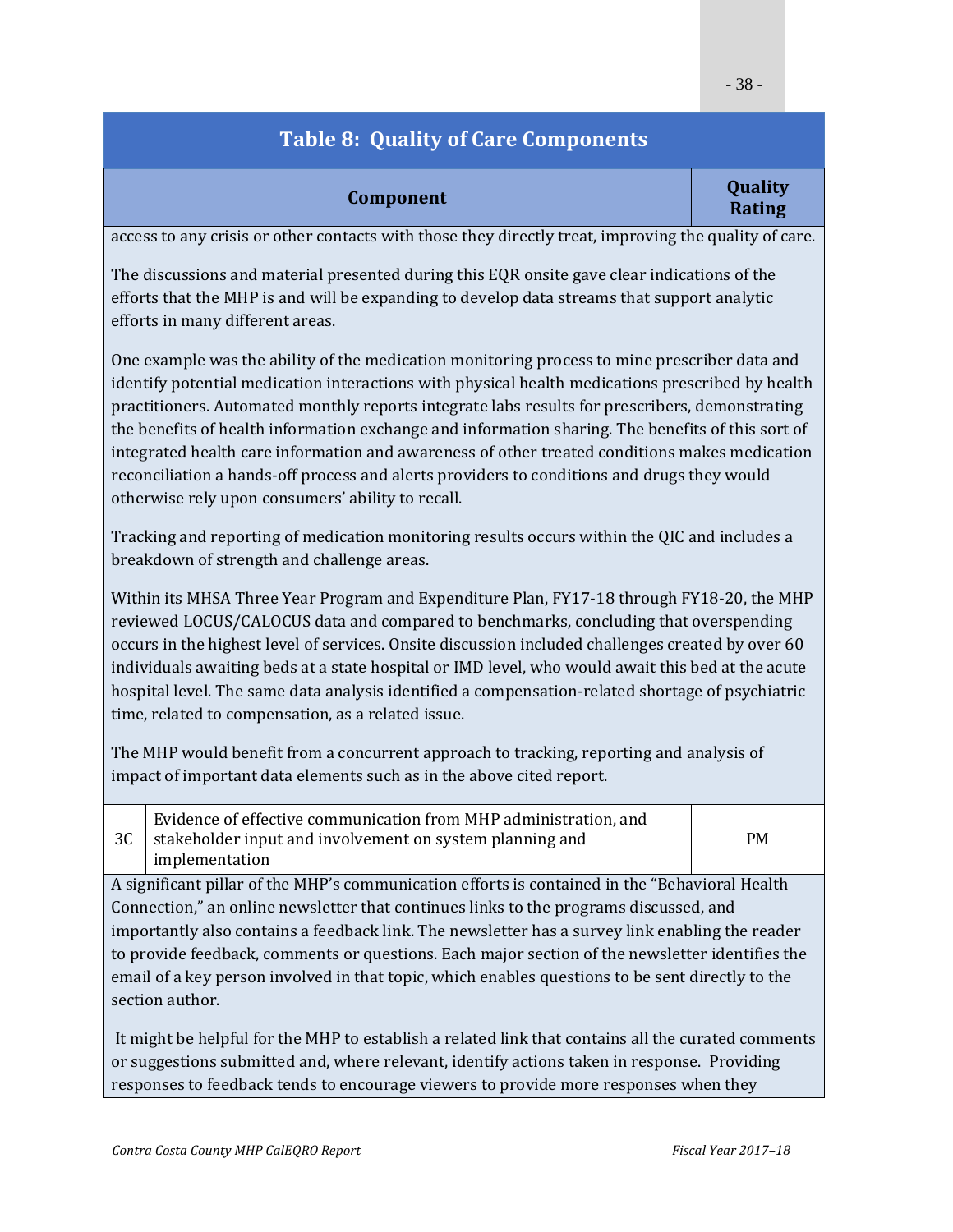## Table 8: Quality of Care Components

| | Component | Quality Rating |
|---|---|---|

access to any crisis or other contacts with those they directly treat, improving the quality of care.

The discussions and material presented during this EQR onsite gave clear indications of the efforts that the MHP is and will be expanding to develop data streams that support analytic efforts in many different areas.

One example was the ability of the medication monitoring process to mine prescriber data and identify potential medication interactions with physical health medications prescribed by health practitioners. Automated monthly reports integrate labs results for prescribers, demonstrating the benefits of health information exchange and information sharing. The benefits of this sort of integrated health care information and awareness of other treated conditions makes medication reconciliation a hands-off process and alerts providers to conditions and drugs they would otherwise rely upon consumers' ability to recall.

Tracking and reporting of medication monitoring results occurs within the QIC and includes a breakdown of strength and challenge areas.

Within its MHSA Three Year Program and Expenditure Plan, FY17-18 through FY18-20, the MHP reviewed LOCUS/CALOCUS data and compared to benchmarks, concluding that overspending occurs in the highest level of services. Onsite discussion included challenges created by over 60 individuals awaiting beds at a state hospital or IMD level, who would await this bed at the acute hospital level. The same data analysis identified a compensation-related shortage of psychiatric time, related to compensation, as a related issue.

The MHP would benefit from a concurrent approach to tracking, reporting and analysis of impact of important data elements such as in the above cited report.

| | | |
|---|---|---|
| 3C | Evidence of effective communication from MHP administration, and stakeholder input and involvement on system planning and implementation | PM |

A significant pillar of the MHP's communication efforts is contained in the "Behavioral Health Connection," an online newsletter that continues links to the programs discussed, and importantly also contains a feedback link. The newsletter has a survey link enabling the reader to provide feedback, comments or questions. Each major section of the newsletter identifies the email of a key person involved in that topic, which enables questions to be sent directly to the section author.

It might be helpful for the MHP to establish a related link that contains all the curated comments or suggestions submitted and, where relevant, identify actions taken in response. Providing responses to feedback tends to encourage viewers to provide more responses when they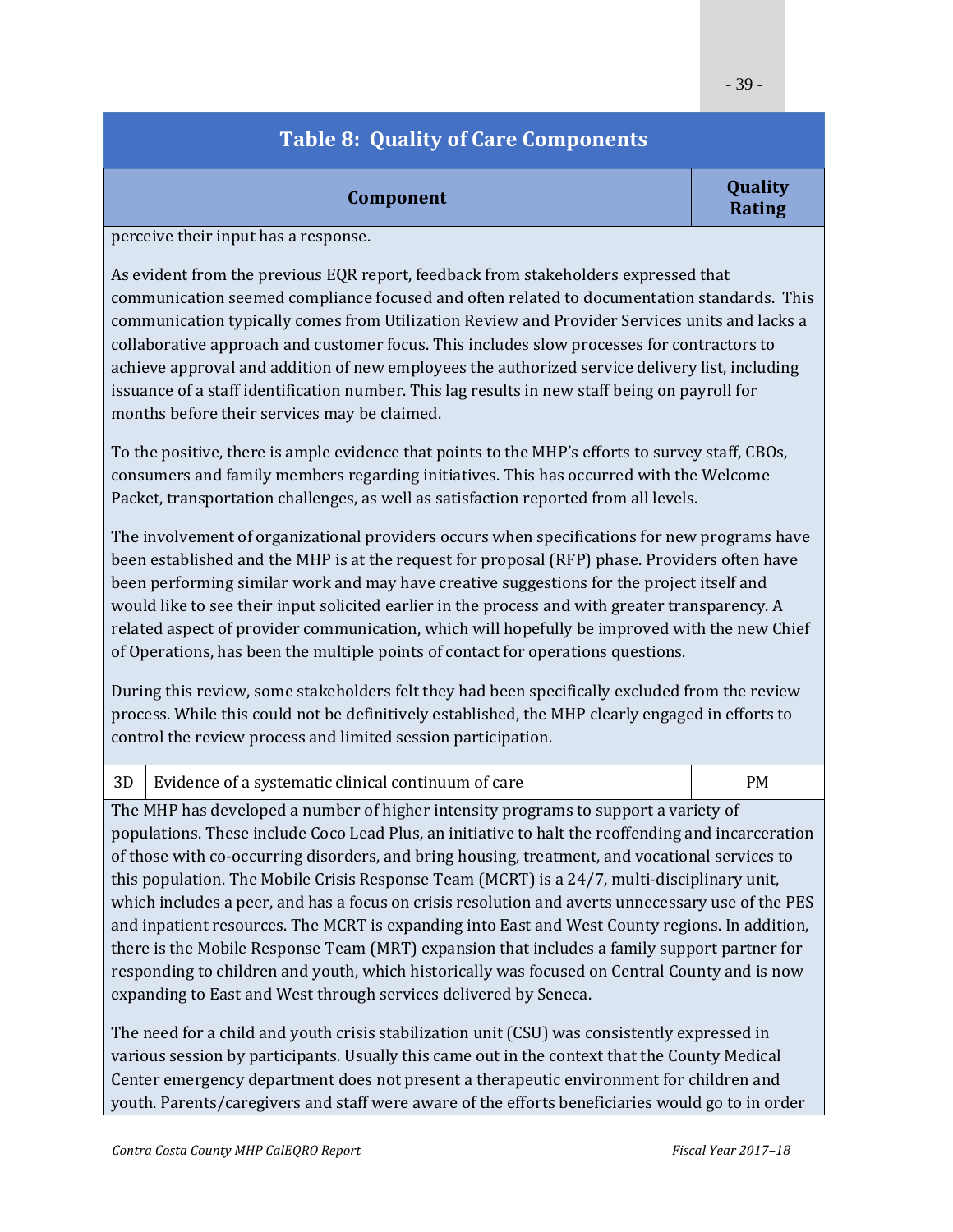## Table 8: Quality of Care Components

| | Component | Quality Rating |
|---|---|---|

perceive their input has a response.

As evident from the previous EQR report, feedback from stakeholders expressed that communication seemed compliance focused and often related to documentation standards. This communication typically comes from Utilization Review and Provider Services units and lacks a collaborative approach and customer focus. This includes slow processes for contractors to achieve approval and addition of new employees the authorized service delivery list, including issuance of a staff identification number. This lag results in new staff being on payroll for months before their services may be claimed.

To the positive, there is ample evidence that points to the MHP's efforts to survey staff, CBOs, consumers and family members regarding initiatives. This has occurred with the Welcome Packet, transportation challenges, as well as satisfaction reported from all levels.

The involvement of organizational providers occurs when specifications for new programs have been established and the MHP is at the request for proposal (RFP) phase. Providers often have been performing similar work and may have creative suggestions for the project itself and would like to see their input solicited earlier in the process and with greater transparency. A related aspect of provider communication, which will hopefully be improved with the new Chief of Operations, has been the multiple points of contact for operations questions.

During this review, some stakeholders felt they had been specifically excluded from the review process. While this could not be definitively established, the MHP clearly engaged in efforts to control the review process and limited session participation.

| 3D | Evidence of a systematic clinical continuum of care | PM |
|---|---|---|

The MHP has developed a number of higher intensity programs to support a variety of populations. These include Coco Lead Plus, an initiative to halt the reoffending and incarceration of those with co-occurring disorders, and bring housing, treatment, and vocational services to this population. The Mobile Crisis Response Team (MCRT) is a 24/7, multi-disciplinary unit, which includes a peer, and has a focus on crisis resolution and averts unnecessary use of the PES and inpatient resources. The MCRT is expanding into East and West County regions. In addition, there is the Mobile Response Team (MRT) expansion that includes a family support partner for responding to children and youth, which historically was focused on Central County and is now expanding to East and West through services delivered by Seneca.

The need for a child and youth crisis stabilization unit (CSU) was consistently expressed in various session by participants. Usually this came out in the context that the County Medical Center emergency department does not present a therapeutic environment for children and youth. Parents/caregivers and staff were aware of the efforts beneficiaries would go to in order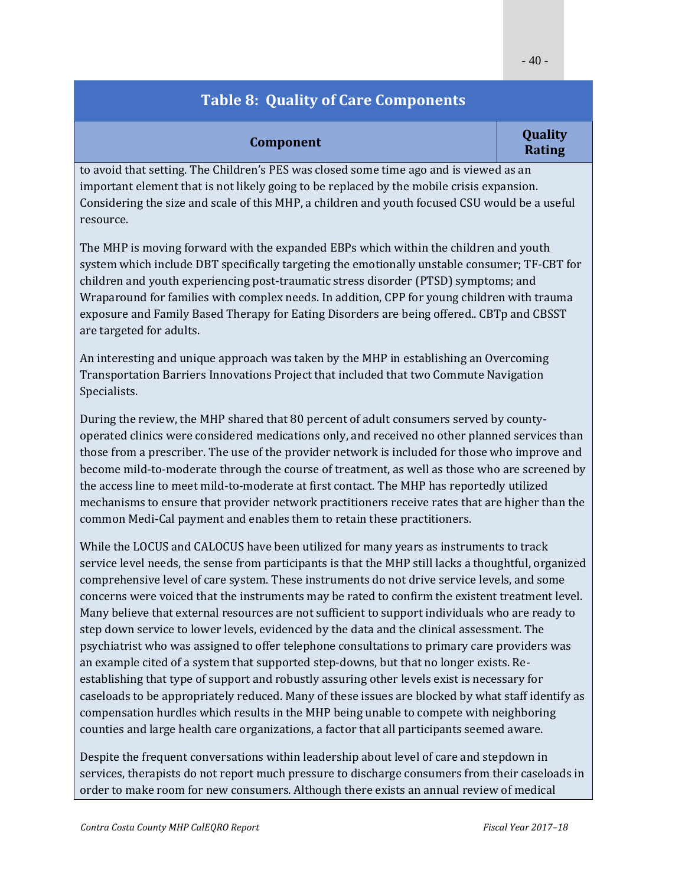## Table 8: Quality of Care Components

| Component | Quality Rating |
|---|---|
| to avoid that setting. The Children's PES was closed some time ago and is viewed as an important element that is not likely going to be replaced by the mobile crisis expansion. Considering the size and scale of this MHP, a children and youth focused CSU would be a useful resource.<br><br>The MHP is moving forward with the expanded EBPs which within the children and youth system which include DBT specifically targeting the emotionally unstable consumer; TF-CBT for children and youth experiencing post-traumatic stress disorder (PTSD) symptoms; and Wraparound for families with complex needs. In addition, CPP for young children with trauma exposure and Family Based Therapy for Eating Disorders are being offered.. CBTp and CBSST are targeted for adults.<br><br>An interesting and unique approach was taken by the MHP in establishing an Overcoming Transportation Barriers Innovations Project that included that two Commute Navigation Specialists.<br><br>During the review, the MHP shared that 80 percent of adult consumers served by county-operated clinics were considered medications only, and received no other planned services than those from a prescriber. The use of the provider network is included for those who improve and become mild-to-moderate through the course of treatment, as well as those who are screened by the access line to meet mild-to-moderate at first contact. The MHP has reportedly utilized mechanisms to ensure that provider network practitioners receive rates that are higher than the common Medi-Cal payment and enables them to retain these practitioners.<br><br>While the LOCUS and CALOCUS have been utilized for many years as instruments to track service level needs, the sense from participants is that the MHP still lacks a thoughtful, organized comprehensive level of care system. These instruments do not drive service levels, and some concerns were voiced that the instruments may be rated to confirm the existent treatment level. Many believe that external resources are not sufficient to support individuals who are ready to step down service to lower levels, evidenced by the data and the clinical assessment. The psychiatrist who was assigned to offer telephone consultations to primary care providers was an example cited of a system that supported step-downs, but that no longer exists. Re-establishing that type of support and robustly assuring other levels exist is necessary for caseloads to be appropriately reduced. Many of these issues are blocked by what staff identify as compensation hurdles which results in the MHP being unable to compete with neighboring counties and large health care organizations, a factor that all participants seemed aware.<br><br>Despite the frequent conversations within leadership about level of care and stepdown in services, therapists do not report much pressure to discharge consumers from their caseloads in order to make room for new consumers. Although there exists an annual review of medical | |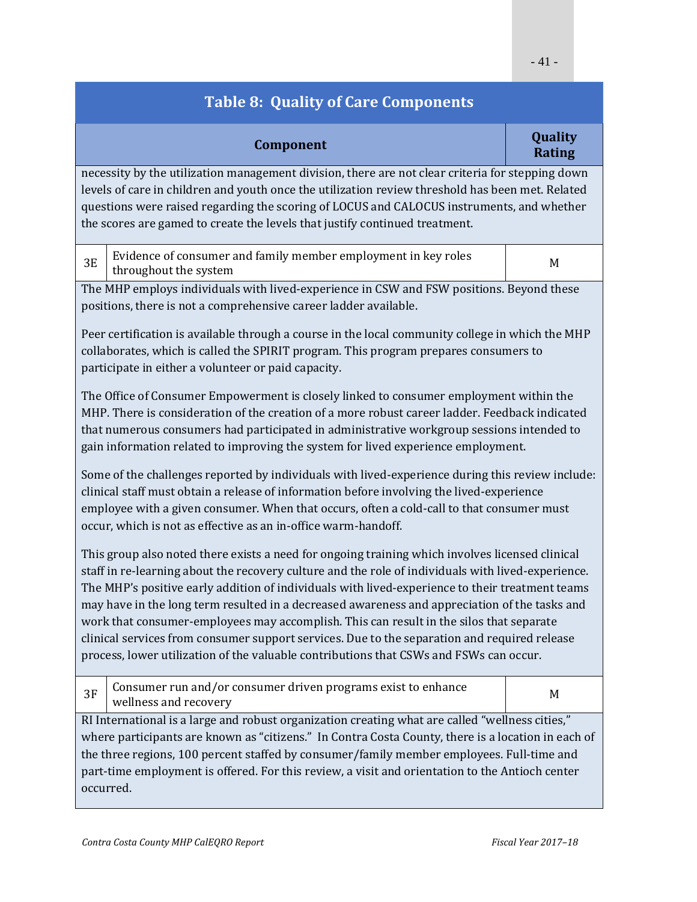## Table 8: Quality of Care Components

| | Component | Quality Rating |
|---|---|---|
| | necessity by the utilization management division, there are not clear criteria for stepping down levels of care in children and youth once the utilization review threshold has been met. Related questions were raised regarding the scoring of LOCUS and CALOCUS instruments, and whether the scores are gamed to create the levels that justify continued treatment. | |
| 3E | Evidence of consumer and family member employment in key roles throughout the system | M |
| | The MHP employs individuals with lived-experience in CSW and FSW positions. Beyond these positions, there is not a comprehensive career ladder available.<br><br>Peer certification is available through a course in the local community college in which the MHP collaborates, which is called the SPIRIT program. This program prepares consumers to participate in either a volunteer or paid capacity.<br><br>The Office of Consumer Empowerment is closely linked to consumer employment within the MHP. There is consideration of the creation of a more robust career ladder. Feedback indicated that numerous consumers had participated in administrative workgroup sessions intended to gain information related to improving the system for lived experience employment.<br><br>Some of the challenges reported by individuals with lived-experience during this review include: clinical staff must obtain a release of information before involving the lived-experience employee with a given consumer. When that occurs, often a cold-call to that consumer must occur, which is not as effective as an in-office warm-handoff.<br><br>This group also noted there exists a need for ongoing training which involves licensed clinical staff in re-learning about the recovery culture and the role of individuals with lived-experience. The MHP's positive early addition of individuals with lived-experience to their treatment teams may have in the long term resulted in a decreased awareness and appreciation of the tasks and work that consumer-employees may accomplish. This can result in the silos that separate clinical services from consumer support services. Due to the separation and required release process, lower utilization of the valuable contributions that CSWs and FSWs can occur. | |
| 3F | Consumer run and/or consumer driven programs exist to enhance wellness and recovery | M |
| | RI International is a large and robust organization creating what are called "wellness cities," where participants are known as "citizens." In Contra Costa County, there is a location in each of the three regions, 100 percent staffed by consumer/family member employees. Full-time and part-time employment is offered. For this review, a visit and orientation to the Antioch center occurred. | |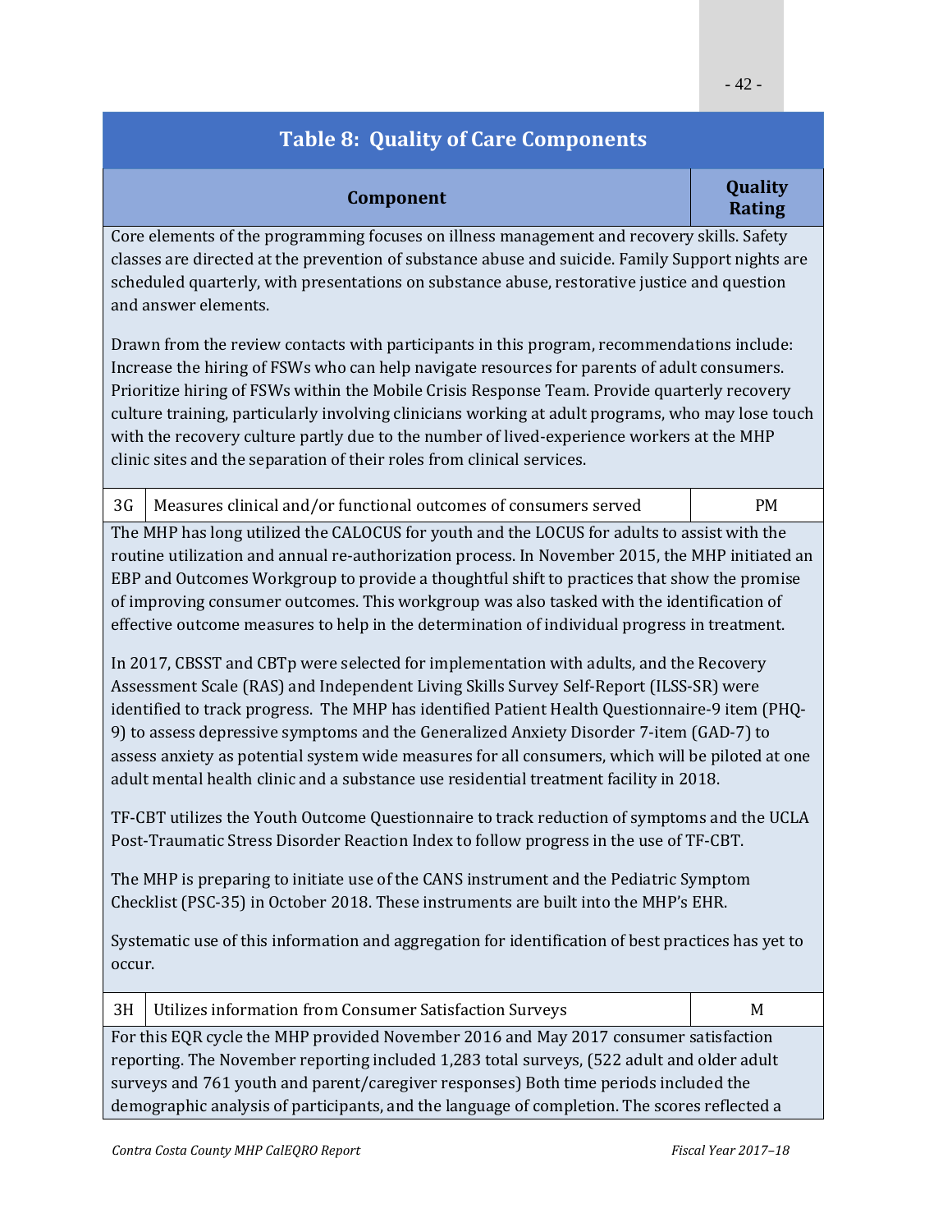## Table 8: Quality of Care Components

| | Component | Quality Rating |
|---|---|---|
| | Core elements of the programming focuses on illness management and recovery skills. Safety classes are directed at the prevention of substance abuse and suicide. Family Support nights are scheduled quarterly, with presentations on substance abuse, restorative justice and question and answer elements.<br><br>Drawn from the review contacts with participants in this program, recommendations include: Increase the hiring of FSWs who can help navigate resources for parents of adult consumers. Prioritize hiring of FSWs within the Mobile Crisis Response Team. Provide quarterly recovery culture training, particularly involving clinicians working at adult programs, who may lose touch with the recovery culture partly due to the number of lived-experience workers at the MHP clinic sites and the separation of their roles from clinical services. | |
| 3G | Measures clinical and/or functional outcomes of consumers served | PM |
| | The MHP has long utilized the CALOCUS for youth and the LOCUS for adults to assist with the routine utilization and annual re-authorization process. In November 2015, the MHP initiated an EBP and Outcomes Workgroup to provide a thoughtful shift to practices that show the promise of improving consumer outcomes. This workgroup was also tasked with the identification of effective outcome measures to help in the determination of individual progress in treatment.<br><br>In 2017, CBSST and CBTp were selected for implementation with adults, and the Recovery Assessment Scale (RAS) and Independent Living Skills Survey Self-Report (ILSS-SR) were identified to track progress. The MHP has identified Patient Health Questionnaire-9 item (PHQ-9) to assess depressive symptoms and the Generalized Anxiety Disorder 7-item (GAD-7) to assess anxiety as potential system wide measures for all consumers, which will be piloted at one adult mental health clinic and a substance use residential treatment facility in 2018.<br><br>TF-CBT utilizes the Youth Outcome Questionnaire to track reduction of symptoms and the UCLA Post-Traumatic Stress Disorder Reaction Index to follow progress in the use of TF-CBT.<br><br>The MHP is preparing to initiate use of the CANS instrument and the Pediatric Symptom Checklist (PSC-35) in October 2018. These instruments are built into the MHP's EHR.<br><br>Systematic use of this information and aggregation for identification of best practices has yet to occur. | |
| 3H | Utilizes information from Consumer Satisfaction Surveys | M |
| | For this EQR cycle the MHP provided November 2016 and May 2017 consumer satisfaction reporting. The November reporting included 1,283 total surveys, (522 adult and older adult surveys and 761 youth and parent/caregiver responses) Both time periods included the demographic analysis of participants, and the language of completion. The scores reflected a | |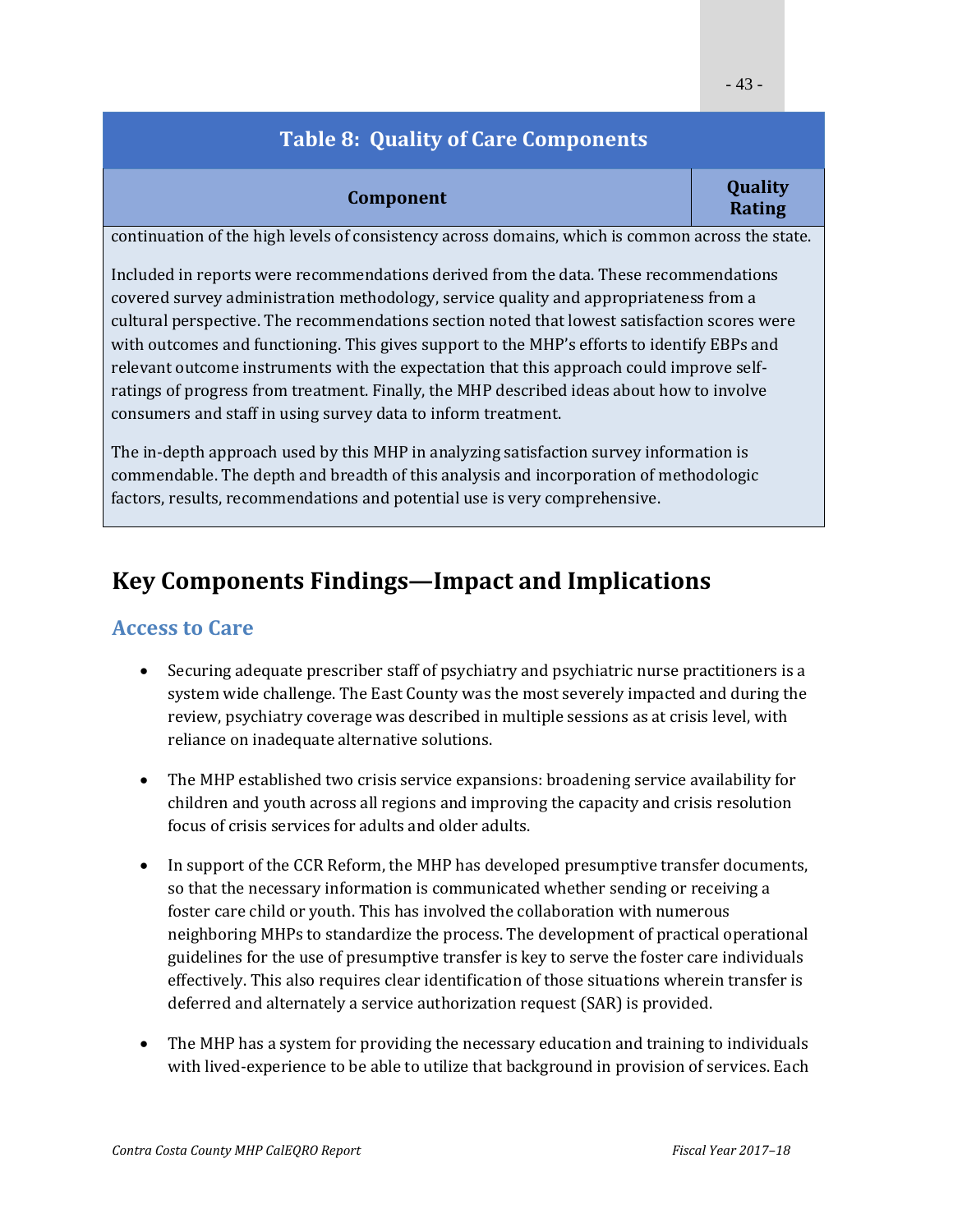**Table 8: Quality of Care Components**

| Component | Quality Rating |
|---|---|
| continuation of the high levels of consistency across domains, which is common across the state.<br><br>Included in reports were recommendations derived from the data. These recommendations covered survey administration methodology, service quality and appropriateness from a cultural perspective. The recommendations section noted that lowest satisfaction scores were with outcomes and functioning. This gives support to the MHP's efforts to identify EBPs and relevant outcome instruments with the expectation that this approach could improve self-ratings of progress from treatment. Finally, the MHP described ideas about how to involve consumers and staff in using survey data to inform treatment.<br><br>The in-depth approach used by this MHP in analyzing satisfaction survey information is commendable. The depth and breadth of this analysis and incorporation of methodologic factors, results, recommendations and potential use is very comprehensive. | |

## Key Components Findings—Impact and Implications

### Access to Care

- Securing adequate prescriber staff of psychiatry and psychiatric nurse practitioners is a system wide challenge. The East County was the most severely impacted and during the review, psychiatry coverage was described in multiple sessions as at crisis level, with reliance on inadequate alternative solutions.

- The MHP established two crisis service expansions: broadening service availability for children and youth across all regions and improving the capacity and crisis resolution focus of crisis services for adults and older adults.

- In support of the CCR Reform, the MHP has developed presumptive transfer documents, so that the necessary information is communicated whether sending or receiving a foster care child or youth. This has involved the collaboration with numerous neighboring MHPs to standardize the process. The development of practical operational guidelines for the use of presumptive transfer is key to serve the foster care individuals effectively. This also requires clear identification of those situations wherein transfer is deferred and alternately a service authorization request (SAR) is provided.

- The MHP has a system for providing the necessary education and training to individuals with lived-experience to be able to utilize that background in provision of services. Each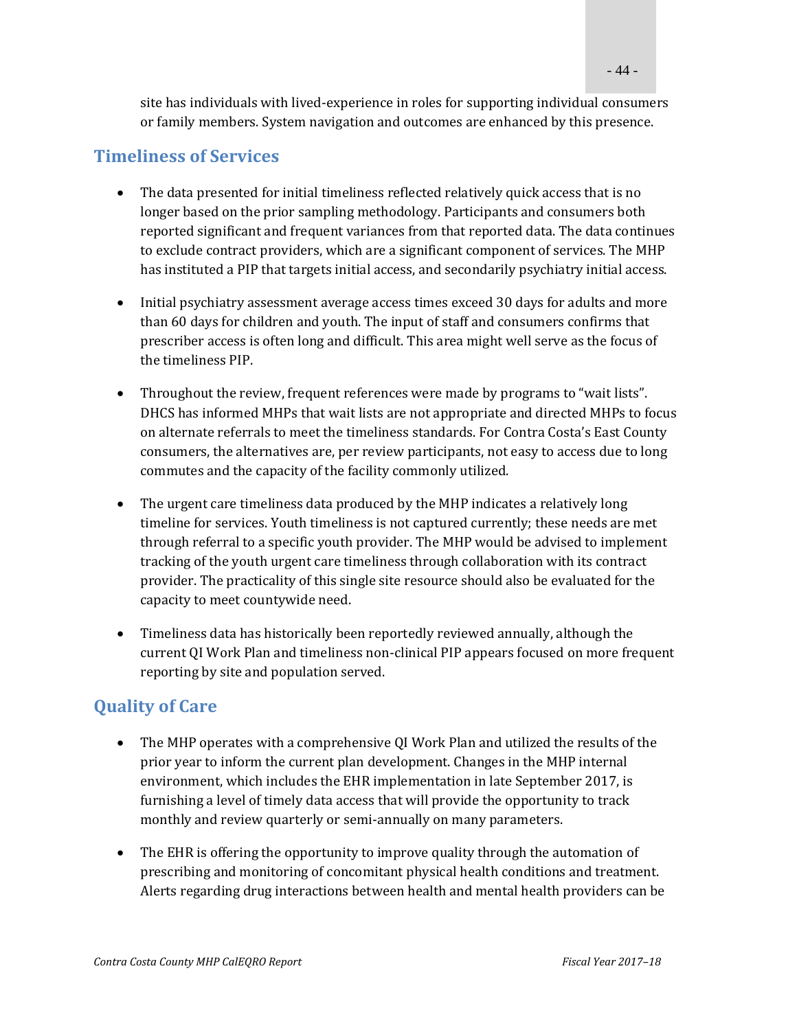site has individuals with lived-experience in roles for supporting individual consumers or family members. System navigation and outcomes are enhanced by this presence.

## Timeliness of Services

- The data presented for initial timeliness reflected relatively quick access that is no longer based on the prior sampling methodology. Participants and consumers both reported significant and frequent variances from that reported data. The data continues to exclude contract providers, which are a significant component of services. The MHP has instituted a PIP that targets initial access, and secondarily psychiatry initial access.

- Initial psychiatry assessment average access times exceed 30 days for adults and more than 60 days for children and youth. The input of staff and consumers confirms that prescriber access is often long and difficult. This area might well serve as the focus of the timeliness PIP.

- Throughout the review, frequent references were made by programs to "wait lists". DHCS has informed MHPs that wait lists are not appropriate and directed MHPs to focus on alternate referrals to meet the timeliness standards. For Contra Costa's East County consumers, the alternatives are, per review participants, not easy to access due to long commutes and the capacity of the facility commonly utilized.

- The urgent care timeliness data produced by the MHP indicates a relatively long timeline for services. Youth timeliness is not captured currently; these needs are met through referral to a specific youth provider. The MHP would be advised to implement tracking of the youth urgent care timeliness through collaboration with its contract provider. The practicality of this single site resource should also be evaluated for the capacity to meet countywide need.

- Timeliness data has historically been reportedly reviewed annually, although the current QI Work Plan and timeliness non-clinical PIP appears focused on more frequent reporting by site and population served.

## Quality of Care

- The MHP operates with a comprehensive QI Work Plan and utilized the results of the prior year to inform the current plan development. Changes in the MHP internal environment, which includes the EHR implementation in late September 2017, is furnishing a level of timely data access that will provide the opportunity to track monthly and review quarterly or semi-annually on many parameters.

- The EHR is offering the opportunity to improve quality through the automation of prescribing and monitoring of concomitant physical health conditions and treatment. Alerts regarding drug interactions between health and mental health providers can be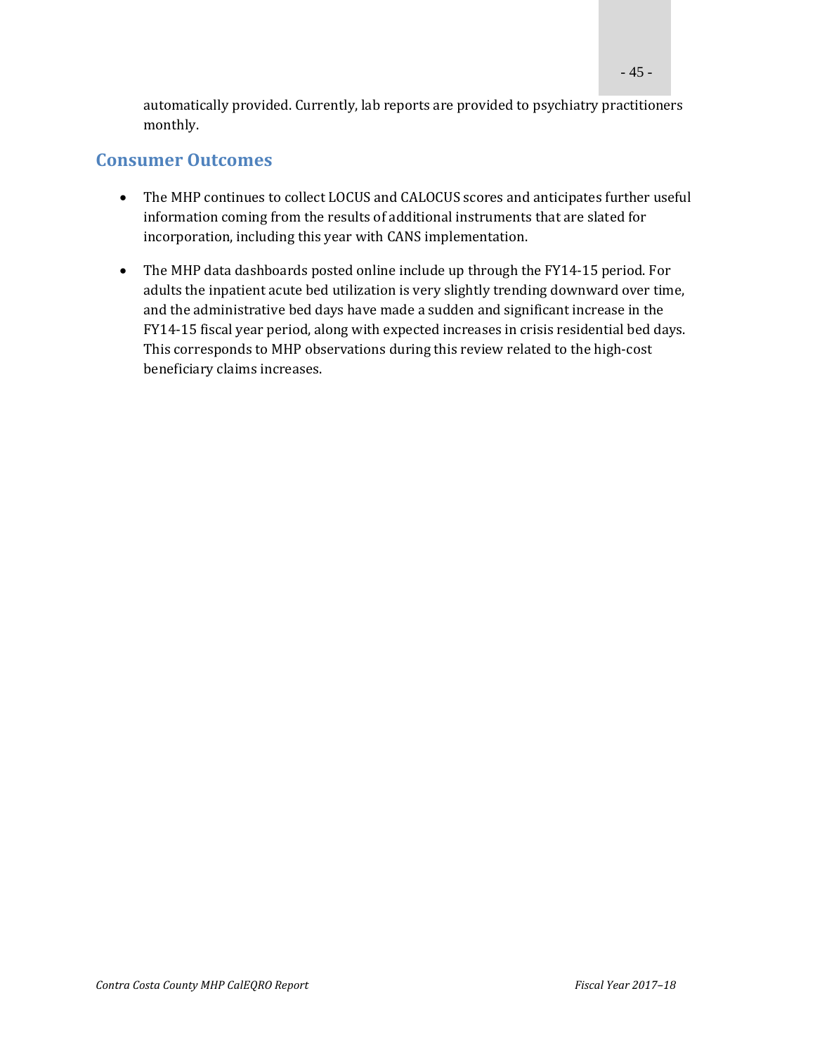automatically provided. Currently, lab reports are provided to psychiatry practitioners monthly.

## Consumer Outcomes

- The MHP continues to collect LOCUS and CALOCUS scores and anticipates further useful information coming from the results of additional instruments that are slated for incorporation, including this year with CANS implementation.
- The MHP data dashboards posted online include up through the FY14-15 period. For adults the inpatient acute bed utilization is very slightly trending downward over time, and the administrative bed days have made a sudden and significant increase in the FY14-15 fiscal year period, along with expected increases in crisis residential bed days. This corresponds to MHP observations during this review related to the high-cost beneficiary claims increases.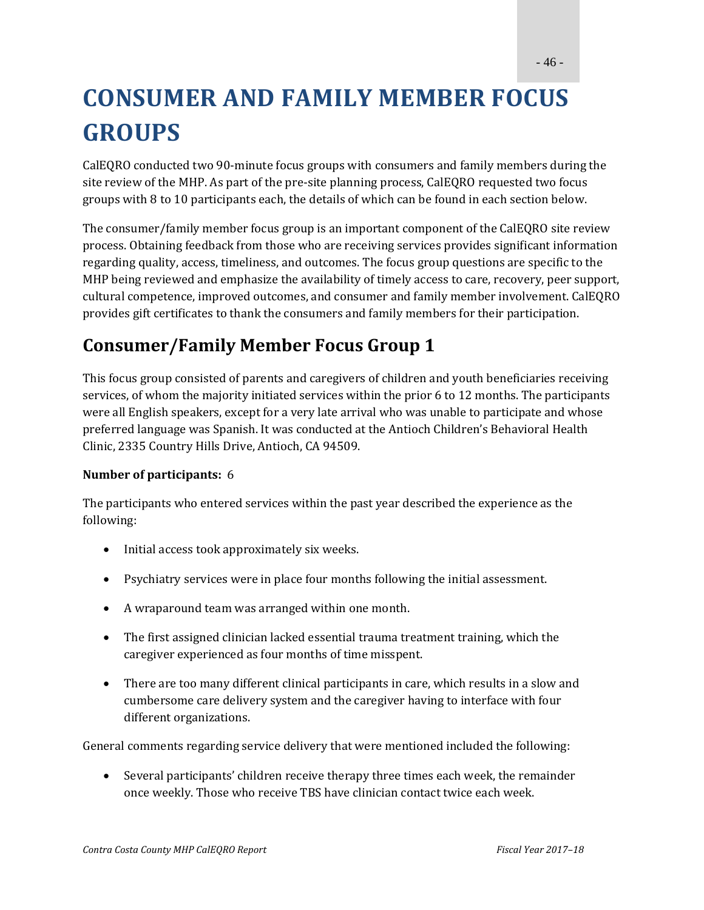# CONSUMER AND FAMILY MEMBER FOCUS GROUPS

CalEQRO conducted two 90-minute focus groups with consumers and family members during the site review of the MHP. As part of the pre-site planning process, CalEQRO requested two focus groups with 8 to 10 participants each, the details of which can be found in each section below.

The consumer/family member focus group is an important component of the CalEQRO site review process. Obtaining feedback from those who are receiving services provides significant information regarding quality, access, timeliness, and outcomes. The focus group questions are specific to the MHP being reviewed and emphasize the availability of timely access to care, recovery, peer support, cultural competence, improved outcomes, and consumer and family member involvement. CalEQRO provides gift certificates to thank the consumers and family members for their participation.

## Consumer/Family Member Focus Group 1

This focus group consisted of parents and caregivers of children and youth beneficiaries receiving services, of whom the majority initiated services within the prior 6 to 12 months. The participants were all English speakers, except for a very late arrival who was unable to participate and whose preferred language was Spanish. It was conducted at the Antioch Children's Behavioral Health Clinic, 2335 Country Hills Drive, Antioch, CA 94509.

**Number of participants:** 6

The participants who entered services within the past year described the experience as the following:

- Initial access took approximately six weeks.
- Psychiatry services were in place four months following the initial assessment.
- A wraparound team was arranged within one month.
- The first assigned clinician lacked essential trauma treatment training, which the caregiver experienced as four months of time misspent.
- There are too many different clinical participants in care, which results in a slow and cumbersome care delivery system and the caregiver having to interface with four different organizations.

General comments regarding service delivery that were mentioned included the following:

- Several participants' children receive therapy three times each week, the remainder once weekly. Those who receive TBS have clinician contact twice each week.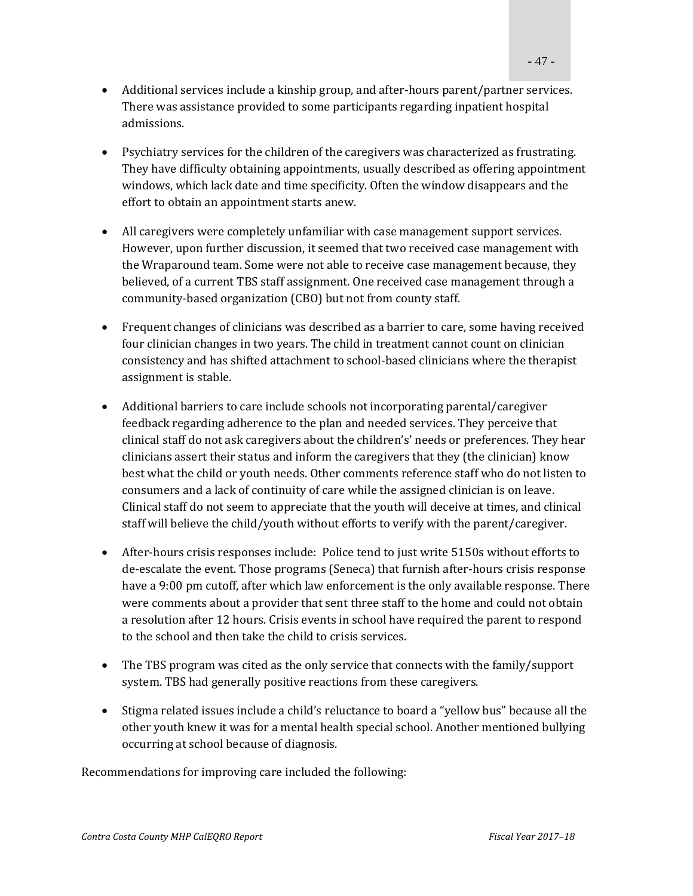- Additional services include a kinship group, and after-hours parent/partner services. There was assistance provided to some participants regarding inpatient hospital admissions.

- Psychiatry services for the children of the caregivers was characterized as frustrating. They have difficulty obtaining appointments, usually described as offering appointment windows, which lack date and time specificity. Often the window disappears and the effort to obtain an appointment starts anew.

- All caregivers were completely unfamiliar with case management support services. However, upon further discussion, it seemed that two received case management with the Wraparound team. Some were not able to receive case management because, they believed, of a current TBS staff assignment. One received case management through a community-based organization (CBO) but not from county staff.

- Frequent changes of clinicians was described as a barrier to care, some having received four clinician changes in two years. The child in treatment cannot count on clinician consistency and has shifted attachment to school-based clinicians where the therapist assignment is stable.

- Additional barriers to care include schools not incorporating parental/caregiver feedback regarding adherence to the plan and needed services. They perceive that clinical staff do not ask caregivers about the childrens' needs or preferences. They hear clinicians assert their status and inform the caregivers that they (the clinician) know best what the child or youth needs. Other comments reference staff who do not listen to consumers and a lack of continuity of care while the assigned clinician is on leave. Clinical staff do not seem to appreciate that the youth will deceive at times, and clinical staff will believe the child/youth without efforts to verify with the parent/caregiver.

- After-hours crisis responses include: Police tend to just write 5150s without efforts to de-escalate the event. Those programs (Seneca) that furnish after-hours crisis response have a 9:00 pm cutoff, after which law enforcement is the only available response. There were comments about a provider that sent three staff to the home and could not obtain a resolution after 12 hours. Crisis events in school have required the parent to respond to the school and then take the child to crisis services.

- The TBS program was cited as the only service that connects with the family/support system. TBS had generally positive reactions from these caregivers.

- Stigma related issues include a child's reluctance to board a "yellow bus" because all the other youth knew it was for a mental health special school. Another mentioned bullying occurring at school because of diagnosis.

Recommendations for improving care included the following: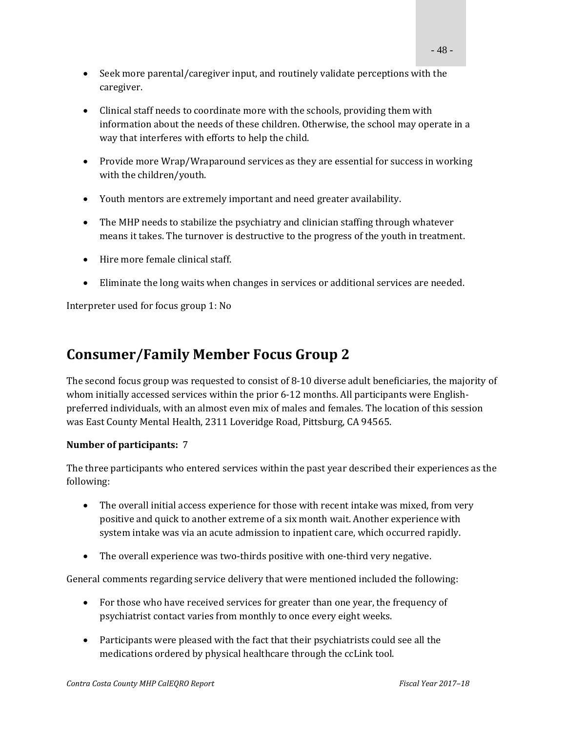- Seek more parental/caregiver input, and routinely validate perceptions with the caregiver.

- Clinical staff needs to coordinate more with the schools, providing them with information about the needs of these children. Otherwise, the school may operate in a way that interferes with efforts to help the child.

- Provide more Wrap/Wraparound services as they are essential for success in working with the children/youth.

- Youth mentors are extremely important and need greater availability.

- The MHP needs to stabilize the psychiatry and clinician staffing through whatever means it takes. The turnover is destructive to the progress of the youth in treatment.

- Hire more female clinical staff.

- Eliminate the long waits when changes in services or additional services are needed.

Interpreter used for focus group 1: No

## Consumer/Family Member Focus Group 2

The second focus group was requested to consist of 8-10 diverse adult beneficiaries, the majority of whom initially accessed services within the prior 6-12 months. All participants were English-preferred individuals, with an almost even mix of males and females. The location of this session was East County Mental Health, 2311 Loveridge Road, Pittsburg, CA 94565.

**Number of participants:** 7

The three participants who entered services within the past year described their experiences as the following:

- The overall initial access experience for those with recent intake was mixed, from very positive and quick to another extreme of a six month wait. Another experience with system intake was via an acute admission to inpatient care, which occurred rapidly.

- The overall experience was two-thirds positive with one-third very negative.

General comments regarding service delivery that were mentioned included the following:

- For those who have received services for greater than one year, the frequency of psychiatrist contact varies from monthly to once every eight weeks.

- Participants were pleased with the fact that their psychiatrists could see all the medications ordered by physical healthcare through the ccLink tool.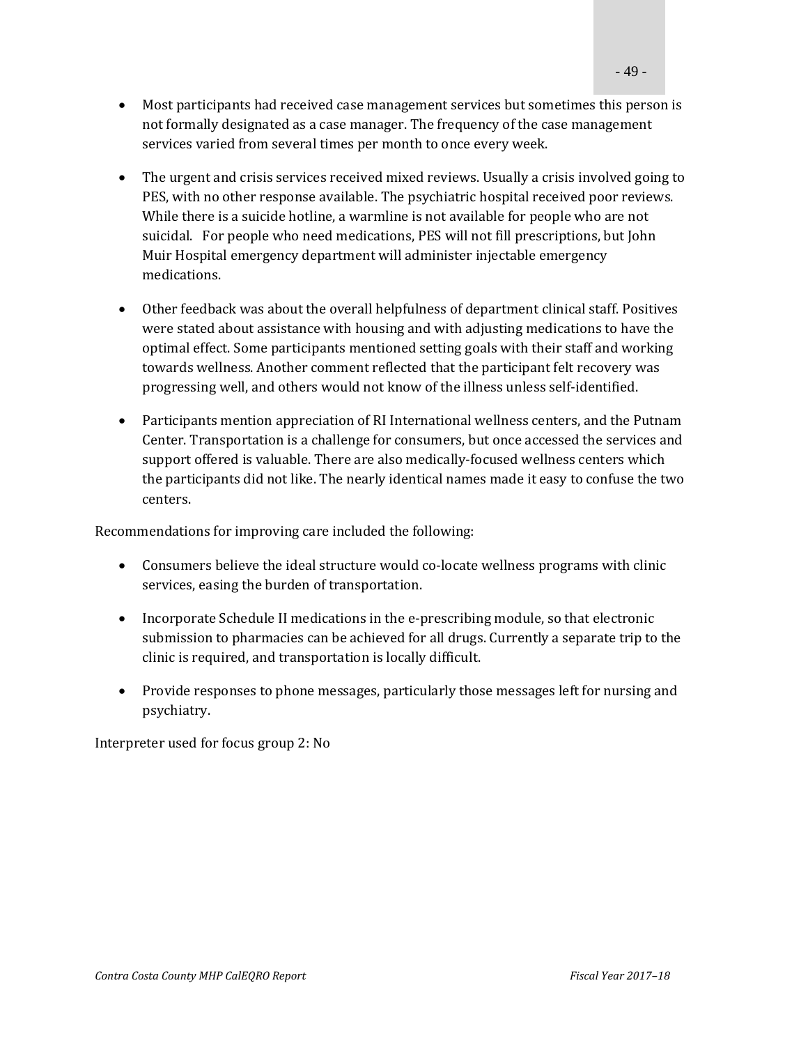- Most participants had received case management services but sometimes this person is not formally designated as a case manager. The frequency of the case management services varied from several times per month to once every week.

- The urgent and crisis services received mixed reviews. Usually a crisis involved going to PES, with no other response available. The psychiatric hospital received poor reviews. While there is a suicide hotline, a warmline is not available for people who are not suicidal. For people who need medications, PES will not fill prescriptions, but John Muir Hospital emergency department will administer injectable emergency medications.

- Other feedback was about the overall helpfulness of department clinical staff. Positives were stated about assistance with housing and with adjusting medications to have the optimal effect. Some participants mentioned setting goals with their staff and working towards wellness. Another comment reflected that the participant felt recovery was progressing well, and others would not know of the illness unless self-identified.

- Participants mention appreciation of RI International wellness centers, and the Putnam Center. Transportation is a challenge for consumers, but once accessed the services and support offered is valuable. There are also medically-focused wellness centers which the participants did not like. The nearly identical names made it easy to confuse the two centers.

Recommendations for improving care included the following:

- Consumers believe the ideal structure would co-locate wellness programs with clinic services, easing the burden of transportation.

- Incorporate Schedule II medications in the e-prescribing module, so that electronic submission to pharmacies can be achieved for all drugs. Currently a separate trip to the clinic is required, and transportation is locally difficult.

- Provide responses to phone messages, particularly those messages left for nursing and psychiatry.

Interpreter used for focus group 2: No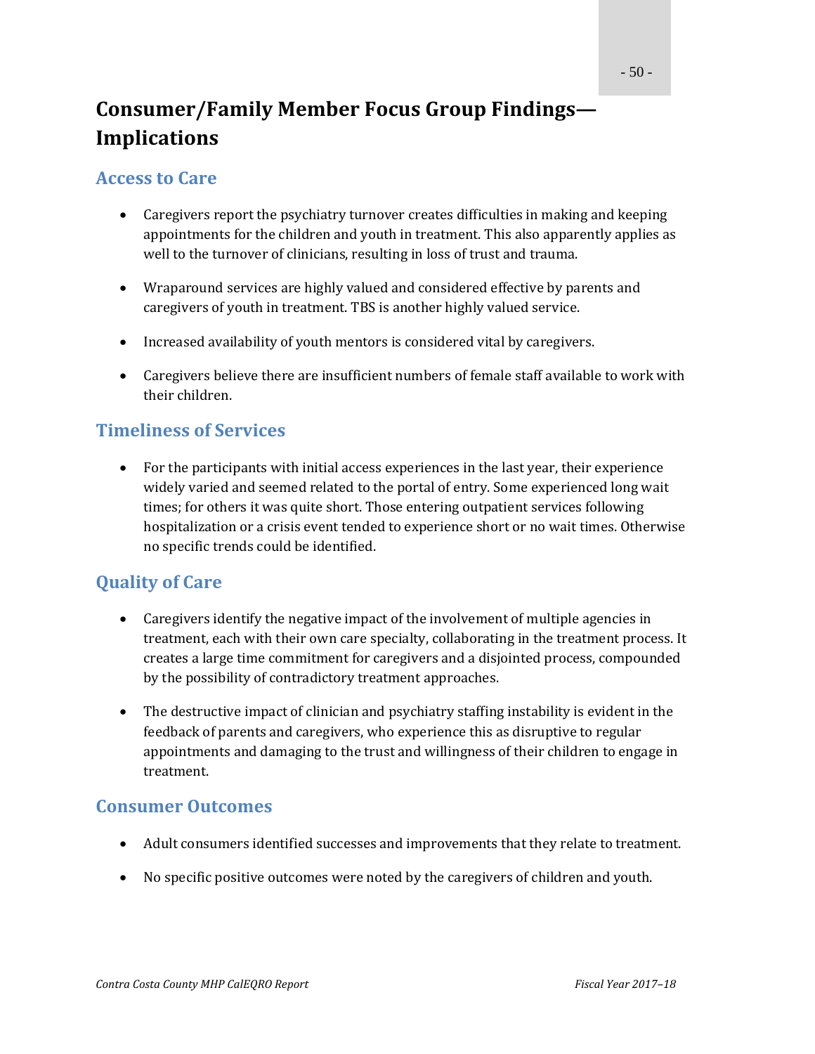# Consumer/Family Member Focus Group Findings—Implications

## Access to Care

- Caregivers report the psychiatry turnover creates difficulties in making and keeping appointments for the children and youth in treatment. This also apparently applies as well to the turnover of clinicians, resulting in loss of trust and trauma.
- Wraparound services are highly valued and considered effective by parents and caregivers of youth in treatment. TBS is another highly valued service.
- Increased availability of youth mentors is considered vital by caregivers.
- Caregivers believe there are insufficient numbers of female staff available to work with their children.

## Timeliness of Services

- For the participants with initial access experiences in the last year, their experience widely varied and seemed related to the portal of entry. Some experienced long wait times; for others it was quite short. Those entering outpatient services following hospitalization or a crisis event tended to experience short or no wait times. Otherwise no specific trends could be identified.

## Quality of Care

- Caregivers identify the negative impact of the involvement of multiple agencies in treatment, each with their own care specialty, collaborating in the treatment process. It creates a large time commitment for caregivers and a disjointed process, compounded by the possibility of contradictory treatment approaches.
- The destructive impact of clinician and psychiatry staffing instability is evident in the feedback of parents and caregivers, who experience this as disruptive to regular appointments and damaging to the trust and willingness of their children to engage in treatment.

## Consumer Outcomes

- Adult consumers identified successes and improvements that they relate to treatment.
- No specific positive outcomes were noted by the caregivers of children and youth.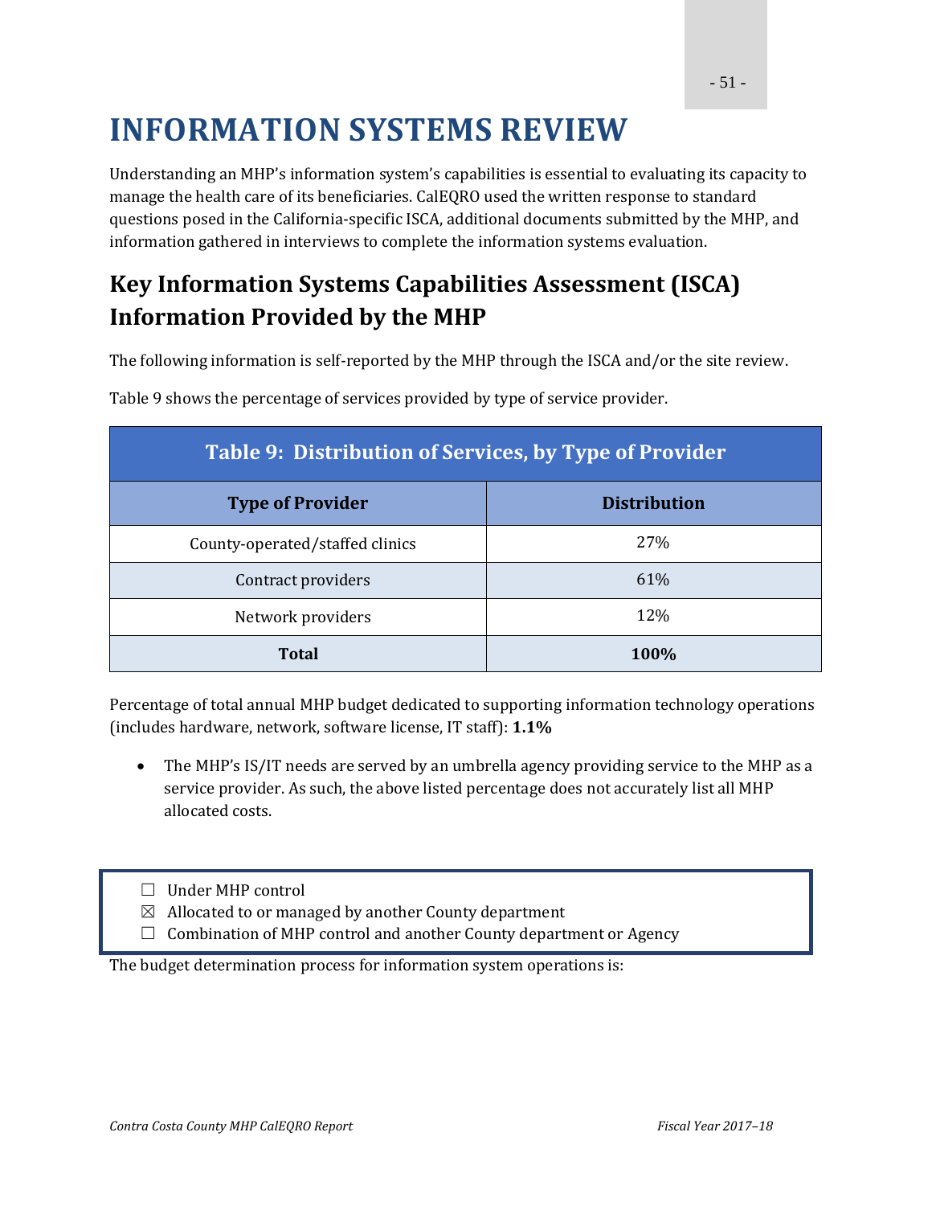# INFORMATION SYSTEMS REVIEW

Understanding an MHP's information system's capabilities is essential to evaluating its capacity to manage the health care of its beneficiaries. CalEQRO used the written response to standard questions posed in the California-specific ISCA, additional documents submitted by the MHP, and information gathered in interviews to complete the information systems evaluation.

## Key Information Systems Capabilities Assessment (ISCA) Information Provided by the MHP

The following information is self-reported by the MHP through the ISCA and/or the site review.

Table 9 shows the percentage of services provided by type of service provider.

**Table 9: Distribution of Services, by Type of Provider**

| Type of Provider | Distribution |
|---|---|
| County-operated/staffed clinics | 27% |
| Contract providers | 61% |
| Network providers | 12% |
| **Total** | **100%** |

Percentage of total annual MHP budget dedicated to supporting information technology operations (includes hardware, network, software license, IT staff): **1.1%**

- The MHP's IS/IT needs are served by an umbrella agency providing service to the MHP as a service provider. As such, the above listed percentage does not accurately list all MHP allocated costs.

The budget determination process for information system operations is:

☐ Under MHP control
☒ Allocated to or managed by another County department
☐ Combination of MHP control and another County department or Agency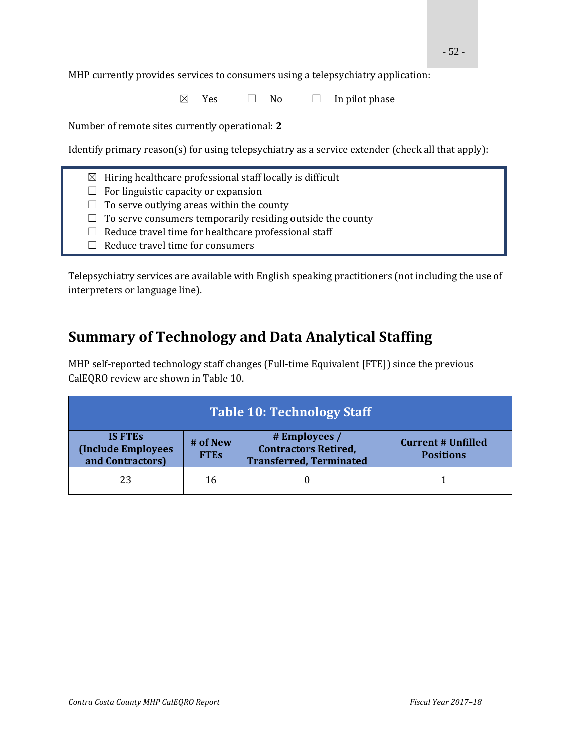MHP currently provides services to consumers using a telepsychiatry application:

☒ Yes ☐ No ☐ In pilot phase

Number of remote sites currently operational: **2**

Identify primary reason(s) for using telepsychiatry as a service extender (check all that apply):

- ☒ Hiring healthcare professional staff locally is difficult
- ☐ For linguistic capacity or expansion
- ☐ To serve outlying areas within the county
- ☐ To serve consumers temporarily residing outside the county
- ☐ Reduce travel time for healthcare professional staff
- ☐ Reduce travel time for consumers

Telepsychiatry services are available with English speaking practitioners (not including the use of interpreters or language line).

## Summary of Technology and Data Analytical Staffing

MHP self-reported technology staff changes (Full-time Equivalent [FTE]) since the previous CalEQRO review are shown in Table 10.

**Table 10: Technology Staff**

| IS FTEs (Include Employees and Contractors) | # of New FTEs | # Employees / Contractors Retired, Transferred, Terminated | Current # Unfilled Positions |
|---|---|---|---|
| 23 | 16 | 0 | 1 |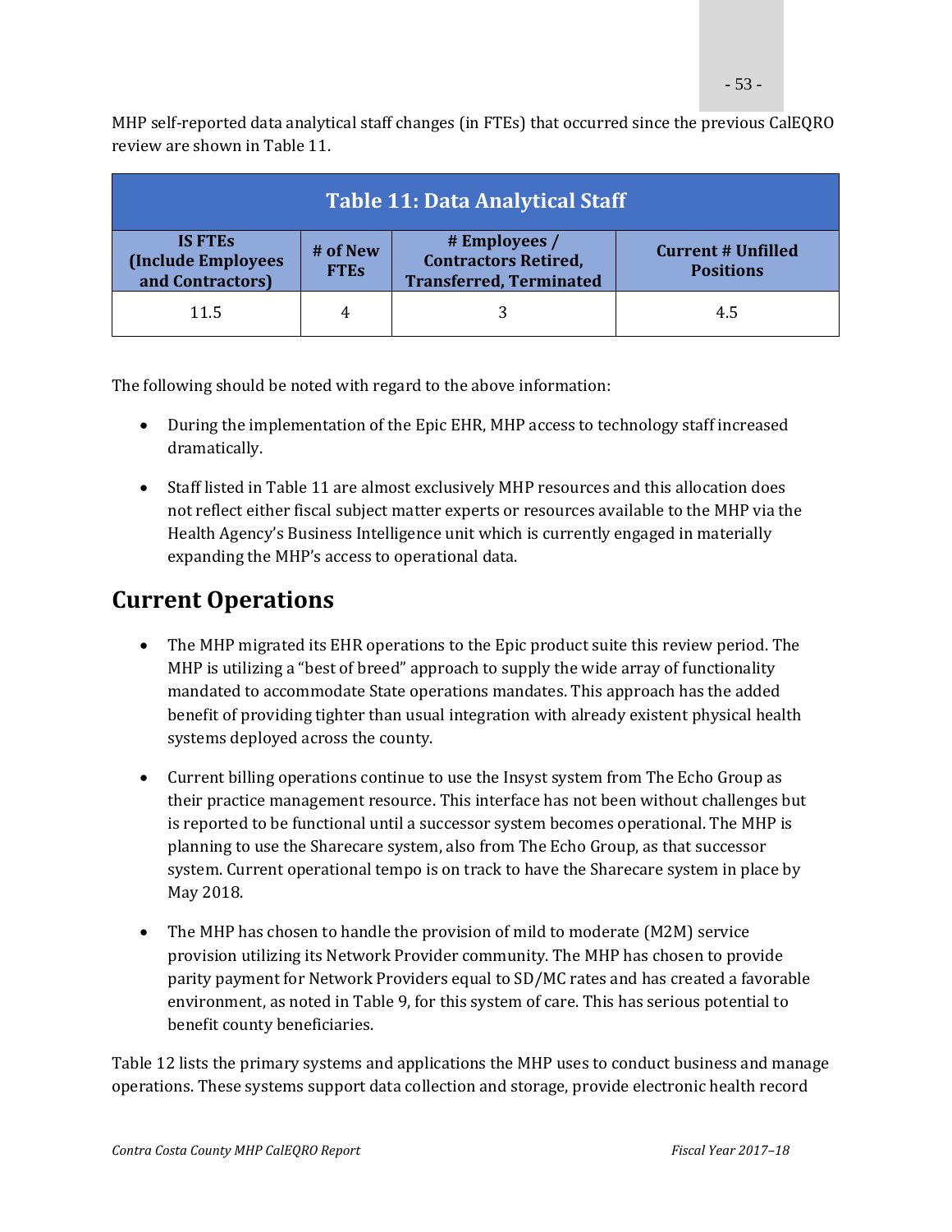MHP self-reported data analytical staff changes (in FTEs) that occurred since the previous CalEQRO review are shown in Table 11.

| Table 11: Data Analytical Staff | | | |
|---|---|---|---|
| IS FTEs (Include Employees and Contractors) | # of New FTEs | # Employees / Contractors Retired, Transferred, Terminated | Current # Unfilled Positions |
| 11.5 | 4 | 3 | 4.5 |

The following should be noted with regard to the above information:

- During the implementation of the Epic EHR, MHP access to technology staff increased dramatically.
- Staff listed in Table 11 are almost exclusively MHP resources and this allocation does not reflect either fiscal subject matter experts or resources available to the MHP via the Health Agency's Business Intelligence unit which is currently engaged in materially expanding the MHP's access to operational data.

## Current Operations

- The MHP migrated its EHR operations to the Epic product suite this review period. The MHP is utilizing a "best of breed" approach to supply the wide array of functionality mandated to accommodate State operations mandates. This approach has the added benefit of providing tighter than usual integration with already existent physical health systems deployed across the county.
- Current billing operations continue to use the Insyst system from The Echo Group as their practice management resource. This interface has not been without challenges but is reported to be functional until a successor system becomes operational. The MHP is planning to use the Sharecare system, also from The Echo Group, as that successor system. Current operational tempo is on track to have the Sharecare system in place by May 2018.
- The MHP has chosen to handle the provision of mild to moderate (M2M) service provision utilizing its Network Provider community. The MHP has chosen to provide parity payment for Network Providers equal to SD/MC rates and has created a favorable environment, as noted in Table 9, for this system of care. This has serious potential to benefit county beneficiaries.

Table 12 lists the primary systems and applications the MHP uses to conduct business and manage operations. These systems support data collection and storage, provide electronic health record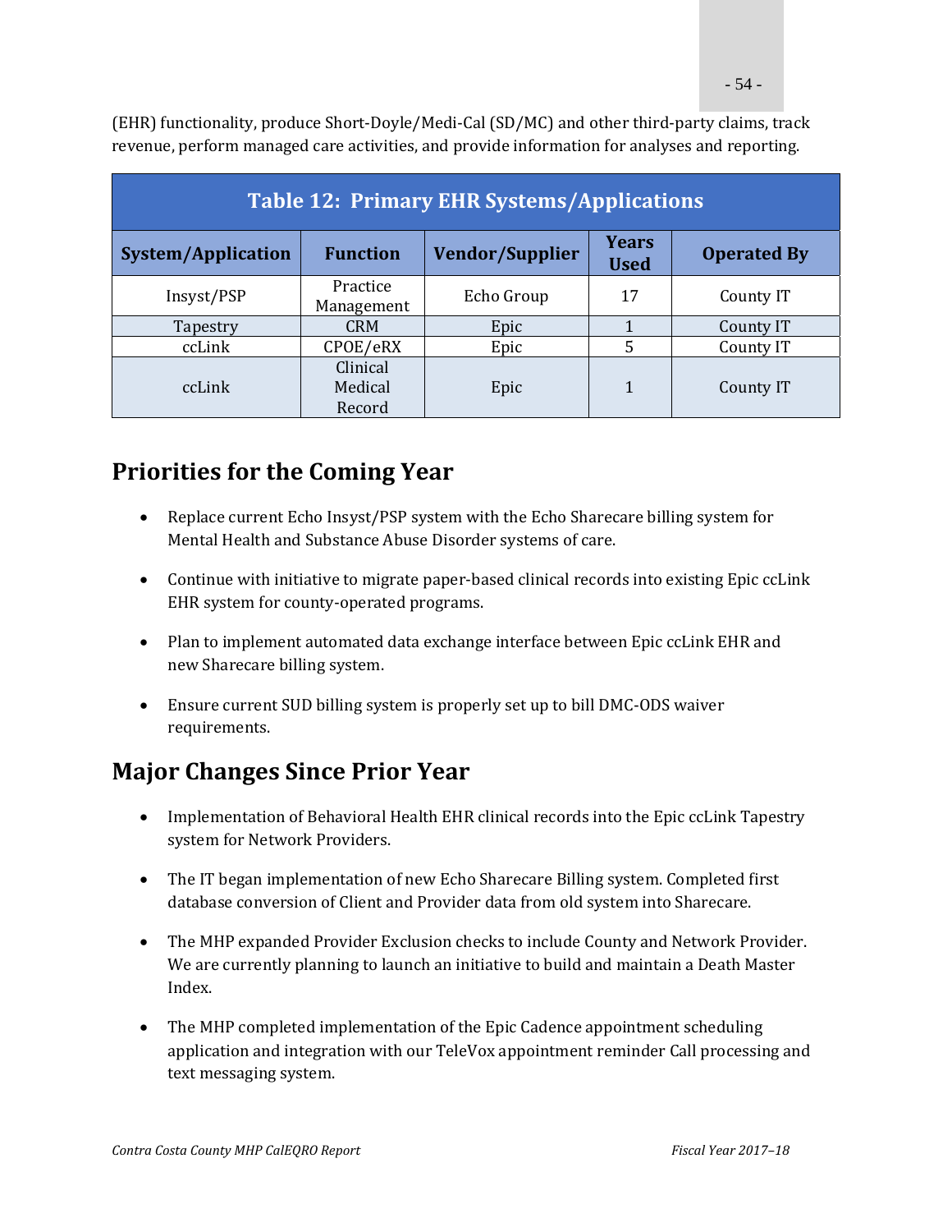(EHR) functionality, produce Short-Doyle/Medi-Cal (SD/MC) and other third-party claims, track revenue, perform managed care activities, and provide information for analyses and reporting.

| Table 12: Primary EHR Systems/Applications | | | | |
|---|---|---|---|---|
| **System/Application** | **Function** | **Vendor/Supplier** | **Years Used** | **Operated By** |
| Insyst/PSP | Practice Management | Echo Group | 17 | County IT |
| Tapestry | CRM | Epic | 1 | County IT |
| ccLink | CPOE/eRX | Epic | 5 | County IT |
| ccLink | Clinical Medical Record | Epic | 1 | County IT |

## Priorities for the Coming Year

- Replace current Echo Insyst/PSP system with the Echo Sharecare billing system for Mental Health and Substance Abuse Disorder systems of care.
- Continue with initiative to migrate paper-based clinical records into existing Epic ccLink EHR system for county-operated programs.
- Plan to implement automated data exchange interface between Epic ccLink EHR and new Sharecare billing system.
- Ensure current SUD billing system is properly set up to bill DMC-ODS waiver requirements.

## Major Changes Since Prior Year

- Implementation of Behavioral Health EHR clinical records into the Epic ccLink Tapestry system for Network Providers.
- The IT began implementation of new Echo Sharecare Billing system. Completed first database conversion of Client and Provider data from old system into Sharecare.
- The MHP expanded Provider Exclusion checks to include County and Network Provider. We are currently planning to launch an initiative to build and maintain a Death Master Index.
- The MHP completed implementation of the Epic Cadence appointment scheduling application and integration with our TeleVox appointment reminder Call processing and text messaging system.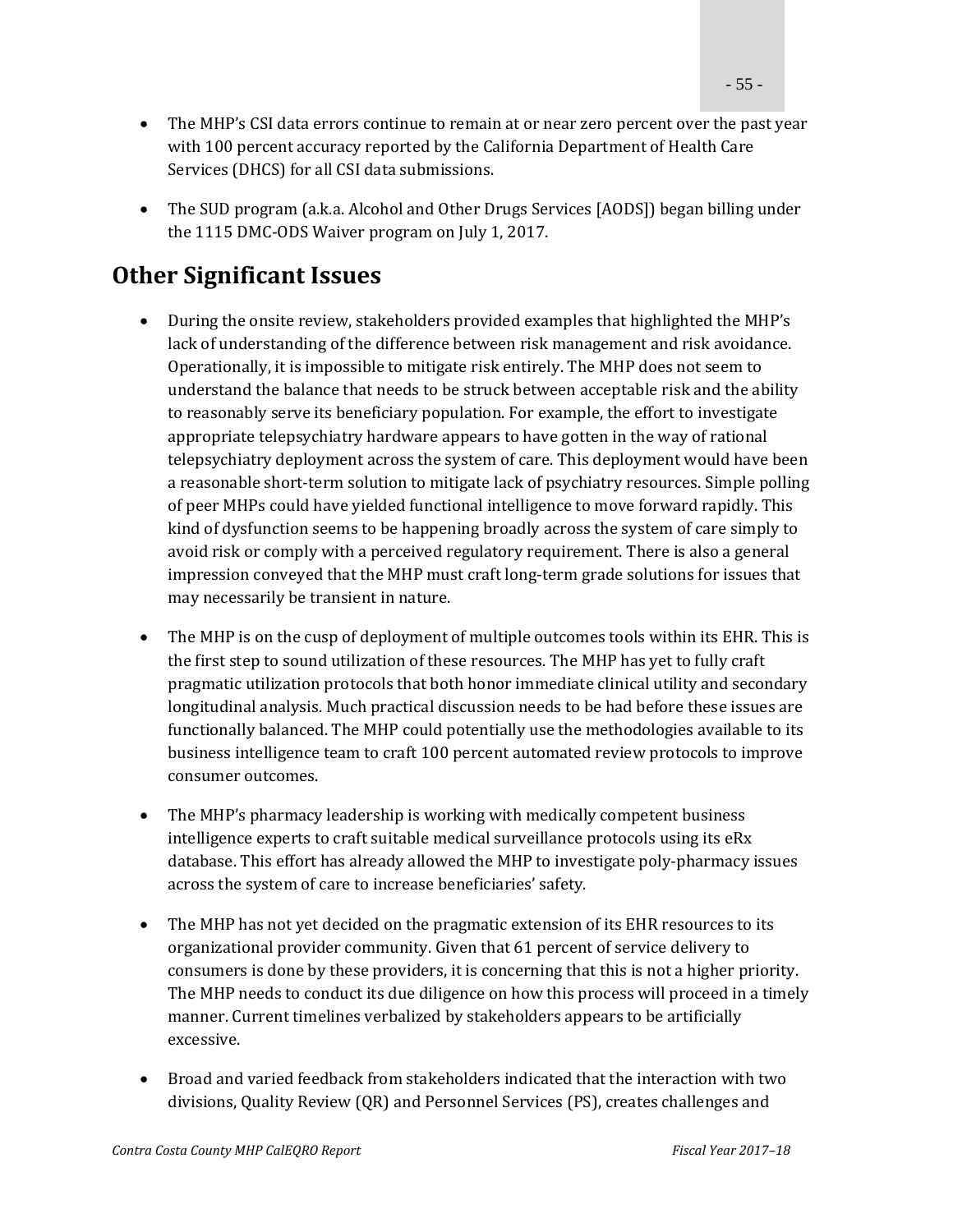- The MHP's CSI data errors continue to remain at or near zero percent over the past year with 100 percent accuracy reported by the California Department of Health Care Services (DHCS) for all CSI data submissions.

- The SUD program (a.k.a. Alcohol and Other Drugs Services [AODS]) began billing under the 1115 DMC-ODS Waiver program on July 1, 2017.

## Other Significant Issues

- During the onsite review, stakeholders provided examples that highlighted the MHP's lack of understanding of the difference between risk management and risk avoidance. Operationally, it is impossible to mitigate risk entirely. The MHP does not seem to understand the balance that needs to be struck between acceptable risk and the ability to reasonably serve its beneficiary population. For example, the effort to investigate appropriate telepsychiatry hardware appears to have gotten in the way of rational telepsychiatry deployment across the system of care. This deployment would have been a reasonable short-term solution to mitigate lack of psychiatry resources. Simple polling of peer MHPs could have yielded functional intelligence to move forward rapidly. This kind of dysfunction seems to be happening broadly across the system of care simply to avoid risk or comply with a perceived regulatory requirement. There is also a general impression conveyed that the MHP must craft long-term grade solutions for issues that may necessarily be transient in nature.

- The MHP is on the cusp of deployment of multiple outcomes tools within its EHR. This is the first step to sound utilization of these resources. The MHP has yet to fully craft pragmatic utilization protocols that both honor immediate clinical utility and secondary longitudinal analysis. Much practical discussion needs to be had before these issues are functionally balanced. The MHP could potentially use the methodologies available to its business intelligence team to craft 100 percent automated review protocols to improve consumer outcomes.

- The MHP's pharmacy leadership is working with medically competent business intelligence experts to craft suitable medical surveillance protocols using its eRx database. This effort has already allowed the MHP to investigate poly-pharmacy issues across the system of care to increase beneficiaries' safety.

- The MHP has not yet decided on the pragmatic extension of its EHR resources to its organizational provider community. Given that 61 percent of service delivery to consumers is done by these providers, it is concerning that this is not a higher priority. The MHP needs to conduct its due diligence on how this process will proceed in a timely manner. Current timelines verbalized by stakeholders appears to be artificially excessive.

- Broad and varied feedback from stakeholders indicated that the interaction with two divisions, Quality Review (QR) and Personnel Services (PS), creates challenges and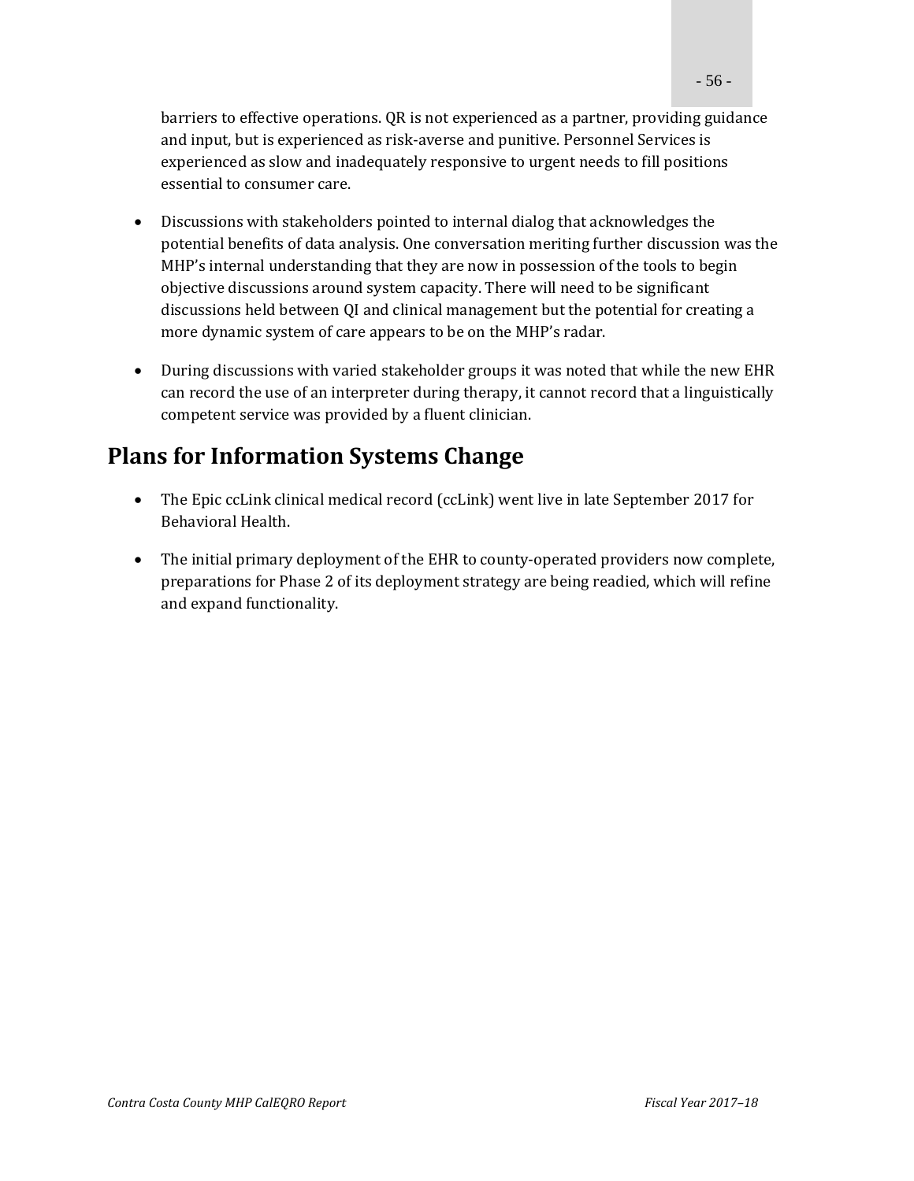barriers to effective operations. QR is not experienced as a partner, providing guidance and input, but is experienced as risk-averse and punitive. Personnel Services is experienced as slow and inadequately responsive to urgent needs to fill positions essential to consumer care.

- Discussions with stakeholders pointed to internal dialog that acknowledges the potential benefits of data analysis. One conversation meriting further discussion was the MHP's internal understanding that they are now in possession of the tools to begin objective discussions around system capacity. There will need to be significant discussions held between QI and clinical management but the potential for creating a more dynamic system of care appears to be on the MHP's radar.

- During discussions with varied stakeholder groups it was noted that while the new EHR can record the use of an interpreter during therapy, it cannot record that a linguistically competent service was provided by a fluent clinician.

## Plans for Information Systems Change

- The Epic ccLink clinical medical record (ccLink) went live in late September 2017 for Behavioral Health.

- The initial primary deployment of the EHR to county-operated providers now complete, preparations for Phase 2 of its deployment strategy are being readied, which will refine and expand functionality.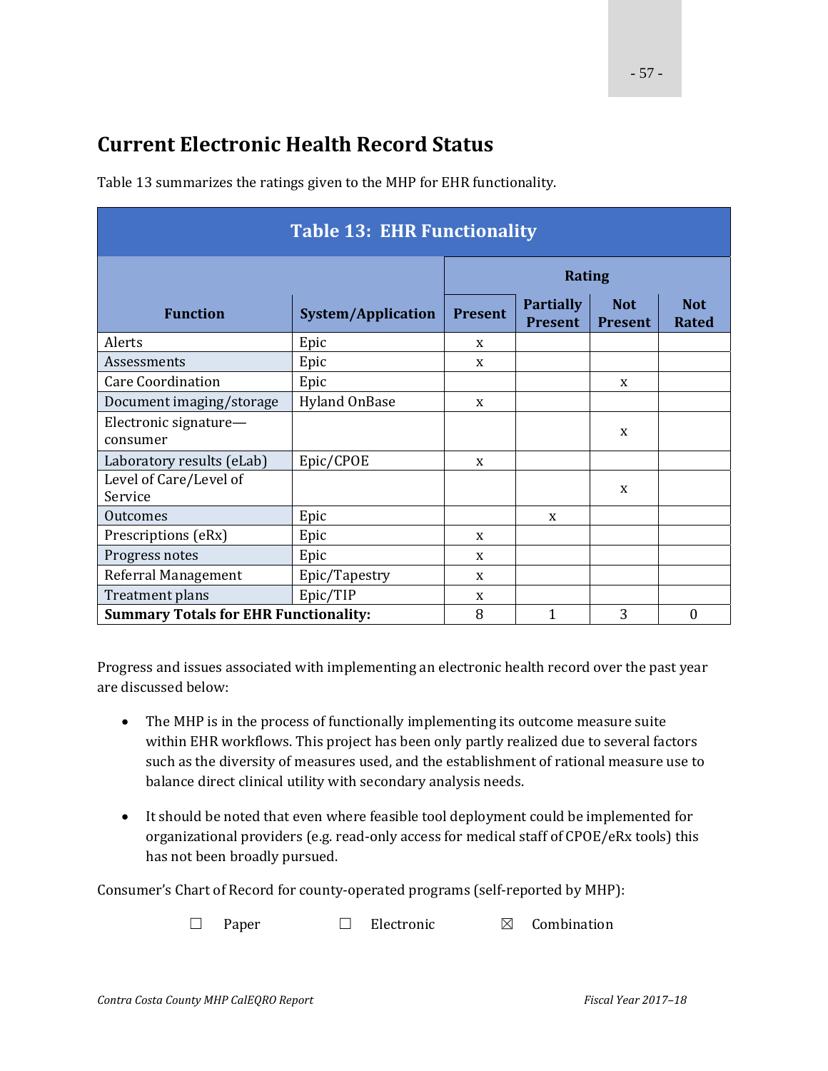## Current Electronic Health Record Status

Table 13 summarizes the ratings given to the MHP for EHR functionality.

**Table 13: EHR Functionality**

| Function | System/Application | Rating | | | |
|---|---|---|---|---|---|
| | | Present | Partially Present | Not Present | Not Rated |
| Alerts | Epic | x | | | |
| Assessments | Epic | x | | | |
| Care Coordination | Epic | | | x | |
| Document imaging/storage | Hyland OnBase | x | | | |
| Electronic signature—consumer | | | | x | |
| Laboratory results (eLab) | Epic/CPOE | x | | | |
| Level of Care/Level of Service | | | | x | |
| Outcomes | Epic | | x | | |
| Prescriptions (eRx) | Epic | x | | | |
| Progress notes | Epic | x | | | |
| Referral Management | Epic/Tapestry | x | | | |
| Treatment plans | Epic/TIP | x | | | |
| **Summary Totals for EHR Functionality:** | | 8 | 1 | 3 | 0 |

Progress and issues associated with implementing an electronic health record over the past year are discussed below:

- The MHP is in the process of functionally implementing its outcome measure suite within EHR workflows. This project has been only partly realized due to several factors such as the diversity of measures used, and the establishment of rational measure use to balance direct clinical utility with secondary analysis needs.

- It should be noted that even where feasible tool deployment could be implemented for organizational providers (e.g. read-only access for medical staff of CPOE/eRx tools) this has not been broadly pursued.

Consumer's Chart of Record for county-operated programs (self-reported by MHP):

☐ Paper ☐ Electronic ☒ Combination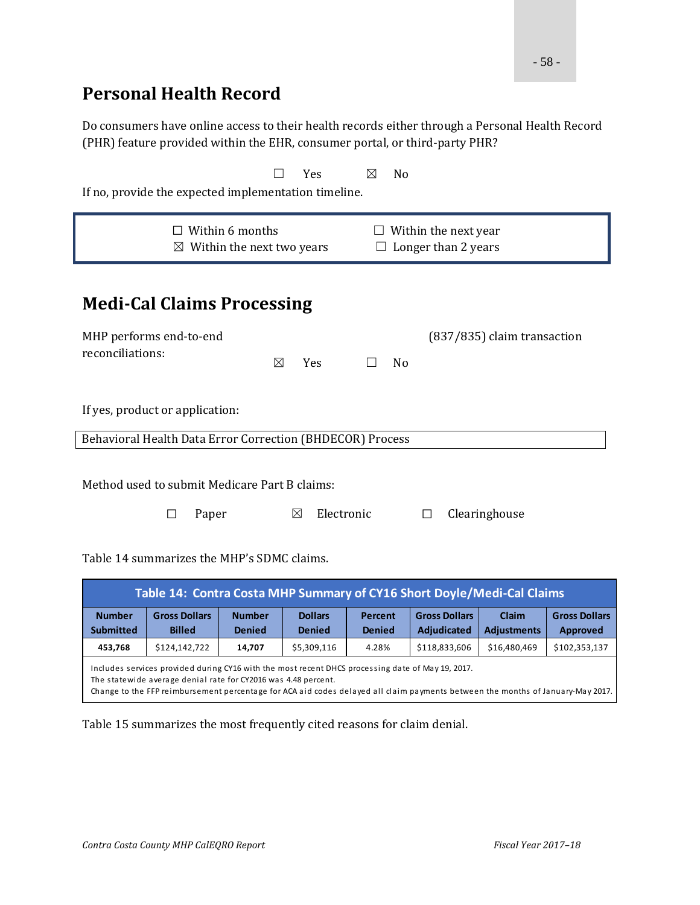## Personal Health Record

Do consumers have online access to their health records either through a Personal Health Record (PHR) feature provided within the EHR, consumer portal, or third-party PHR?

☐ Yes ☒ No

If no, provide the expected implementation timeline.

| | |
|---|---|
| ☐ Within 6 months | ☐ Within the next year |
| ☒ Within the next two years | ☐ Longer than 2 years |

## Medi-Cal Claims Processing

MHP performs end-to-end (837/835) claim transaction reconciliations: ☒ Yes ☐ No

If yes, product or application:

| Behavioral Health Data Error Correction (BHDECOR) Process |
|---|

Method used to submit Medicare Part B claims:

☐ Paper ☒ Electronic ☐ Clearinghouse

Table 14 summarizes the MHP's SDMC claims.

**Table 14: Contra Costa MHP Summary of CY16 Short Doyle/Medi-Cal Claims**

| Number Submitted | Gross Dollars Billed | Number Denied | Dollars Denied | Percent Denied | Gross Dollars Adjudicated | Claim Adjustments | Gross Dollars Approved |
|---|---|---|---|---|---|---|---|
| **453,768** | $124,142,722 | **14,707** | $5,309,116 | 4.28% | $118,833,606 | $16,480,469 | $102,353,137 |

Includes services provided during CY16 with the most recent DHCS processing date of May 19, 2017.
The statewide average denial rate for CY2016 was 4.48 percent.
Change to the FFP reimbursement percentage for ACA aid codes delayed all claim payments between the months of January-May 2017.

Table 15 summarizes the most frequently cited reasons for claim denial.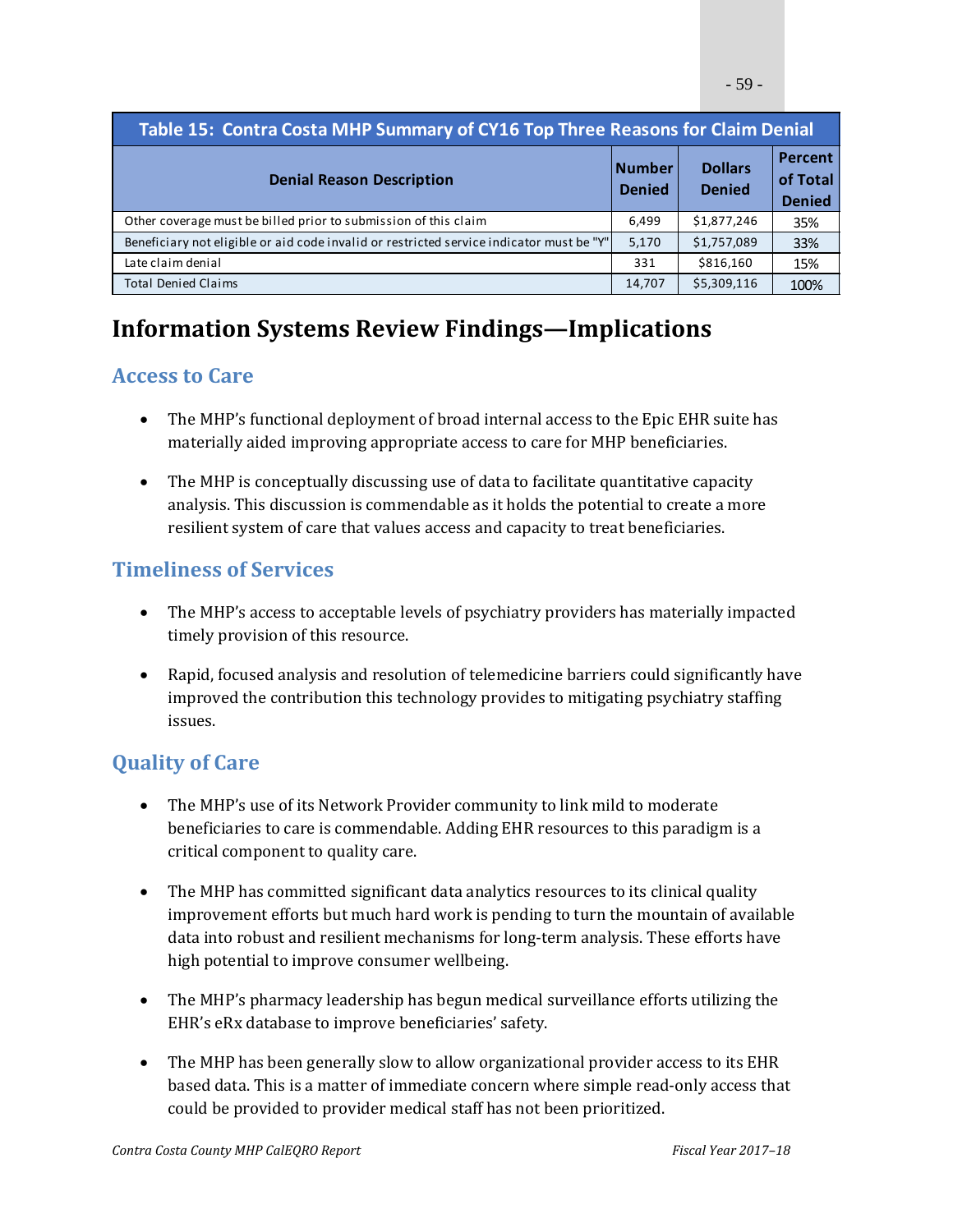**Table 15: Contra Costa MHP Summary of CY16 Top Three Reasons for Claim Denial**

| Denial Reason Description | Number Denied | Dollars Denied | Percent of Total Denied |
|---|---|---|---|
| Other coverage must be billed prior to submission of this claim | 6,499 | $1,877,246 | 35% |
| Beneficiary not eligible or aid code invalid or restricted service indicator must be "Y" | 5,170 | $1,757,089 | 33% |
| Late claim denial | 331 | $816,160 | 15% |
| Total Denied Claims | 14,707 | $5,309,116 | 100% |

# Information Systems Review Findings—Implications

## Access to Care

- The MHP's functional deployment of broad internal access to the Epic EHR suite has materially aided improving appropriate access to care for MHP beneficiaries.
- The MHP is conceptually discussing use of data to facilitate quantitative capacity analysis. This discussion is commendable as it holds the potential to create a more resilient system of care that values access and capacity to treat beneficiaries.

## Timeliness of Services

- The MHP's access to acceptable levels of psychiatry providers has materially impacted timely provision of this resource.
- Rapid, focused analysis and resolution of telemedicine barriers could significantly have improved the contribution this technology provides to mitigating psychiatry staffing issues.

## Quality of Care

- The MHP's use of its Network Provider community to link mild to moderate beneficiaries to care is commendable. Adding EHR resources to this paradigm is a critical component to quality care.
- The MHP has committed significant data analytics resources to its clinical quality improvement efforts but much hard work is pending to turn the mountain of available data into robust and resilient mechanisms for long-term analysis. These efforts have high potential to improve consumer wellbeing.
- The MHP's pharmacy leadership has begun medical surveillance efforts utilizing the EHR's eRx database to improve beneficiaries' safety.
- The MHP has been generally slow to allow organizational provider access to its EHR based data. This is a matter of immediate concern where simple read-only access that could be provided to provider medical staff has not been prioritized.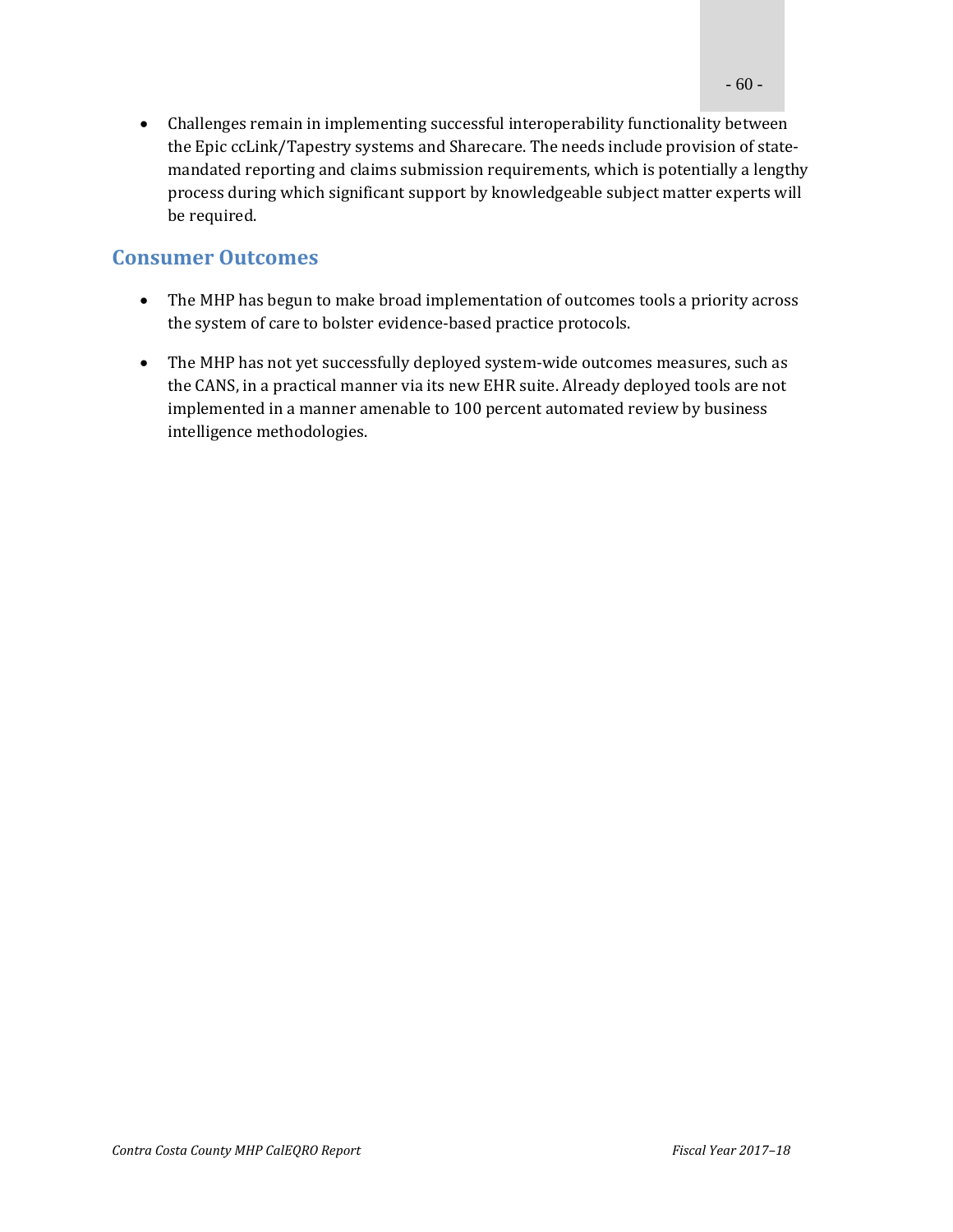- Challenges remain in implementing successful interoperability functionality between the Epic ccLink/Tapestry systems and Sharecare. The needs include provision of state-mandated reporting and claims submission requirements, which is potentially a lengthy process during which significant support by knowledgeable subject matter experts will be required.

## Consumer Outcomes

- The MHP has begun to make broad implementation of outcomes tools a priority across the system of care to bolster evidence-based practice protocols.

- The MHP has not yet successfully deployed system-wide outcomes measures, such as the CANS, in a practical manner via its new EHR suite. Already deployed tools are not implemented in a manner amenable to 100 percent automated review by business intelligence methodologies.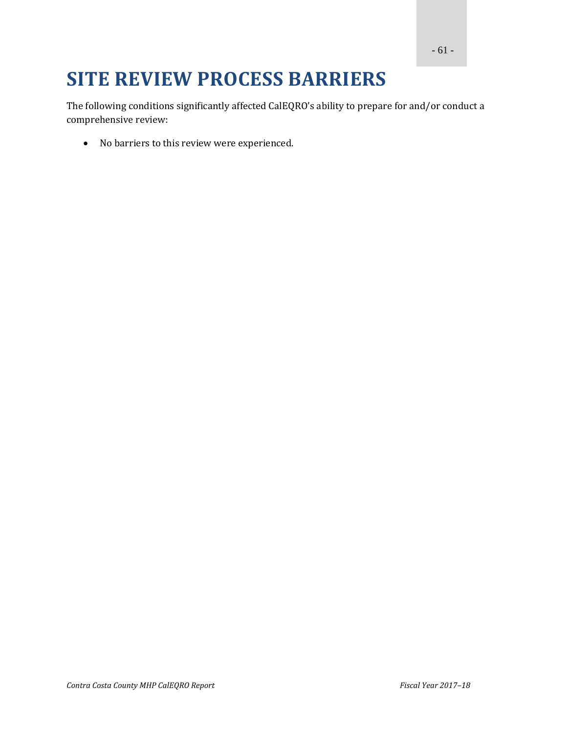# SITE REVIEW PROCESS BARRIERS

The following conditions significantly affected CalEQRO's ability to prepare for and/or conduct a comprehensive review:

- No barriers to this review were experienced.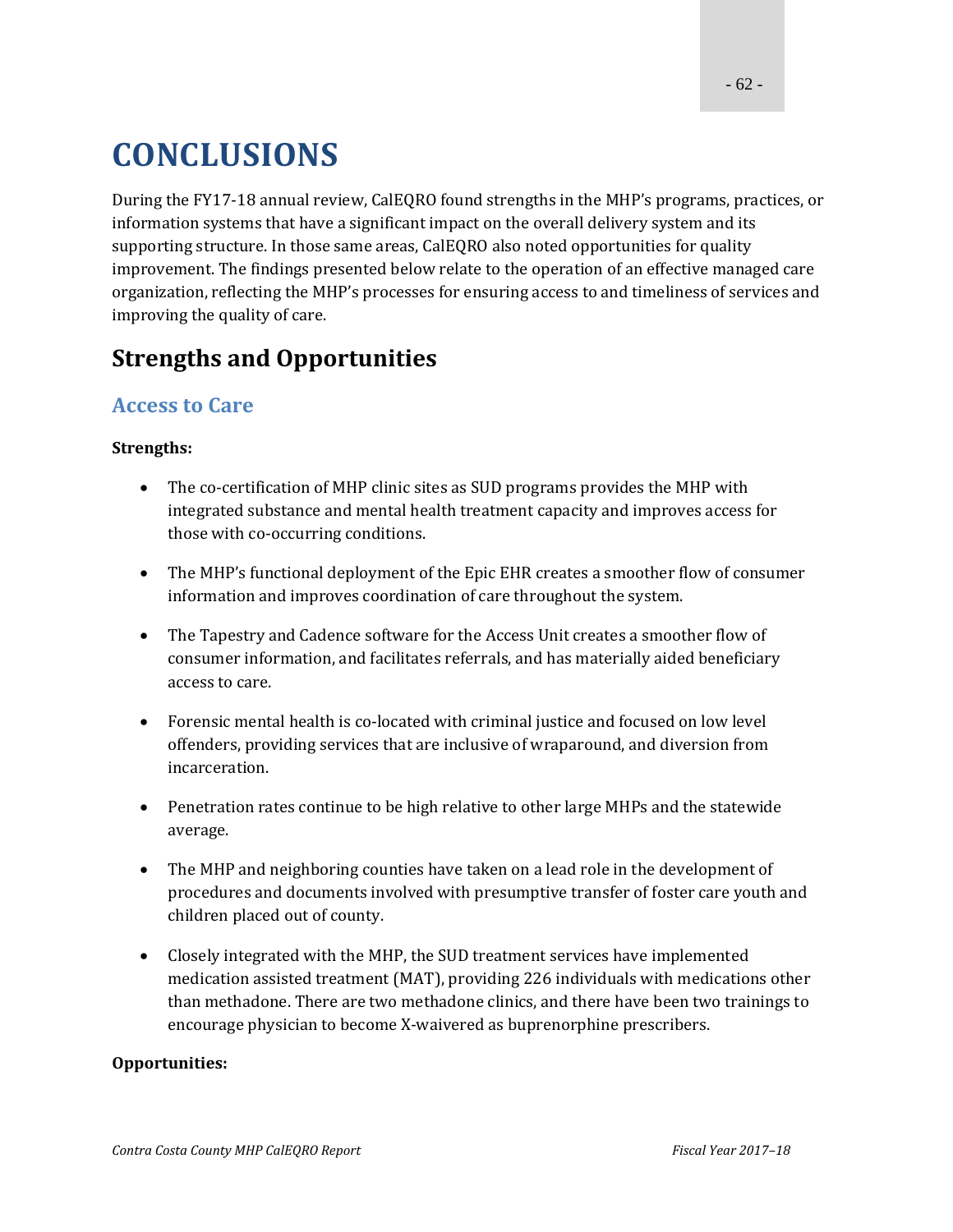# CONCLUSIONS

During the FY17-18 annual review, CalEQRO found strengths in the MHP's programs, practices, or information systems that have a significant impact on the overall delivery system and its supporting structure. In those same areas, CalEQRO also noted opportunities for quality improvement. The findings presented below relate to the operation of an effective managed care organization, reflecting the MHP's processes for ensuring access to and timeliness of services and improving the quality of care.

## Strengths and Opportunities

### Access to Care

**Strengths:**

- The co-certification of MHP clinic sites as SUD programs provides the MHP with integrated substance and mental health treatment capacity and improves access for those with co-occurring conditions.
- The MHP's functional deployment of the Epic EHR creates a smoother flow of consumer information and improves coordination of care throughout the system.
- The Tapestry and Cadence software for the Access Unit creates a smoother flow of consumer information, and facilitates referrals, and has materially aided beneficiary access to care.
- Forensic mental health is co-located with criminal justice and focused on low level offenders, providing services that are inclusive of wraparound, and diversion from incarceration.
- Penetration rates continue to be high relative to other large MHPs and the statewide average.
- The MHP and neighboring counties have taken on a lead role in the development of procedures and documents involved with presumptive transfer of foster care youth and children placed out of county.
- Closely integrated with the MHP, the SUD treatment services have implemented medication assisted treatment (MAT), providing 226 individuals with medications other than methadone. There are two methadone clinics, and there have been two trainings to encourage physician to become X-waivered as buprenorphine prescribers.

**Opportunities:**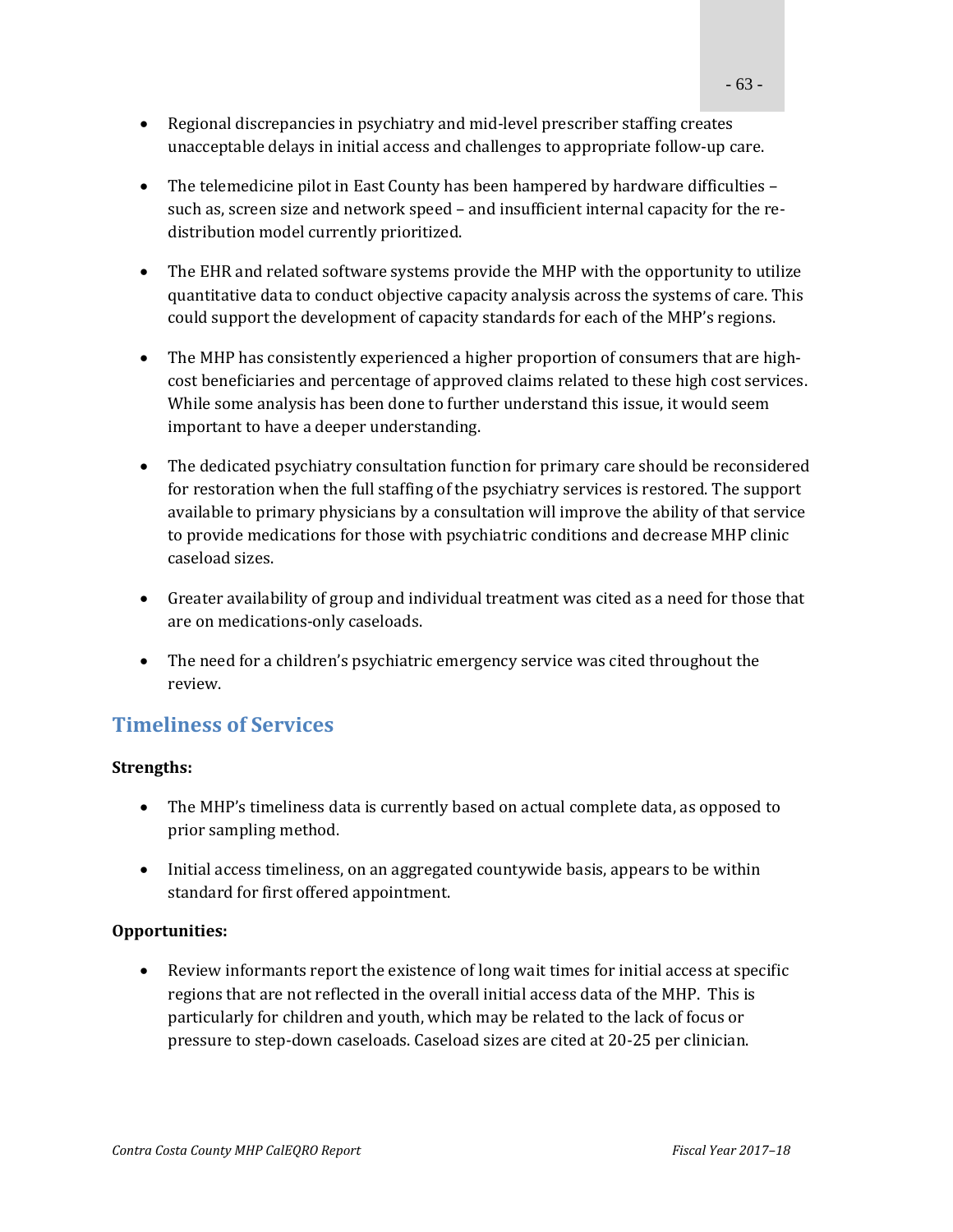- Regional discrepancies in psychiatry and mid-level prescriber staffing creates unacceptable delays in initial access and challenges to appropriate follow-up care.

- The telemedicine pilot in East County has been hampered by hardware difficulties – such as, screen size and network speed – and insufficient internal capacity for the re-distribution model currently prioritized.

- The EHR and related software systems provide the MHP with the opportunity to utilize quantitative data to conduct objective capacity analysis across the systems of care. This could support the development of capacity standards for each of the MHP's regions.

- The MHP has consistently experienced a higher proportion of consumers that are high-cost beneficiaries and percentage of approved claims related to these high cost services. While some analysis has been done to further understand this issue, it would seem important to have a deeper understanding.

- The dedicated psychiatry consultation function for primary care should be reconsidered for restoration when the full staffing of the psychiatry services is restored. The support available to primary physicians by a consultation will improve the ability of that service to provide medications for those with psychiatric conditions and decrease MHP clinic caseload sizes.

- Greater availability of group and individual treatment was cited as a need for those that are on medications-only caseloads.

- The need for a children's psychiatric emergency service was cited throughout the review.

## Timeliness of Services

**Strengths:**

- The MHP's timeliness data is currently based on actual complete data, as opposed to prior sampling method.

- Initial access timeliness, on an aggregated countywide basis, appears to be within standard for first offered appointment.

**Opportunities:**

- Review informants report the existence of long wait times for initial access at specific regions that are not reflected in the overall initial access data of the MHP. This is particularly for children and youth, which may be related to the lack of focus or pressure to step-down caseloads. Caseload sizes are cited at 20-25 per clinician.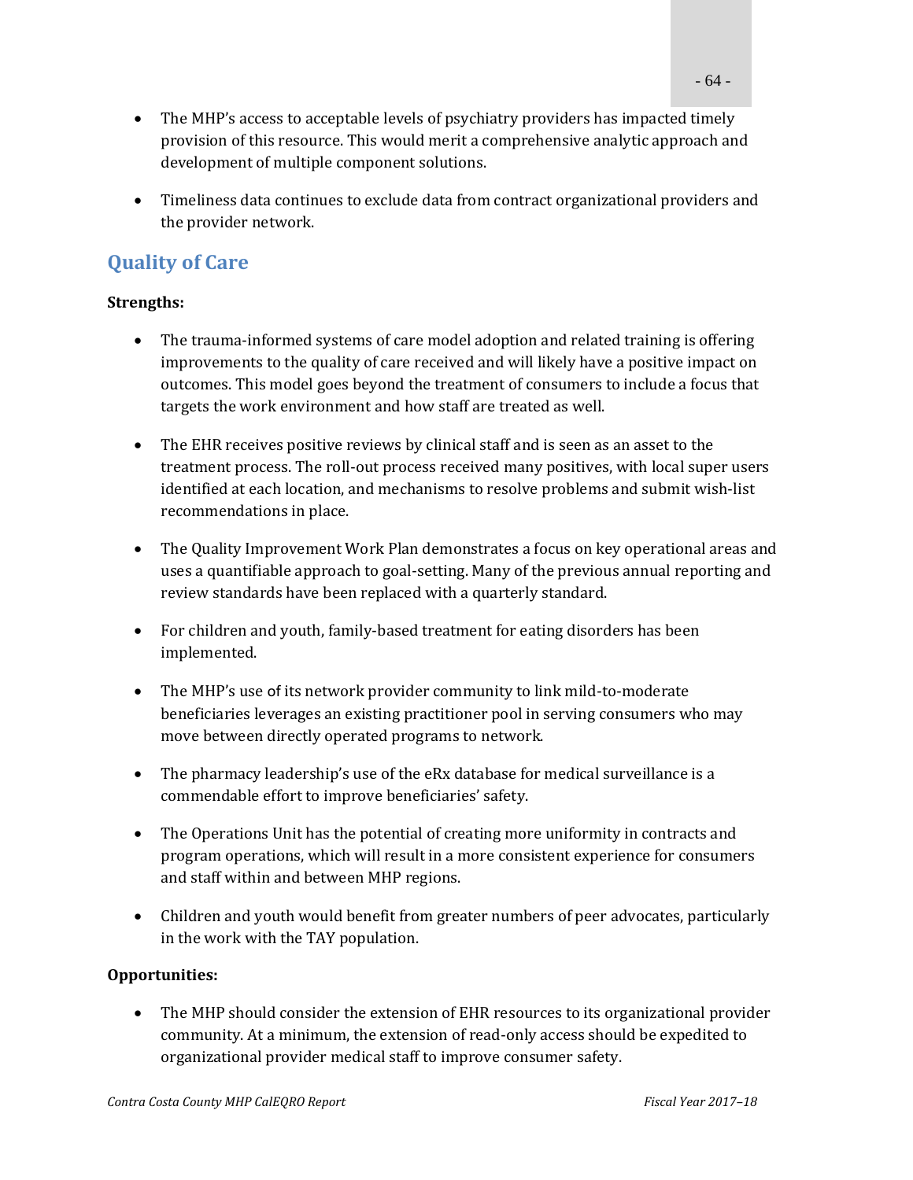- The MHP's access to acceptable levels of psychiatry providers has impacted timely provision of this resource. This would merit a comprehensive analytic approach and development of multiple component solutions.

- Timeliness data continues to exclude data from contract organizational providers and the provider network.

## Quality of Care

**Strengths:**

- The trauma-informed systems of care model adoption and related training is offering improvements to the quality of care received and will likely have a positive impact on outcomes. This model goes beyond the treatment of consumers to include a focus that targets the work environment and how staff are treated as well.

- The EHR receives positive reviews by clinical staff and is seen as an asset to the treatment process. The roll-out process received many positives, with local super users identified at each location, and mechanisms to resolve problems and submit wish-list recommendations in place.

- The Quality Improvement Work Plan demonstrates a focus on key operational areas and uses a quantifiable approach to goal-setting. Many of the previous annual reporting and review standards have been replaced with a quarterly standard.

- For children and youth, family-based treatment for eating disorders has been implemented.

- The MHP's use of its network provider community to link mild-to-moderate beneficiaries leverages an existing practitioner pool in serving consumers who may move between directly operated programs to network.

- The pharmacy leadership's use of the eRx database for medical surveillance is a commendable effort to improve beneficiaries' safety.

- The Operations Unit has the potential of creating more uniformity in contracts and program operations, which will result in a more consistent experience for consumers and staff within and between MHP regions.

- Children and youth would benefit from greater numbers of peer advocates, particularly in the work with the TAY population.

**Opportunities:**

- The MHP should consider the extension of EHR resources to its organizational provider community. At a minimum, the extension of read-only access should be expedited to organizational provider medical staff to improve consumer safety.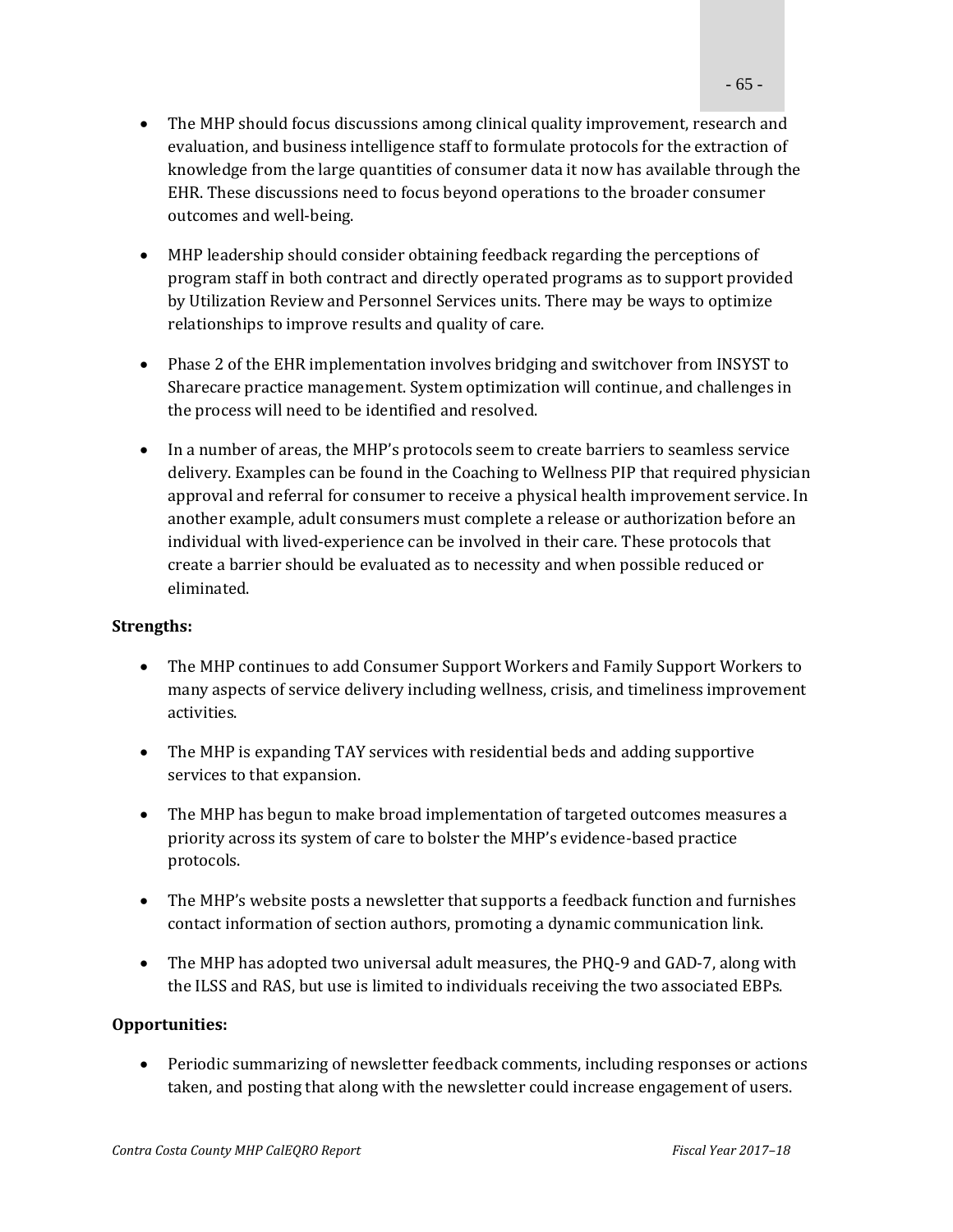- The MHP should focus discussions among clinical quality improvement, research and evaluation, and business intelligence staff to formulate protocols for the extraction of knowledge from the large quantities of consumer data it now has available through the EHR. These discussions need to focus beyond operations to the broader consumer outcomes and well-being.

- MHP leadership should consider obtaining feedback regarding the perceptions of program staff in both contract and directly operated programs as to support provided by Utilization Review and Personnel Services units. There may be ways to optimize relationships to improve results and quality of care.

- Phase 2 of the EHR implementation involves bridging and switchover from INSYST to Sharecare practice management. System optimization will continue, and challenges in the process will need to be identified and resolved.

- In a number of areas, the MHP's protocols seem to create barriers to seamless service delivery. Examples can be found in the Coaching to Wellness PIP that required physician approval and referral for consumer to receive a physical health improvement service. In another example, adult consumers must complete a release or authorization before an individual with lived-experience can be involved in their care. These protocols that create a barrier should be evaluated as to necessity and when possible reduced or eliminated.

**Strengths:**

- The MHP continues to add Consumer Support Workers and Family Support Workers to many aspects of service delivery including wellness, crisis, and timeliness improvement activities.

- The MHP is expanding TAY services with residential beds and adding supportive services to that expansion.

- The MHP has begun to make broad implementation of targeted outcomes measures a priority across its system of care to bolster the MHP's evidence-based practice protocols.

- The MHP's website posts a newsletter that supports a feedback function and furnishes contact information of section authors, promoting a dynamic communication link.

- The MHP has adopted two universal adult measures, the PHQ-9 and GAD-7, along with the ILSS and RAS, but use is limited to individuals receiving the two associated EBPs.

**Opportunities:**

- Periodic summarizing of newsletter feedback comments, including responses or actions taken, and posting that along with the newsletter could increase engagement of users.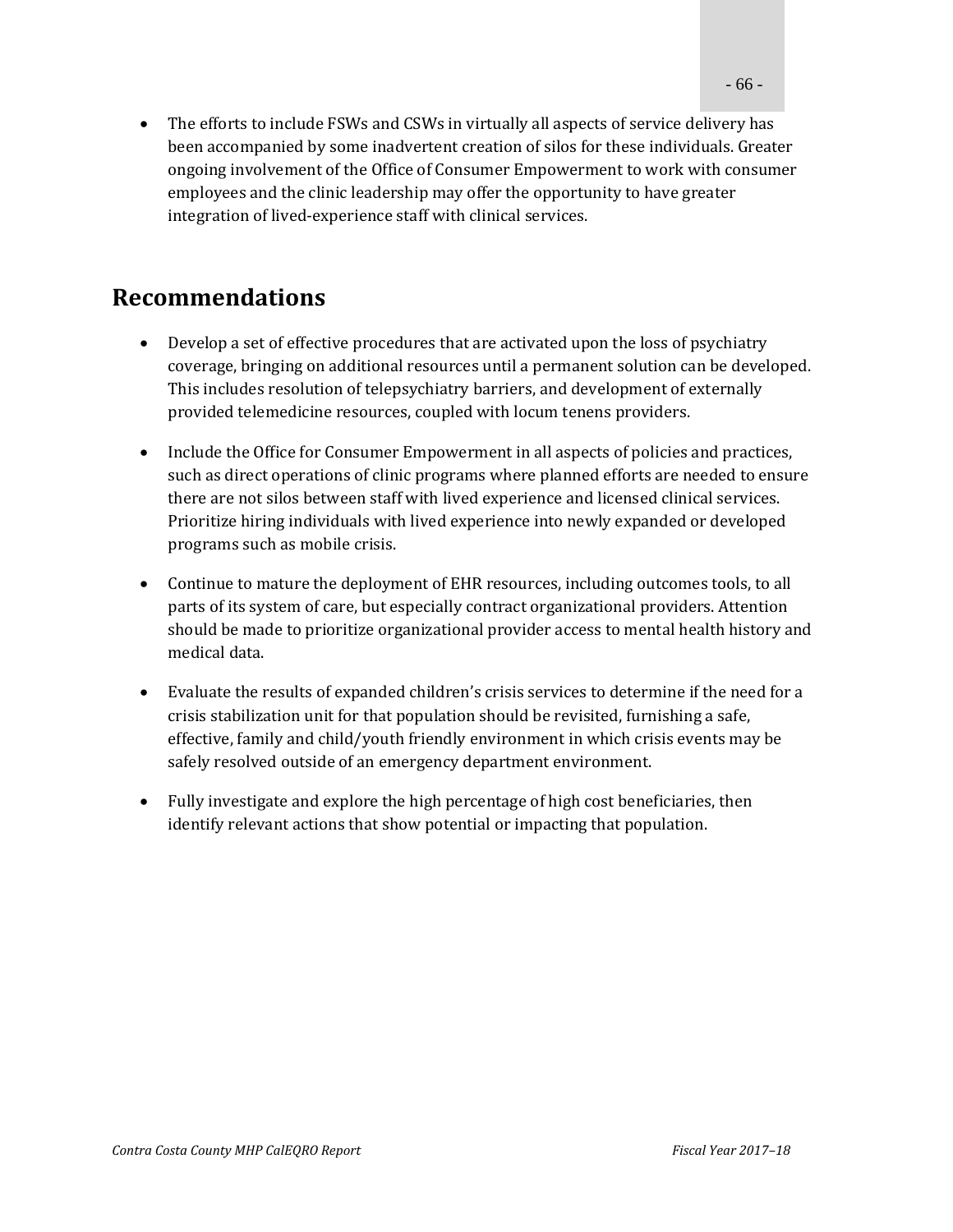- The efforts to include FSWs and CSWs in virtually all aspects of service delivery has been accompanied by some inadvertent creation of silos for these individuals. Greater ongoing involvement of the Office of Consumer Empowerment to work with consumer employees and the clinic leadership may offer the opportunity to have greater integration of lived-experience staff with clinical services.

## Recommendations

- Develop a set of effective procedures that are activated upon the loss of psychiatry coverage, bringing on additional resources until a permanent solution can be developed. This includes resolution of telepsychiatry barriers, and development of externally provided telemedicine resources, coupled with locum tenens providers.
- Include the Office for Consumer Empowerment in all aspects of policies and practices, such as direct operations of clinic programs where planned efforts are needed to ensure there are not silos between staff with lived experience and licensed clinical services. Prioritize hiring individuals with lived experience into newly expanded or developed programs such as mobile crisis.
- Continue to mature the deployment of EHR resources, including outcomes tools, to all parts of its system of care, but especially contract organizational providers. Attention should be made to prioritize organizational provider access to mental health history and medical data.
- Evaluate the results of expanded children's crisis services to determine if the need for a crisis stabilization unit for that population should be revisited, furnishing a safe, effective, family and child/youth friendly environment in which crisis events may be safely resolved outside of an emergency department environment.
- Fully investigate and explore the high percentage of high cost beneficiaries, then identify relevant actions that show potential or impacting that population.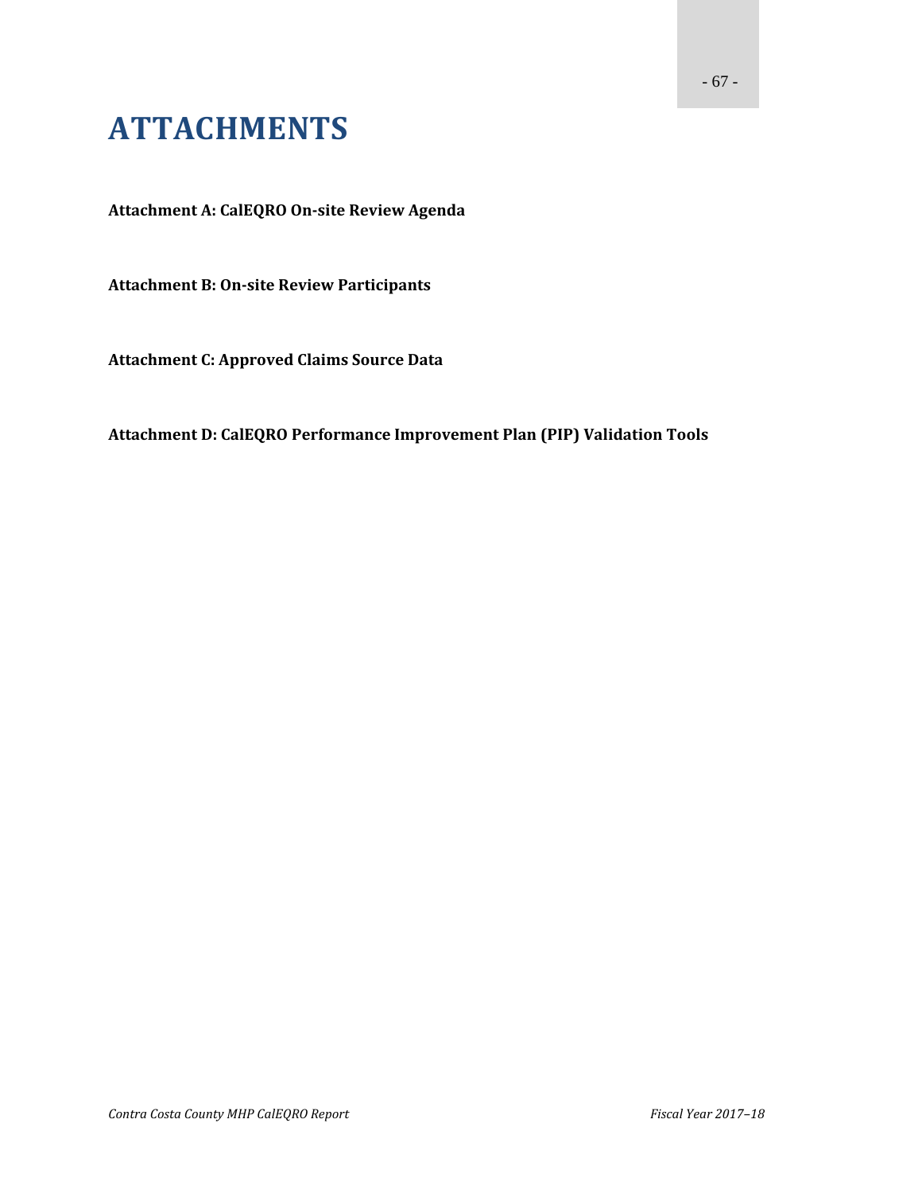# ATTACHMENTS

**Attachment A: CalEQRO On-site Review Agenda**

**Attachment B: On-site Review Participants**

**Attachment C: Approved Claims Source Data**

**Attachment D: CalEQRO Performance Improvement Plan (PIP) Validation Tools**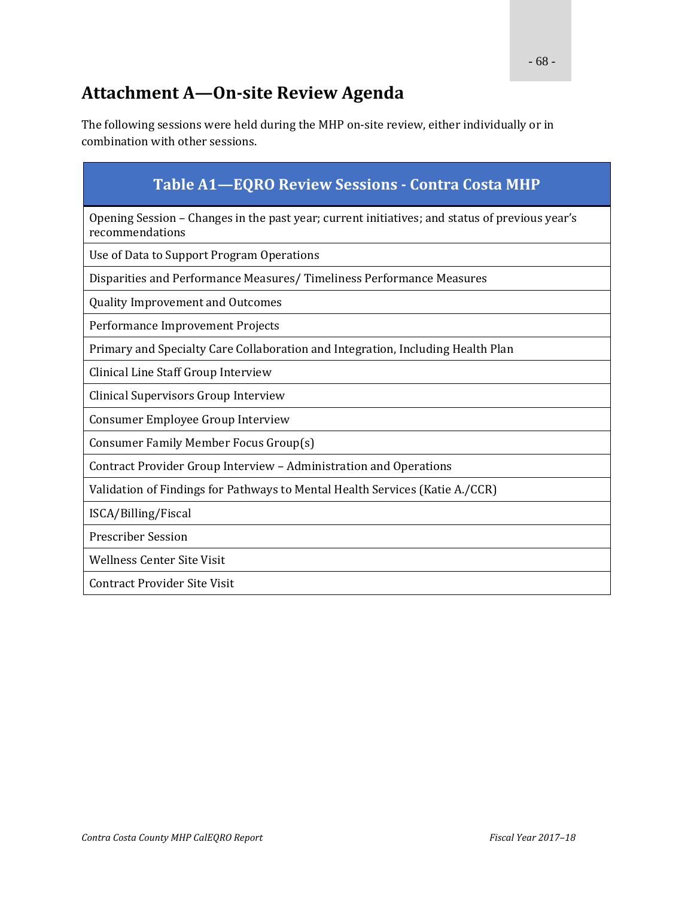## Attachment A—On-site Review Agenda

The following sessions were held during the MHP on-site review, either individually or in combination with other sessions.

| Table A1—EQRO Review Sessions - Contra Costa MHP |
|---|
| Opening Session – Changes in the past year; current initiatives; and status of previous year's recommendations |
| Use of Data to Support Program Operations |
| Disparities and Performance Measures/ Timeliness Performance Measures |
| Quality Improvement and Outcomes |
| Performance Improvement Projects |
| Primary and Specialty Care Collaboration and Integration, Including Health Plan |
| Clinical Line Staff Group Interview |
| Clinical Supervisors Group Interview |
| Consumer Employee Group Interview |
| Consumer Family Member Focus Group(s) |
| Contract Provider Group Interview – Administration and Operations |
| Validation of Findings for Pathways to Mental Health Services (Katie A./CCR) |
| ISCA/Billing/Fiscal |
| Prescriber Session |
| Wellness Center Site Visit |
| Contract Provider Site Visit |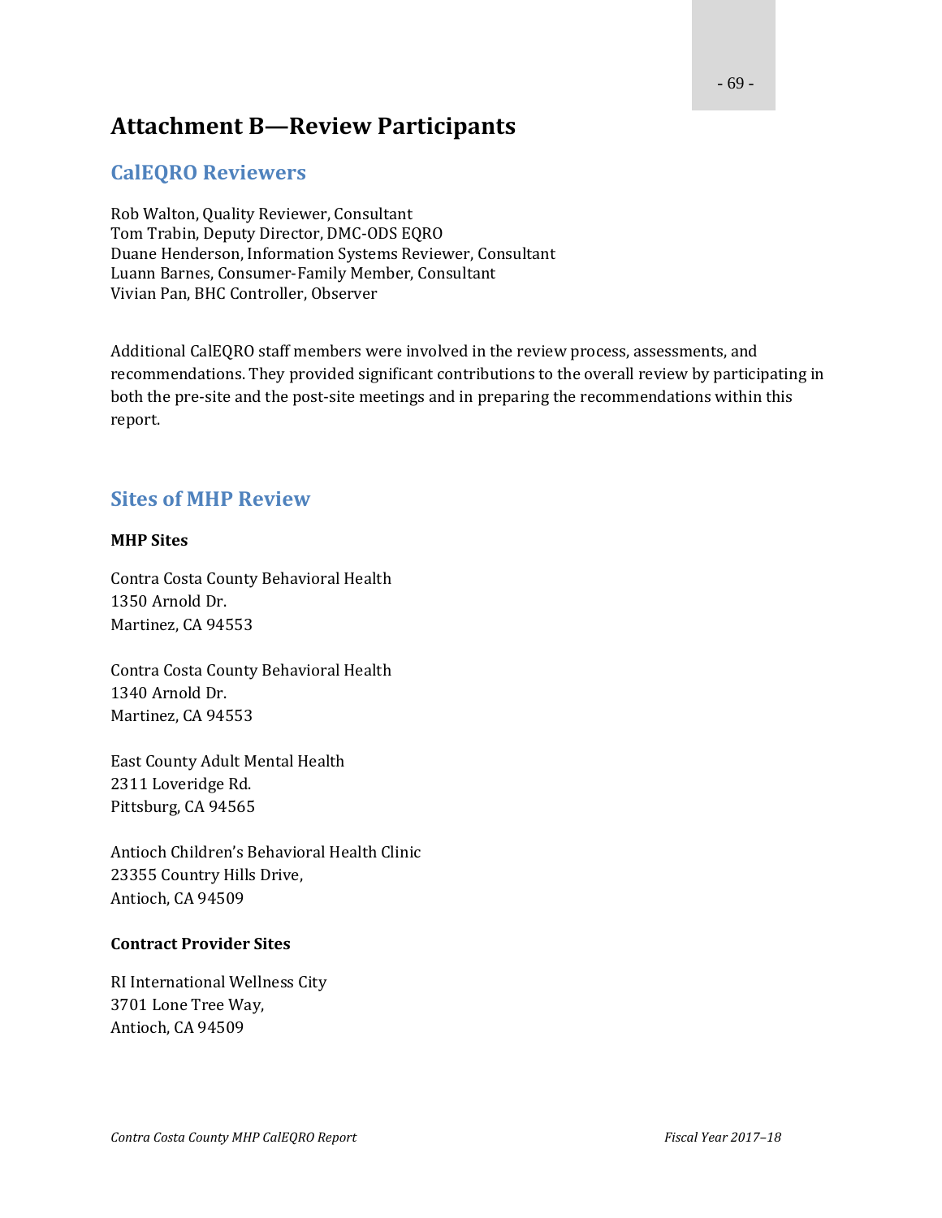# Attachment B—Review Participants

## CalEQRO Reviewers

Rob Walton, Quality Reviewer, Consultant
Tom Trabin, Deputy Director, DMC-ODS EQRO
Duane Henderson, Information Systems Reviewer, Consultant
Luann Barnes, Consumer-Family Member, Consultant
Vivian Pan, BHC Controller, Observer

Additional CalEQRO staff members were involved in the review process, assessments, and recommendations. They provided significant contributions to the overall review by participating in both the pre-site and the post-site meetings and in preparing the recommendations within this report.

## Sites of MHP Review

### MHP Sites

Contra Costa County Behavioral Health
1350 Arnold Dr.
Martinez, CA 94553

Contra Costa County Behavioral Health
1340 Arnold Dr.
Martinez, CA 94553

East County Adult Mental Health
2311 Loveridge Rd.
Pittsburg, CA 94565

Antioch Children's Behavioral Health Clinic
23355 Country Hills Drive,
Antioch, CA 94509

### Contract Provider Sites

RI International Wellness City
3701 Lone Tree Way,
Antioch, CA 94509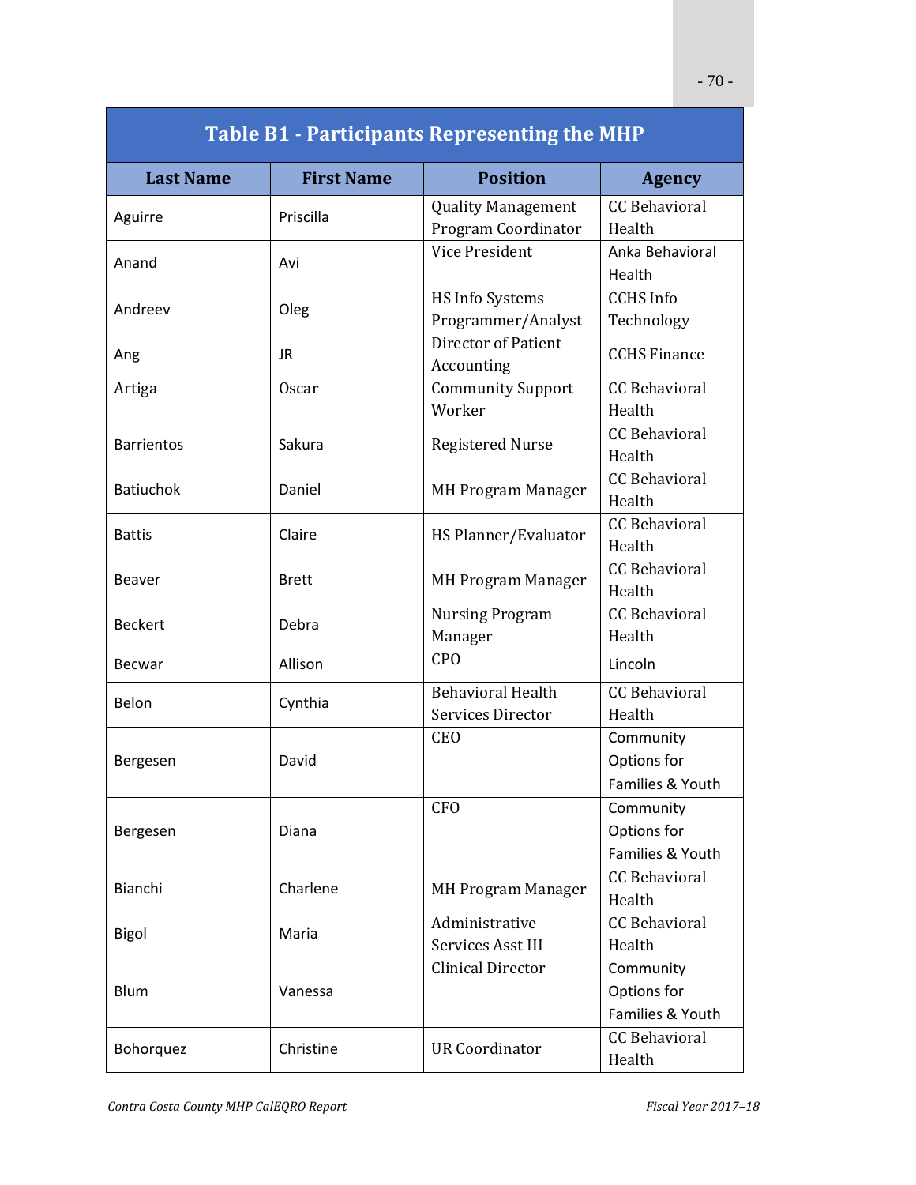## Table B1 - Participants Representing the MHP

| Last Name | First Name | Position | Agency |
|---|---|---|---|
| Aguirre | Priscilla | Quality Management Program Coordinator | CC Behavioral Health |
| Anand | Avi | Vice President | Anka Behavioral Health |
| Andreev | Oleg | HS Info Systems Programmer/Analyst | CCHS Info Technology |
| Ang | JR | Director of Patient Accounting | CCHS Finance |
| Artiga | Oscar | Community Support Worker | CC Behavioral Health |
| Barrientos | Sakura | Registered Nurse | CC Behavioral Health |
| Batiuchok | Daniel | MH Program Manager | CC Behavioral Health |
| Battis | Claire | HS Planner/Evaluator | CC Behavioral Health |
| Beaver | Brett | MH Program Manager | CC Behavioral Health |
| Beckert | Debra | Nursing Program Manager | CC Behavioral Health |
| Becwar | Allison | CPO | Lincoln |
| Belon | Cynthia | Behavioral Health Services Director | CC Behavioral Health |
| Bergesen | David | CEO | Community Options for Families & Youth |
| Bergesen | Diana | CFO | Community Options for Families & Youth |
| Bianchi | Charlene | MH Program Manager | CC Behavioral Health |
| Bigol | Maria | Administrative Services Asst III | CC Behavioral Health |
| Blum | Vanessa | Clinical Director | Community Options for Families & Youth |
| Bohorquez | Christine | UR Coordinator | CC Behavioral Health |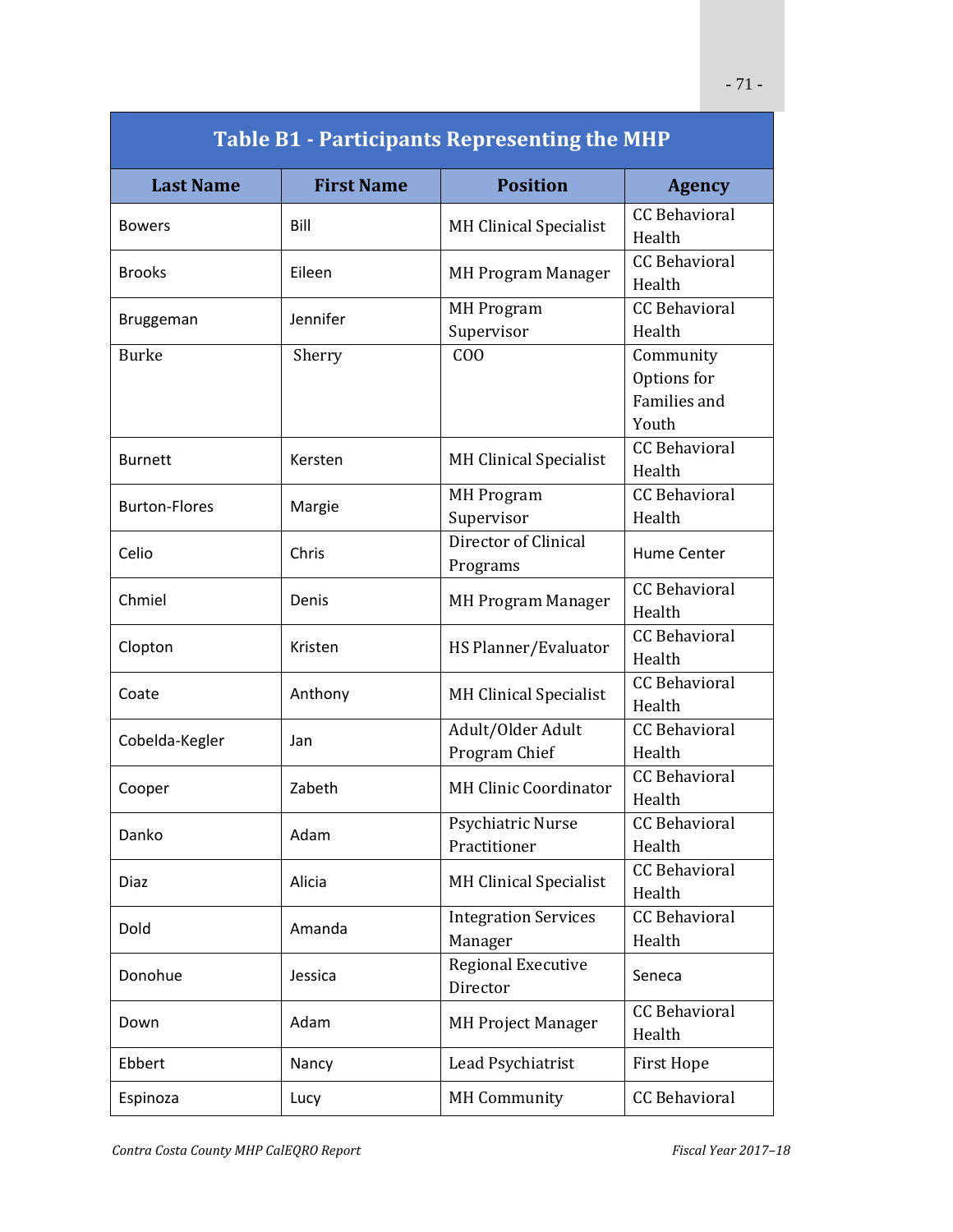| Table B1 - Participants Representing the MHP | | | |
|---|---|---|---|
| **Last Name** | **First Name** | **Position** | **Agency** |
| Bowers | Bill | MH Clinical Specialist | CC Behavioral Health |
| Brooks | Eileen | MH Program Manager | CC Behavioral Health |
| Bruggeman | Jennifer | MH Program Supervisor | CC Behavioral Health |
| Burke | Sherry | COO | Community Options for Families and Youth |
| Burnett | Kersten | MH Clinical Specialist | CC Behavioral Health |
| Burton-Flores | Margie | MH Program Supervisor | CC Behavioral Health |
| Celio | Chris | Director of Clinical Programs | Hume Center |
| Chmiel | Denis | MH Program Manager | CC Behavioral Health |
| Clopton | Kristen | HS Planner/Evaluator | CC Behavioral Health |
| Coate | Anthony | MH Clinical Specialist | CC Behavioral Health |
| Cobelda-Kegler | Jan | Adult/Older Adult Program Chief | CC Behavioral Health |
| Cooper | Zabeth | MH Clinic Coordinator | CC Behavioral Health |
| Danko | Adam | Psychiatric Nurse Practitioner | CC Behavioral Health |
| Diaz | Alicia | MH Clinical Specialist | CC Behavioral Health |
| Dold | Amanda | Integration Services Manager | CC Behavioral Health |
| Donohue | Jessica | Regional Executive Director | Seneca |
| Down | Adam | MH Project Manager | CC Behavioral Health |
| Ebbert | Nancy | Lead Psychiatrist | First Hope |
| Espinoza | Lucy | MH Community | CC Behavioral |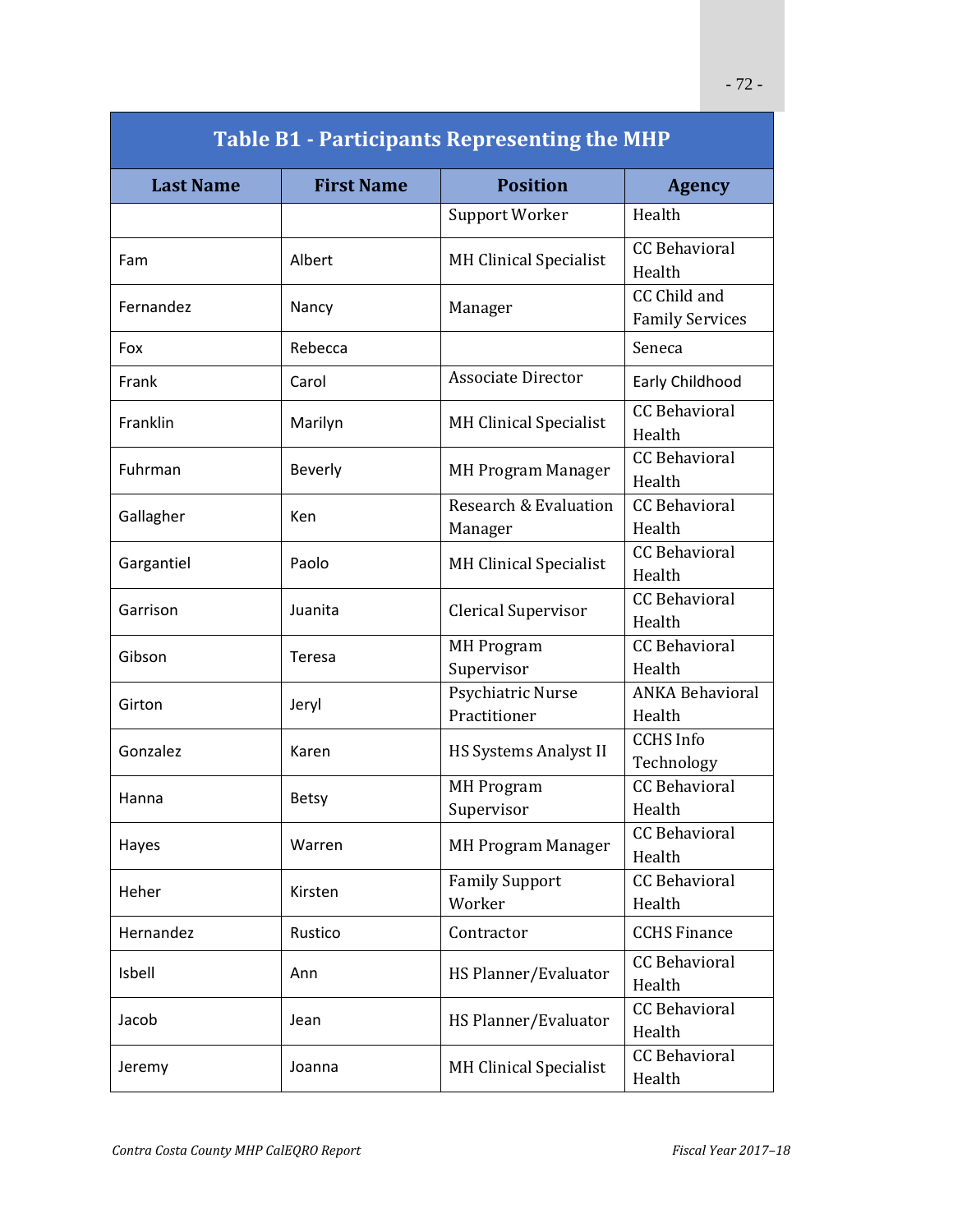| Table B1 - Participants Representing the MHP | | | |
|---|---|---|---|
| **Last Name** | **First Name** | **Position** | **Agency** |
| | | Support Worker | Health |
| Fam | Albert | MH Clinical Specialist | CC Behavioral Health |
| Fernandez | Nancy | Manager | CC Child and Family Services |
| Fox | Rebecca | | Seneca |
| Frank | Carol | Associate Director | Early Childhood |
| Franklin | Marilyn | MH Clinical Specialist | CC Behavioral Health |
| Fuhrman | Beverly | MH Program Manager | CC Behavioral Health |
| Gallagher | Ken | Research & Evaluation Manager | CC Behavioral Health |
| Gargantiel | Paolo | MH Clinical Specialist | CC Behavioral Health |
| Garrison | Juanita | Clerical Supervisor | CC Behavioral Health |
| Gibson | Teresa | MH Program Supervisor | CC Behavioral Health |
| Girton | Jeryl | Psychiatric Nurse Practitioner | ANKA Behavioral Health |
| Gonzalez | Karen | HS Systems Analyst II | CCHS Info Technology |
| Hanna | Betsy | MH Program Supervisor | CC Behavioral Health |
| Hayes | Warren | MH Program Manager | CC Behavioral Health |
| Heher | Kirsten | Family Support Worker | CC Behavioral Health |
| Hernandez | Rustico | Contractor | CCHS Finance |
| Isbell | Ann | HS Planner/Evaluator | CC Behavioral Health |
| Jacob | Jean | HS Planner/Evaluator | CC Behavioral Health |
| Jeremy | Joanna | MH Clinical Specialist | CC Behavioral Health |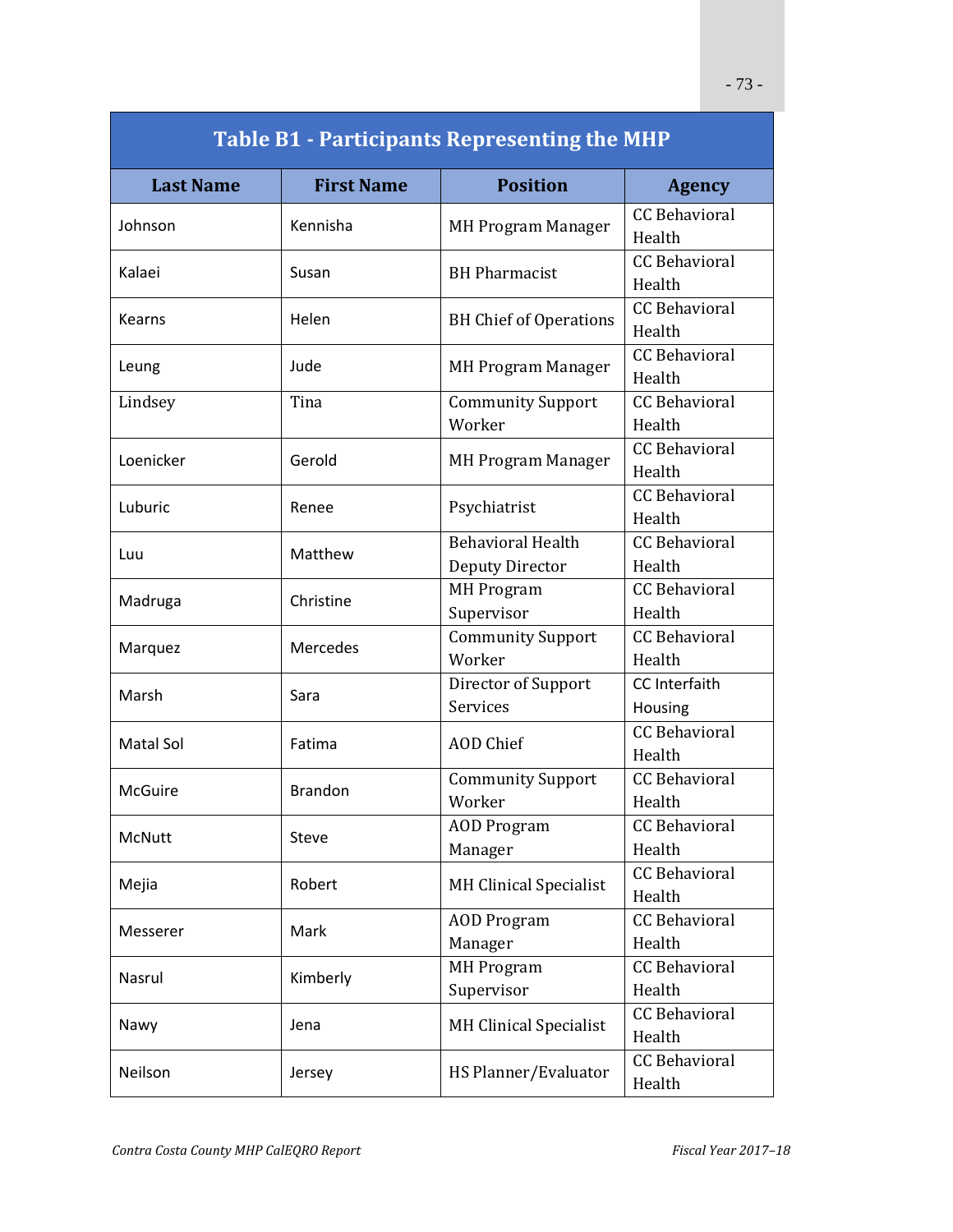| Table B1 - Participants Representing the MHP | | | |
|---|---|---|---|
| **Last Name** | **First Name** | **Position** | **Agency** |
| Johnson | Kennisha | MH Program Manager | CC Behavioral Health |
| Kalaei | Susan | BH Pharmacist | CC Behavioral Health |
| Kearns | Helen | BH Chief of Operations | CC Behavioral Health |
| Leung | Jude | MH Program Manager | CC Behavioral Health |
| Lindsey | Tina | Community Support Worker | CC Behavioral Health |
| Loenicker | Gerold | MH Program Manager | CC Behavioral Health |
| Luburic | Renee | Psychiatrist | CC Behavioral Health |
| Luu | Matthew | Behavioral Health Deputy Director | CC Behavioral Health |
| Madruga | Christine | MH Program Supervisor | CC Behavioral Health |
| Marquez | Mercedes | Community Support Worker | CC Behavioral Health |
| Marsh | Sara | Director of Support Services | CC Interfaith Housing |
| Matal Sol | Fatima | AOD Chief | CC Behavioral Health |
| McGuire | Brandon | Community Support Worker | CC Behavioral Health |
| McNutt | Steve | AOD Program Manager | CC Behavioral Health |
| Mejia | Robert | MH Clinical Specialist | CC Behavioral Health |
| Messerer | Mark | AOD Program Manager | CC Behavioral Health |
| Nasrul | Kimberly | MH Program Supervisor | CC Behavioral Health |
| Nawy | Jena | MH Clinical Specialist | CC Behavioral Health |
| Neilson | Jersey | HS Planner/Evaluator | CC Behavioral Health |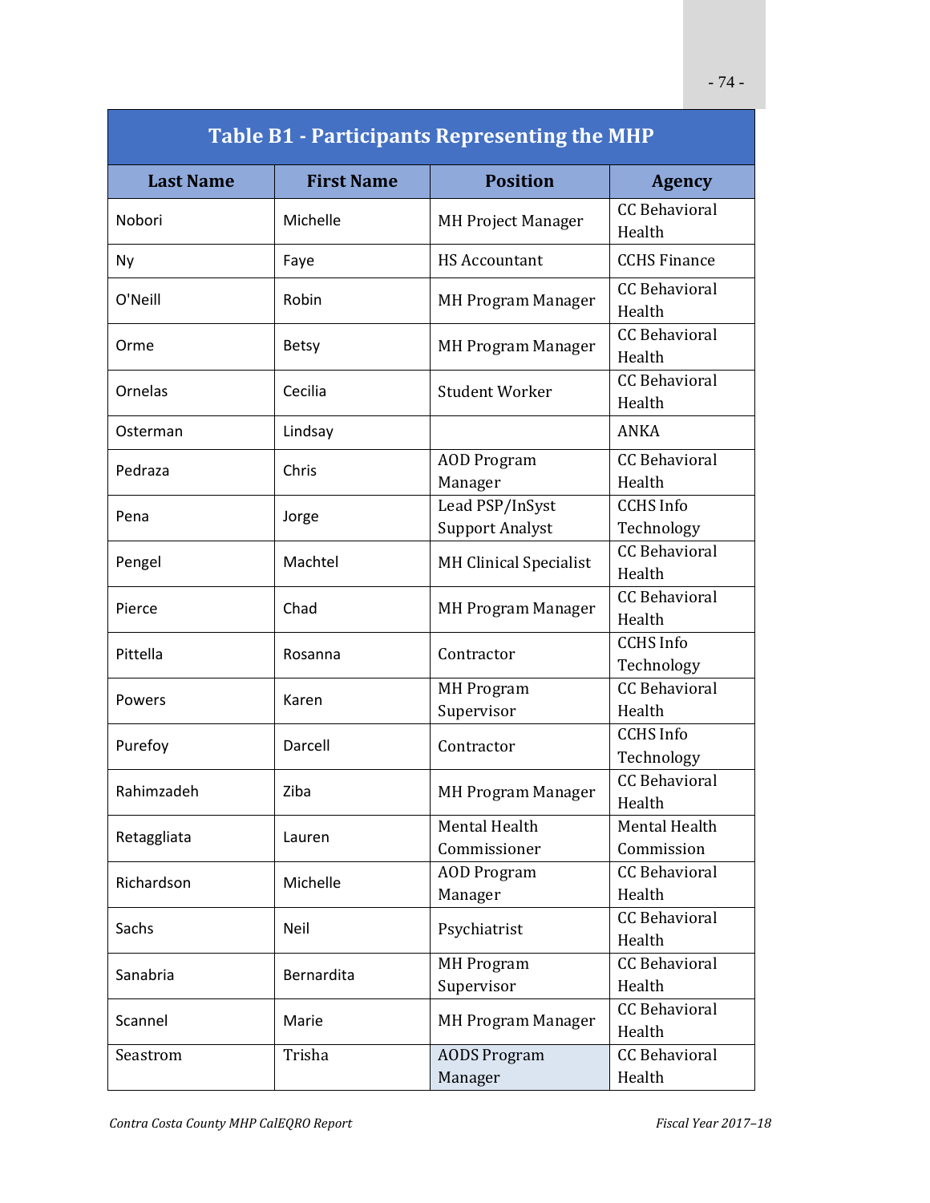| Table B1 - Participants Representing the MHP | | | |
|---|---|---|---|
| **Last Name** | **First Name** | **Position** | **Agency** |
| Nobori | Michelle | MH Project Manager | CC Behavioral Health |
| Ny | Faye | HS Accountant | CCHS Finance |
| O'Neill | Robin | MH Program Manager | CC Behavioral Health |
| Orme | Betsy | MH Program Manager | CC Behavioral Health |
| Ornelas | Cecilia | Student Worker | CC Behavioral Health |
| Osterman | Lindsay | | ANKA |
| Pedraza | Chris | AOD Program Manager | CC Behavioral Health |
| Pena | Jorge | Lead PSP/InSyst Support Analyst | CCHS Info Technology |
| Pengel | Machtel | MH Clinical Specialist | CC Behavioral Health |
| Pierce | Chad | MH Program Manager | CC Behavioral Health |
| Pittella | Rosanna | Contractor | CCHS Info Technology |
| Powers | Karen | MH Program Supervisor | CC Behavioral Health |
| Purefoy | Darcell | Contractor | CCHS Info Technology |
| Rahimzadeh | Ziba | MH Program Manager | CC Behavioral Health |
| Retaggliata | Lauren | Mental Health Commissioner | Mental Health Commission |
| Richardson | Michelle | AOD Program Manager | CC Behavioral Health |
| Sachs | Neil | Psychiatrist | CC Behavioral Health |
| Sanabria | Bernardita | MH Program Supervisor | CC Behavioral Health |
| Scannel | Marie | MH Program Manager | CC Behavioral Health |
| Seastrom | Trisha | AODS Program Manager | CC Behavioral Health |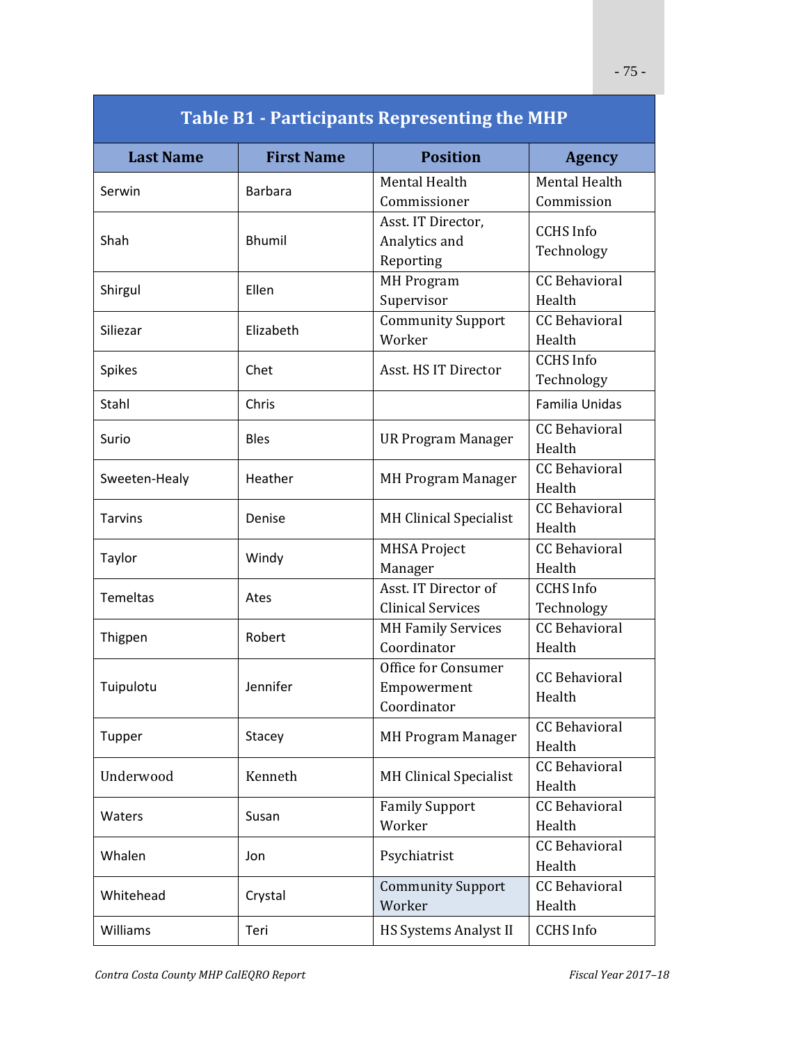| Table B1 - Participants Representing the MHP | | | |
|---|---|---|---|
| **Last Name** | **First Name** | **Position** | **Agency** |
| Serwin | Barbara | Mental Health Commissioner | Mental Health Commission |
| Shah | Bhumil | Asst. IT Director, Analytics and Reporting | CCHS Info Technology |
| Shirgul | Ellen | MH Program Supervisor | CC Behavioral Health |
| Siliezar | Elizabeth | Community Support Worker | CC Behavioral Health |
| Spikes | Chet | Asst. HS IT Director | CCHS Info Technology |
| Stahl | Chris | | Familia Unidas |
| Surio | Bles | UR Program Manager | CC Behavioral Health |
| Sweeten-Healy | Heather | MH Program Manager | CC Behavioral Health |
| Tarvins | Denise | MH Clinical Specialist | CC Behavioral Health |
| Taylor | Windy | MHSA Project Manager | CC Behavioral Health |
| Temeltas | Ates | Asst. IT Director of Clinical Services | CCHS Info Technology |
| Thigpen | Robert | MH Family Services Coordinator | CC Behavioral Health |
| Tuipulotu | Jennifer | Office for Consumer Empowerment Coordinator | CC Behavioral Health |
| Tupper | Stacey | MH Program Manager | CC Behavioral Health |
| Underwood | Kenneth | MH Clinical Specialist | CC Behavioral Health |
| Waters | Susan | Family Support Worker | CC Behavioral Health |
| Whalen | Jon | Psychiatrist | CC Behavioral Health |
| Whitehead | Crystal | Community Support Worker | CC Behavioral Health |
| Williams | Teri | HS Systems Analyst II | CCHS Info |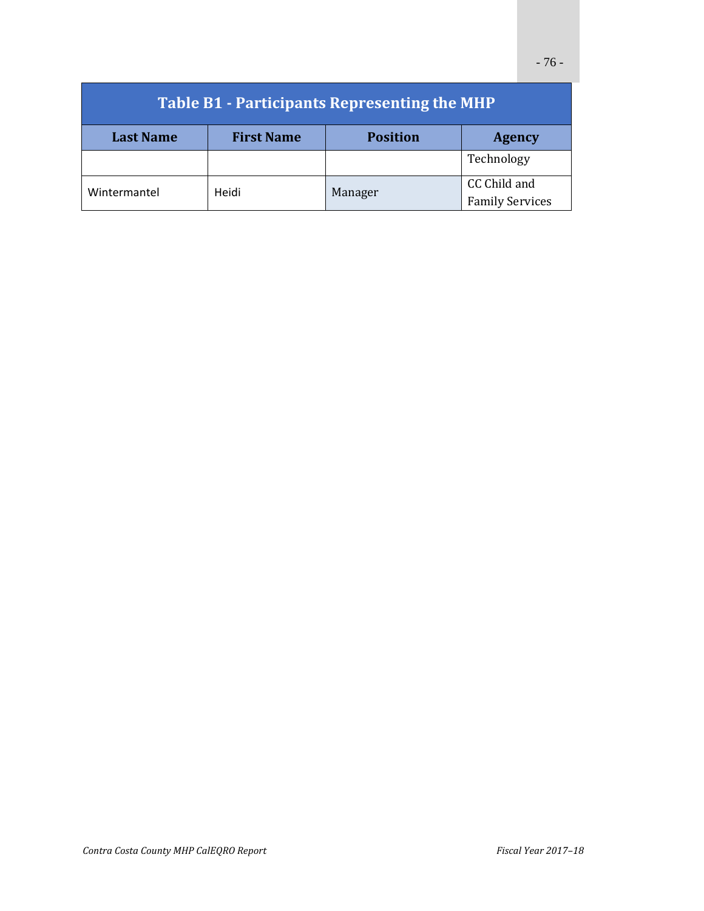| Table B1 - Participants Representing the MHP | | | |
|---|---|---|---|
| **Last Name** | **First Name** | **Position** | **Agency** |
| | | | Technology |
| Wintermantel | Heidi | Manager | CC Child and Family Services |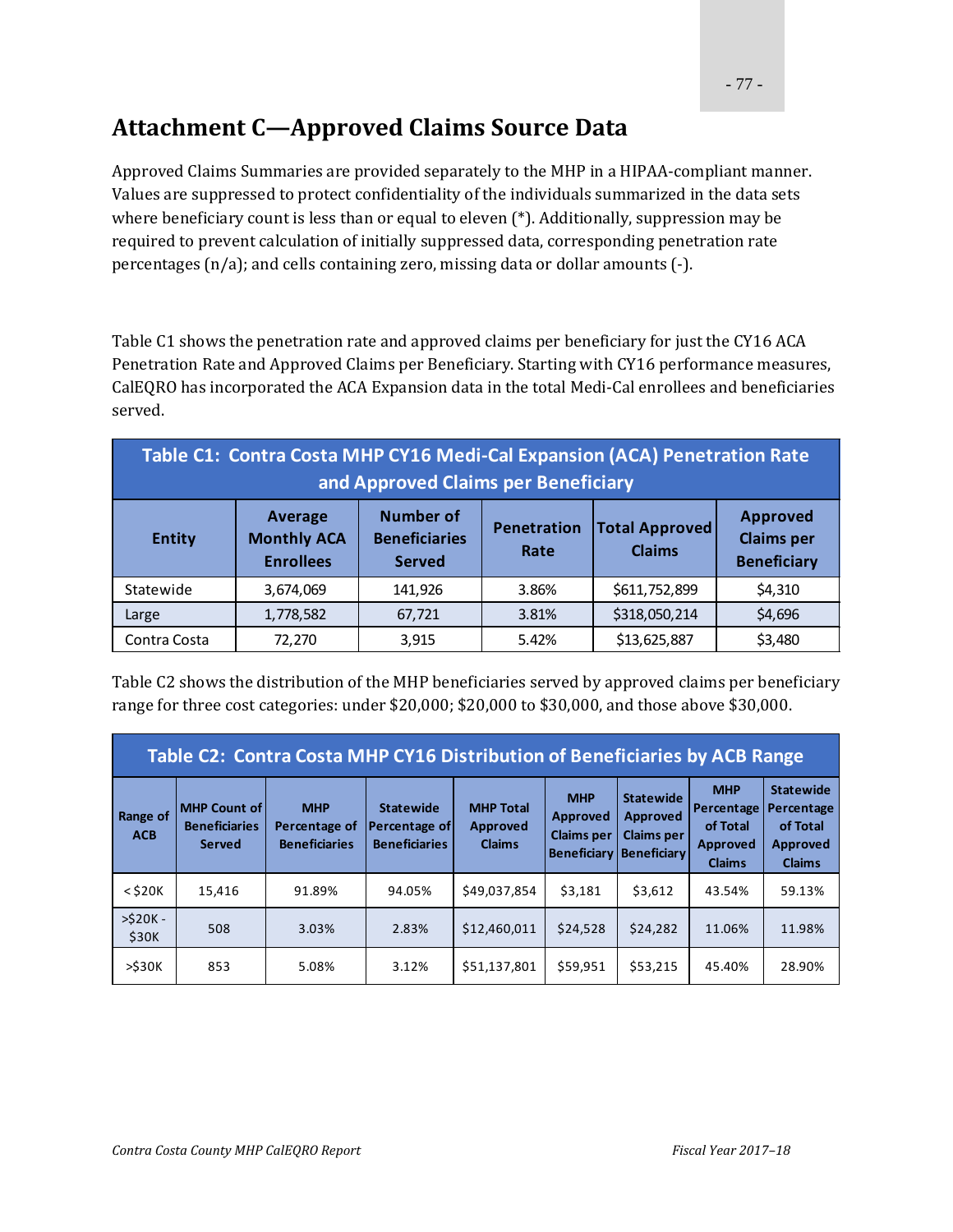# Attachment C—Approved Claims Source Data

Approved Claims Summaries are provided separately to the MHP in a HIPAA-compliant manner. Values are suppressed to protect confidentiality of the individuals summarized in the data sets where beneficiary count is less than or equal to eleven (*). Additionally, suppression may be required to prevent calculation of initially suppressed data, corresponding penetration rate percentages (n/a); and cells containing zero, missing data or dollar amounts (-).

Table C1 shows the penetration rate and approved claims per beneficiary for just the CY16 ACA Penetration Rate and Approved Claims per Beneficiary. Starting with CY16 performance measures, CalEQRO has incorporated the ACA Expansion data in the total Medi-Cal enrollees and beneficiaries served.

**Table C1: Contra Costa MHP CY16 Medi-Cal Expansion (ACA) Penetration Rate and Approved Claims per Beneficiary**

| Entity | Average Monthly ACA Enrollees | Number of Beneficiaries Served | Penetration Rate | Total Approved Claims | Approved Claims per Beneficiary |
|---|---|---|---|---|---|
| Statewide | 3,674,069 | 141,926 | 3.86% | $611,752,899 | $4,310 |
| Large | 1,778,582 | 67,721 | 3.81% | $318,050,214 | $4,696 |
| Contra Costa | 72,270 | 3,915 | 5.42% | $13,625,887 | $3,480 |

Table C2 shows the distribution of the MHP beneficiaries served by approved claims per beneficiary range for three cost categories: under $20,000; $20,000 to $30,000, and those above $30,000.

**Table C2: Contra Costa MHP CY16 Distribution of Beneficiaries by ACB Range**

| Range of ACB | MHP Count of Beneficiaries Served | MHP Percentage of Beneficiaries | Statewide Percentage of Beneficiaries | MHP Total Approved Claims | MHP Approved Claims per Beneficiary | Statewide Approved Claims per Beneficiary | MHP Percentage of Total Approved Claims | Statewide Percentage of Total Approved Claims |
|---|---|---|---|---|---|---|---|---|
| < $20K | 15,416 | 91.89% | 94.05% | $49,037,854 | $3,181 | $3,612 | 43.54% | 59.13% |
| >$20K - $30K | 508 | 3.03% | 2.83% | $12,460,011 | $24,528 | $24,282 | 11.06% | 11.98% |
| >$30K | 853 | 5.08% | 3.12% | $51,137,801 | $59,951 | $53,215 | 45.40% | 28.90% |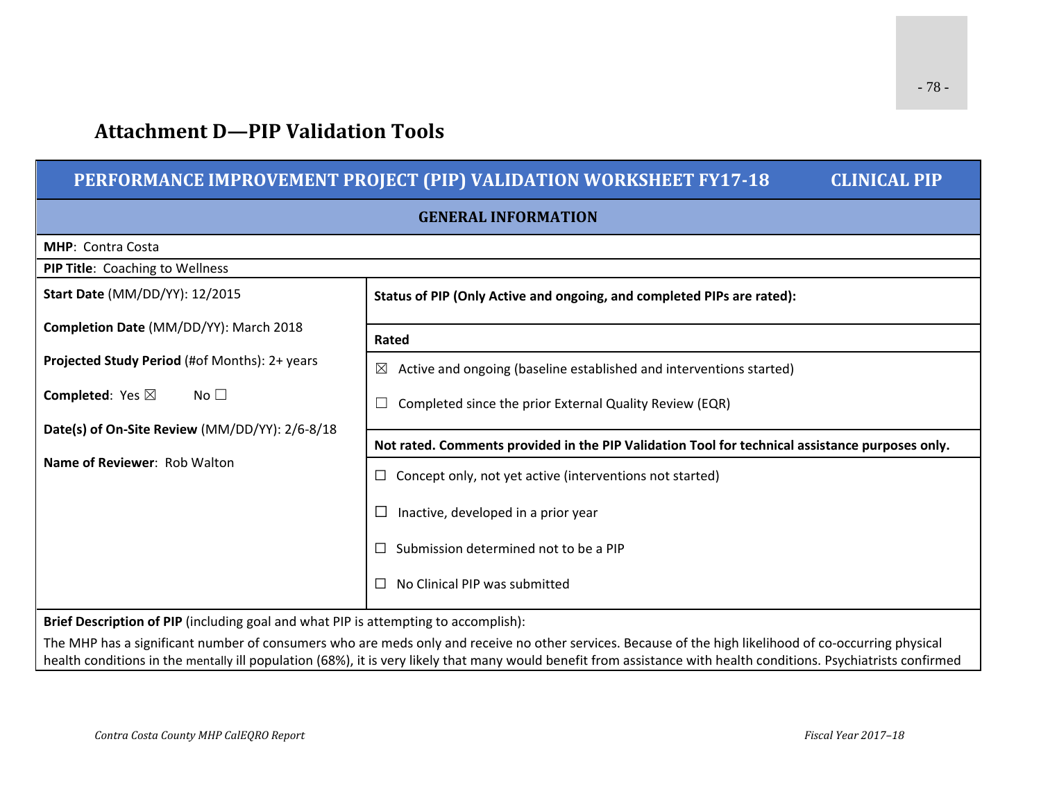## Attachment D—PIP Validation Tools

| PERFORMANCE IMPROVEMENT PROJECT (PIP) VALIDATION WORKSHEET FY17-18 | CLINICAL PIP |
|---|---|
| **GENERAL INFORMATION** | |
| **MHP**: Contra Costa | |
| **PIP Title**: Coaching to Wellness | |
| **Start Date** (MM/DD/YY): 12/2015<br><br>**Completion Date** (MM/DD/YY): March 2018<br><br>**Projected Study Period** (#of Months): 2+ years<br><br>**Completed**: Yes ☒ No ☐<br><br>**Date(s) of On-Site Review** (MM/DD/YY): 2/6-8/18<br><br>**Name of Reviewer**: Rob Walton | **Status of PIP (Only Active and ongoing, and completed PIPs are rated):**<br><br>**Rated**<br><br>☒ Active and ongoing (baseline established and interventions started)<br><br>☐ Completed since the prior External Quality Review (EQR)<br><br>**Not rated. Comments provided in the PIP Validation Tool for technical assistance purposes only.**<br><br>☐ Concept only, not yet active (interventions not started)<br><br>☐ Inactive, developed in a prior year<br><br>☐ Submission determined not to be a PIP<br><br>☐ No Clinical PIP was submitted |
| **Brief Description of PIP** (including goal and what PIP is attempting to accomplish):<br><br>The MHP has a significant number of consumers who are meds only and receive no other services. Because of the high likelihood of co-occurring physical health conditions in the mentally ill population (68%), it is very likely that many would benefit from assistance with health conditions. Psychiatrists confirmed | |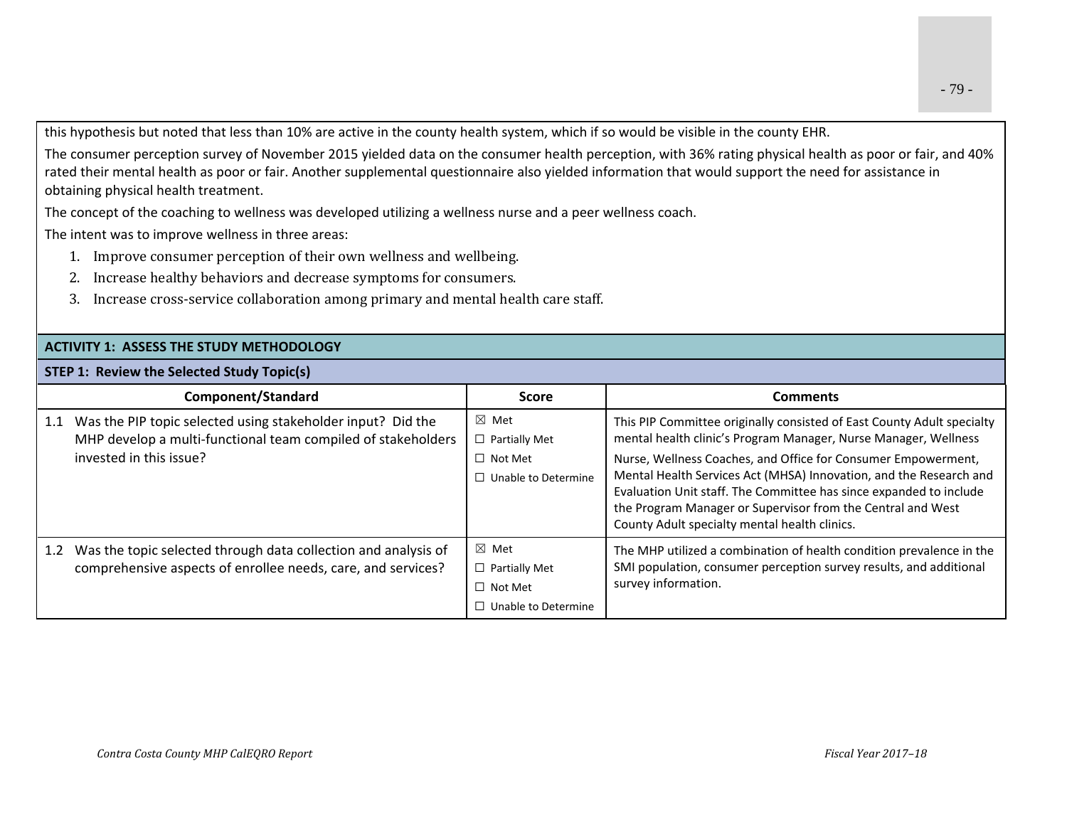this hypothesis but noted that less than 10% are active in the county health system, which if so would be visible in the county EHR.

The consumer perception survey of November 2015 yielded data on the consumer health perception, with 36% rating physical health as poor or fair, and 40% rated their mental health as poor or fair. Another supplemental questionnaire also yielded information that would support the need for assistance in obtaining physical health treatment.

The concept of the coaching to wellness was developed utilizing a wellness nurse and a peer wellness coach.

The intent was to improve wellness in three areas:

1. Improve consumer perception of their own wellness and wellbeing.
2. Increase healthy behaviors and decrease symptoms for consumers.
3. Increase cross-service collaboration among primary and mental health care staff.

**ACTIVITY 1: ASSESS THE STUDY METHODOLOGY**

**STEP 1: Review the Selected Study Topic(s)**

| Component/Standard | Score | Comments |
|---|---|---|
| 1.1 Was the PIP topic selected using stakeholder input? Did the MHP develop a multi-functional team compiled of stakeholders invested in this issue? | ☒ Met<br>☐ Partially Met<br>☐ Not Met<br>☐ Unable to Determine | This PIP Committee originally consisted of East County Adult specialty mental health clinic's Program Manager, Nurse Manager, Wellness Nurse, Wellness Coaches, and Office for Consumer Empowerment, Mental Health Services Act (MHSA) Innovation, and the Research and Evaluation Unit staff. The Committee has since expanded to include the Program Manager or Supervisor from the Central and West County Adult specialty mental health clinics. |
| 1.2 Was the topic selected through data collection and analysis of comprehensive aspects of enrollee needs, care, and services? | ☒ Met<br>☐ Partially Met<br>☐ Not Met<br>☐ Unable to Determine | The MHP utilized a combination of health condition prevalence in the SMI population, consumer perception survey results, and additional survey information. |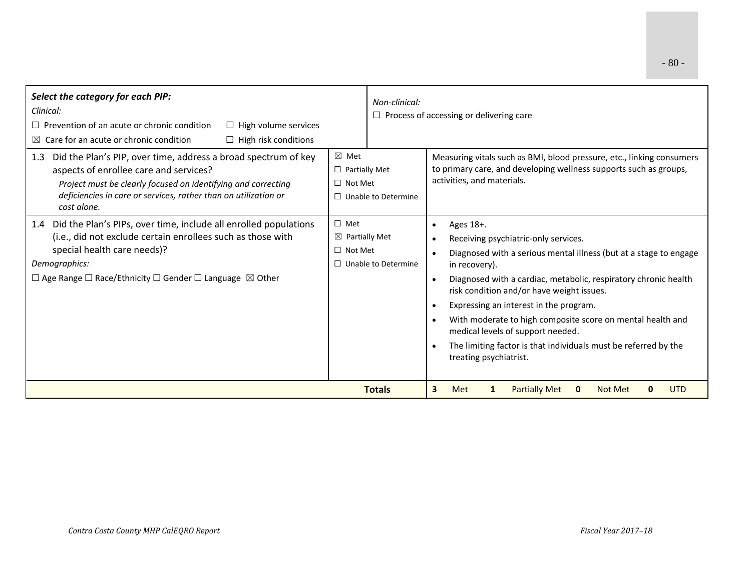| ***Select the category for each PIP:*** <br> *Clinical:* <br> ☐ Prevention of an acute or chronic condition ☐ High volume services <br> ☒ Care for an acute or chronic condition ☐ High risk conditions | | *Non-clinical:* <br> ☐ Process of accessing or delivering care |
|---|---|---|
| 1.3 Did the Plan's PIP, over time, address a broad spectrum of key aspects of enrollee care and services? <br> *Project must be clearly focused on identifying and correcting deficiencies in care or services, rather than on utilization or cost alone.* | ☒ Met <br> ☐ Partially Met <br> ☐ Not Met <br> ☐ Unable to Determine | Measuring vitals such as BMI, blood pressure, etc., linking consumers to primary care, and developing wellness supports such as groups, activities, and materials. |
| 1.4 Did the Plan's PIPs, over time, include all enrolled populations (i.e., did not exclude certain enrollees such as those with special health care needs)? <br> *Demographics:* <br> ☐ Age Range ☐ Race/Ethnicity ☐ Gender ☐ Language ☒ Other | ☐ Met <br> ☒ Partially Met <br> ☐ Not Met <br> ☐ Unable to Determine | • Ages 18+. <br> • Receiving psychiatric-only services. <br> • Diagnosed with a serious mental illness (but at a stage to engage in recovery). <br> • Diagnosed with a cardiac, metabolic, respiratory chronic health risk condition and/or have weight issues. <br> • Expressing an interest in the program. <br> • With moderate to high composite score on mental health and medical levels of support needed. <br> • The limiting factor is that individuals must be referred by the treating psychiatrist. |
| | **Totals** | **3** Met **1** Partially Met **0** Not Met **0** UTD |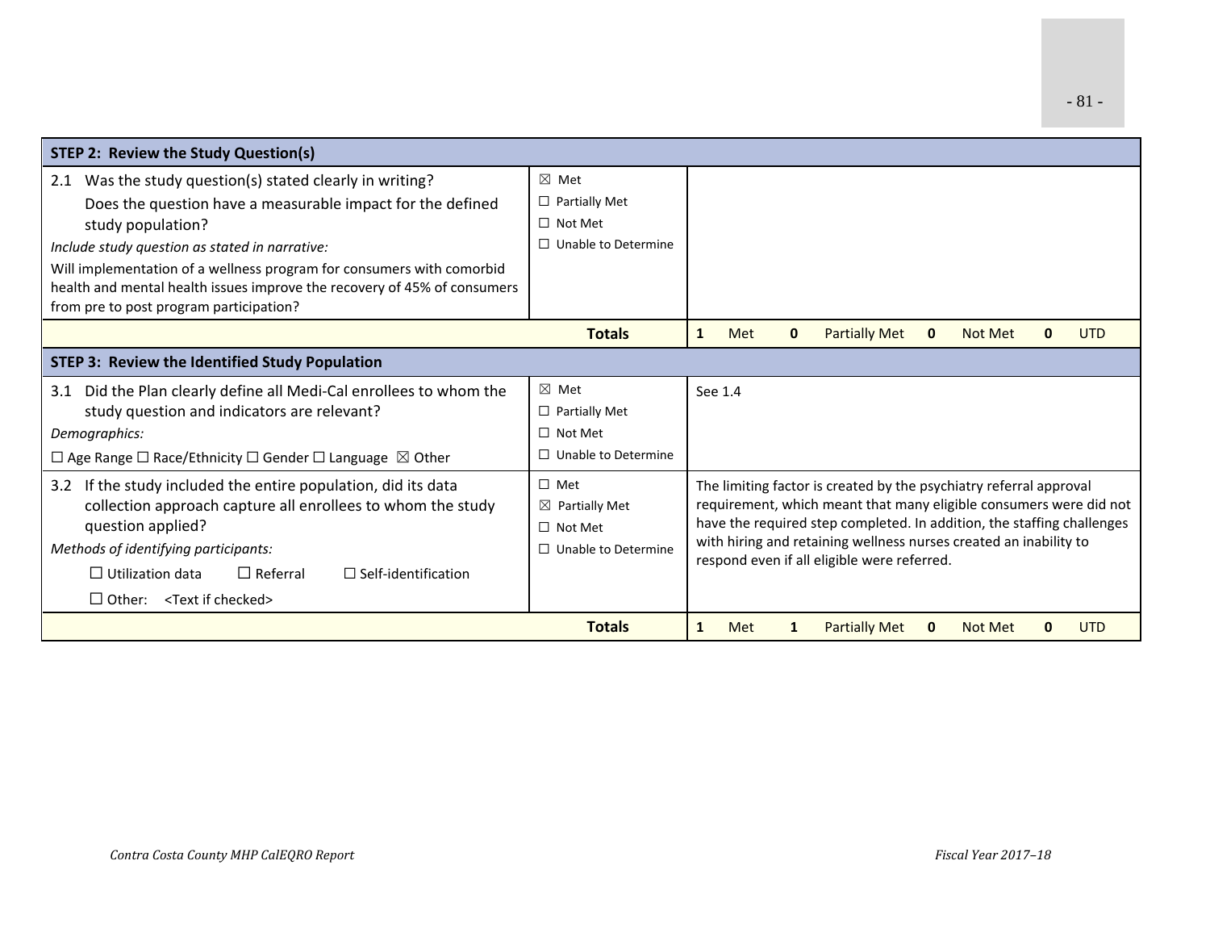| STEP 2: Review the Study Question(s) | | |
|---|---|---|
| 2.1 Was the study question(s) stated clearly in writing? Does the question have a measurable impact for the defined study population? *Include study question as stated in narrative:* Will implementation of a wellness program for consumers with comorbid health and mental health issues improve the recovery of 45% of consumers from pre to post program participation? | ☒ Met ☐ Partially Met ☐ Not Met ☐ Unable to Determine | |
| **Totals** | | **1** Met **0** Partially Met **0** Not Met **0** UTD |

| STEP 3: Review the Identified Study Population | | |
|---|---|---|
| 3.1 Did the Plan clearly define all Medi-Cal enrollees to whom the study question and indicators are relevant? *Demographics:* ☐ Age Range ☐ Race/Ethnicity ☐ Gender ☐ Language ☒ Other | ☒ Met ☐ Partially Met ☐ Not Met ☐ Unable to Determine | See 1.4 |
| 3.2 If the study included the entire population, did its data collection approach capture all enrollees to whom the study question applied? *Methods of identifying participants:* ☐ Utilization data ☐ Referral ☐ Self-identification ☐ Other: <Text if checked> | ☐ Met ☒ Partially Met ☐ Not Met ☐ Unable to Determine | The limiting factor is created by the psychiatry referral approval requirement, which meant that many eligible consumers were did not have the required step completed. In addition, the staffing challenges with hiring and retaining wellness nurses created an inability to respond even if all eligible were referred. |
| **Totals** | | **1** Met **1** Partially Met **0** Not Met **0** UTD |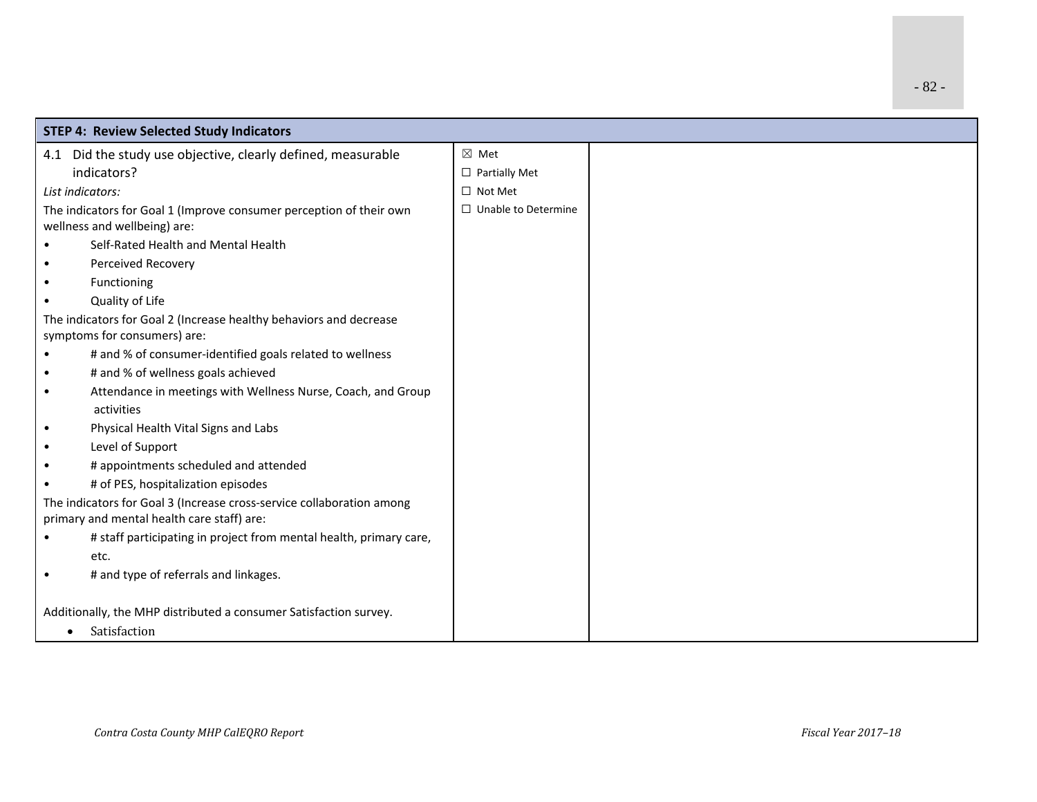| STEP 4: Review Selected Study Indicators | | |
|---|---|---|
| 4.1 Did the study use objective, clearly defined, measurable indicators?<br>*List indicators:*<br>The indicators for Goal 1 (Improve consumer perception of their own wellness and wellbeing) are:<br>• Self-Rated Health and Mental Health<br>• Perceived Recovery<br>• Functioning<br>• Quality of Life<br>The indicators for Goal 2 (Increase healthy behaviors and decrease symptoms for consumers) are:<br>• # and % of consumer-identified goals related to wellness<br>• # and % of wellness goals achieved<br>• Attendance in meetings with Wellness Nurse, Coach, and Group activities<br>• Physical Health Vital Signs and Labs<br>• Level of Support<br>• # appointments scheduled and attended<br>• # of PES, hospitalization episodes<br>The indicators for Goal 3 (Increase cross-service collaboration among primary and mental health care staff) are:<br>• # staff participating in project from mental health, primary care, etc.<br>• # and type of referrals and linkages.<br><br>Additionally, the MHP distributed a consumer Satisfaction survey.<br>• Satisfaction | ☒ Met<br>☐ Partially Met<br>☐ Not Met<br>☐ Unable to Determine | |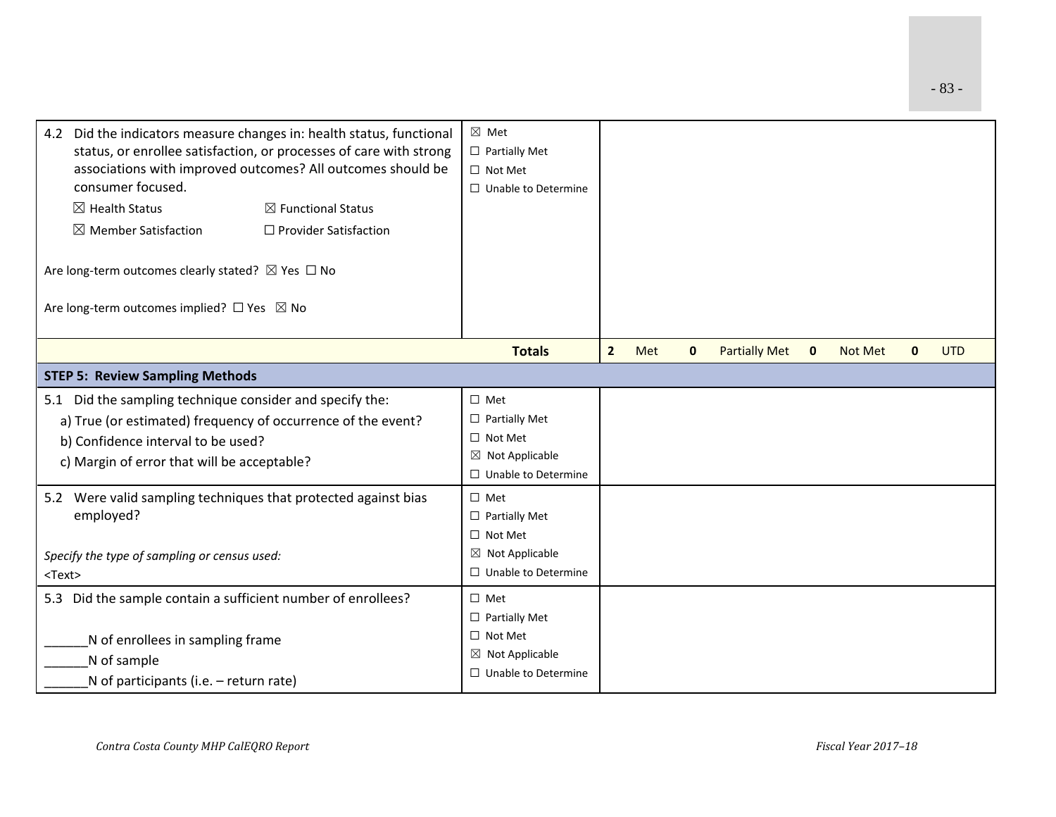| | | |
|---|---|---|
| 4.2 Did the indicators measure changes in: health status, functional status, or enrollee satisfaction, or processes of care with strong associations with improved outcomes? All outcomes should be consumer focused.<br>☒ Health Status ☒ Functional Status<br>☒ Member Satisfaction ☐ Provider Satisfaction<br><br>Are long-term outcomes clearly stated? ☒ Yes ☐ No<br><br>Are long-term outcomes implied? ☐ Yes ☒ No | ☒ Met<br>☐ Partially Met<br>☐ Not Met<br>☐ Unable to Determine | |
| | **Totals** | **2** Met **0** Partially Met **0** Not Met **0** UTD |
| **STEP 5: Review Sampling Methods** | | |
| 5.1 Did the sampling technique consider and specify the:<br>a) True (or estimated) frequency of occurrence of the event?<br>b) Confidence interval to be used?<br>c) Margin of error that will be acceptable? | ☐ Met<br>☐ Partially Met<br>☐ Not Met<br>☒ Not Applicable<br>☐ Unable to Determine | |
| 5.2 Were valid sampling techniques that protected against bias employed?<br><br>*Specify the type of sampling or census used:*<br>&lt;Text&gt; | ☐ Met<br>☐ Partially Met<br>☐ Not Met<br>☒ Not Applicable<br>☐ Unable to Determine | |
| 5.3 Did the sample contain a sufficient number of enrollees?<br><br>______N of enrollees in sampling frame<br>______N of sample<br>______N of participants (i.e. – return rate) | ☐ Met<br>☐ Partially Met<br>☐ Not Met<br>☒ Not Applicable<br>☐ Unable to Determine | |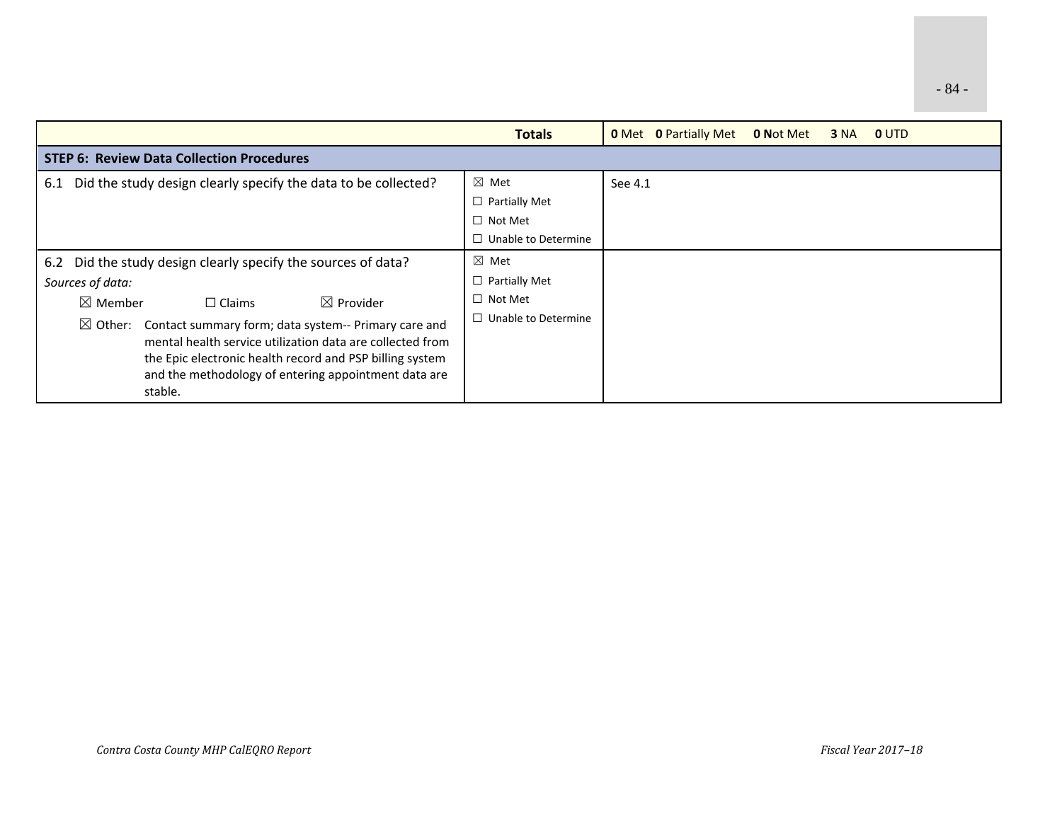| | Totals | **0** Met **0** Partially Met **0 N**ot Met **3** NA **0** UTD |
|---|---|---|
| **STEP 6: Review Data Collection Procedures** | | |
| 6.1 Did the study design clearly specify the data to be collected? | ☒ Met<br>☐ Partially Met<br>☐ Not Met<br>☐ Unable to Determine | See 4.1 |
| 6.2 Did the study design clearly specify the sources of data?<br>*Sources of data:*<br>☒ Member ☐ Claims ☒ Provider<br>☒ Other: Contact summary form; data system-- Primary care and mental health service utilization data are collected from the Epic electronic health record and PSP billing system and the methodology of entering appointment data are stable. | ☒ Met<br>☐ Partially Met<br>☐ Not Met<br>☐ Unable to Determine | |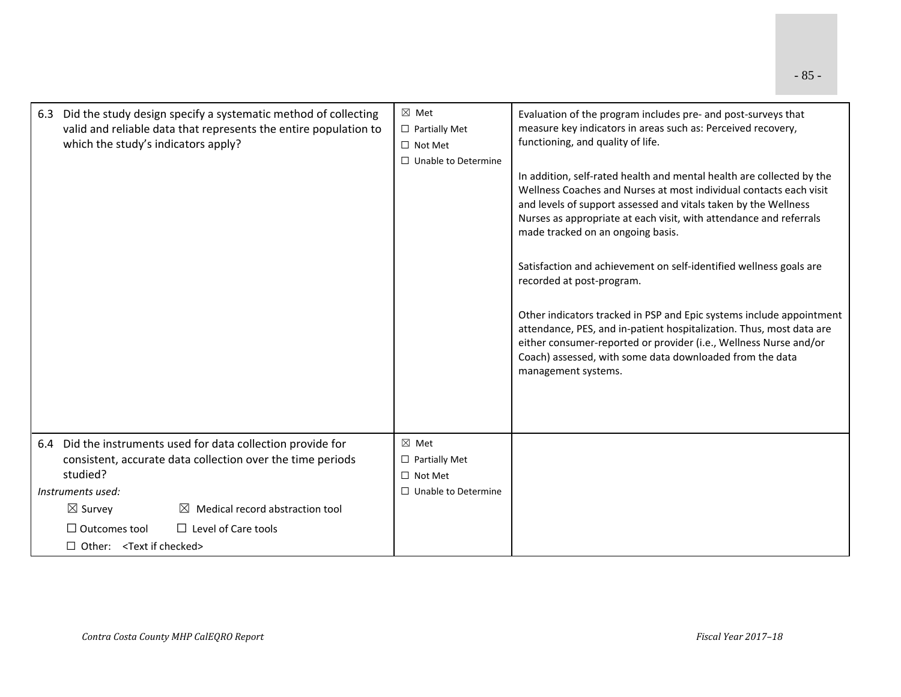| | | |
|---|---|---|
| 6.3 Did the study design specify a systematic method of collecting valid and reliable data that represents the entire population to which the study's indicators apply? | ☒ Met<br>☐ Partially Met<br>☐ Not Met<br>☐ Unable to Determine | Evaluation of the program includes pre- and post-surveys that measure key indicators in areas such as: Perceived recovery, functioning, and quality of life.<br><br>In addition, self-rated health and mental health are collected by the Wellness Coaches and Nurses at most individual contacts each visit and levels of support assessed and vitals taken by the Wellness Nurses as appropriate at each visit, with attendance and referrals made tracked on an ongoing basis.<br><br>Satisfaction and achievement on self-identified wellness goals are recorded at post-program.<br><br>Other indicators tracked in PSP and Epic systems include appointment attendance, PES, and in-patient hospitalization. Thus, most data are either consumer-reported or provider (i.e., Wellness Nurse and/or Coach) assessed, with some data downloaded from the data management systems. |
| 6.4 Did the instruments used for data collection provide for consistent, accurate data collection over the time periods studied?<br>*Instruments used:*<br>☒ Survey ☒ Medical record abstraction tool<br>☐ Outcomes tool ☐ Level of Care tools<br>☐ Other: <Text if checked> | ☒ Met<br>☐ Partially Met<br>☐ Not Met<br>☐ Unable to Determine | |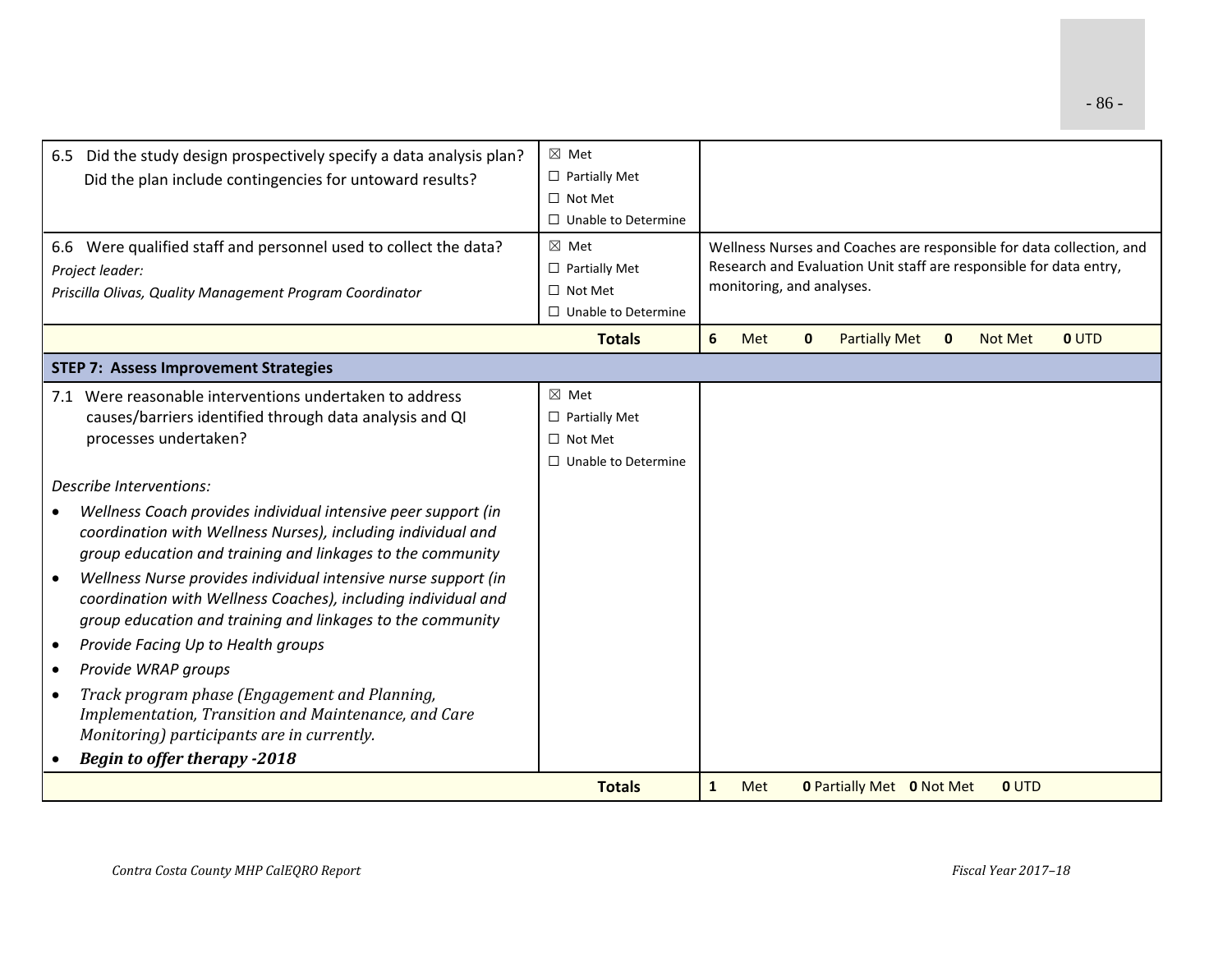| | | |
|---|---|---|
| 6.5 Did the study design prospectively specify a data analysis plan? Did the plan include contingencies for untoward results? | ☒ Met<br>☐ Partially Met<br>☐ Not Met<br>☐ Unable to Determine | |
| 6.6 Were qualified staff and personnel used to collect the data?<br>*Project leader:*<br>*Priscilla Olivas, Quality Management Program Coordinator* | ☒ Met<br>☐ Partially Met<br>☐ Not Met<br>☐ Unable to Determine | Wellness Nurses and Coaches are responsible for data collection, and Research and Evaluation Unit staff are responsible for data entry, monitoring, and analyses. |
| | **Totals** | **6** Met **0** Partially Met **0** Not Met **0** UTD |
| **STEP 7: Assess Improvement Strategies** | | |
| 7.1 Were reasonable interventions undertaken to address causes/barriers identified through data analysis and QI processes undertaken?<br><br>*Describe Interventions:*<br>• *Wellness Coach provides individual intensive peer support (in coordination with Wellness Nurses), including individual and group education and training and linkages to the community*<br>• *Wellness Nurse provides individual intensive nurse support (in coordination with Wellness Coaches), including individual and group education and training and linkages to the community*<br>• *Provide Facing Up to Health groups*<br>• *Provide WRAP groups*<br>• *Track program phase (Engagement and Planning, Implementation, Transition and Maintenance, and Care Monitoring) participants are in currently.*<br>• ***Begin to offer therapy -2018*** | ☒ Met<br>☐ Partially Met<br>☐ Not Met<br>☐ Unable to Determine | |
| | **Totals** | **1** Met **0** Partially Met **0** Not Met **0** UTD |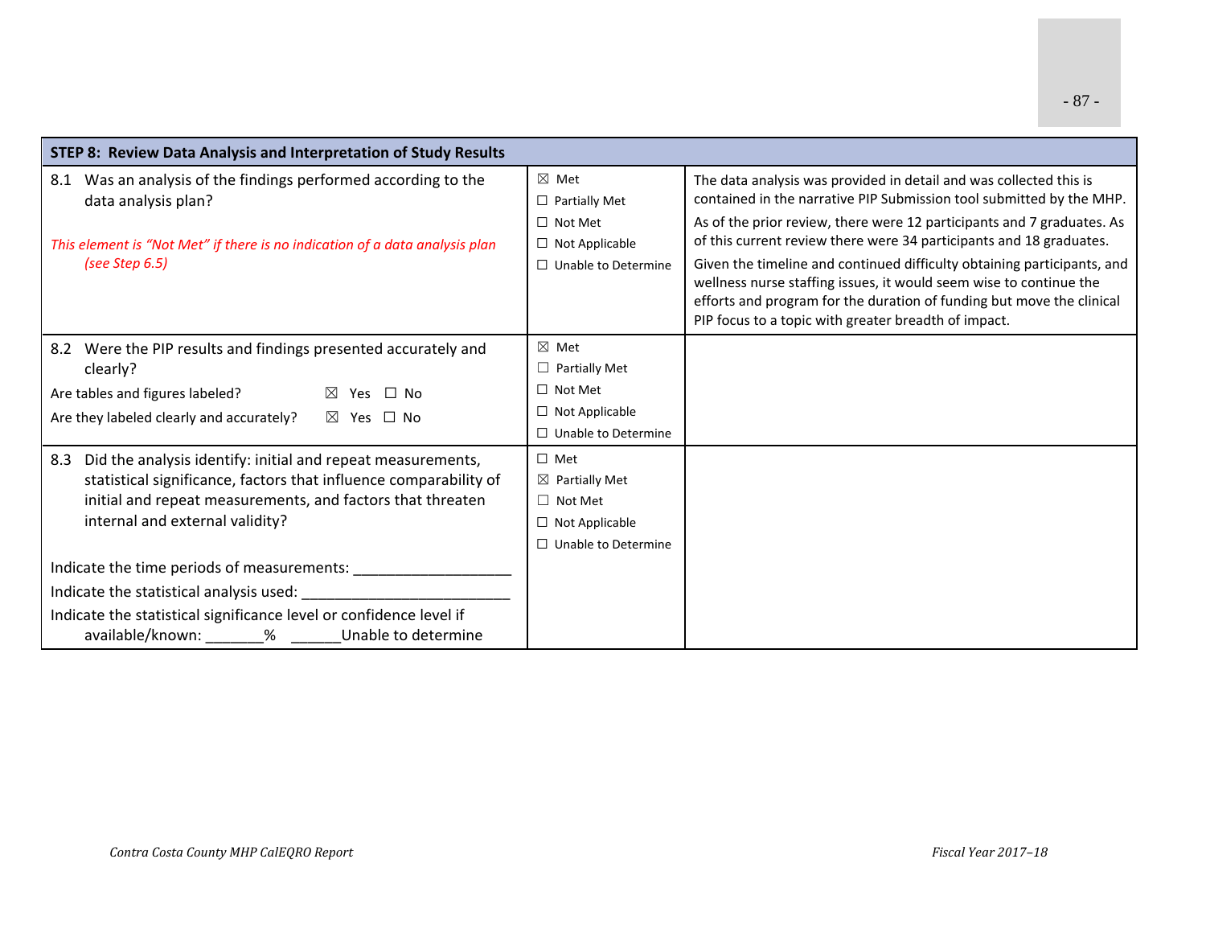| STEP 8: Review Data Analysis and Interpretation of Study Results | | |
|---|---|---|
| 8.1 Was an analysis of the findings performed according to the data analysis plan?<br><br>*This element is "Not Met" if there is no indication of a data analysis plan (see Step 6.5)* | ☒ Met<br>☐ Partially Met<br>☐ Not Met<br>☐ Not Applicable<br>☐ Unable to Determine | The data analysis was provided in detail and was collected this is contained in the narrative PIP Submission tool submitted by the MHP.<br>As of the prior review, there were 12 participants and 7 graduates. As of this current review there were 34 participants and 18 graduates.<br>Given the timeline and continued difficulty obtaining participants, and wellness nurse staffing issues, it would seem wise to continue the efforts and program for the duration of funding but move the clinical PIP focus to a topic with greater breadth of impact. |
| 8.2 Were the PIP results and findings presented accurately and clearly?<br>Are tables and figures labeled? ☒ Yes ☐ No<br>Are they labeled clearly and accurately? ☒ Yes ☐ No | ☒ Met<br>☐ Partially Met<br>☐ Not Met<br>☐ Not Applicable<br>☐ Unable to Determine | |
| 8.3 Did the analysis identify: initial and repeat measurements, statistical significance, factors that influence comparability of initial and repeat measurements, and factors that threaten internal and external validity?<br><br>Indicate the time periods of measurements: ___________________<br>Indicate the statistical analysis used: _________________________<br>Indicate the statistical significance level or confidence level if available/known: _______% ______Unable to determine | ☐ Met<br>☒ Partially Met<br>☐ Not Met<br>☐ Not Applicable<br>☐ Unable to Determine | |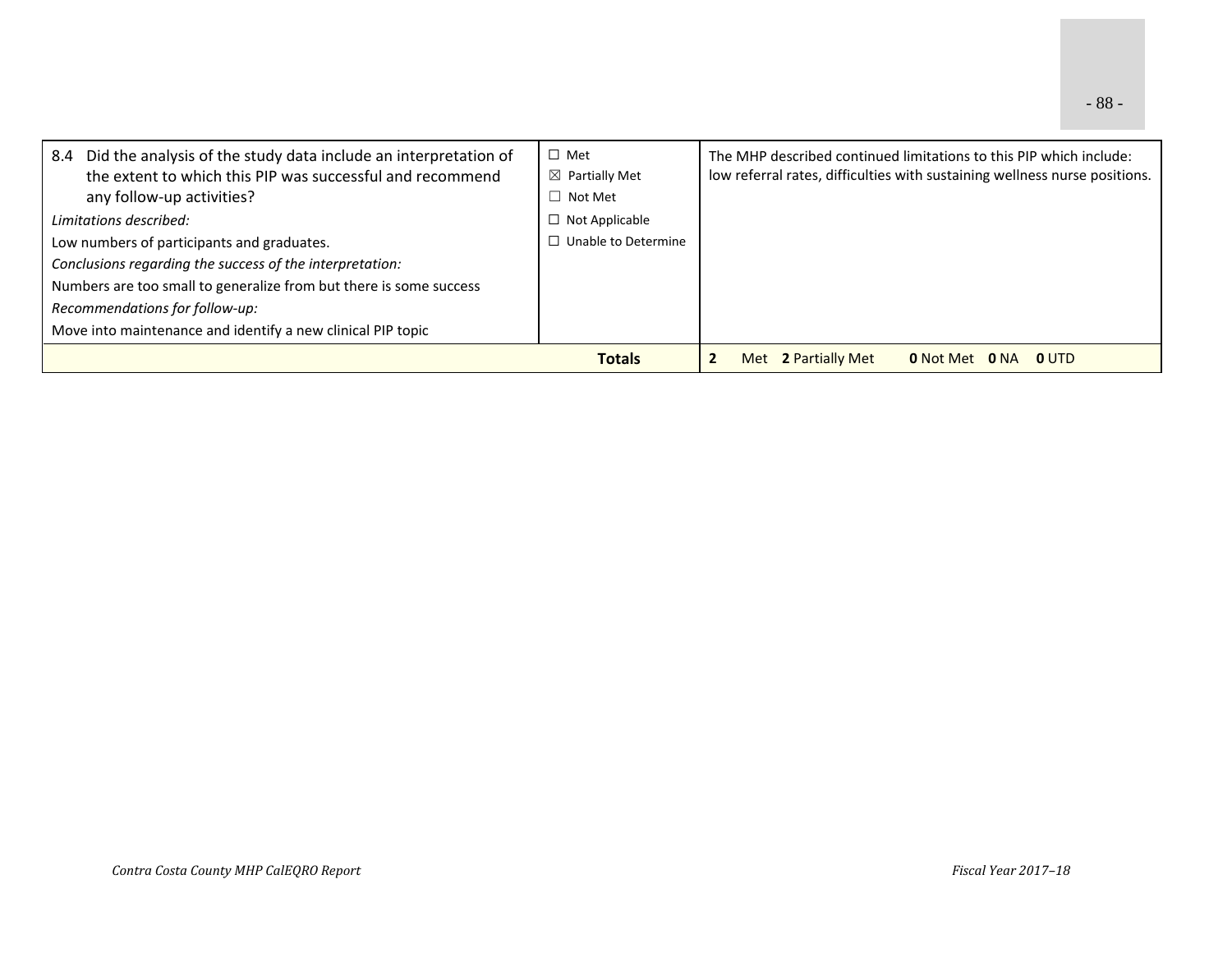| | | |
|---|---|---|
| 8.4 Did the analysis of the study data include an interpretation of the extent to which this PIP was successful and recommend any follow-up activities?<br>*Limitations described:*<br>Low numbers of participants and graduates.<br>*Conclusions regarding the success of the interpretation:*<br>Numbers are too small to generalize from but there is some success<br>*Recommendations for follow-up:*<br>Move into maintenance and identify a new clinical PIP topic | ☐ Met<br>☒ Partially Met<br>☐ Not Met<br>☐ Not Applicable<br>☐ Unable to Determine | The MHP described continued limitations to this PIP which include: low referral rates, difficulties with sustaining wellness nurse positions. |
| | **Totals** | **2** Met **2** Partially Met **0** Not Met **0** NA **0** UTD |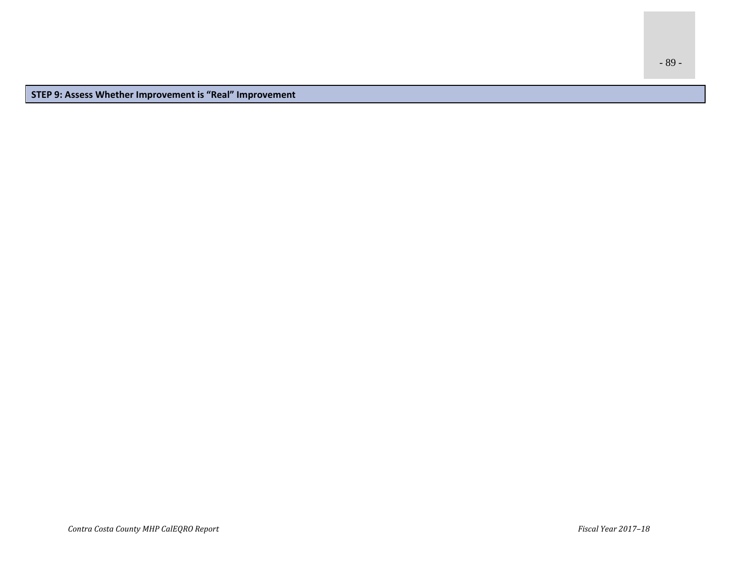| STEP 9: Assess Whether Improvement is "Real" Improvement |
| --- |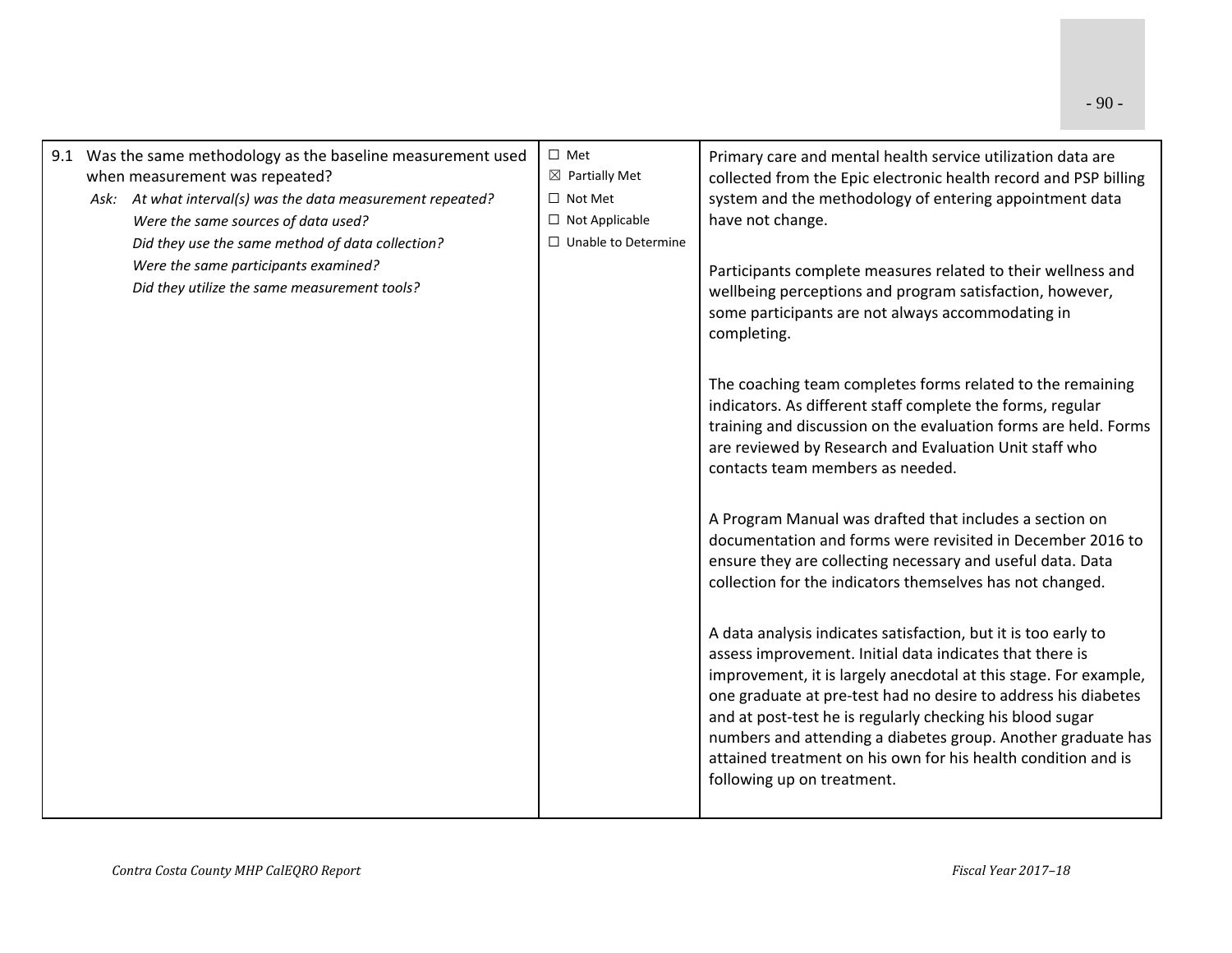| | | |
|---|---|---|
| 9.1 Was the same methodology as the baseline measurement used when measurement was repeated?<br>*Ask: At what interval(s) was the data measurement repeated?*<br>*Were the same sources of data used?*<br>*Did they use the same method of data collection?*<br>*Were the same participants examined?*<br>*Did they utilize the same measurement tools?* | ☐ Met<br>☒ Partially Met<br>☐ Not Met<br>☐ Not Applicable<br>☐ Unable to Determine | Primary care and mental health service utilization data are collected from the Epic electronic health record and PSP billing system and the methodology of entering appointment data have not change.<br><br>Participants complete measures related to their wellness and wellbeing perceptions and program satisfaction, however, some participants are not always accommodating in completing.<br><br>The coaching team completes forms related to the remaining indicators. As different staff complete the forms, regular training and discussion on the evaluation forms are held. Forms are reviewed by Research and Evaluation Unit staff who contacts team members as needed.<br><br>A Program Manual was drafted that includes a section on documentation and forms were revisited in December 2016 to ensure they are collecting necessary and useful data. Data collection for the indicators themselves has not changed.<br><br>A data analysis indicates satisfaction, but it is too early to assess improvement. Initial data indicates that there is improvement, it is largely anecdotal at this stage. For example, one graduate at pre-test had no desire to address his diabetes and at post-test he is regularly checking his blood sugar numbers and attending a diabetes group. Another graduate has attained treatment on his own for his health condition and is following up on treatment. |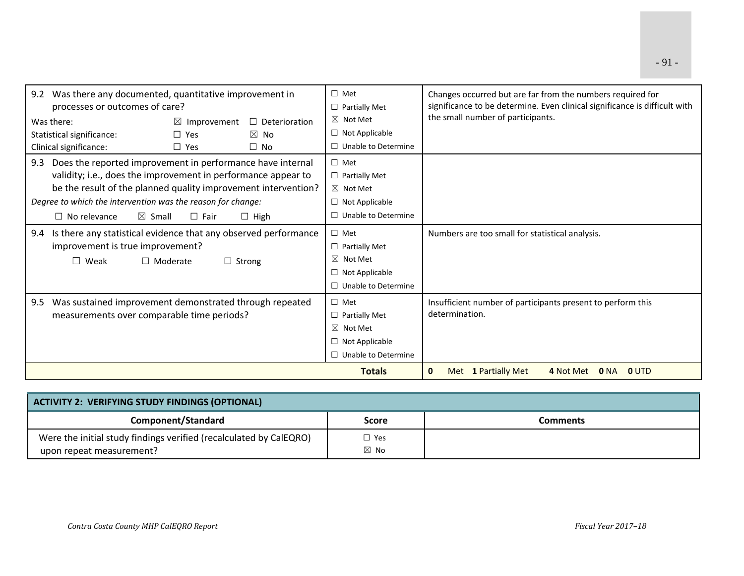| | | |
|---|---|---|
| 9.2 Was there any documented, quantitative improvement in processes or outcomes of care?<br>Was there: ☒ Improvement ☐ Deterioration<br>Statistical significance: ☐ Yes ☒ No<br>Clinical significance: ☐ Yes ☐ No | ☐ Met<br>☐ Partially Met<br>☒ Not Met<br>☐ Not Applicable<br>☐ Unable to Determine | Changes occurred but are far from the numbers required for significance to be determine. Even clinical significance is difficult with the small number of participants. |
| 9.3 Does the reported improvement in performance have internal validity; i.e., does the improvement in performance appear to be the result of the planned quality improvement intervention?<br>*Degree to which the intervention was the reason for change:*<br>☐ No relevance ☒ Small ☐ Fair ☐ High | ☐ Met<br>☐ Partially Met<br>☒ Not Met<br>☐ Not Applicable<br>☐ Unable to Determine | |
| 9.4 Is there any statistical evidence that any observed performance improvement is true improvement?<br>☐ Weak ☐ Moderate ☐ Strong | ☐ Met<br>☐ Partially Met<br>☒ Not Met<br>☐ Not Applicable<br>☐ Unable to Determine | Numbers are too small for statistical analysis. |
| 9.5 Was sustained improvement demonstrated through repeated measurements over comparable time periods? | ☐ Met<br>☐ Partially Met<br>☒ Not Met<br>☐ Not Applicable<br>☐ Unable to Determine | Insufficient number of participants present to perform this determination. |
| | **Totals** | **0** Met **1** Partially Met **4** Not Met **0** NA **0** UTD |

| ACTIVITY 2: VERIFYING STUDY FINDINGS (OPTIONAL) | | |
|---|---|---|
| **Component/Standard** | **Score** | **Comments** |
| Were the initial study findings verified (recalculated by CalEQRO) upon repeat measurement? | ☐ Yes<br>☒ No | |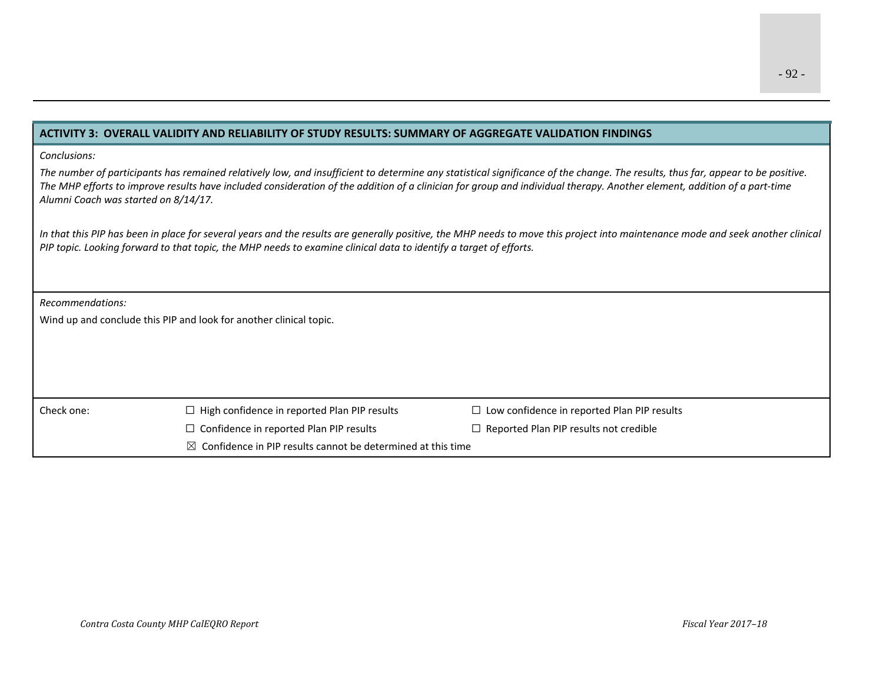## ACTIVITY 3: OVERALL VALIDITY AND RELIABILITY OF STUDY RESULTS: SUMMARY OF AGGREGATE VALIDATION FINDINGS

*Conclusions:*

*The number of participants has remained relatively low, and insufficient to determine any statistical significance of the change. The results, thus far, appear to be positive. The MHP efforts to improve results have included consideration of the addition of a clinician for group and individual therapy. Another element, addition of a part-time Alumni Coach was started on 8/14/17.*

*In that this PIP has been in place for several years and the results are generally positive, the MHP needs to move this project into maintenance mode and seek another clinical PIP topic. Looking forward to that topic, the MHP needs to examine clinical data to identify a target of efforts.*

*Recommendations:*

Wind up and conclude this PIP and look for another clinical topic.

| Check one: | | |
|---|---|---|
| | ☐ High confidence in reported Plan PIP results | ☐ Low confidence in reported Plan PIP results |
| | ☐ Confidence in reported Plan PIP results | ☐ Reported Plan PIP results not credible |
| | ☒ Confidence in PIP results cannot be determined at this time | |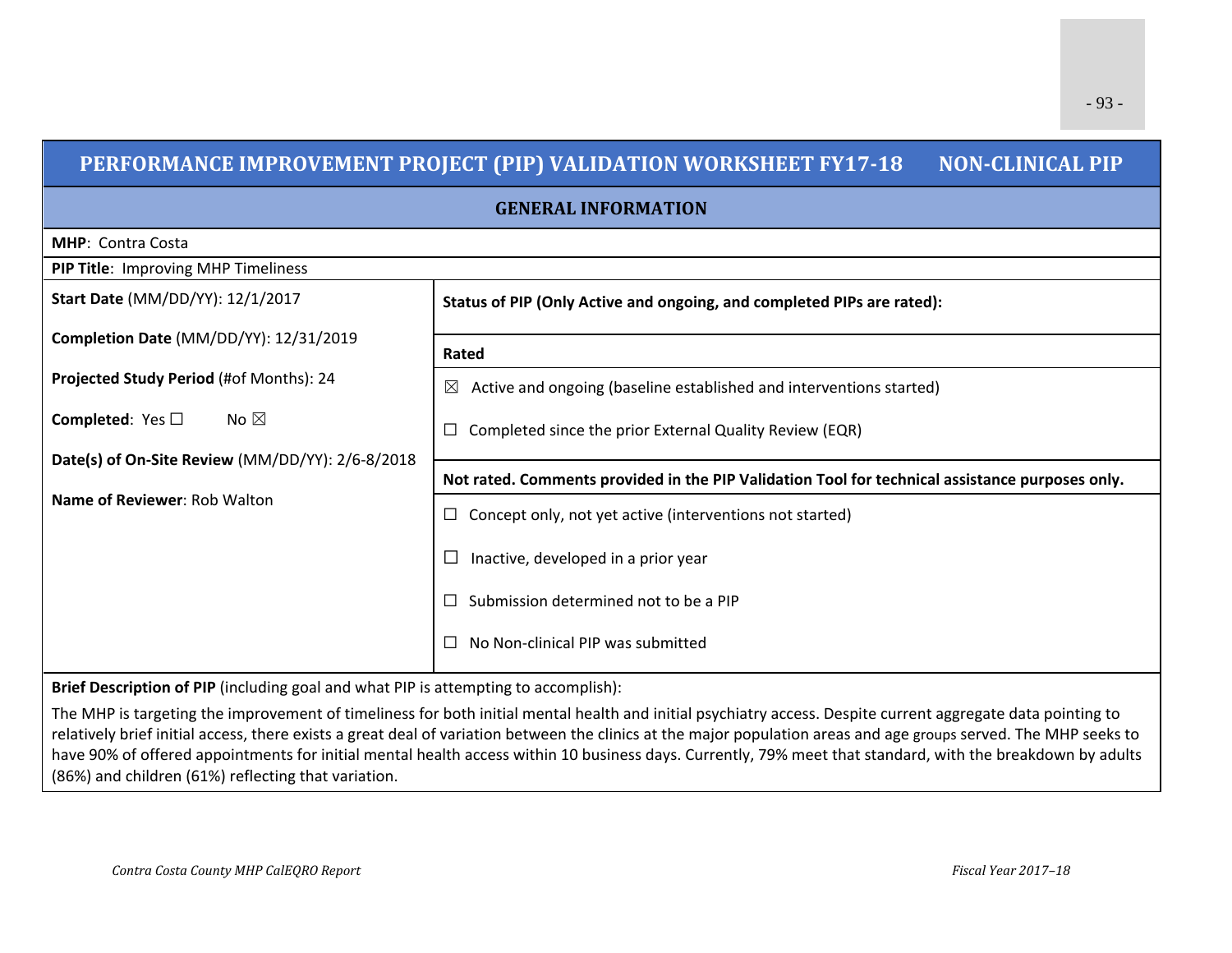## PERFORMANCE IMPROVEMENT PROJECT (PIP) VALIDATION WORKSHEET FY17-18 NON-CLINICAL PIP

### GENERAL INFORMATION

**MHP**: Contra Costa

**PIP Title**: Improving MHP Timeliness

| | |
|---|---|
| **Start Date** (MM/DD/YY): 12/1/2017<br><br>**Completion Date** (MM/DD/YY): 12/31/2019<br><br>**Projected Study Period** (#of Months): 24<br><br>**Completed**: Yes ☐ No ☒<br><br>**Date(s) of On-Site Review** (MM/DD/YY): 2/6-8/2018<br><br>**Name of Reviewer**: Rob Walton | **Status of PIP (Only Active and ongoing, and completed PIPs are rated):**<br><br>**Rated**<br><br>☒ Active and ongoing (baseline established and interventions started)<br><br>☐ Completed since the prior External Quality Review (EQR)<br><br>**Not rated. Comments provided in the PIP Validation Tool for technical assistance purposes only.**<br><br>☐ Concept only, not yet active (interventions not started)<br><br>☐ Inactive, developed in a prior year<br><br>☐ Submission determined not to be a PIP<br><br>☐ No Non-clinical PIP was submitted |

**Brief Description of PIP** (including goal and what PIP is attempting to accomplish):

The MHP is targeting the improvement of timeliness for both initial mental health and initial psychiatry access. Despite current aggregate data pointing to relatively brief initial access, there exists a great deal of variation between the clinics at the major population areas and age groups served. The MHP seeks to have 90% of offered appointments for initial mental health access within 10 business days. Currently, 79% meet that standard, with the breakdown by adults (86%) and children (61%) reflecting that variation.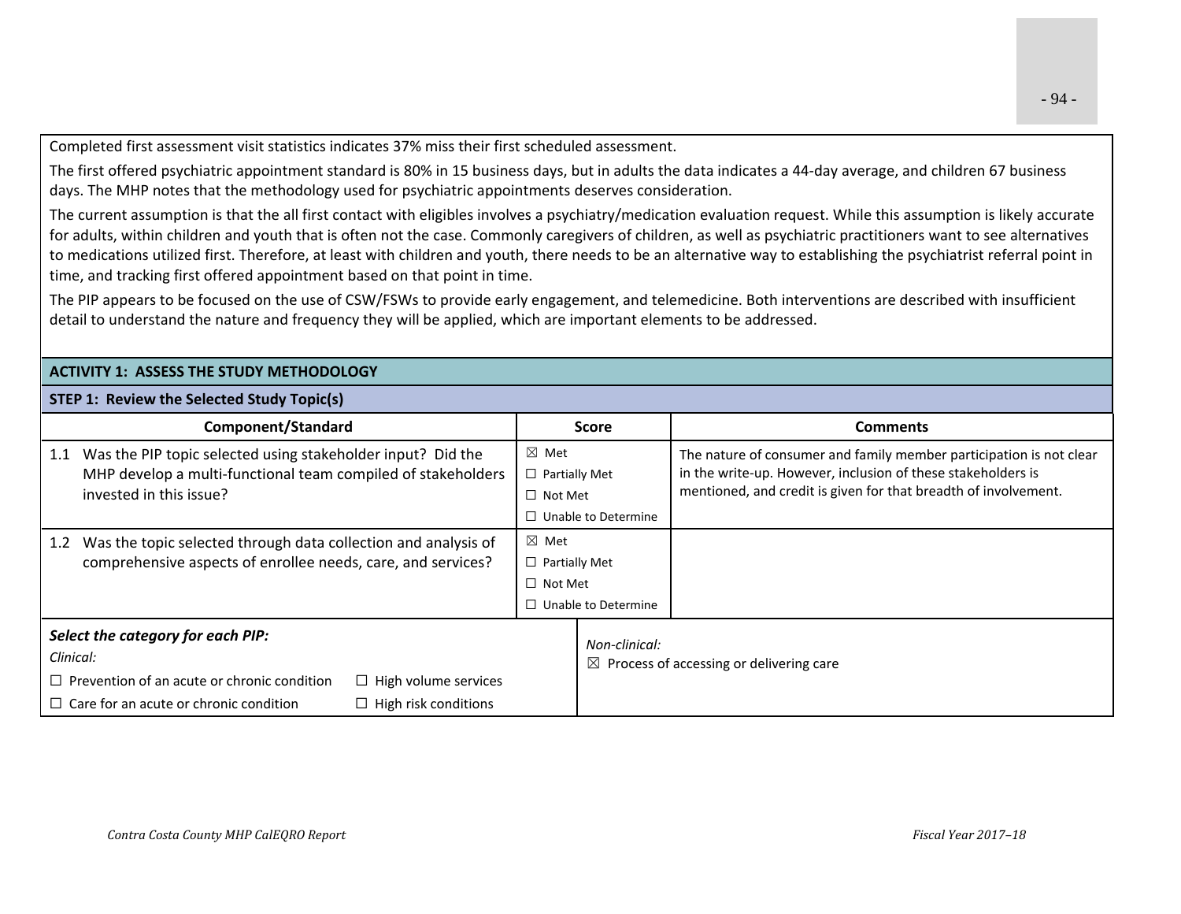Completed first assessment visit statistics indicates 37% miss their first scheduled assessment.

The first offered psychiatric appointment standard is 80% in 15 business days, but in adults the data indicates a 44-day average, and children 67 business days. The MHP notes that the methodology used for psychiatric appointments deserves consideration.

The current assumption is that the all first contact with eligibles involves a psychiatry/medication evaluation request. While this assumption is likely accurate for adults, within children and youth that is often not the case. Commonly caregivers of children, as well as psychiatric practitioners want to see alternatives to medications utilized first. Therefore, at least with children and youth, there needs to be an alternative way to establishing the psychiatrist referral point in time, and tracking first offered appointment based on that point in time.

The PIP appears to be focused on the use of CSW/FSWs to provide early engagement, and telemedicine. Both interventions are described with insufficient detail to understand the nature and frequency they will be applied, which are important elements to be addressed.

**ACTIVITY 1: ASSESS THE STUDY METHODOLOGY**

**STEP 1: Review the Selected Study Topic(s)**

| Component/Standard | Score | Comments |
|---|---|---|
| 1.1 Was the PIP topic selected using stakeholder input? Did the MHP develop a multi-functional team compiled of stakeholders invested in this issue? | ☒ Met<br>☐ Partially Met<br>☐ Not Met<br>☐ Unable to Determine | The nature of consumer and family member participation is not clear in the write-up. However, inclusion of these stakeholders is mentioned, and credit is given for that breadth of involvement. |
| 1.2 Was the topic selected through data collection and analysis of comprehensive aspects of enrollee needs, care, and services? | ☒ Met<br>☐ Partially Met<br>☐ Not Met<br>☐ Unable to Determine | |

| ***Select the category for each PIP:*** | |
|---|---|
| *Clinical:*<br>☐ Prevention of an acute or chronic condition ☐ High volume services<br>☐ Care for an acute or chronic condition ☐ High risk conditions | *Non-clinical:*<br>☒ Process of accessing or delivering care |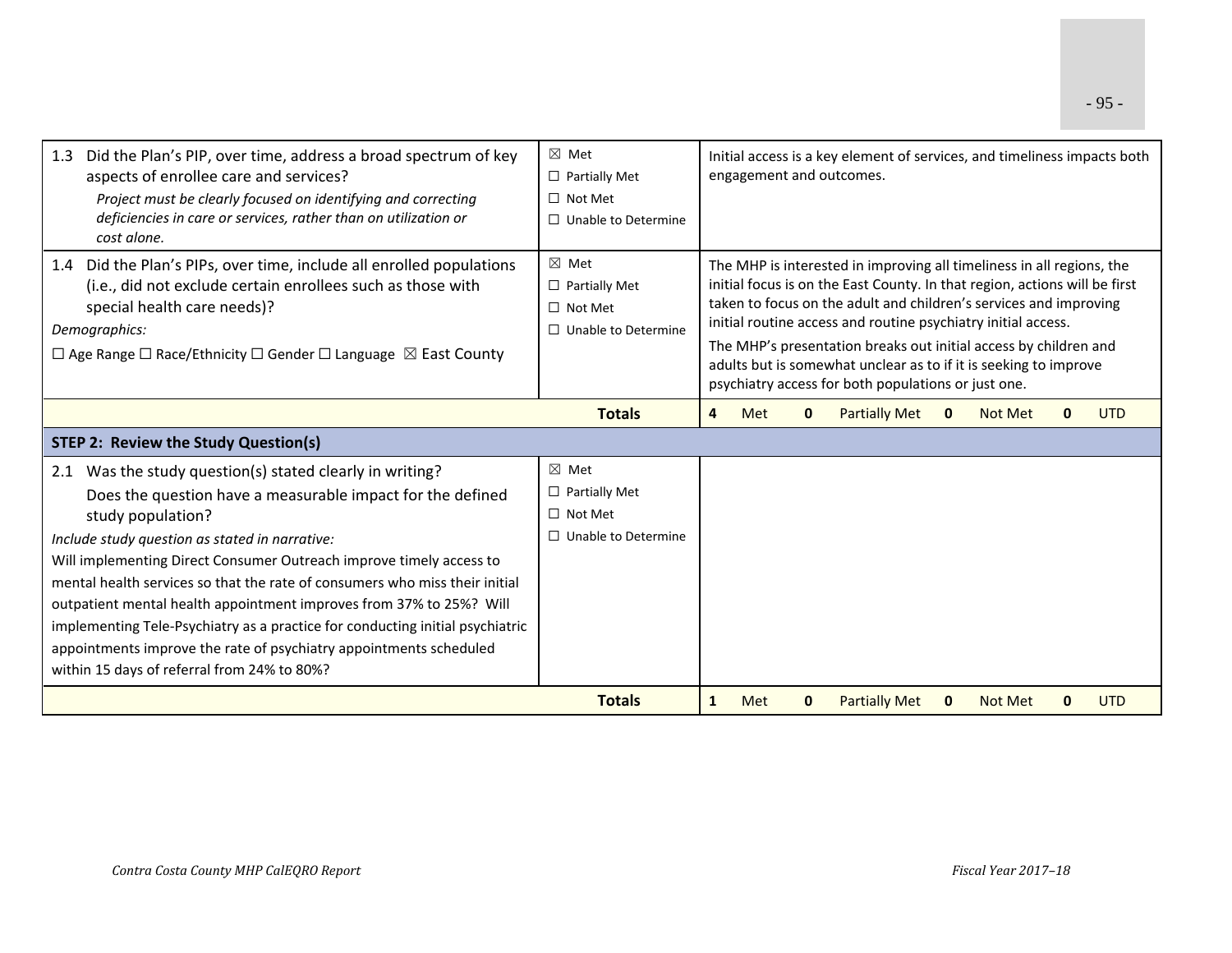| | | |
|---|---|---|
| 1.3 Did the Plan's PIP, over time, address a broad spectrum of key aspects of enrollee care and services?<br>*Project must be clearly focused on identifying and correcting deficiencies in care or services, rather than on utilization or cost alone.* | ☒ Met<br>☐ Partially Met<br>☐ Not Met<br>☐ Unable to Determine | Initial access is a key element of services, and timeliness impacts both engagement and outcomes. |
| 1.4 Did the Plan's PIPs, over time, include all enrolled populations (i.e., did not exclude certain enrollees such as those with special health care needs)?<br>*Demographics:*<br>☐ Age Range ☐ Race/Ethnicity ☐ Gender ☐ Language ☒ East County | ☒ Met<br>☐ Partially Met<br>☐ Not Met<br>☐ Unable to Determine | The MHP is interested in improving all timeliness in all regions, the initial focus is on the East County. In that region, actions will be first taken to focus on the adult and children's services and improving initial routine access and routine psychiatry initial access.<br>The MHP's presentation breaks out initial access by children and adults but is somewhat unclear as to if it is seeking to improve psychiatry access for both populations or just one. |
| | **Totals** | **4** Met **0** Partially Met **0** Not Met **0** UTD |
| **STEP 2: Review the Study Question(s)** | | |
| 2.1 Was the study question(s) stated clearly in writing?<br>Does the question have a measurable impact for the defined study population?<br>*Include study question as stated in narrative:*<br>Will implementing Direct Consumer Outreach improve timely access to mental health services so that the rate of consumers who miss their initial outpatient mental health appointment improves from 37% to 25%? Will implementing Tele-Psychiatry as a practice for conducting initial psychiatric appointments improve the rate of psychiatry appointments scheduled within 15 days of referral from 24% to 80%? | ☒ Met<br>☐ Partially Met<br>☐ Not Met<br>☐ Unable to Determine | |
| | **Totals** | **1** Met **0** Partially Met **0** Not Met **0** UTD |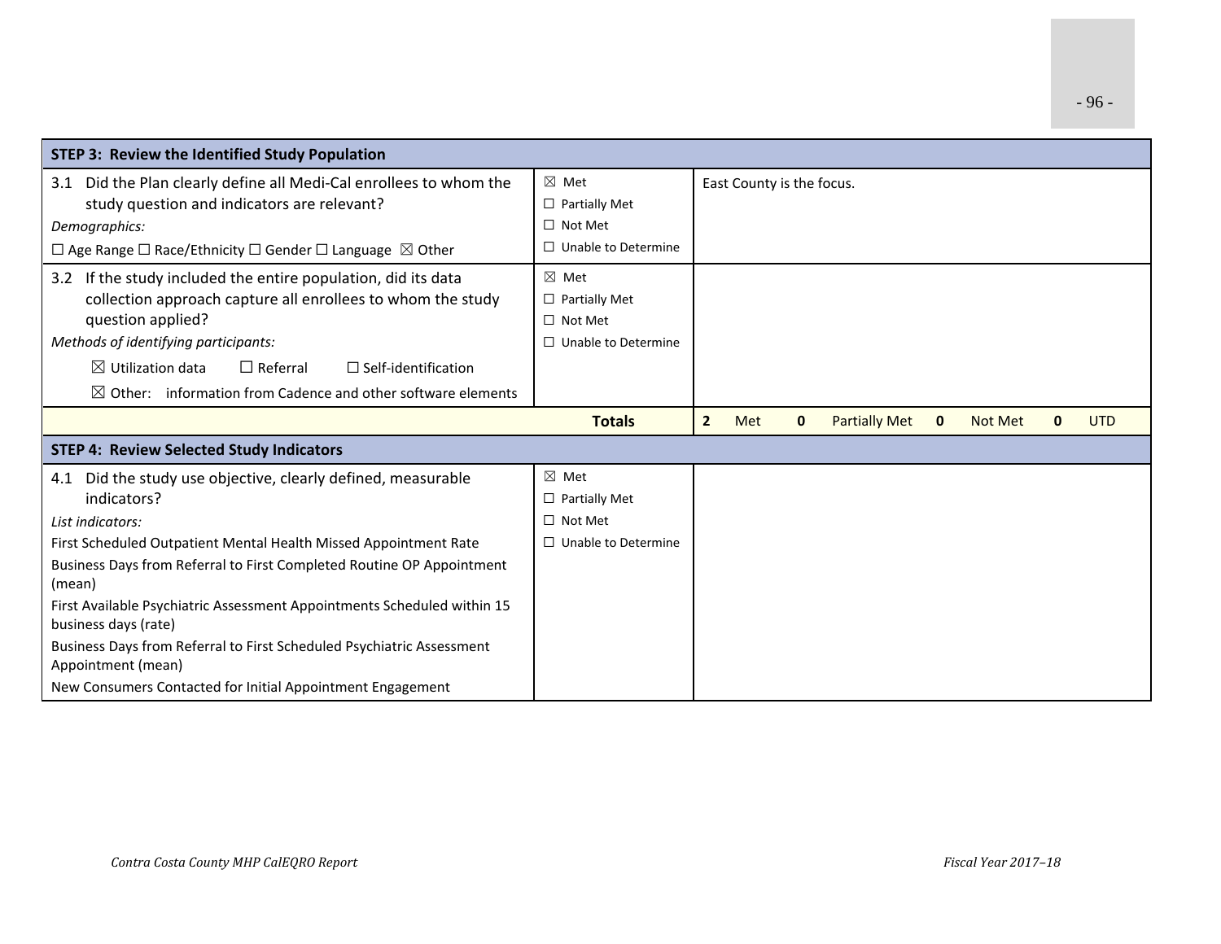| STEP 3: Review the Identified Study Population | | |
|---|---|---|
| 3.1 Did the Plan clearly define all Medi-Cal enrollees to whom the study question and indicators are relevant?<br>*Demographics:*<br>☐ Age Range ☐ Race/Ethnicity ☐ Gender ☐ Language ☒ Other | ☒ Met<br>☐ Partially Met<br>☐ Not Met<br>☐ Unable to Determine | East County is the focus. |
| 3.2 If the study included the entire population, did its data collection approach capture all enrollees to whom the study question applied?<br>*Methods of identifying participants:*<br>☒ Utilization data ☐ Referral ☐ Self-identification<br>☒ Other: information from Cadence and other software elements | ☒ Met<br>☐ Partially Met<br>☐ Not Met<br>☐ Unable to Determine | |
| | **Totals** | **2** Met **0** Partially Met **0** Not Met **0** UTD |

| STEP 4: Review Selected Study Indicators | | |
|---|---|---|
| 4.1 Did the study use objective, clearly defined, measurable indicators?<br>*List indicators:*<br>First Scheduled Outpatient Mental Health Missed Appointment Rate<br>Business Days from Referral to First Completed Routine OP Appointment (mean)<br>First Available Psychiatric Assessment Appointments Scheduled within 15 business days (rate)<br>Business Days from Referral to First Scheduled Psychiatric Assessment Appointment (mean)<br>New Consumers Contacted for Initial Appointment Engagement | ☒ Met<br>☐ Partially Met<br>☐ Not Met<br>☐ Unable to Determine | |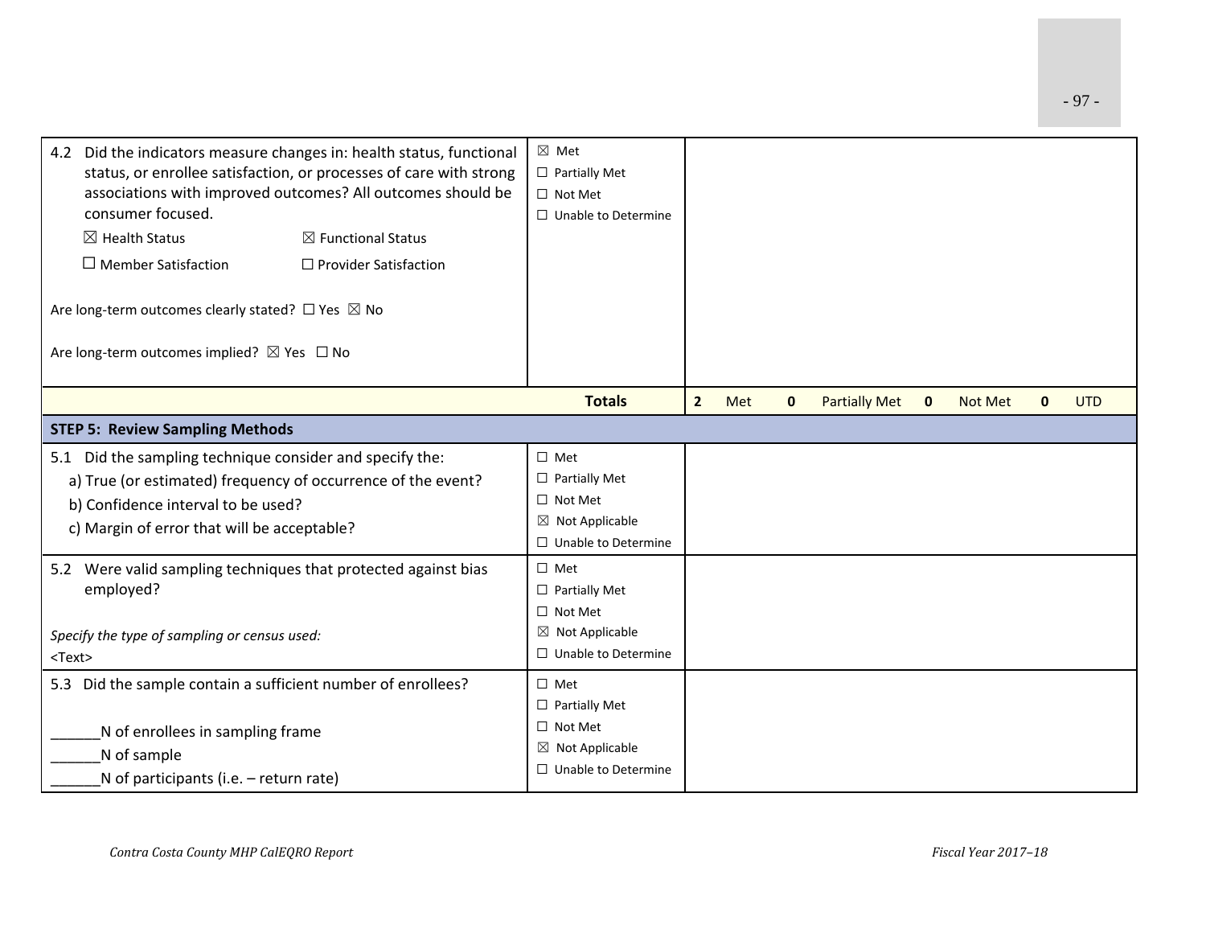| | | |
|---|---|---|
| 4.2 Did the indicators measure changes in: health status, functional status, or enrollee satisfaction, or processes of care with strong associations with improved outcomes? All outcomes should be consumer focused.<br>☒ Health Status ☒ Functional Status<br>☐ Member Satisfaction ☐ Provider Satisfaction<br><br>Are long-term outcomes clearly stated? ☐ Yes ☒ No<br><br>Are long-term outcomes implied? ☒ Yes ☐ No | ☒ Met<br>☐ Partially Met<br>☐ Not Met<br>☐ Unable to Determine | |
| | **Totals** | **2** Met **0** Partially Met **0** Not Met **0** UTD |
| **STEP 5: Review Sampling Methods** | | |
| 5.1 Did the sampling technique consider and specify the:<br>a) True (or estimated) frequency of occurrence of the event?<br>b) Confidence interval to be used?<br>c) Margin of error that will be acceptable? | ☐ Met<br>☐ Partially Met<br>☐ Not Met<br>☒ Not Applicable<br>☐ Unable to Determine | |
| 5.2 Were valid sampling techniques that protected against bias employed?<br><br>*Specify the type of sampling or census used:*<br><Text> | ☐ Met<br>☐ Partially Met<br>☐ Not Met<br>☒ Not Applicable<br>☐ Unable to Determine | |
| 5.3 Did the sample contain a sufficient number of enrollees?<br><br>______N of enrollees in sampling frame<br>______N of sample<br>______N of participants (i.e. – return rate) | ☐ Met<br>☐ Partially Met<br>☐ Not Met<br>☒ Not Applicable<br>☐ Unable to Determine | |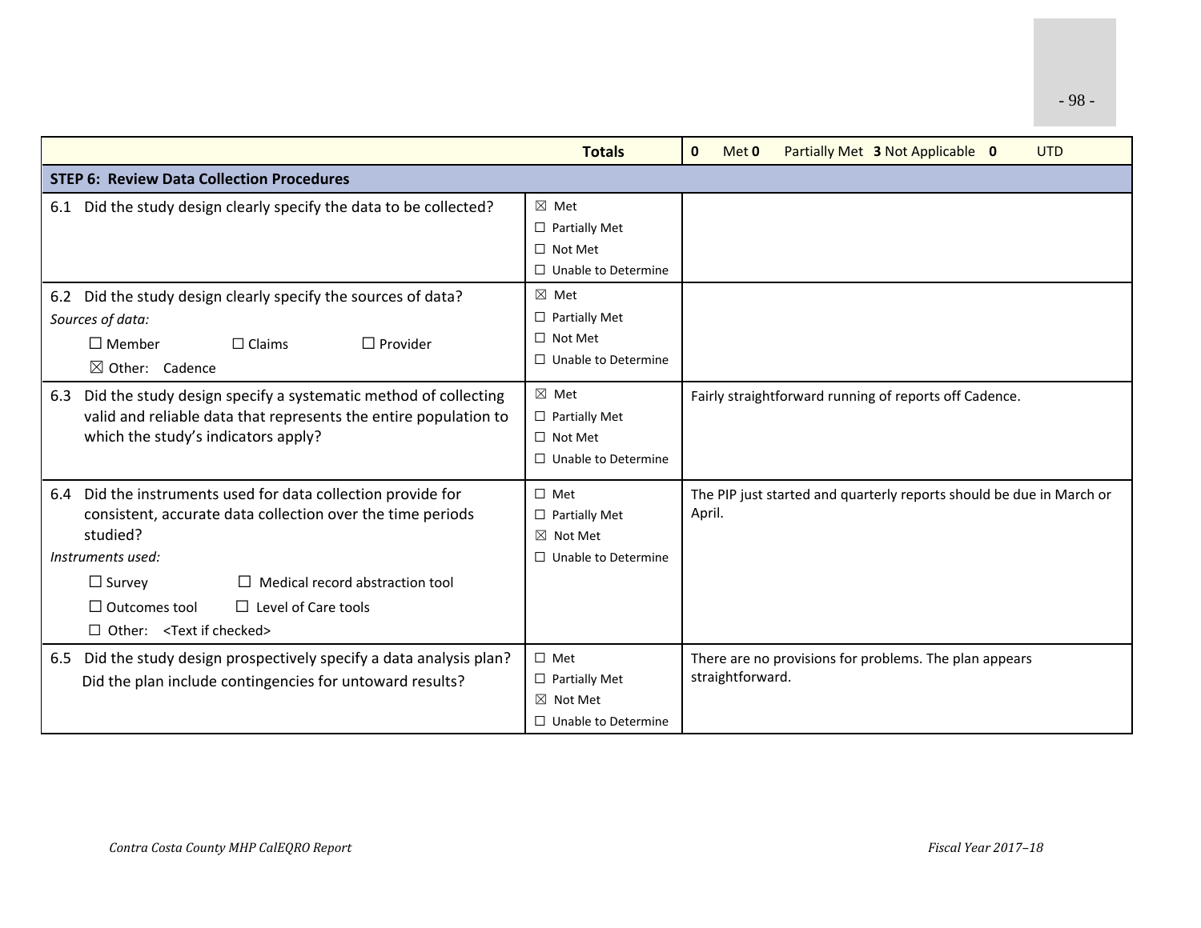| | Totals | 0 Met 0 Partially Met 3 Not Applicable 0 UTD |
|---|---|---|
| **STEP 6: Review Data Collection Procedures** | | |
| 6.1 Did the study design clearly specify the data to be collected? | ☒ Met<br>☐ Partially Met<br>☐ Not Met<br>☐ Unable to Determine | |
| 6.2 Did the study design clearly specify the sources of data?<br>*Sources of data:*<br>☐ Member ☐ Claims ☐ Provider<br>☒ Other: Cadence | ☒ Met<br>☐ Partially Met<br>☐ Not Met<br>☐ Unable to Determine | |
| 6.3 Did the study design specify a systematic method of collecting valid and reliable data that represents the entire population to which the study's indicators apply? | ☒ Met<br>☐ Partially Met<br>☐ Not Met<br>☐ Unable to Determine | Fairly straightforward running of reports off Cadence. |
| 6.4 Did the instruments used for data collection provide for consistent, accurate data collection over the time periods studied?<br>*Instruments used:*<br>☐ Survey ☐ Medical record abstraction tool<br>☐ Outcomes tool ☐ Level of Care tools<br>☐ Other: <Text if checked> | ☐ Met<br>☐ Partially Met<br>☒ Not Met<br>☐ Unable to Determine | The PIP just started and quarterly reports should be due in March or April. |
| 6.5 Did the study design prospectively specify a data analysis plan? Did the plan include contingencies for untoward results? | ☐ Met<br>☐ Partially Met<br>☒ Not Met<br>☐ Unable to Determine | There are no provisions for problems. The plan appears straightforward. |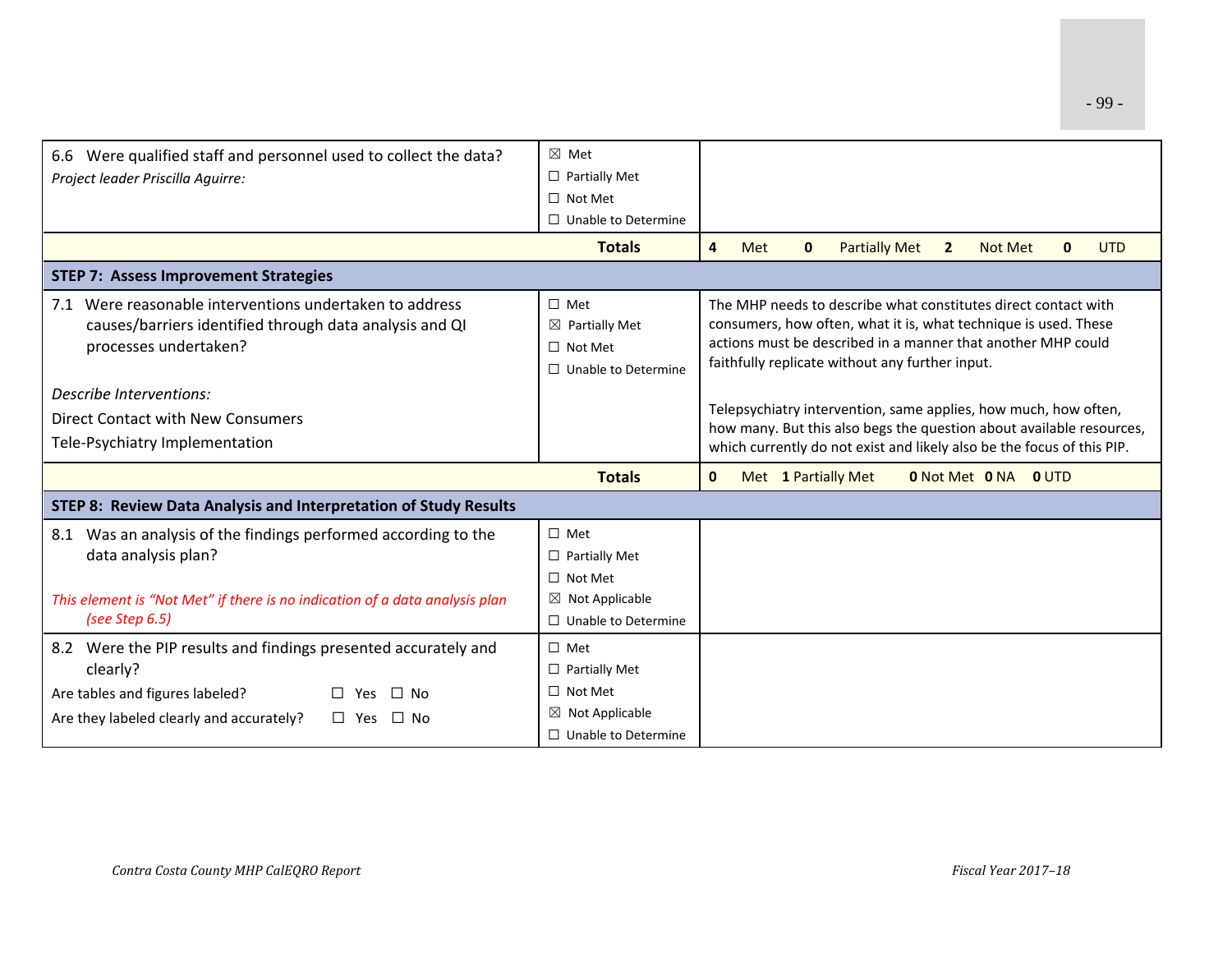| | | |
|---|---|---|
| 6.6 Were qualified staff and personnel used to collect the data?<br>*Project leader Priscilla Aguirre:* | ☒ Met<br>☐ Partially Met<br>☐ Not Met<br>☐ Unable to Determine | |
| | **Totals** | **4** Met **0** Partially Met **2** Not Met **0** UTD |
| **STEP 7: Assess Improvement Strategies** | | |
| 7.1 Were reasonable interventions undertaken to address causes/barriers identified through data analysis and QI processes undertaken?<br><br>*Describe Interventions:*<br>Direct Contact with New Consumers<br>Tele-Psychiatry Implementation | ☐ Met<br>☒ Partially Met<br>☐ Not Met<br>☐ Unable to Determine | The MHP needs to describe what constitutes direct contact with consumers, how often, what it is, what technique is used. These actions must be described in a manner that another MHP could faithfully replicate without any further input.<br><br>Telepsychiatry intervention, same applies, how much, how often, how many. But this also begs the question about available resources, which currently do not exist and likely also be the focus of this PIP. |
| | **Totals** | **0** Met **1** Partially Met **0** Not Met **0** NA **0** UTD |
| **STEP 8: Review Data Analysis and Interpretation of Study Results** | | |
| 8.1 Was an analysis of the findings performed according to the data analysis plan?<br><br>*This element is "Not Met" if there is no indication of a data analysis plan (see Step 6.5)* | ☐ Met<br>☐ Partially Met<br>☐ Not Met<br>☒ Not Applicable<br>☐ Unable to Determine | |
| 8.2 Were the PIP results and findings presented accurately and clearly?<br>Are tables and figures labeled? ☐ Yes ☐ No<br>Are they labeled clearly and accurately? ☐ Yes ☐ No | ☐ Met<br>☐ Partially Met<br>☐ Not Met<br>☒ Not Applicable<br>☐ Unable to Determine | |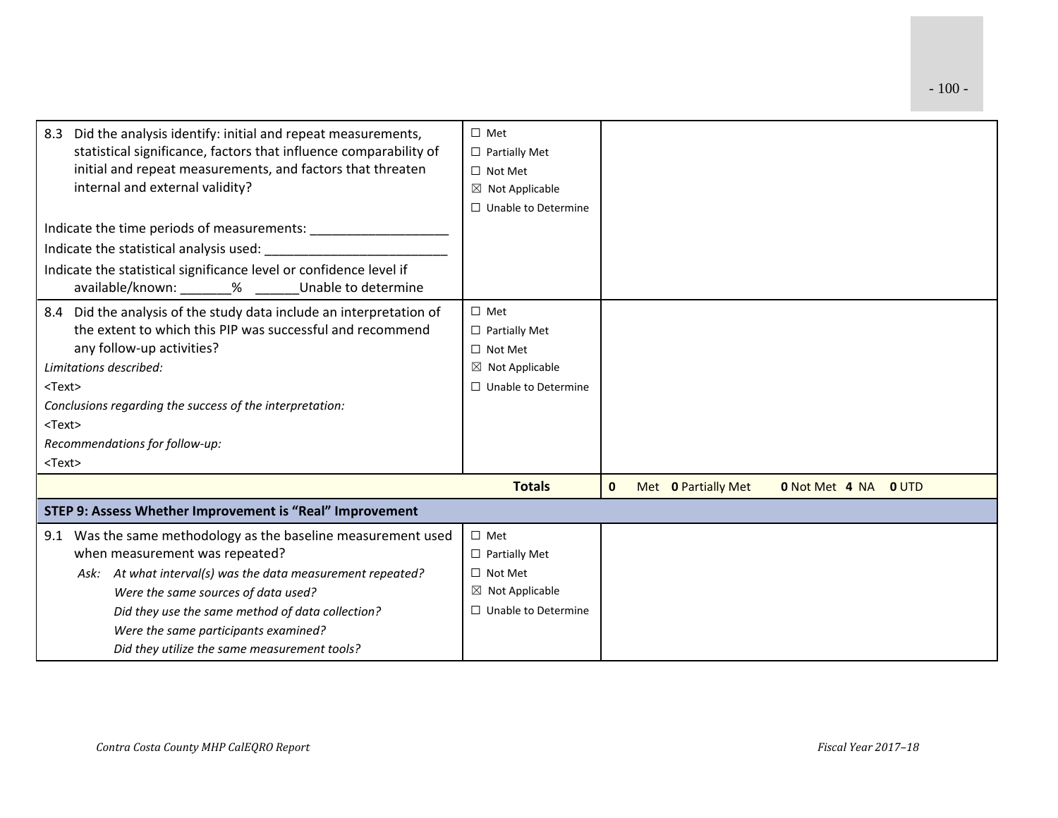| | | |
|---|---|---|
| 8.3 Did the analysis identify: initial and repeat measurements, statistical significance, factors that influence comparability of initial and repeat measurements, and factors that threaten internal and external validity?<br><br>Indicate the time periods of measurements: ___________________<br>Indicate the statistical analysis used: _________________________<br>Indicate the statistical significance level or confidence level if available/known: _______% ______Unable to determine | ☐ Met<br>☐ Partially Met<br>☐ Not Met<br>☒ Not Applicable<br>☐ Unable to Determine | |
| 8.4 Did the analysis of the study data include an interpretation of the extent to which this PIP was successful and recommend any follow-up activities?<br>*Limitations described:*<br>&lt;Text&gt;<br>*Conclusions regarding the success of the interpretation:*<br>&lt;Text&gt;<br>*Recommendations for follow-up:*<br>&lt;Text&gt; | ☐ Met<br>☐ Partially Met<br>☐ Not Met<br>☒ Not Applicable<br>☐ Unable to Determine | |
| | **Totals** | **0** Met **0** Partially Met **0** Not Met **4** NA **0** UTD |
| **STEP 9: Assess Whether Improvement is "Real" Improvement** | | |
| 9.1 Was the same methodology as the baseline measurement used when measurement was repeated?<br>Ask: *At what interval(s) was the data measurement repeated?*<br>*Were the same sources of data used?*<br>*Did they use the same method of data collection?*<br>*Were the same participants examined?*<br>*Did they utilize the same measurement tools?* | ☐ Met<br>☐ Partially Met<br>☐ Not Met<br>☒ Not Applicable<br>☐ Unable to Determine | |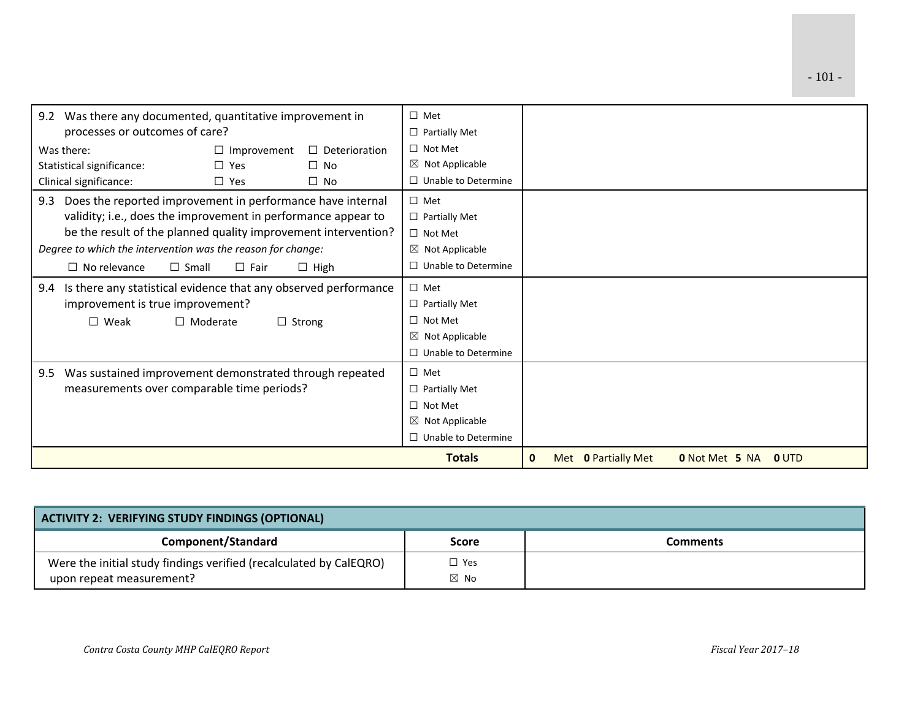| | | |
|---|---|---|
| 9.2 Was there any documented, quantitative improvement in processes or outcomes of care?<br>Was there: ☐ Improvement ☐ Deterioration<br>Statistical significance: ☐ Yes ☐ No<br>Clinical significance: ☐ Yes ☐ No | ☐ Met<br>☐ Partially Met<br>☐ Not Met<br>☒ Not Applicable<br>☐ Unable to Determine | |
| 9.3 Does the reported improvement in performance have internal validity; i.e., does the improvement in performance appear to be the result of the planned quality improvement intervention?<br>*Degree to which the intervention was the reason for change:*<br>☐ No relevance ☐ Small ☐ Fair ☐ High | ☐ Met<br>☐ Partially Met<br>☐ Not Met<br>☒ Not Applicable<br>☐ Unable to Determine | |
| 9.4 Is there any statistical evidence that any observed performance improvement is true improvement?<br>☐ Weak ☐ Moderate ☐ Strong | ☐ Met<br>☐ Partially Met<br>☐ Not Met<br>☒ Not Applicable<br>☐ Unable to Determine | |
| 9.5 Was sustained improvement demonstrated through repeated measurements over comparable time periods? | ☐ Met<br>☐ Partially Met<br>☐ Not Met<br>☒ Not Applicable<br>☐ Unable to Determine | |
| | **Totals** | **0** Met **0** Partially Met **0** Not Met **5** NA **0** UTD |

| ACTIVITY 2: VERIFYING STUDY FINDINGS (OPTIONAL) | | |
|---|---|---|
| **Component/Standard** | **Score** | **Comments** |
| Were the initial study findings verified (recalculated by CalEQRO) upon repeat measurement? | ☐ Yes<br>☒ No | |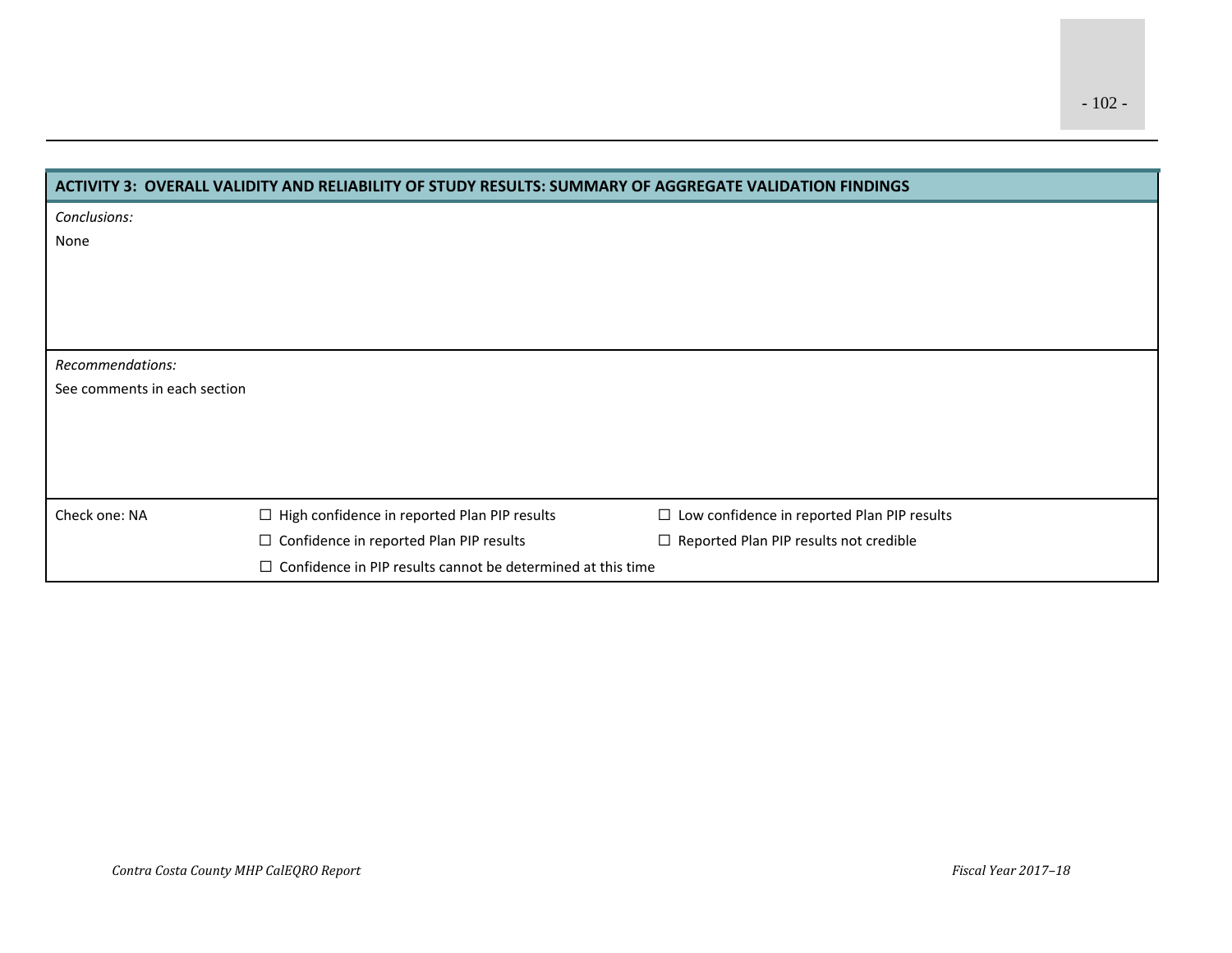| ACTIVITY 3: OVERALL VALIDITY AND RELIABILITY OF STUDY RESULTS: SUMMARY OF AGGREGATE VALIDATION FINDINGS | | |
|---|---|---|
| *Conclusions:*<br>None | | |
| *Recommendations:*<br>See comments in each section | | |
| Check one: NA | ☐ High confidence in reported Plan PIP results | ☐ Low confidence in reported Plan PIP results |
| | ☐ Confidence in reported Plan PIP results | ☐ Reported Plan PIP results not credible |
| | ☐ Confidence in PIP results cannot be determined at this time | |